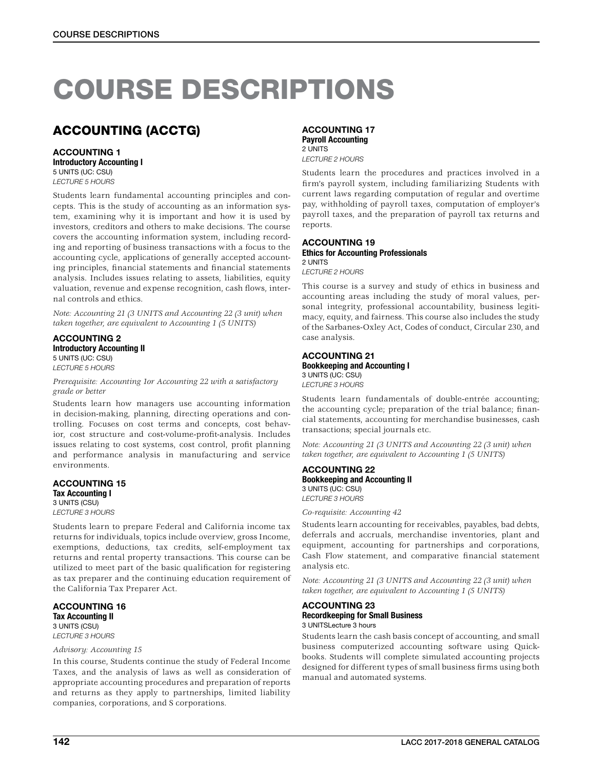# COURSE DESCRIPTIONS

## ACCOUNTING (ACCTG)

### ACCOUNTING 1
**Introductory Accounting I**
5 UNITS (UC: CSU)
*LECTURE 5 HOURS*

Students learn fundamental accounting principles and concepts. This is the study of accounting as an information system, examining why it is important and how it is used by investors, creditors and others to make decisions. The course covers the accounting information system, including recording and reporting of business transactions with a focus to the accounting cycle, applications of generally accepted accounting principles, financial statements and financial statements analysis. Includes issues relating to assets, liabilities, equity valuation, revenue and expense recognition, cash flows, internal controls and ethics.

*Note: Accounting 21 (3 UNITS and Accounting 22 (3 unit) when taken together, are equivalent to Accounting 1 (5 UNITS)*

### ACCOUNTING 2
**Introductory Accounting II**
5 UNITS (UC: CSU)
*LECTURE 5 HOURS*

*Prerequisite: Accounting 1or Accounting 22 with a satisfactory grade or better*

Students learn how managers use accounting information in decision-making, planning, directing operations and controlling. Focuses on cost terms and concepts, cost behavior, cost structure and cost-volume-profit-analysis. Includes issues relating to cost systems, cost control, profit planning and performance analysis in manufacturing and service environments.

### ACCOUNTING 15
**Tax Accounting I**
3 UNITS (CSU)
*LECTURE 3 HOURS*

Students learn to prepare Federal and California income tax returns for individuals, topics include overview, gross Income, exemptions, deductions, tax credits, self-employment tax returns and rental property transactions. This course can be utilized to meet part of the basic qualification for registering as tax preparer and the continuing education requirement of the California Tax Preparer Act.

### ACCOUNTING 16
**Tax Accounting II**
3 UNITS (CSU)
*LECTURE 3 HOURS*

*Advisory: Accounting 15*

In this course, Students continue the study of Federal Income Taxes, and the analysis of laws as well as consideration of appropriate accounting procedures and preparation of reports and returns as they apply to partnerships, limited liability companies, corporations, and S corporations.

### ACCOUNTING 17
**Payroll Accounting**
2 UNITS
*LECTURE 2 HOURS*

Students learn the procedures and practices involved in a firm's payroll system, including familiarizing Students with current laws regarding computation of regular and overtime pay, withholding of payroll taxes, computation of employer's payroll taxes, and the preparation of payroll tax returns and reports.

### ACCOUNTING 19
**Ethics for Accounting Professionals**
2 UNITS
*LECTURE 2 HOURS*

This course is a survey and study of ethics in business and accounting areas including the study of moral values, personal integrity, professional accountability, business legitimacy, equity, and fairness. This course also includes the study of the Sarbanes-Oxley Act, Codes of conduct, Circular 230, and case analysis.

### ACCOUNTING 21
**Bookkeeping and Accounting I**
3 UNITS (UC: CSU)
*LECTURE 3 HOURS*

Students learn fundamentals of double-entrée accounting; the accounting cycle; preparation of the trial balance; financial statements, accounting for merchandise businesses, cash transactions; special journals etc.

*Note: Accounting 21 (3 UNITS and Accounting 22 (3 unit) when taken together, are equivalent to Accounting 1 (5 UNITS)*

### ACCOUNTING 22
**Bookkeeping and Accounting II**
3 UNITS (UC: CSU)
*LECTURE 3 HOURS*

*Co-requisite: Accounting 42*

Students learn accounting for receivables, payables, bad debts, deferrals and accruals, merchandise inventories, plant and equipment, accounting for partnerships and corporations, Cash Flow statement, and comparative financial statement analysis etc.

*Note: Accounting 21 (3 UNITS and Accounting 22 (3 unit) when taken together, are equivalent to Accounting 1 (5 UNITS)*

### ACCOUNTING 23
**Recordkeeping for Small Business**
3 UNITSLecture 3 hours

Students learn the cash basis concept of accounting, and small business computerized accounting software using Quickbooks. Students will complete simulated accounting projects designed for different types of small business firms using both manual and automated systems.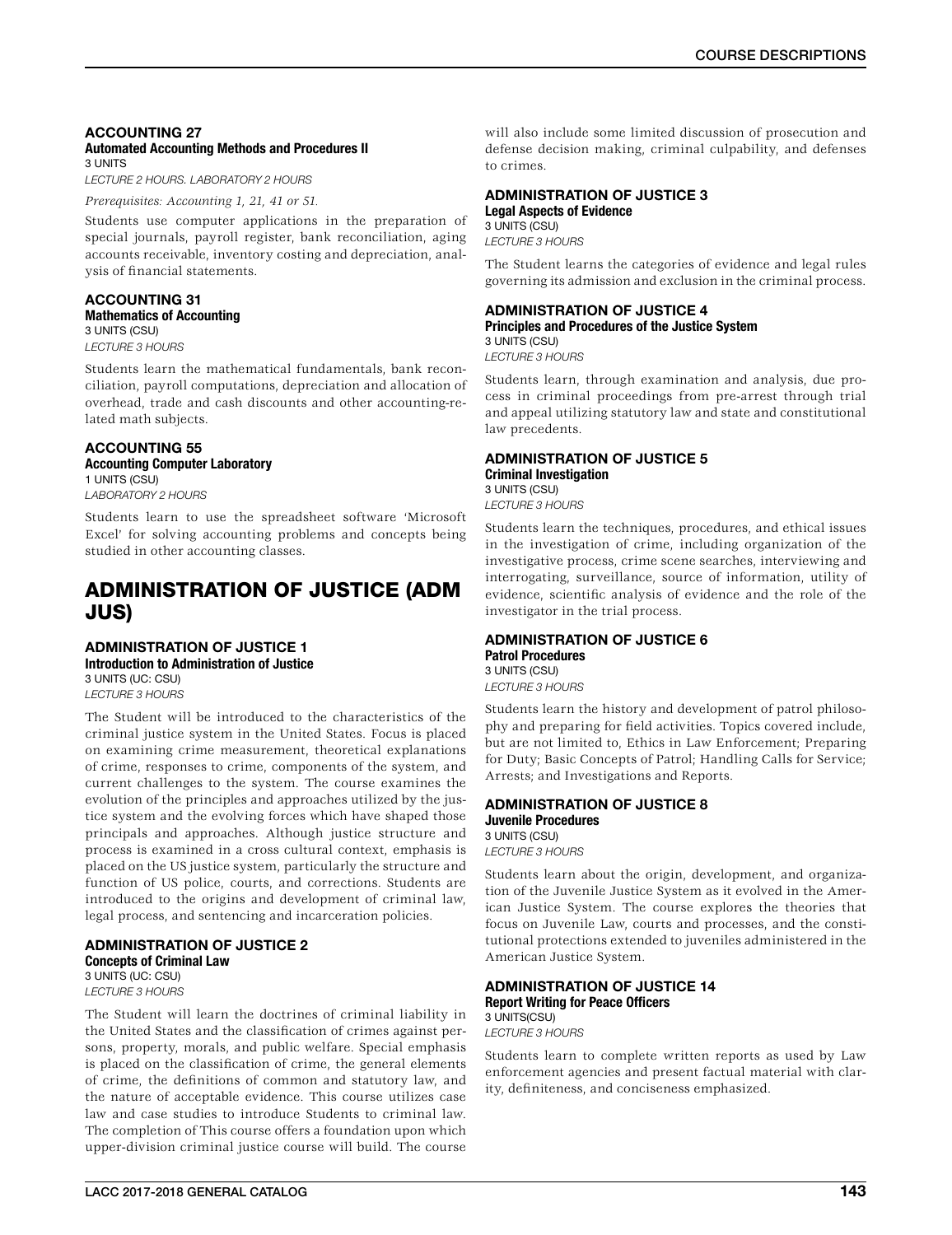### ACCOUNTING 27

**Automated Accounting Methods and Procedures II**
3 UNITS
*LECTURE 2 HOURS. LABORATORY 2 HOURS*

*Prerequisites: Accounting 1, 21, 41 or 51.*

Students use computer applications in the preparation of special journals, payroll register, bank reconciliation, aging accounts receivable, inventory costing and depreciation, analysis of financial statements.

### ACCOUNTING 31

**Mathematics of Accounting**
3 UNITS (CSU)
*LECTURE 3 HOURS*

Students learn the mathematical fundamentals, bank reconciliation, payroll computations, depreciation and allocation of overhead, trade and cash discounts and other accounting-related math subjects.

### ACCOUNTING 55

**Accounting Computer Laboratory**
1 UNITS (CSU)
*LABORATORY 2 HOURS*

Students learn to use the spreadsheet software 'Microsoft Excel' for solving accounting problems and concepts being studied in other accounting classes.

## ADMINISTRATION OF JUSTICE (ADM JUS)

### ADMINISTRATION OF JUSTICE 1

**Introduction to Administration of Justice**
3 UNITS (UC: CSU)
*LECTURE 3 HOURS*

The Student will be introduced to the characteristics of the criminal justice system in the United States. Focus is placed on examining crime measurement, theoretical explanations of crime, responses to crime, components of the system, and current challenges to the system. The course examines the evolution of the principles and approaches utilized by the justice system and the evolving forces which have shaped those principals and approaches. Although justice structure and process is examined in a cross cultural context, emphasis is placed on the US justice system, particularly the structure and function of US police, courts, and corrections. Students are introduced to the origins and development of criminal law, legal process, and sentencing and incarceration policies.

### ADMINISTRATION OF JUSTICE 2

**Concepts of Criminal Law**
3 UNITS (UC: CSU)
*LECTURE 3 HOURS*

The Student will learn the doctrines of criminal liability in the United States and the classification of crimes against persons, property, morals, and public welfare. Special emphasis is placed on the classification of crime, the general elements of crime, the definitions of common and statutory law, and the nature of acceptable evidence. This course utilizes case law and case studies to introduce Students to criminal law. The completion of This course offers a foundation upon which upper-division criminal justice course will build. The course will also include some limited discussion of prosecution and defense decision making, criminal culpability, and defenses to crimes.

### ADMINISTRATION OF JUSTICE 3

**Legal Aspects of Evidence**
3 UNITS (CSU)
*LECTURE 3 HOURS*

The Student learns the categories of evidence and legal rules governing its admission and exclusion in the criminal process.

### ADMINISTRATION OF JUSTICE 4

**Principles and Procedures of the Justice System**
3 UNITS (CSU)
*LECTURE 3 HOURS*

Students learn, through examination and analysis, due process in criminal proceedings from pre-arrest through trial and appeal utilizing statutory law and state and constitutional law precedents.

### ADMINISTRATION OF JUSTICE 5

**Criminal Investigation**
3 UNITS (CSU)
*LECTURE 3 HOURS*

Students learn the techniques, procedures, and ethical issues in the investigation of crime, including organization of the investigative process, crime scene searches, interviewing and interrogating, surveillance, source of information, utility of evidence, scientific analysis of evidence and the role of the investigator in the trial process.

### ADMINISTRATION OF JUSTICE 6

**Patrol Procedures**
3 UNITS (CSU)
*LECTURE 3 HOURS*

Students learn the history and development of patrol philosophy and preparing for field activities. Topics covered include, but are not limited to, Ethics in Law Enforcement; Preparing for Duty; Basic Concepts of Patrol; Handling Calls for Service; Arrests; and Investigations and Reports.

### ADMINISTRATION OF JUSTICE 8

**Juvenile Procedures**
3 UNITS (CSU)
*LECTURE 3 HOURS*

Students learn about the origin, development, and organization of the Juvenile Justice System as it evolved in the American Justice System. The course explores the theories that focus on Juvenile Law, courts and processes, and the constitutional protections extended to juveniles administered in the American Justice System.

### ADMINISTRATION OF JUSTICE 14

**Report Writing for Peace Officers**
3 UNITS(CSU)
*LECTURE 3 HOURS*

Students learn to complete written reports as used by Law enforcement agencies and present factual material with clarity, definiteness, and conciseness emphasized.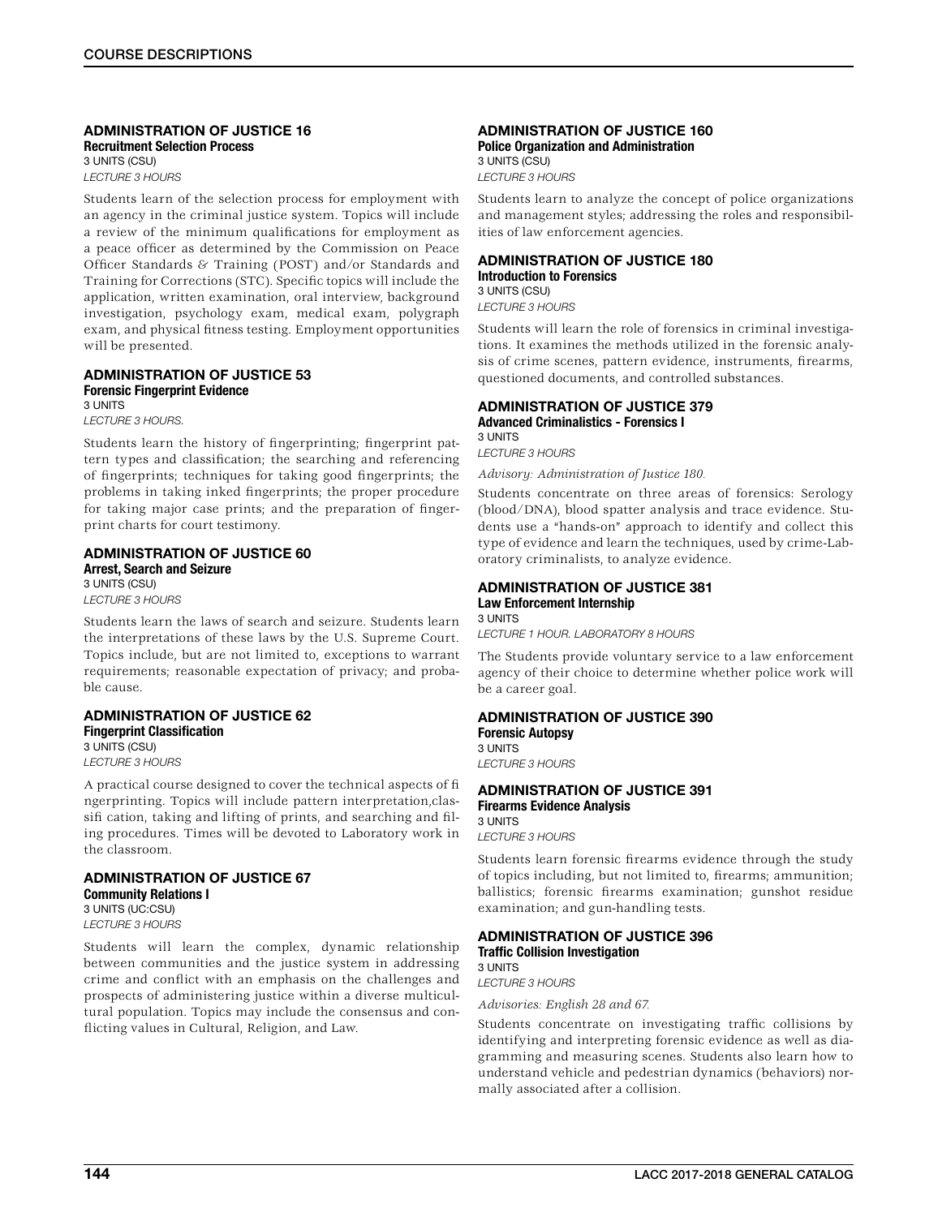### ADMINISTRATION OF JUSTICE 16

**Recruitment Selection Process**

3 UNITS (CSU)

*LECTURE 3 HOURS*

Students learn of the selection process for employment with an agency in the criminal justice system. Topics will include a review of the minimum qualifications for employment as a peace officer as determined by the Commission on Peace Officer Standards & Training (POST) and/or Standards and Training for Corrections (STC). Specific topics will include the application, written examination, oral interview, background investigation, psychology exam, medical exam, polygraph exam, and physical fitness testing. Employment opportunities will be presented.

### ADMINISTRATION OF JUSTICE 53

**Forensic Fingerprint Evidence**

3 UNITS

*LECTURE 3 HOURS.*

Students learn the history of fingerprinting; fingerprint pattern types and classification; the searching and referencing of fingerprints; techniques for taking good fingerprints; the problems in taking inked fingerprints; the proper procedure for taking major case prints; and the preparation of fingerprint charts for court testimony.

### ADMINISTRATION OF JUSTICE 60

**Arrest, Search and Seizure**

3 UNITS (CSU)

*LECTURE 3 HOURS*

Students learn the laws of search and seizure. Students learn the interpretations of these laws by the U.S. Supreme Court. Topics include, but are not limited to, exceptions to warrant requirements; reasonable expectation of privacy; and probable cause.

### ADMINISTRATION OF JUSTICE 62

**Fingerprint Classification**

3 UNITS (CSU)

*LECTURE 3 HOURS*

A practical course designed to cover the technical aspects of fi ngerprinting. Topics will include pattern interpretation,classifi cation, taking and lifting of prints, and searching and filing procedures. Times will be devoted to Laboratory work in the classroom.

### ADMINISTRATION OF JUSTICE 67

**Community Relations I**

3 UNITS (UC:CSU)

*LECTURE 3 HOURS*

Students will learn the complex, dynamic relationship between communities and the justice system in addressing crime and conflict with an emphasis on the challenges and prospects of administering justice within a diverse multicultural population. Topics may include the consensus and conflicting values in Cultural, Religion, and Law.

### ADMINISTRATION OF JUSTICE 160

**Police Organization and Administration**

3 UNITS (CSU)

*LECTURE 3 HOURS*

Students learn to analyze the concept of police organizations and management styles; addressing the roles and responsibilities of law enforcement agencies.

### ADMINISTRATION OF JUSTICE 180

**Introduction to Forensics**

3 UNITS (CSU)

*LECTURE 3 HOURS*

Students will learn the role of forensics in criminal investigations. It examines the methods utilized in the forensic analysis of crime scenes, pattern evidence, instruments, firearms, questioned documents, and controlled substances.

### ADMINISTRATION OF JUSTICE 379

**Advanced Criminalistics - Forensics I**

3 UNITS

*LECTURE 3 HOURS*

*Advisory: Administration of Justice 180.*

Students concentrate on three areas of forensics: Serology (blood/DNA), blood spatter analysis and trace evidence. Students use a "hands-on" approach to identify and collect this type of evidence and learn the techniques, used by crime-Laboratory criminalists, to analyze evidence.

### ADMINISTRATION OF JUSTICE 381

**Law Enforcement Internship**

3 UNITS

*LECTURE 1 HOUR. LABORATORY 8 HOURS*

The Students provide voluntary service to a law enforcement agency of their choice to determine whether police work will be a career goal.

### ADMINISTRATION OF JUSTICE 390

**Forensic Autopsy**

3 UNITS

*LECTURE 3 HOURS*

### ADMINISTRATION OF JUSTICE 391

**Firearms Evidence Analysis**

3 UNITS

*LECTURE 3 HOURS*

Students learn forensic firearms evidence through the study of topics including, but not limited to, firearms; ammunition; ballistics; forensic firearms examination; gunshot residue examination; and gun-handling tests.

### ADMINISTRATION OF JUSTICE 396

**Traffic Collision Investigation**

3 UNITS

*LECTURE 3 HOURS*

*Advisories: English 28 and 67.*

Students concentrate on investigating traffic collisions by identifying and interpreting forensic evidence as well as diagramming and measuring scenes. Students also learn how to understand vehicle and pedestrian dynamics (behaviors) normally associated after a collision.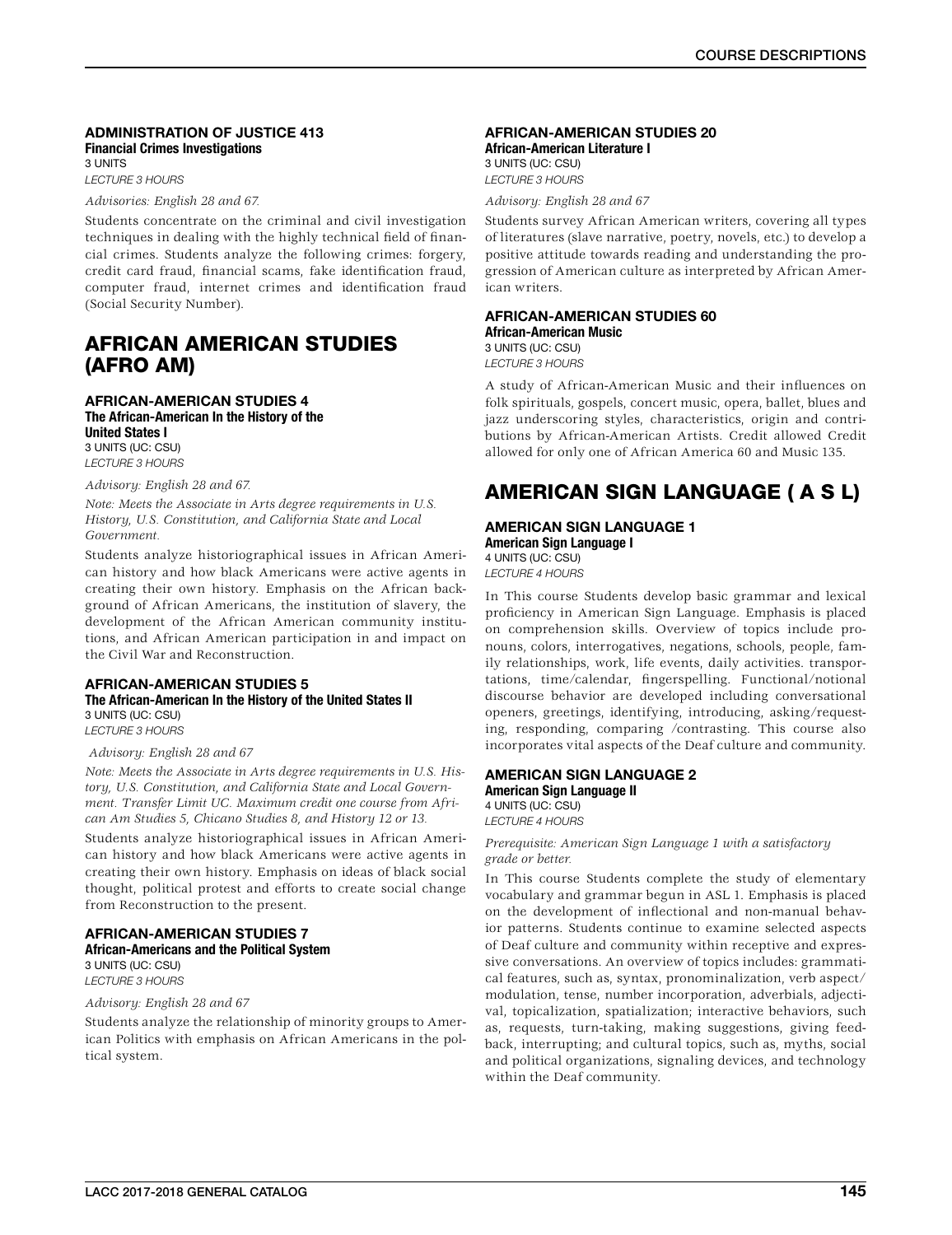### ADMINISTRATION OF JUSTICE 413

**Financial Crimes Investigations**
3 UNITS
*LECTURE 3 HOURS*

*Advisories: English 28 and 67.*

Students concentrate on the criminal and civil investigation techniques in dealing with the highly technical field of financial crimes. Students analyze the following crimes: forgery, credit card fraud, financial scams, fake identification fraud, computer fraud, internet crimes and identification fraud (Social Security Number).

## AFRICAN AMERICAN STUDIES (AFRO AM)

### AFRICAN-AMERICAN STUDIES 4

**The African-American In the History of the United States I**
3 UNITS (UC: CSU)
*LECTURE 3 HOURS*

*Advisory: English 28 and 67.*

*Note: Meets the Associate in Arts degree requirements in U.S. History, U.S. Constitution, and California State and Local Government.*

Students analyze historiographical issues in African American history and how black Americans were active agents in creating their own history. Emphasis on the African background of African Americans, the institution of slavery, the development of the African American community institutions, and African American participation in and impact on the Civil War and Reconstruction.

### AFRICAN-AMERICAN STUDIES 5

**The African-American In the History of the United States II**
3 UNITS (UC: CSU)
*LECTURE 3 HOURS*

*Advisory: English 28 and 67*

*Note: Meets the Associate in Arts degree requirements in U.S. History, U.S. Constitution, and California State and Local Government. Transfer Limit UC. Maximum credit one course from African Am Studies 5, Chicano Studies 8, and History 12 or 13.*

Students analyze historiographical issues in African American history and how black Americans were active agents in creating their own history. Emphasis on ideas of black social thought, political protest and efforts to create social change from Reconstruction to the present.

### AFRICAN-AMERICAN STUDIES 7

**African-Americans and the Political System**
3 UNITS (UC: CSU)
*LECTURE 3 HOURS*

*Advisory: English 28 and 67*

Students analyze the relationship of minority groups to American Politics with emphasis on African Americans in the political system.

### AFRICAN-AMERICAN STUDIES 20

**African-American Literature I**
3 UNITS (UC: CSU)
*LECTURE 3 HOURS*

*Advisory: English 28 and 67*

Students survey African American writers, covering all types of literatures (slave narrative, poetry, novels, etc.) to develop a positive attitude towards reading and understanding the progression of American culture as interpreted by African American writers.

### AFRICAN-AMERICAN STUDIES 60

**African-American Music**
3 UNITS (UC: CSU)
*LECTURE 3 HOURS*

A study of African-American Music and their influences on folk spirituals, gospels, concert music, opera, ballet, blues and jazz underscoring styles, characteristics, origin and contributions by African-American Artists. Credit allowed Credit allowed for only one of African America 60 and Music 135.

## AMERICAN SIGN LANGUAGE ( A S L)

### AMERICAN SIGN LANGUAGE 1

**American Sign Language I**
4 UNITS (UC: CSU)
*LECTURE 4 HOURS*

In This course Students develop basic grammar and lexical proficiency in American Sign Language. Emphasis is placed on comprehension skills. Overview of topics include pronouns, colors, interrogatives, negations, schools, people, family relationships, work, life events, daily activities. transportations, time/calendar, fingerspelling. Functional/notional discourse behavior are developed including conversational openers, greetings, identifying, introducing, asking/requesting, responding, comparing /contrasting. This course also incorporates vital aspects of the Deaf culture and community.

### AMERICAN SIGN LANGUAGE 2

**American Sign Language II**
4 UNITS (UC: CSU)
*LECTURE 4 HOURS*

*Prerequisite: American Sign Language 1 with a satisfactory grade or better.*

In This course Students complete the study of elementary vocabulary and grammar begun in ASL 1. Emphasis is placed on the development of inflectional and non-manual behavior patterns. Students continue to examine selected aspects of Deaf culture and community within receptive and expressive conversations. An overview of topics includes: grammatical features, such as, syntax, pronominalization, verb aspect/modulation, tense, number incorporation, adverbials, adjectival, topicalization, spatialization; interactive behaviors, such as, requests, turn-taking, making suggestions, giving feedback, interrupting; and cultural topics, such as, myths, social and political organizations, signaling devices, and technology within the Deaf community.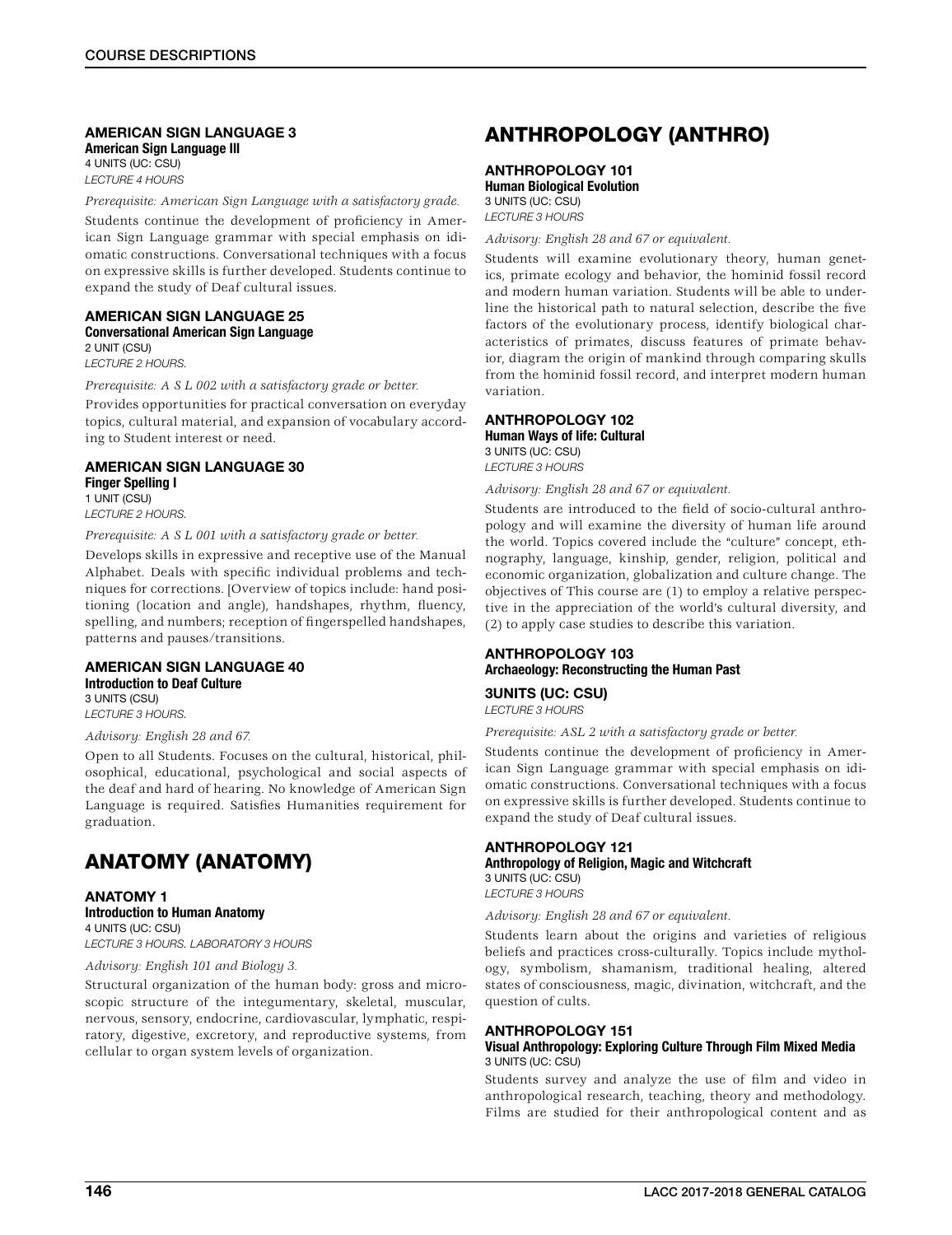### AMERICAN SIGN LANGUAGE 3

**American Sign Language III**
4 UNITS (UC: CSU)
*LECTURE 4 HOURS*

*Prerequisite: American Sign Language with a satisfactory grade.*

Students continue the development of proficiency in American Sign Language grammar with special emphasis on idiomatic constructions. Conversational techniques with a focus on expressive skills is further developed. Students continue to expand the study of Deaf cultural issues.

### AMERICAN SIGN LANGUAGE 25

**Conversational American Sign Language**
2 UNIT (CSU)
*LECTURE 2 HOURS.*

*Prerequisite: A S L 002 with a satisfactory grade or better.*

Provides opportunities for practical conversation on everyday topics, cultural material, and expansion of vocabulary according to Student interest or need.

### AMERICAN SIGN LANGUAGE 30

**Finger Spelling I**
1 UNIT (CSU)
*LECTURE 2 HOURS.*

*Prerequisite: A S L 001 with a satisfactory grade or better.*

Develops skills in expressive and receptive use of the Manual Alphabet. Deals with specific individual problems and techniques for corrections. [Overview of topics include: hand positioning (location and angle), handshapes, rhythm, fluency, spelling, and numbers; reception of fingerspelled handshapes, patterns and pauses/transitions.

### AMERICAN SIGN LANGUAGE 40

**Introduction to Deaf Culture**
3 UNITS (CSU)
*LECTURE 3 HOURS.*

*Advisory: English 28 and 67.*

Open to all Students. Focuses on the cultural, historical, philosophical, educational, psychological and social aspects of the deaf and hard of hearing. No knowledge of American Sign Language is required. Satisfies Humanities requirement for graduation.

## ANATOMY (ANATOMY)

### ANATOMY 1

**Introduction to Human Anatomy**
4 UNITS (UC: CSU)
*LECTURE 3 HOURS. LABORATORY 3 HOURS*

*Advisory: English 101 and Biology 3.*

Structural organization of the human body: gross and microscopic structure of the integumentary, skeletal, muscular, nervous, sensory, endocrine, cardiovascular, lymphatic, respiratory, digestive, excretory, and reproductive systems, from cellular to organ system levels of organization.

## ANTHROPOLOGY (ANTHRO)

### ANTHROPOLOGY 101

**Human Biological Evolution**
3 UNITS (UC: CSU)
*LECTURE 3 HOURS*

*Advisory: English 28 and 67 or equivalent.*

Students will examine evolutionary theory, human genetics, primate ecology and behavior, the hominid fossil record and modern human variation. Students will be able to underline the historical path to natural selection, describe the five factors of the evolutionary process, identify biological characteristics of primates, discuss features of primate behavior, diagram the origin of mankind through comparing skulls from the hominid fossil record, and interpret modern human variation.

### ANTHROPOLOGY 102

**Human Ways of life: Cultural**
3 UNITS (UC: CSU)
*LECTURE 3 HOURS*

*Advisory: English 28 and 67 or equivalent.*

Students are introduced to the field of socio-cultural anthropology and will examine the diversity of human life around the world. Topics covered include the "culture" concept, ethnography, language, kinship, gender, religion, political and economic organization, globalization and culture change. The objectives of This course are (1) to employ a relative perspective in the appreciation of the world's cultural diversity, and (2) to apply case studies to describe this variation.

### ANTHROPOLOGY 103

**Archaeology: Reconstructing the Human Past**

**3UNITS (UC: CSU)**
*LECTURE 3 HOURS*

*Prerequisite: ASL 2 with a satisfactory grade or better.*

Students continue the development of proficiency in American Sign Language grammar with special emphasis on idiomatic constructions. Conversational techniques with a focus on expressive skills is further developed. Students continue to expand the study of Deaf cultural issues.

### ANTHROPOLOGY 121

**Anthropology of Religion, Magic and Witchcraft**
3 UNITS (UC: CSU)
*LECTURE 3 HOURS*

*Advisory: English 28 and 67 or equivalent.*

Students learn about the origins and varieties of religious beliefs and practices cross-culturally. Topics include mythology, symbolism, shamanism, traditional healing, altered states of consciousness, magic, divination, witchcraft, and the question of cults.

### ANTHROPOLOGY 151

**Visual Anthropology: Exploring Culture Through Film Mixed Media**
3 UNITS (UC: CSU)

Students survey and analyze the use of film and video in anthropological research, teaching, theory and methodology. Films are studied for their anthropological content and as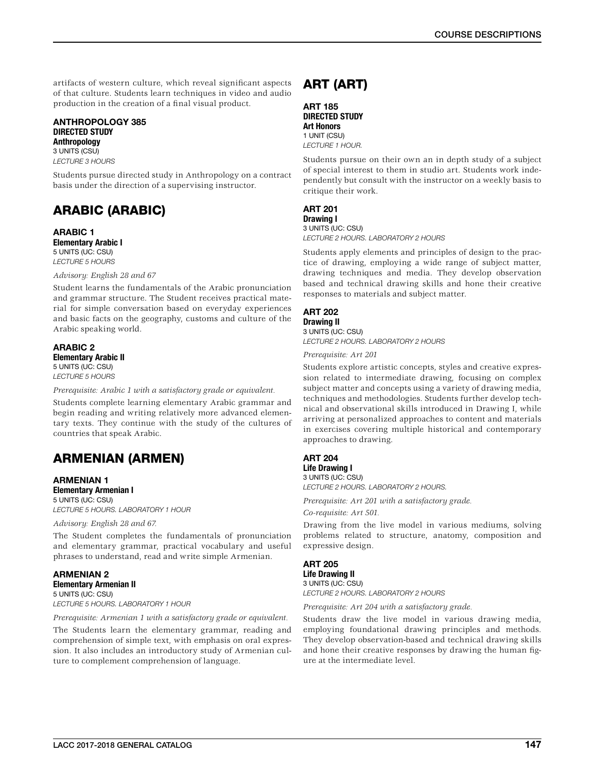artifacts of western culture, which reveal significant aspects of that culture. Students learn techniques in video and audio production in the creation of a final visual product.

### ANTHROPOLOGY 385
**DIRECTED STUDY**
**Anthropology**
3 UNITS (CSU)
*LECTURE 3 HOURS*

Students pursue directed study in Anthropology on a contract basis under the direction of a supervising instructor.

## ARABIC (ARABIC)

### ARABIC 1
**Elementary Arabic I**
5 UNITS (UC: CSU)
*LECTURE 5 HOURS*

*Advisory: English 28 and 67*

Student learns the fundamentals of the Arabic pronunciation and grammar structure. The Student receives practical material for simple conversation based on everyday experiences and basic facts on the geography, customs and culture of the Arabic speaking world.

### ARABIC 2
**Elementary Arabic II**
5 UNITS (UC: CSU)
*LECTURE 5 HOURS*

*Prerequisite: Arabic 1 with a satisfactory grade or equivalent.*

Students complete learning elementary Arabic grammar and begin reading and writing relatively more advanced elementary texts. They continue with the study of the cultures of countries that speak Arabic.

## ARMENIAN (ARMEN)

### ARMENIAN 1
**Elementary Armenian I**
5 UNITS (UC: CSU)
*LECTURE 5 HOURS. LABORATORY 1 HOUR*

*Advisory: English 28 and 67.*

The Student completes the fundamentals of pronunciation and elementary grammar, practical vocabulary and useful phrases to understand, read and write simple Armenian.

### ARMENIAN 2
**Elementary Armenian II**
5 UNITS (UC: CSU)
*LECTURE 5 HOURS. LABORATORY 1 HOUR*

*Prerequisite: Armenian 1 with a satisfactory grade or equivalent.*

The Students learn the elementary grammar, reading and comprehension of simple text, with emphasis on oral expression. It also includes an introductory study of Armenian culture to complement comprehension of language.

## ART (ART)

### ART 185
**DIRECTED STUDY**
**Art Honors**
1 UNIT (CSU)
*LECTURE 1 HOUR.*

Students pursue on their own an in depth study of a subject of special interest to them in studio art. Students work independently but consult with the instructor on a weekly basis to critique their work.

### ART 201
**Drawing I**
3 UNITS (UC: CSU)
*LECTURE 2 HOURS. LABORATORY 2 HOURS*

Students apply elements and principles of design to the practice of drawing, employing a wide range of subject matter, drawing techniques and media. They develop observation based and technical drawing skills and hone their creative responses to materials and subject matter.

### ART 202
**Drawing II**
3 UNITS (UC: CSU)
*LECTURE 2 HOURS. LABORATORY 2 HOURS*

*Prerequisite: Art 201*

Students explore artistic concepts, styles and creative expression related to intermediate drawing, focusing on complex subject matter and concepts using a variety of drawing media, techniques and methodologies. Students further develop technical and observational skills introduced in Drawing I, while arriving at personalized approaches to content and materials in exercises covering multiple historical and contemporary approaches to drawing.

### ART 204
**Life Drawing I**
3 UNITS (UC: CSU)
*LECTURE 2 HOURS. LABORATORY 2 HOURS.*

*Prerequisite: Art 201 with a satisfactory grade.*

*Co-requisite: Art 501.*

Drawing from the live model in various mediums, solving problems related to structure, anatomy, composition and expressive design.

### ART 205
**Life Drawing II**
3 UNITS (UC: CSU)
*LECTURE 2 HOURS. LABORATORY 2 HOURS*

*Prerequisite: Art 204 with a satisfactory grade.*

Students draw the live model in various drawing media, employing foundational drawing principles and methods. They develop observation-based and technical drawing skills and hone their creative responses by drawing the human figure at the intermediate level.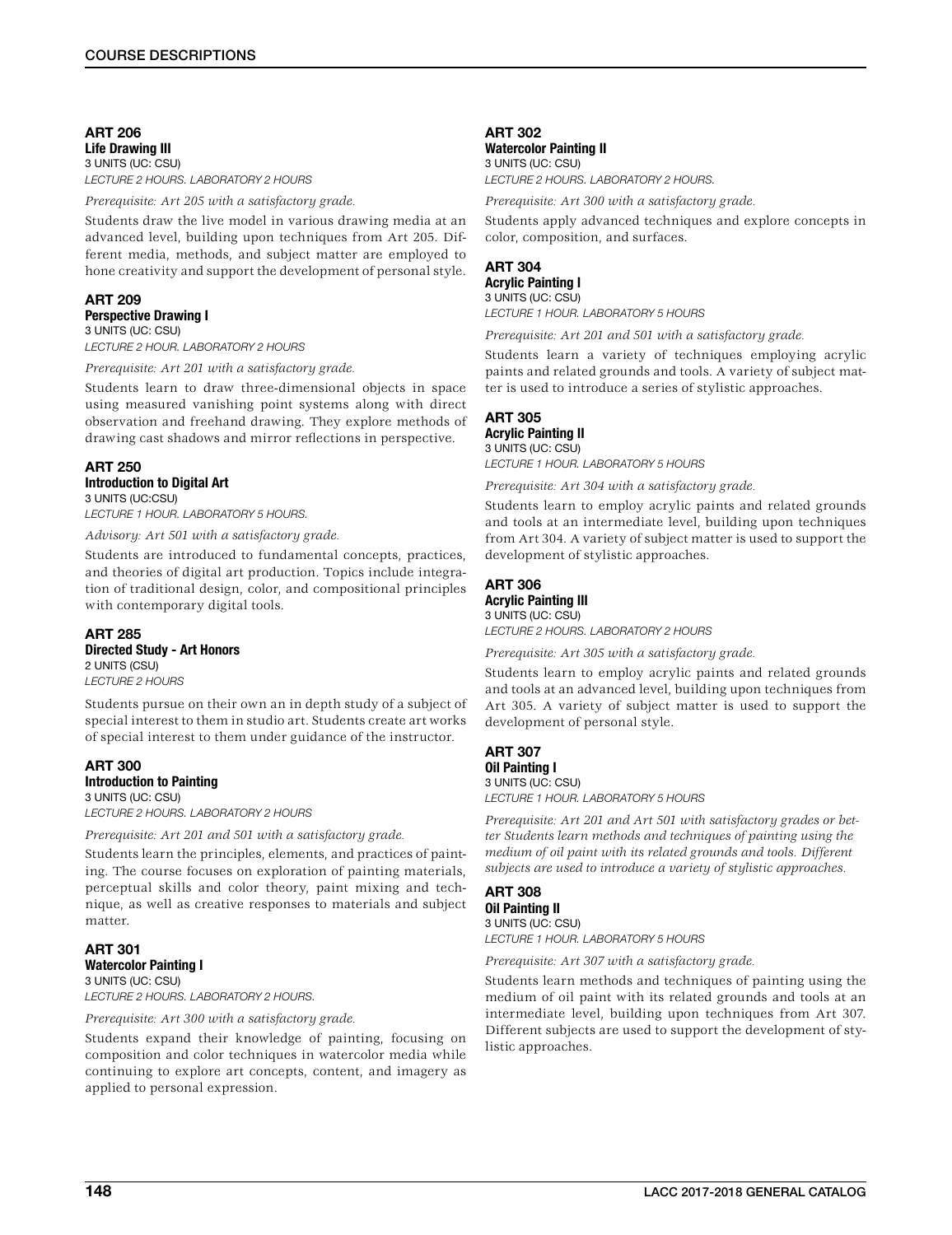### ART 206
**Life Drawing III**
3 UNITS (UC: CSU)
*LECTURE 2 HOURS. LABORATORY 2 HOURS*

*Prerequisite: Art 205 with a satisfactory grade.*

Students draw the live model in various drawing media at an advanced level, building upon techniques from Art 205. Different media, methods, and subject matter are employed to hone creativity and support the development of personal style.

### ART 209
**Perspective Drawing I**
3 UNITS (UC: CSU)
*LECTURE 2 HOUR. LABORATORY 2 HOURS*

*Prerequisite: Art 201 with a satisfactory grade.*

Students learn to draw three-dimensional objects in space using measured vanishing point systems along with direct observation and freehand drawing. They explore methods of drawing cast shadows and mirror reflections in perspective.

### ART 250
**Introduction to Digital Art**
3 UNITS (UC:CSU)
*LECTURE 1 HOUR. LABORATORY 5 HOURS.*

*Advisory: Art 501 with a satisfactory grade.*

Students are introduced to fundamental concepts, practices, and theories of digital art production. Topics include integration of traditional design, color, and compositional principles with contemporary digital tools.

### ART 285
**Directed Study - Art Honors**
2 UNITS (CSU)
*LECTURE 2 HOURS*

Students pursue on their own an in depth study of a subject of special interest to them in studio art. Students create art works of special interest to them under guidance of the instructor.

### ART 300
**Introduction to Painting**
3 UNITS (UC: CSU)
*LECTURE 2 HOURS. LABORATORY 2 HOURS*

*Prerequisite: Art 201 and 501 with a satisfactory grade.*

Students learn the principles, elements, and practices of painting. The course focuses on exploration of painting materials, perceptual skills and color theory, paint mixing and technique, as well as creative responses to materials and subject matter.

### ART 301
**Watercolor Painting I**
3 UNITS (UC: CSU)
*LECTURE 2 HOURS. LABORATORY 2 HOURS.*

*Prerequisite: Art 300 with a satisfactory grade.*

Students expand their knowledge of painting, focusing on composition and color techniques in watercolor media while continuing to explore art concepts, content, and imagery as applied to personal expression.

### ART 302
**Watercolor Painting II**
3 UNITS (UC: CSU)
*LECTURE 2 HOURS. LABORATORY 2 HOURS.*

*Prerequisite: Art 300 with a satisfactory grade.*

Students apply advanced techniques and explore concepts in color, composition, and surfaces.

### ART 304
**Acrylic Painting I**
3 UNITS (UC: CSU)
*LECTURE 1 HOUR. LABORATORY 5 HOURS*

*Prerequisite: Art 201 and 501 with a satisfactory grade.*

Students learn a variety of techniques employing acrylic paints and related grounds and tools. A variety of subject matter is used to introduce a series of stylistic approaches.

### ART 305
**Acrylic Painting II**
3 UNITS (UC: CSU)
*LECTURE 1 HOUR. LABORATORY 5 HOURS*

*Prerequisite: Art 304 with a satisfactory grade.*

Students learn to employ acrylic paints and related grounds and tools at an intermediate level, building upon techniques from Art 304. A variety of subject matter is used to support the development of stylistic approaches.

### ART 306
**Acrylic Painting III**
3 UNITS (UC: CSU)
*LECTURE 2 HOURS. LABORATORY 2 HOURS*

*Prerequisite: Art 305 with a satisfactory grade.*

Students learn to employ acrylic paints and related grounds and tools at an advanced level, building upon techniques from Art 305. A variety of subject matter is used to support the development of personal style.

### ART 307
**Oil Painting I**
3 UNITS (UC: CSU)
*LECTURE 1 HOUR. LABORATORY 5 HOURS*

*Prerequisite: Art 201 and Art 501 with satisfactory grades or better Students learn methods and techniques of painting using the medium of oil paint with its related grounds and tools. Different subjects are used to introduce a variety of stylistic approaches.*

### ART 308
**Oil Painting II**
3 UNITS (UC: CSU)
*LECTURE 1 HOUR. LABORATORY 5 HOURS*

*Prerequisite: Art 307 with a satisfactory grade.*

Students learn methods and techniques of painting using the medium of oil paint with its related grounds and tools at an intermediate level, building upon techniques from Art 307. Different subjects are used to support the development of stylistic approaches.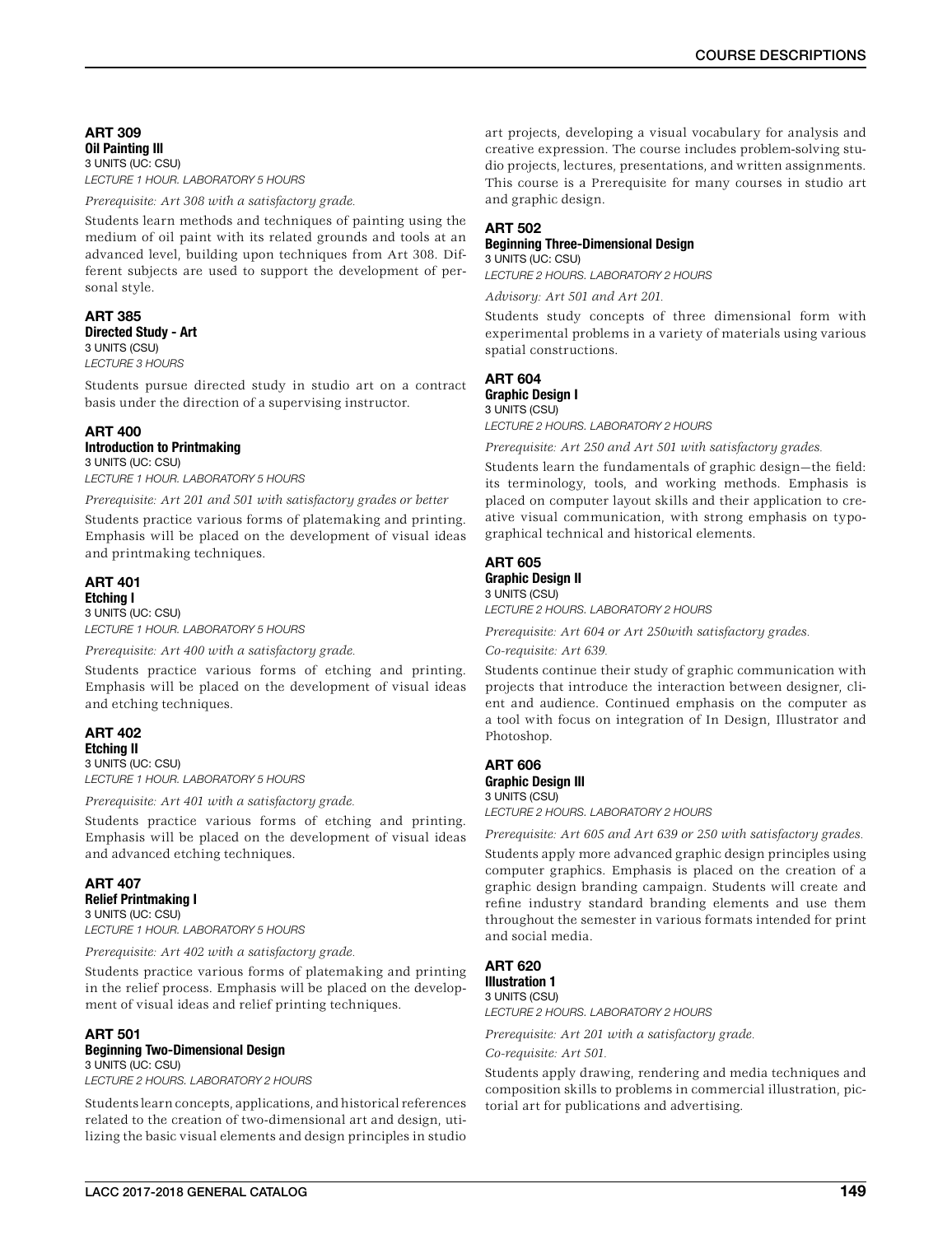### ART 309
**Oil Painting III**
3 UNITS (UC: CSU)
*LECTURE 1 HOUR. LABORATORY 5 HOURS*

*Prerequisite: Art 308 with a satisfactory grade.*

Students learn methods and techniques of painting using the medium of oil paint with its related grounds and tools at an advanced level, building upon techniques from Art 308. Different subjects are used to support the development of personal style.

### ART 385
**Directed Study - Art**
3 UNITS (CSU)
*LECTURE 3 HOURS*

Students pursue directed study in studio art on a contract basis under the direction of a supervising instructor.

### ART 400
**Introduction to Printmaking**
3 UNITS (UC: CSU)
*LECTURE 1 HOUR. LABORATORY 5 HOURS*

*Prerequisite: Art 201 and 501 with satisfactory grades or better*

Students practice various forms of platemaking and printing. Emphasis will be placed on the development of visual ideas and printmaking techniques.

### ART 401
**Etching I**
3 UNITS (UC: CSU)
*LECTURE 1 HOUR. LABORATORY 5 HOURS*

*Prerequisite: Art 400 with a satisfactory grade.*

Students practice various forms of etching and printing. Emphasis will be placed on the development of visual ideas and etching techniques.

### ART 402
**Etching II**
3 UNITS (UC: CSU)
*LECTURE 1 HOUR. LABORATORY 5 HOURS*

*Prerequisite: Art 401 with a satisfactory grade.*

Students practice various forms of etching and printing. Emphasis will be placed on the development of visual ideas and advanced etching techniques.

### ART 407
**Relief Printmaking I**
3 UNITS (UC: CSU)
*LECTURE 1 HOUR. LABORATORY 5 HOURS*

*Prerequisite: Art 402 with a satisfactory grade.*

Students practice various forms of platemaking and printing in the relief process. Emphasis will be placed on the development of visual ideas and relief printing techniques.

### ART 501
**Beginning Two-Dimensional Design**
3 UNITS (UC: CSU)
*LECTURE 2 HOURS. LABORATORY 2 HOURS*

Students learn concepts, applications, and historical references related to the creation of two-dimensional art and design, utilizing the basic visual elements and design principles in studio art projects, developing a visual vocabulary for analysis and creative expression. The course includes problem-solving studio projects, lectures, presentations, and written assignments. This course is a Prerequisite for many courses in studio art and graphic design.

### ART 502
**Beginning Three-Dimensional Design**
3 UNITS (UC: CSU)
*LECTURE 2 HOURS. LABORATORY 2 HOURS*

*Advisory: Art 501 and Art 201.*

Students study concepts of three dimensional form with experimental problems in a variety of materials using various spatial constructions.

### ART 604
**Graphic Design I**
3 UNITS (CSU)
*LECTURE 2 HOURS. LABORATORY 2 HOURS*

*Prerequisite: Art 250 and Art 501 with satisfactory grades.*

Students learn the fundamentals of graphic design—the field: its terminology, tools, and working methods. Emphasis is placed on computer layout skills and their application to creative visual communication, with strong emphasis on typographical technical and historical elements.

### ART 605
**Graphic Design II**
3 UNITS (CSU)
*LECTURE 2 HOURS. LABORATORY 2 HOURS*

*Prerequisite: Art 604 or Art 250with satisfactory grades.*

*Co-requisite: Art 639.*

Students continue their study of graphic communication with projects that introduce the interaction between designer, client and audience. Continued emphasis on the computer as a tool with focus on integration of In Design, Illustrator and Photoshop.

### ART 606
**Graphic Design III**
3 UNITS (CSU)
*LECTURE 2 HOURS. LABORATORY 2 HOURS*

*Prerequisite: Art 605 and Art 639 or 250 with satisfactory grades.*

Students apply more advanced graphic design principles using computer graphics. Emphasis is placed on the creation of a graphic design branding campaign. Students will create and refine industry standard branding elements and use them throughout the semester in various formats intended for print and social media.

### ART 620
**Illustration 1**
3 UNITS (CSU)
*LECTURE 2 HOURS. LABORATORY 2 HOURS*

*Prerequisite: Art 201 with a satisfactory grade.*

*Co-requisite: Art 501.*

Students apply drawing, rendering and media techniques and composition skills to problems in commercial illustration, pictorial art for publications and advertising.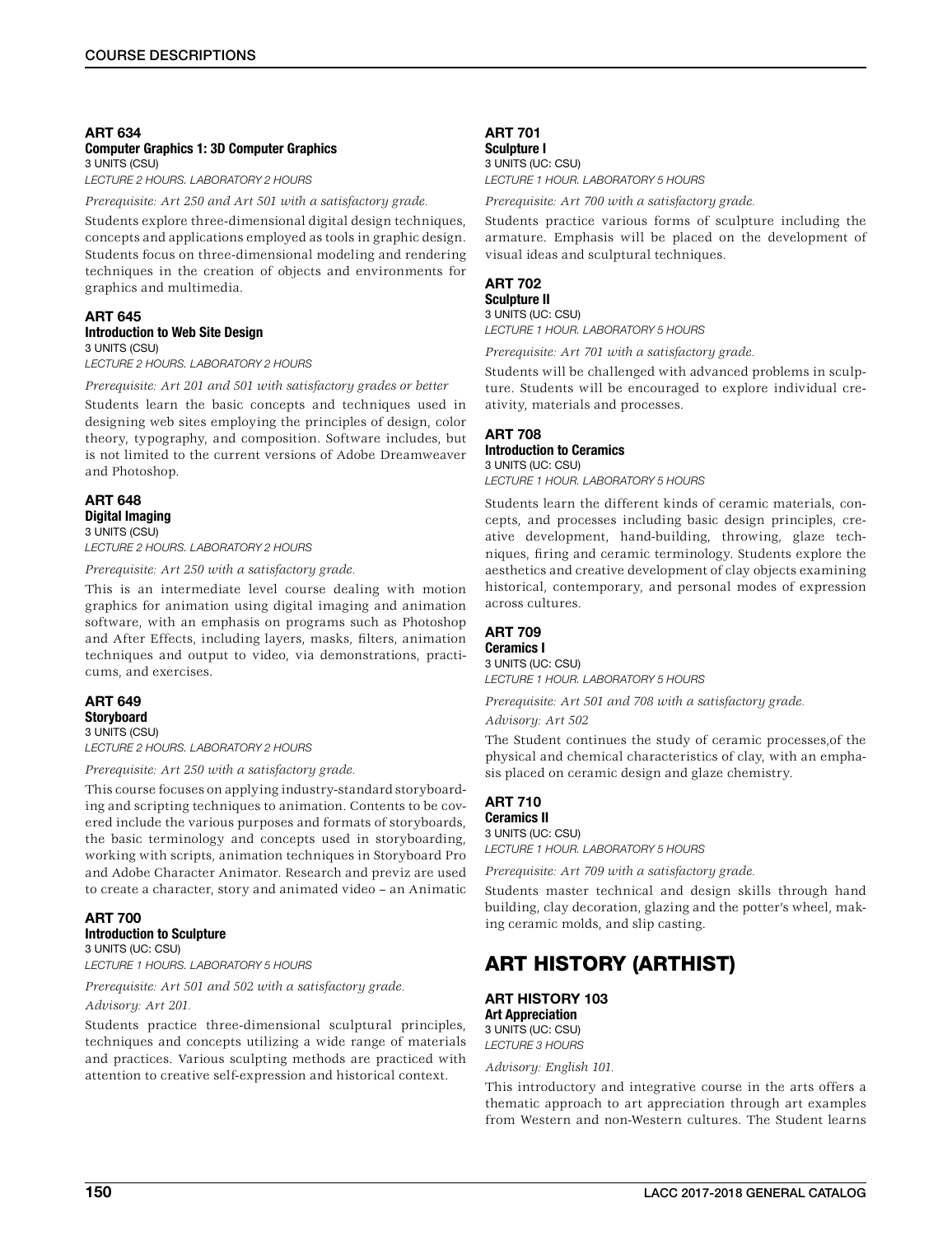### ART 634
**Computer Graphics 1: 3D Computer Graphics**
3 UNITS (CSU)
*LECTURE 2 HOURS. LABORATORY 2 HOURS*

*Prerequisite: Art 250 and Art 501 with a satisfactory grade.*

Students explore three-dimensional digital design techniques, concepts and applications employed as tools in graphic design. Students focus on three-dimensional modeling and rendering techniques in the creation of objects and environments for graphics and multimedia.

### ART 645
**Introduction to Web Site Design**
3 UNITS (CSU)
*LECTURE 2 HOURS. LABORATORY 2 HOURS*

*Prerequisite: Art 201 and 501 with satisfactory grades or better*

Students learn the basic concepts and techniques used in designing web sites employing the principles of design, color theory, typography, and composition. Software includes, but is not limited to the current versions of Adobe Dreamweaver and Photoshop.

### ART 648
**Digital Imaging**
3 UNITS (CSU)
*LECTURE 2 HOURS. LABORATORY 2 HOURS*

*Prerequisite: Art 250 with a satisfactory grade.*

This is an intermediate level course dealing with motion graphics for animation using digital imaging and animation software, with an emphasis on programs such as Photoshop and After Effects, including layers, masks, filters, animation techniques and output to video, via demonstrations, practicums, and exercises.

### ART 649
**Storyboard**
3 UNITS (CSU)
*LECTURE 2 HOURS. LABORATORY 2 HOURS*

*Prerequisite: Art 250 with a satisfactory grade.*

This course focuses on applying industry-standard storyboarding and scripting techniques to animation. Contents to be covered include the various purposes and formats of storyboards, the basic terminology and concepts used in storyboarding, working with scripts, animation techniques in Storyboard Pro and Adobe Character Animator. Research and previz are used to create a character, story and animated video – an Animatic

### ART 700
**Introduction to Sculpture**
3 UNITS (UC: CSU)
*LECTURE 1 HOURS. LABORATORY 5 HOURS*

*Prerequisite: Art 501 and 502 with a satisfactory grade.*

*Advisory: Art 201.*

Students practice three-dimensional sculptural principles, techniques and concepts utilizing a wide range of materials and practices. Various sculpting methods are practiced with attention to creative self-expression and historical context.

### ART 701
**Sculpture I**
3 UNITS (UC: CSU)
*LECTURE 1 HOUR. LABORATORY 5 HOURS*

*Prerequisite: Art 700 with a satisfactory grade.*

Students practice various forms of sculpture including the armature. Emphasis will be placed on the development of visual ideas and sculptural techniques.

### ART 702
**Sculpture II**
3 UNITS (UC: CSU)
*LECTURE 1 HOUR. LABORATORY 5 HOURS*

*Prerequisite: Art 701 with a satisfactory grade.*

Students will be challenged with advanced problems in sculpture. Students will be encouraged to explore individual creativity, materials and processes.

### ART 708
**Introduction to Ceramics**
3 UNITS (UC: CSU)
*LECTURE 1 HOUR. LABORATORY 5 HOURS*

Students learn the different kinds of ceramic materials, concepts, and processes including basic design principles, creative development, hand-building, throwing, glaze techniques, firing and ceramic terminology. Students explore the aesthetics and creative development of clay objects examining historical, contemporary, and personal modes of expression across cultures.

### ART 709
**Ceramics I**
3 UNITS (UC: CSU)
*LECTURE 1 HOUR. LABORATORY 5 HOURS*

*Prerequisite: Art 501 and 708 with a satisfactory grade.*

*Advisory: Art 502*

The Student continues the study of ceramic processes,of the physical and chemical characteristics of clay, with an emphasis placed on ceramic design and glaze chemistry.

### ART 710
**Ceramics II**
3 UNITS (UC: CSU)
*LECTURE 1 HOUR. LABORATORY 5 HOURS*

*Prerequisite: Art 709 with a satisfactory grade.*

Students master technical and design skills through hand building, clay decoration, glazing and the potter's wheel, making ceramic molds, and slip casting.

## ART HISTORY (ARTHIST)

### ART HISTORY 103
**Art Appreciation**
3 UNITS (UC: CSU)
*LECTURE 3 HOURS*

*Advisory: English 101.*

This introductory and integrative course in the arts offers a thematic approach to art appreciation through art examples from Western and non-Western cultures. The Student learns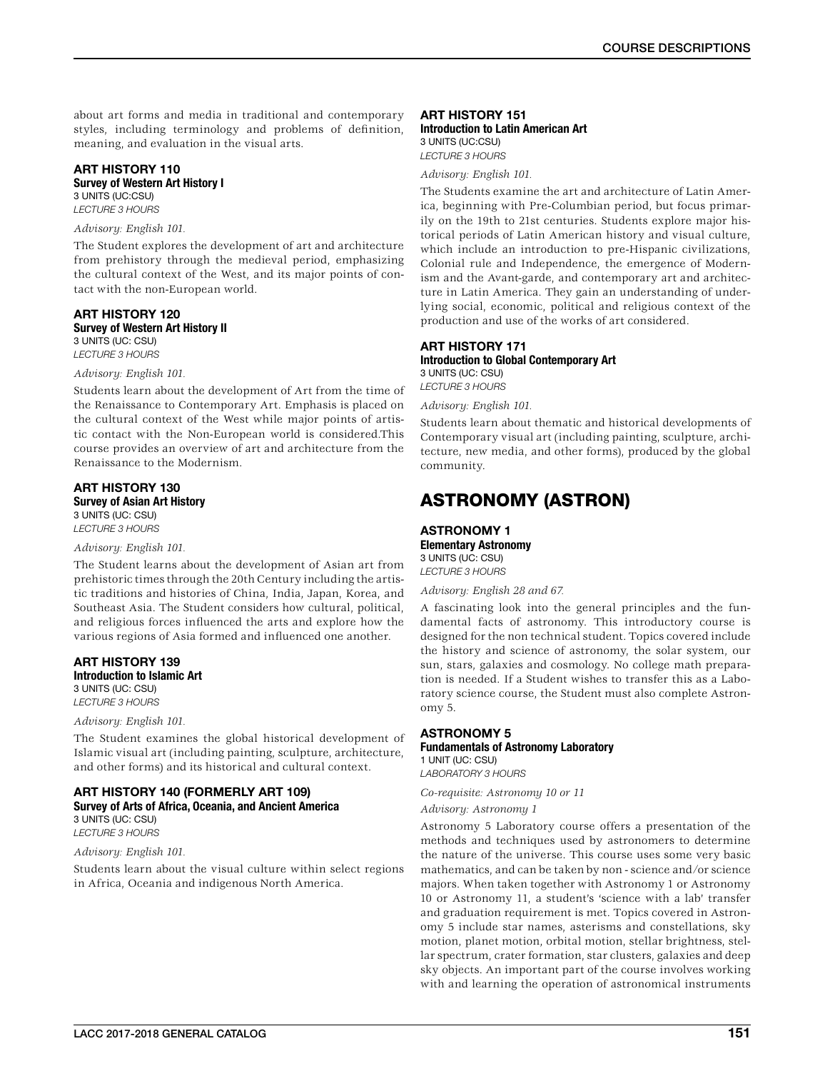about art forms and media in traditional and contemporary styles, including terminology and problems of definition, meaning, and evaluation in the visual arts.

### ART HISTORY 110
**Survey of Western Art History I**
3 UNITS (UC:CSU)
*LECTURE 3 HOURS*

*Advisory: English 101.*

The Student explores the development of art and architecture from prehistory through the medieval period, emphasizing the cultural context of the West, and its major points of contact with the non-European world.

### ART HISTORY 120
**Survey of Western Art History II**
3 UNITS (UC: CSU)
*LECTURE 3 HOURS*

*Advisory: English 101.*

Students learn about the development of Art from the time of the Renaissance to Contemporary Art. Emphasis is placed on the cultural context of the West while major points of artistic contact with the Non-European world is considered.This course provides an overview of art and architecture from the Renaissance to the Modernism.

### ART HISTORY 130
**Survey of Asian Art History**
3 UNITS (UC: CSU)
*LECTURE 3 HOURS*

*Advisory: English 101.*

The Student learns about the development of Asian art from prehistoric times through the 20th Century including the artistic traditions and histories of China, India, Japan, Korea, and Southeast Asia. The Student considers how cultural, political, and religious forces influenced the arts and explore how the various regions of Asia formed and influenced one another.

### ART HISTORY 139
**Introduction to Islamic Art**
3 UNITS (UC: CSU)
*LECTURE 3 HOURS*

*Advisory: English 101.*

The Student examines the global historical development of Islamic visual art (including painting, sculpture, architecture, and other forms) and its historical and cultural context.

### ART HISTORY 140 (FORMERLY ART 109)
**Survey of Arts of Africa, Oceania, and Ancient America**
3 UNITS (UC: CSU)
*LECTURE 3 HOURS*

*Advisory: English 101.*

Students learn about the visual culture within select regions in Africa, Oceania and indigenous North America.

### ART HISTORY 151
**Introduction to Latin American Art**
3 UNITS (UC:CSU)
*LECTURE 3 HOURS*

*Advisory: English 101.*

The Students examine the art and architecture of Latin America, beginning with Pre-Columbian period, but focus primarily on the 19th to 21st centuries. Students explore major historical periods of Latin American history and visual culture, which include an introduction to pre-Hispanic civilizations, Colonial rule and Independence, the emergence of Modernism and the Avant-garde, and contemporary art and architecture in Latin America. They gain an understanding of underlying social, economic, political and religious context of the production and use of the works of art considered.

### ART HISTORY 171
**Introduction to Global Contemporary Art**
3 UNITS (UC: CSU)
*LECTURE 3 HOURS*

*Advisory: English 101.*

Students learn about thematic and historical developments of Contemporary visual art (including painting, sculpture, architecture, new media, and other forms), produced by the global community.

## ASTRONOMY (ASTRON)

### ASTRONOMY 1
**Elementary Astronomy**
3 UNITS (UC: CSU)
*LECTURE 3 HOURS*

*Advisory: English 28 and 67.*

A fascinating look into the general principles and the fundamental facts of astronomy. This introductory course is designed for the non technical student. Topics covered include the history and science of astronomy, the solar system, our sun, stars, galaxies and cosmology. No college math preparation is needed. If a Student wishes to transfer this as a Laboratory science course, the Student must also complete Astronomy 5.

### ASTRONOMY 5
**Fundamentals of Astronomy Laboratory**
1 UNIT (UC: CSU)
*LABORATORY 3 HOURS*

*Co-requisite: Astronomy 10 or 11*

*Advisory: Astronomy 1*

Astronomy 5 Laboratory course offers a presentation of the methods and techniques used by astronomers to determine the nature of the universe. This course uses some very basic mathematics, and can be taken by non - science and/or science majors. When taken together with Astronomy 1 or Astronomy 10 or Astronomy 11, a student's 'science with a lab' transfer and graduation requirement is met. Topics covered in Astronomy 5 include star names, asterisms and constellations, sky motion, planet motion, orbital motion, stellar brightness, stellar spectrum, crater formation, star clusters, galaxies and deep sky objects. An important part of the course involves working with and learning the operation of astronomical instruments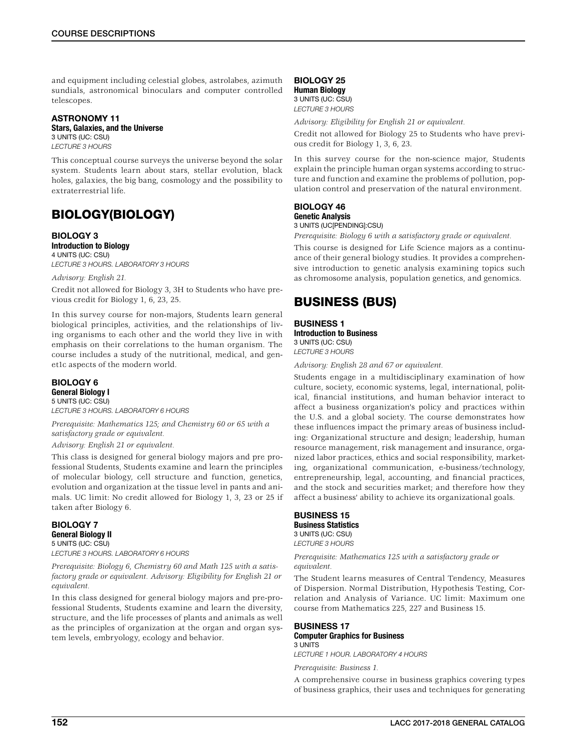and equipment including celestial globes, astrolabes, azimuth sundials, astronomical binoculars and computer controlled telescopes.

### ASTRONOMY 11
**Stars, Galaxies, and the Universe**
3 UNITS (UC: CSU)
*LECTURE 3 HOURS*

This conceptual course surveys the universe beyond the solar system. Students learn about stars, stellar evolution, black holes, galaxies, the big bang, cosmology and the possibility to extraterrestrial life.

## BIOLOGY(BIOLOGY)

### BIOLOGY 3
**Introduction to Biology**
4 UNITS (UC: CSU)
*LECTURE 3 HOURS. LABORATORY 3 HOURS*

*Advisory: English 21.*

Credit not allowed for Biology 3, 3H to Students who have previous credit for Biology 1, 6, 23, 25.

In this survey course for non-majors, Students learn general biological principles, activities, and the relationships of living organisms to each other and the world they live in with emphasis on their correlations to the human organism. The course includes a study of the nutritional, medical, and genet1c aspects of the modern world.

### BIOLOGY 6
**General Biology I**
5 UNITS (UC: CSU)
*LECTURE 3 HOURS. LABORATORY 6 HOURS*

*Prerequisite: Mathematics 125; and Chemistry 60 or 65 with a satisfactory grade or equivalent.*

*Advisory: English 21 or equivalent.*

This class is designed for general biology majors and pre professional Students, Students examine and learn the principles of molecular biology, cell structure and function, genetics, evolution and organization at the tissue level in pants and animals. UC limit: No credit allowed for Biology 1, 3, 23 or 25 if taken after Biology 6.

### BIOLOGY 7
**General Biology II**
5 UNITS (UC: CSU)
*LECTURE 3 HOURS. LABORATORY 6 HOURS*

*Prerequisite: Biology 6, Chemistry 60 and Math 125 with a satisfactory grade or equivalent. Advisory: Eligibility for English 21 or equivalent.*

In this class designed for general biology majors and pre-professional Students, Students examine and learn the diversity, structure, and the life processes of plants and animals as well as the principles of organization at the organ and organ system levels, embryology, ecology and behavior.

### BIOLOGY 25
**Human Biology**
3 UNITS (UC: CSU)
*LECTURE 3 HOURS*

*Advisory: Eligibility for English 21 or equivalent.*

Credit not allowed for Biology 25 to Students who have previous credit for Biology 1, 3, 6, 23.

In this survey course for the non-science major, Students explain the principle human organ systems according to structure and function and examine the problems of pollution, population control and preservation of the natural environment.

### BIOLOGY 46
**Genetic Analysis**
3 UNITS (UC[PENDING]:CSU)

*Prerequisite: Biology 6 with a satisfactory grade or equivalent.*

This course is designed for Life Science majors as a continuance of their general biology studies. It provides a comprehensive introduction to genetic analysis examining topics such as chromosome analysis, population genetics, and genomics.

## BUSINESS (BUS)

### BUSINESS 1
**Introduction to Business**
3 UNITS (UC: CSU)
*LECTURE 3 HOURS*

*Advisory: English 28 and 67 or equivalent.*

Students engage in a multidisciplinary examination of how culture, society, economic systems, legal, international, political, financial institutions, and human behavior interact to affect a business organization's policy and practices within the U.S. and a global society. The course demonstrates how these influences impact the primary areas of business including: Organizational structure and design; leadership, human resource management, risk management and insurance, organized labor practices, ethics and social responsibility, marketing, organizational communication, e-business/technology, entrepreneurship, legal, accounting, and financial practices, and the stock and securities market; and therefore how they affect a business' ability to achieve its organizational goals.

### BUSINESS 15
**Business Statistics**
3 UNITS (UC: CSU)
*LECTURE 3 HOURS*

*Prerequisite: Mathematics 125 with a satisfactory grade or equivalent.*

The Student learns measures of Central Tendency, Measures of Dispersion. Normal Distribution, Hypothesis Testing, Correlation and Analysis of Variance. UC limit: Maximum one course from Mathematics 225, 227 and Business 15.

### BUSINESS 17
**Computer Graphics for Business**
3 UNITS
*LECTURE 1 HOUR. LABORATORY 4 HOURS*

*Prerequisite: Business 1.*

A comprehensive course in business graphics covering types of business graphics, their uses and techniques for generating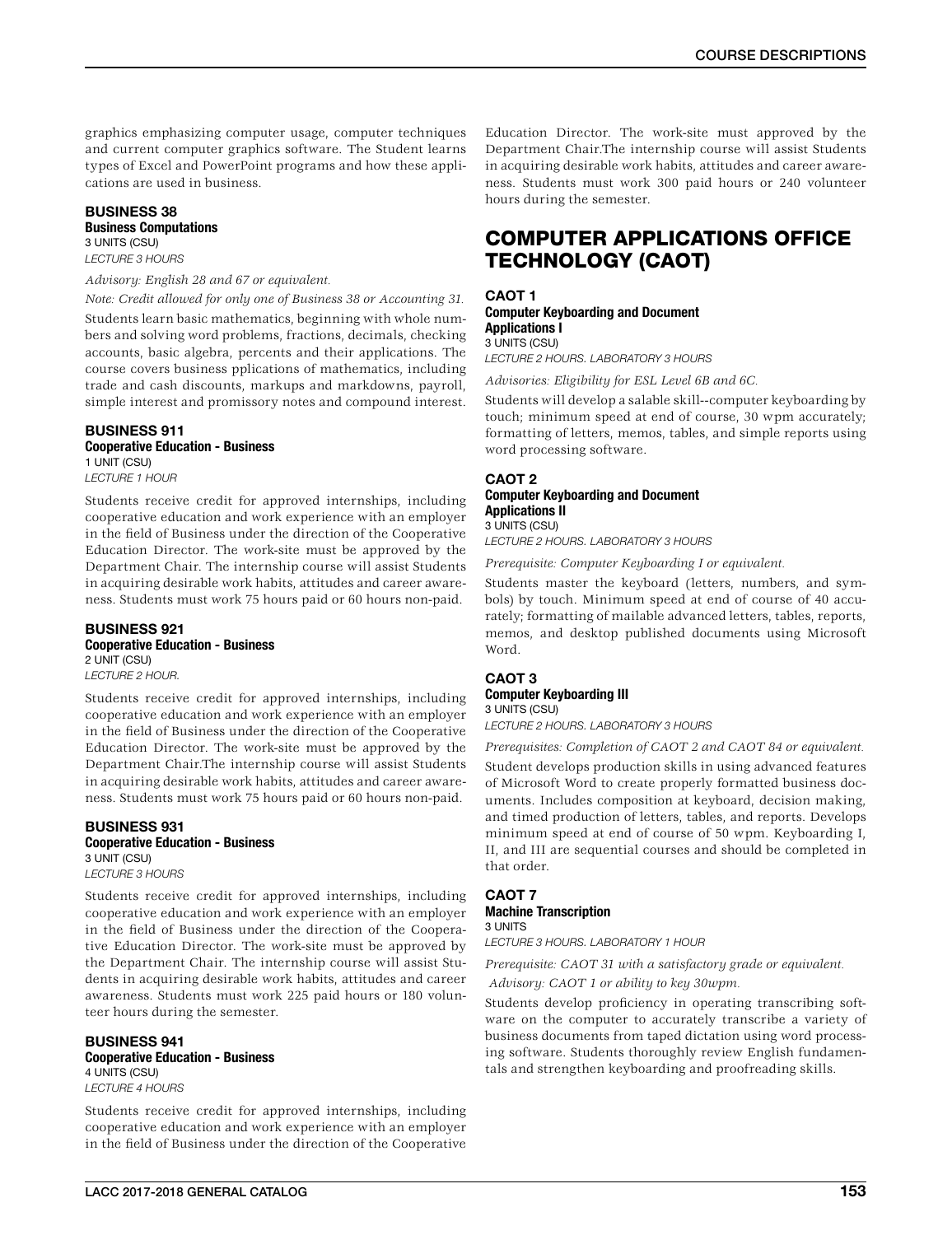graphics emphasizing computer usage, computer techniques and current computer graphics software. The Student learns types of Excel and PowerPoint programs and how these applications are used in business.

### BUSINESS 38
**Business Computations**
3 UNITS (CSU)
*LECTURE 3 HOURS*

*Advisory: English 28 and 67 or equivalent.*

*Note: Credit allowed for only one of Business 38 or Accounting 31.*

Students learn basic mathematics, beginning with whole numbers and solving word problems, fractions, decimals, checking accounts, basic algebra, percents and their applications. The course covers business pplications of mathematics, including trade and cash discounts, markups and markdowns, payroll, simple interest and promissory notes and compound interest.

### BUSINESS 911
**Cooperative Education - Business**
1 UNIT (CSU)
*LECTURE 1 HOUR*

Students receive credit for approved internships, including cooperative education and work experience with an employer in the field of Business under the direction of the Cooperative Education Director. The work-site must be approved by the Department Chair. The internship course will assist Students in acquiring desirable work habits, attitudes and career awareness. Students must work 75 hours paid or 60 hours non-paid.

### BUSINESS 921
**Cooperative Education - Business**
2 UNIT (CSU)
*LECTURE 2 HOUR.*

Students receive credit for approved internships, including cooperative education and work experience with an employer in the field of Business under the direction of the Cooperative Education Director. The work-site must be approved by the Department Chair.The internship course will assist Students in acquiring desirable work habits, attitudes and career awareness. Students must work 75 hours paid or 60 hours non-paid.

### BUSINESS 931
**Cooperative Education - Business**
3 UNIT (CSU)
*LECTURE 3 HOURS*

Students receive credit for approved internships, including cooperative education and work experience with an employer in the field of Business under the direction of the Cooperative Education Director. The work-site must be approved by the Department Chair. The internship course will assist Students in acquiring desirable work habits, attitudes and career awareness. Students must work 225 paid hours or 180 volunteer hours during the semester.

### BUSINESS 941
**Cooperative Education - Business**
4 UNITS (CSU)
*LECTURE 4 HOURS*

Students receive credit for approved internships, including cooperative education and work experience with an employer in the field of Business under the direction of the Cooperative Education Director. The work-site must approved by the Department Chair.The internship course will assist Students in acquiring desirable work habits, attitudes and career awareness. Students must work 300 paid hours or 240 volunteer hours during the semester.

## COMPUTER APPLICATIONS OFFICE TECHNOLOGY (CAOT)

### CAOT 1
**Computer Keyboarding and Document Applications I**
3 UNITS (CSU)
*LECTURE 2 HOURS. LABORATORY 3 HOURS*

*Advisories: Eligibility for ESL Level 6B and 6C.*

Students will develop a salable skill--computer keyboarding by touch; minimum speed at end of course, 30 wpm accurately; formatting of letters, memos, tables, and simple reports using word processing software.

### CAOT 2
**Computer Keyboarding and Document Applications II**
3 UNITS (CSU)
*LECTURE 2 HOURS. LABORATORY 3 HOURS*

*Prerequisite: Computer Keyboarding I or equivalent.*

Students master the keyboard (letters, numbers, and symbols) by touch. Minimum speed at end of course of 40 accurately; formatting of mailable advanced letters, tables, reports, memos, and desktop published documents using Microsoft Word.

### CAOT 3
**Computer Keyboarding III**
3 UNITS (CSU)
*LECTURE 2 HOURS. LABORATORY 3 HOURS*

*Prerequisites: Completion of CAOT 2 and CAOT 84 or equivalent.*

Student develops production skills in using advanced features of Microsoft Word to create properly formatted business documents. Includes composition at keyboard, decision making, and timed production of letters, tables, and reports. Develops minimum speed at end of course of 50 wpm. Keyboarding I, II, and III are sequential courses and should be completed in that order.

### CAOT 7
**Machine Transcription**
3 UNITS
*LECTURE 3 HOURS. LABORATORY 1 HOUR*

*Prerequisite: CAOT 31 with a satisfactory grade or equivalent.*
*Advisory: CAOT 1 or ability to key 30wpm.*

Students develop proficiency in operating transcribing software on the computer to accurately transcribe a variety of business documents from taped dictation using word processing software. Students thoroughly review English fundamentals and strengthen keyboarding and proofreading skills.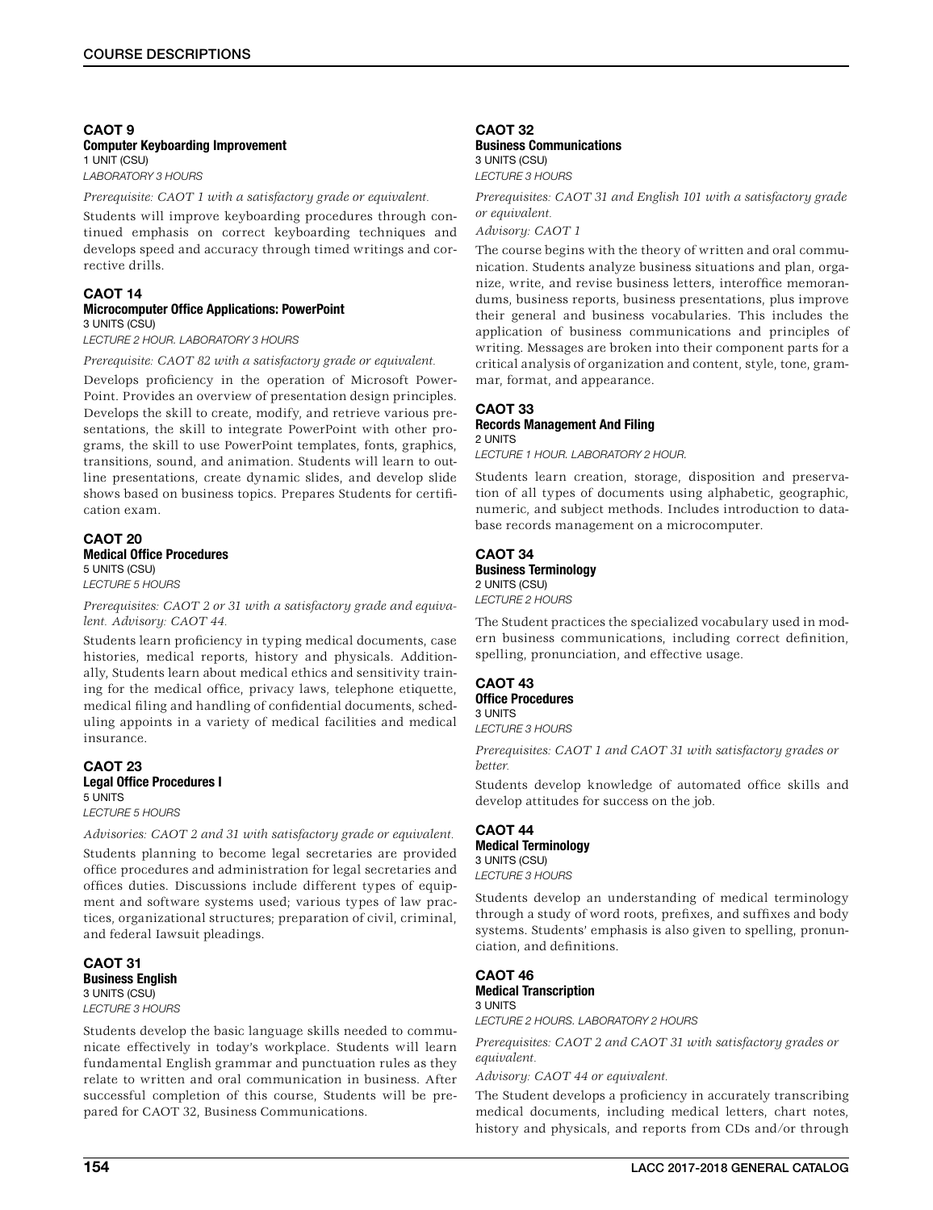### CAOT 9
**Computer Keyboarding Improvement**
1 UNIT (CSU)
*LABORATORY 3 HOURS*

*Prerequisite: CAOT 1 with a satisfactory grade or equivalent.*

Students will improve keyboarding procedures through continued emphasis on correct keyboarding techniques and develops speed and accuracy through timed writings and corrective drills.

### CAOT 14
**Microcomputer Office Applications: PowerPoint**
3 UNITS (CSU)
*LECTURE 2 HOUR. LABORATORY 3 HOURS*

*Prerequisite: CAOT 82 with a satisfactory grade or equivalent.*

Develops proficiency in the operation of Microsoft PowerPoint. Provides an overview of presentation design principles. Develops the skill to create, modify, and retrieve various presentations, the skill to integrate PowerPoint with other programs, the skill to use PowerPoint templates, fonts, graphics, transitions, sound, and animation. Students will learn to outline presentations, create dynamic slides, and develop slide shows based on business topics. Prepares Students for certification exam.

### CAOT 20
**Medical Office Procedures**
5 UNITS (CSU)
*LECTURE 5 HOURS*

*Prerequisites: CAOT 2 or 31 with a satisfactory grade and equivalent. Advisory: CAOT 44.*

Students learn proficiency in typing medical documents, case histories, medical reports, history and physicals. Additionally, Students learn about medical ethics and sensitivity training for the medical office, privacy laws, telephone etiquette, medical filing and handling of confidential documents, scheduling appoints in a variety of medical facilities and medical insurance.

### CAOT 23
**Legal Office Procedures I**
5 UNITS
*LECTURE 5 HOURS*

*Advisories: CAOT 2 and 31 with satisfactory grade or equivalent.*

Students planning to become legal secretaries are provided office procedures and administration for legal secretaries and offices duties. Discussions include different types of equipment and software systems used; various types of law practices, organizational structures; preparation of civil, criminal, and federal Iawsuit pleadings.

### CAOT 31
**Business English**
3 UNITS (CSU)
*LECTURE 3 HOURS*

Students develop the basic language skills needed to communicate effectively in today's workplace. Students will learn fundamental English grammar and punctuation rules as they relate to written and oral communication in business. After successful completion of this course, Students will be prepared for CAOT 32, Business Communications.

### CAOT 32
**Business Communications**
3 UNITS (CSU)
*LECTURE 3 HOURS*

*Prerequisites: CAOT 31 and English 101 with a satisfactory grade or equivalent.*

*Advisory: CAOT 1*

The course begins with the theory of written and oral communication. Students analyze business situations and plan, organize, write, and revise business letters, interoffice memorandums, business reports, business presentations, plus improve their general and business vocabularies. This includes the application of business communications and principles of writing. Messages are broken into their component parts for a critical analysis of organization and content, style, tone, grammar, format, and appearance.

### CAOT 33
**Records Management And Filing**
2 UNITS
*LECTURE 1 HOUR. LABORATORY 2 HOUR.*

Students learn creation, storage, disposition and preservation of all types of documents using alphabetic, geographic, numeric, and subject methods. Includes introduction to database records management on a microcomputer.

### CAOT 34
**Business Terminology**
2 UNITS (CSU)
*LECTURE 2 HOURS*

The Student practices the specialized vocabulary used in modern business communications, including correct definition, spelling, pronunciation, and effective usage.

### CAOT 43
**Office Procedures**
3 UNITS
*LECTURE 3 HOURS*

*Prerequisites: CAOT 1 and CAOT 31 with satisfactory grades or better.*

Students develop knowledge of automated office skills and develop attitudes for success on the job.

### CAOT 44
**Medical Terminology**
3 UNITS (CSU)
*LECTURE 3 HOURS*

Students develop an understanding of medical terminology through a study of word roots, prefixes, and suffixes and body systems. Students' emphasis is also given to spelling, pronunciation, and definitions.

### CAOT 46
**Medical Transcription**
3 UNITS
*LECTURE 2 HOURS. LABORATORY 2 HOURS*

*Prerequisites: CAOT 2 and CAOT 31 with satisfactory grades or equivalent.*

*Advisory: CAOT 44 or equivalent.*

The Student develops a proficiency in accurately transcribing medical documents, including medical letters, chart notes, history and physicals, and reports from CDs and/or through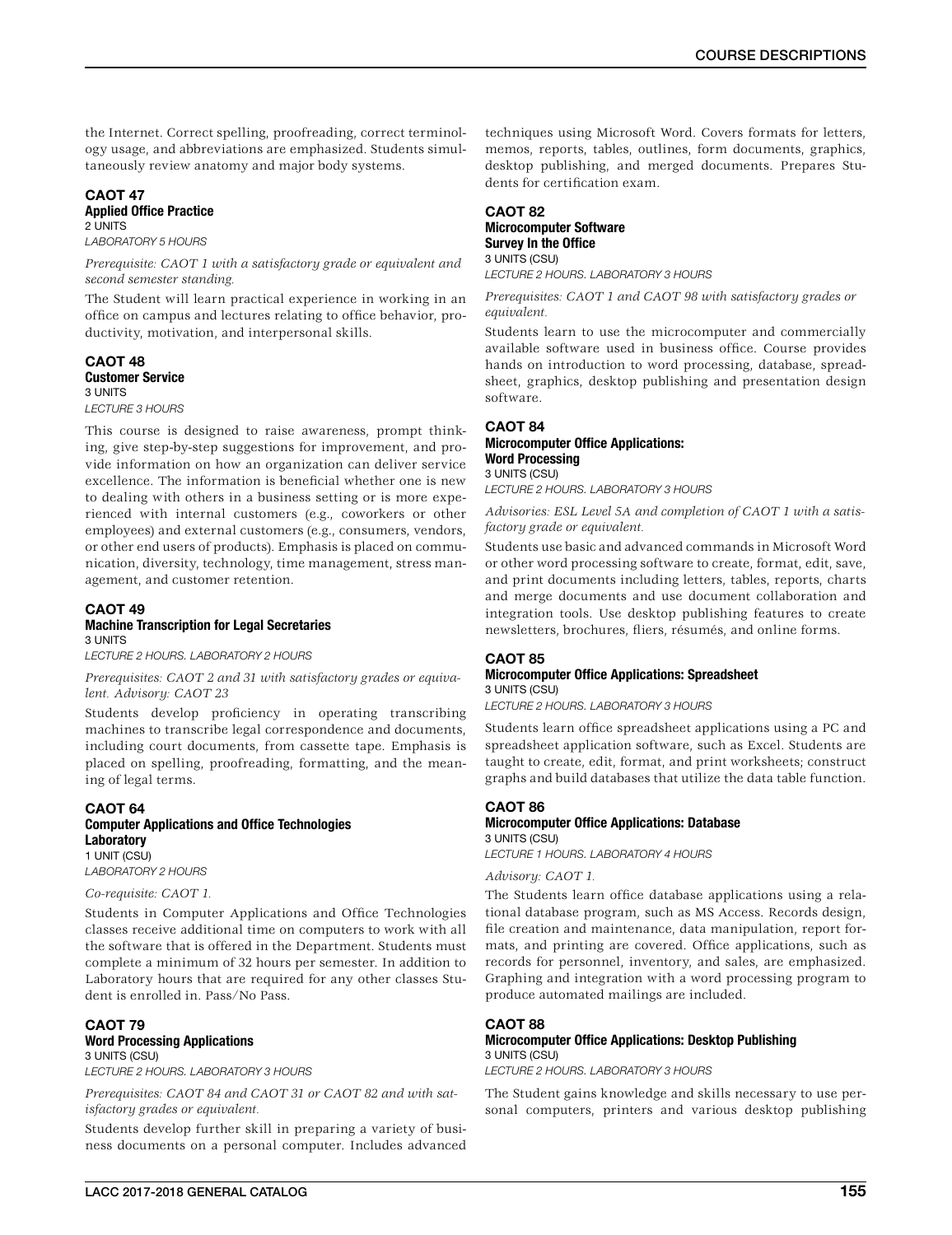the Internet. Correct spelling, proofreading, correct terminology usage, and abbreviations are emphasized. Students simultaneously review anatomy and major body systems.

### CAOT 47
**Applied Office Practice**
2 UNITS
*LABORATORY 5 HOURS*

*Prerequisite: CAOT 1 with a satisfactory grade or equivalent and second semester standing.*

The Student will learn practical experience in working in an office on campus and lectures relating to office behavior, productivity, motivation, and interpersonal skills.

### CAOT 48
**Customer Service**
3 UNITS
*LECTURE 3 HOURS*

This course is designed to raise awareness, prompt thinking, give step-by-step suggestions for improvement, and provide information on how an organization can deliver service excellence. The information is beneficial whether one is new to dealing with others in a business setting or is more experienced with internal customers (e.g., coworkers or other employees) and external customers (e.g., consumers, vendors, or other end users of products). Emphasis is placed on communication, diversity, technology, time management, stress management, and customer retention.

### CAOT 49
**Machine Transcription for Legal Secretaries**
3 UNITS
*LECTURE 2 HOURS. LABORATORY 2 HOURS*

*Prerequisites: CAOT 2 and 31 with satisfactory grades or equivalent. Advisory: CAOT 23*

Students develop proficiency in operating transcribing machines to transcribe legal correspondence and documents, including court documents, from cassette tape. Emphasis is placed on spelling, proofreading, formatting, and the meaning of legal terms.

### CAOT 64
**Computer Applications and Office Technologies Laboratory**
1 UNIT (CSU)
*LABORATORY 2 HOURS*

*Co-requisite: CAOT 1.*

Students in Computer Applications and Office Technologies classes receive additional time on computers to work with all the software that is offered in the Department. Students must complete a minimum of 32 hours per semester. In addition to Laboratory hours that are required for any other classes Student is enrolled in. Pass/No Pass.

### CAOT 79
**Word Processing Applications**
3 UNITS (CSU)
*LECTURE 2 HOURS. LABORATORY 3 HOURS*

*Prerequisites: CAOT 84 and CAOT 31 or CAOT 82 and with satisfactory grades or equivalent.*

Students develop further skill in preparing a variety of business documents on a personal computer. Includes advanced techniques using Microsoft Word. Covers formats for letters, memos, reports, tables, outlines, form documents, graphics, desktop publishing, and merged documents. Prepares Students for certification exam.

### CAOT 82
**Microcomputer Software Survey In the Office**
3 UNITS (CSU)
*LECTURE 2 HOURS. LABORATORY 3 HOURS*

*Prerequisites: CAOT 1 and CAOT 98 with satisfactory grades or equivalent.*

Students learn to use the microcomputer and commercially available software used in business office. Course provides hands on introduction to word processing, database, spreadsheet, graphics, desktop publishing and presentation design software.

### CAOT 84
**Microcomputer Office Applications: Word Processing**
3 UNITS (CSU)
*LECTURE 2 HOURS. LABORATORY 3 HOURS*

*Advisories: ESL Level 5A and completion of CAOT 1 with a satisfactory grade or equivalent.*

Students use basic and advanced commands in Microsoft Word or other word processing software to create, format, edit, save, and print documents including letters, tables, reports, charts and merge documents and use document collaboration and integration tools. Use desktop publishing features to create newsletters, brochures, fliers, résumés, and online forms.

### CAOT 85
**Microcomputer Office Applications: Spreadsheet**
3 UNITS (CSU)
*LECTURE 2 HOURS. LABORATORY 3 HOURS*

Students learn office spreadsheet applications using a PC and spreadsheet application software, such as Excel. Students are taught to create, edit, format, and print worksheets; construct graphs and build databases that utilize the data table function.

### CAOT 86
**Microcomputer Office Applications: Database**
3 UNITS (CSU)
*LECTURE 1 HOURS. LABORATORY 4 HOURS*

*Advisory: CAOT 1.*

The Students learn office database applications using a relational database program, such as MS Access. Records design, file creation and maintenance, data manipulation, report formats, and printing are covered. Office applications, such as records for personnel, inventory, and sales, are emphasized. Graphing and integration with a word processing program to produce automated mailings are included.

### CAOT 88
**Microcomputer Office Applications: Desktop Publishing**
3 UNITS (CSU)
*LECTURE 2 HOURS. LABORATORY 3 HOURS*

The Student gains knowledge and skills necessary to use personal computers, printers and various desktop publishing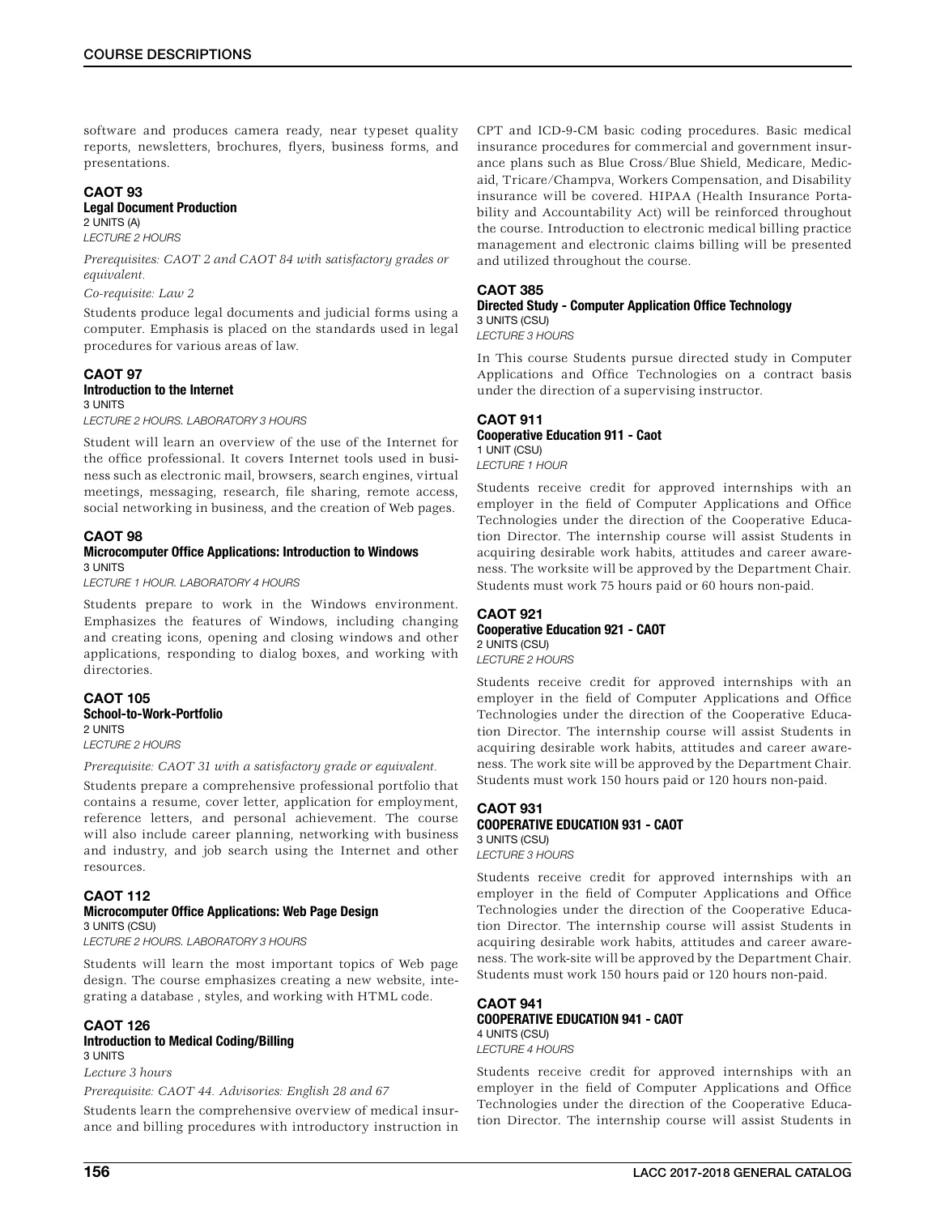software and produces camera ready, near typeset quality reports, newsletters, brochures, flyers, business forms, and presentations.

### CAOT 93
**Legal Document Production**
2 UNITS (A)
*LECTURE 2 HOURS*

*Prerequisites: CAOT 2 and CAOT 84 with satisfactory grades or equivalent.*

*Co-requisite: Law 2*

Students produce legal documents and judicial forms using a computer. Emphasis is placed on the standards used in legal procedures for various areas of law.

### CAOT 97
**Introduction to the Internet**
3 UNITS
*LECTURE 2 HOURS. LABORATORY 3 HOURS*

Student will learn an overview of the use of the Internet for the office professional. It covers Internet tools used in business such as electronic mail, browsers, search engines, virtual meetings, messaging, research, file sharing, remote access, social networking in business, and the creation of Web pages.

### CAOT 98
**Microcomputer Office Applications: Introduction to Windows**
3 UNITS
*LECTURE 1 HOUR. LABORATORY 4 HOURS*

Students prepare to work in the Windows environment. Emphasizes the features of Windows, including changing and creating icons, opening and closing windows and other applications, responding to dialog boxes, and working with directories.

### CAOT 105
**School-to-Work-Portfolio**
2 UNITS
*LECTURE 2 HOURS*

*Prerequisite: CAOT 31 with a satisfactory grade or equivalent.*

Students prepare a comprehensive professional portfolio that contains a resume, cover letter, application for employment, reference letters, and personal achievement. The course will also include career planning, networking with business and industry, and job search using the Internet and other resources.

### CAOT 112
**Microcomputer Office Applications: Web Page Design**
3 UNITS (CSU)
*LECTURE 2 HOURS. LABORATORY 3 HOURS*

Students will learn the most important topics of Web page design. The course emphasizes creating a new website, integrating a database , styles, and working with HTML code.

### CAOT 126
**Introduction to Medical Coding/Billing**
3 UNITS
*Lecture 3 hours*

*Prerequisite: CAOT 44. Advisories: English 28 and 67*

Students learn the comprehensive overview of medical insurance and billing procedures with introductory instruction in CPT and ICD-9-CM basic coding procedures. Basic medical insurance procedures for commercial and government insurance plans such as Blue Cross/Blue Shield, Medicare, Medicaid, Tricare/Champva, Workers Compensation, and Disability insurance will be covered. HIPAA (Health Insurance Portability and Accountability Act) will be reinforced throughout the course. Introduction to electronic medical billing practice management and electronic claims billing will be presented and utilized throughout the course.

### CAOT 385
**Directed Study - Computer Application Office Technology**
3 UNITS (CSU)
*LECTURE 3 HOURS*

In This course Students pursue directed study in Computer Applications and Office Technologies on a contract basis under the direction of a supervising instructor.

### CAOT 911
**Cooperative Education 911 - Caot**
1 UNIT (CSU)
*LECTURE 1 HOUR*

Students receive credit for approved internships with an employer in the field of Computer Applications and Office Technologies under the direction of the Cooperative Education Director. The internship course will assist Students in acquiring desirable work habits, attitudes and career awareness. The worksite will be approved by the Department Chair. Students must work 75 hours paid or 60 hours non-paid.

### CAOT 921
**Cooperative Education 921 - CAOT**
2 UNITS (CSU)
*LECTURE 2 HOURS*

Students receive credit for approved internships with an employer in the field of Computer Applications and Office Technologies under the direction of the Cooperative Education Director. The internship course will assist Students in acquiring desirable work habits, attitudes and career awareness. The work site will be approved by the Department Chair. Students must work 150 hours paid or 120 hours non-paid.

### CAOT 931
**COOPERATIVE EDUCATION 931 - CAOT**
3 UNITS (CSU)
*LECTURE 3 HOURS*

Students receive credit for approved internships with an employer in the field of Computer Applications and Office Technologies under the direction of the Cooperative Education Director. The internship course will assist Students in acquiring desirable work habits, attitudes and career awareness. The work-site will be approved by the Department Chair. Students must work 150 hours paid or 120 hours non-paid.

### CAOT 941
**COOPERATIVE EDUCATION 941 - CAOT**
4 UNITS (CSU)
*LECTURE 4 HOURS*

Students receive credit for approved internships with an employer in the field of Computer Applications and Office Technologies under the direction of the Cooperative Education Director. The internship course will assist Students in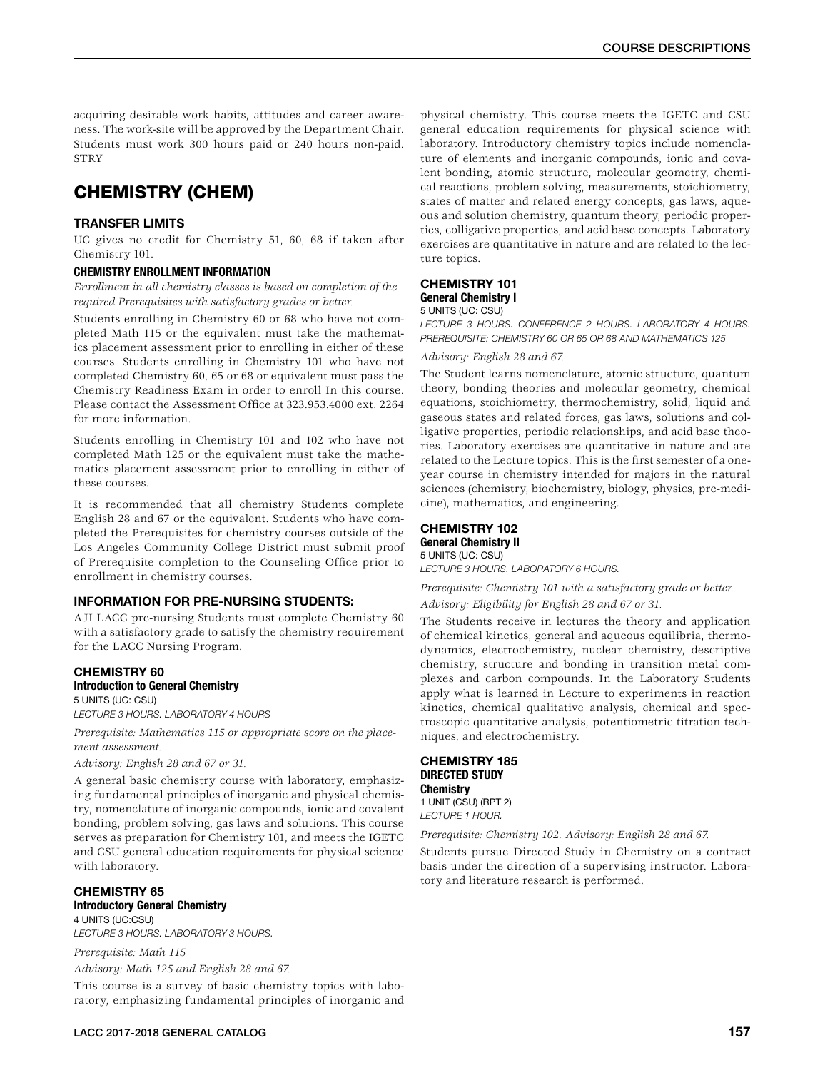acquiring desirable work habits, attitudes and career awareness. The work-site will be approved by the Department Chair. Students must work 300 hours paid or 240 hours non-paid. STRY

# CHEMISTRY (CHEM)

## TRANSFER LIMITS

UC gives no credit for Chemistry 51, 60, 68 if taken after Chemistry 101.

### CHEMISTRY ENROLLMENT INFORMATION

*Enrollment in all chemistry classes is based on completion of the required Prerequisites with satisfactory grades or better.*

Students enrolling in Chemistry 60 or 68 who have not completed Math 115 or the equivalent must take the mathematics placement assessment prior to enrolling in either of these courses. Students enrolling in Chemistry 101 who have not completed Chemistry 60, 65 or 68 or equivalent must pass the Chemistry Readiness Exam in order to enroll In this course. Please contact the Assessment Office at 323.953.4000 ext. 2264 for more information.

Students enrolling in Chemistry 101 and 102 who have not completed Math 125 or the equivalent must take the mathematics placement assessment prior to enrolling in either of these courses.

It is recommended that all chemistry Students complete English 28 and 67 or the equivalent. Students who have completed the Prerequisites for chemistry courses outside of the Los Angeles Community College District must submit proof of Prerequisite completion to the Counseling Office prior to enrollment in chemistry courses.

## INFORMATION FOR PRE-NURSING STUDENTS:

AJI LACC pre-nursing Students must complete Chemistry 60 with a satisfactory grade to satisfy the chemistry requirement for the LACC Nursing Program.

### CHEMISTRY 60
**Introduction to General Chemistry**
5 UNITS (UC: CSU)
*LECTURE 3 HOURS. LABORATORY 4 HOURS*

*Prerequisite: Mathematics 115 or appropriate score on the placement assessment.*

*Advisory: English 28 and 67 or 31.*

A general basic chemistry course with laboratory, emphasizing fundamental principles of inorganic and physical chemistry, nomenclature of inorganic compounds, ionic and covalent bonding, problem solving, gas laws and solutions. This course serves as preparation for Chemistry 101, and meets the IGETC and CSU general education requirements for physical science with laboratory.

### CHEMISTRY 65
**Introductory General Chemistry**
4 UNITS (UC:CSU)
*LECTURE 3 HOURS. LABORATORY 3 HOURS.*

*Prerequisite: Math 115*

*Advisory: Math 125 and English 28 and 67.*

This course is a survey of basic chemistry topics with laboratory, emphasizing fundamental principles of inorganic and physical chemistry. This course meets the IGETC and CSU general education requirements for physical science with laboratory. Introductory chemistry topics include nomenclature of elements and inorganic compounds, ionic and covalent bonding, atomic structure, molecular geometry, chemical reactions, problem solving, measurements, stoichiometry, states of matter and related energy concepts, gas laws, aqueous and solution chemistry, quantum theory, periodic properties, colligative properties, and acid base concepts. Laboratory exercises are quantitative in nature and are related to the lecture topics.

### CHEMISTRY 101
**General Chemistry I**
5 UNITS (UC: CSU)
*LECTURE 3 HOURS. CONFERENCE 2 HOURS. LABORATORY 4 HOURS. PREREQUISITE: CHEMISTRY 60 OR 65 OR 68 AND MATHEMATICS 125*

*Advisory: English 28 and 67.*

The Student learns nomenclature, atomic structure, quantum theory, bonding theories and molecular geometry, chemical equations, stoichiometry, thermochemistry, solid, liquid and gaseous states and related forces, gas laws, solutions and colligative properties, periodic relationships, and acid base theories. Laboratory exercises are quantitative in nature and are related to the Lecture topics. This is the first semester of a one-year course in chemistry intended for majors in the natural sciences (chemistry, biochemistry, biology, physics, pre-medicine), mathematics, and engineering.

### CHEMISTRY 102
**General Chemistry II**
5 UNITS (UC: CSU)
*LECTURE 3 HOURS. LABORATORY 6 HOURS.*

*Prerequisite: Chemistry 101 with a satisfactory grade or better.*

*Advisory: Eligibility for English 28 and 67 or 31.*

The Students receive in lectures the theory and application of chemical kinetics, general and aqueous equilibria, thermodynamics, electrochemistry, nuclear chemistry, descriptive chemistry, structure and bonding in transition metal complexes and carbon compounds. In the Laboratory Students apply what is learned in Lecture to experiments in reaction kinetics, chemical qualitative analysis, chemical and spectroscopic quantitative analysis, potentiometric titration techniques, and electrochemistry.

### CHEMISTRY 185
**DIRECTED STUDY**
**Chemistry**
1 UNIT (CSU) (RPT 2)
*LECTURE 1 HOUR.*

*Prerequisite: Chemistry 102. Advisory: English 28 and 67.*

Students pursue Directed Study in Chemistry on a contract basis under the direction of a supervising instructor. Laboratory and literature research is performed.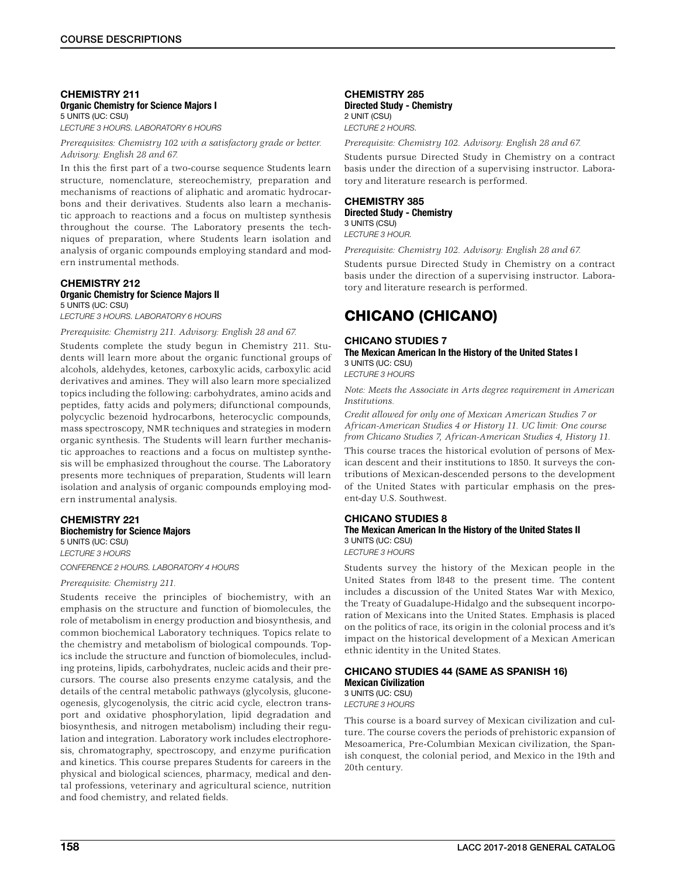### CHEMISTRY 211

**Organic Chemistry for Science Majors I**

5 UNITS (UC: CSU)

*LECTURE 3 HOURS. LABORATORY 6 HOURS*

*Prerequisites: Chemistry 102 with a satisfactory grade or better. Advisory: English 28 and 67.*

In this the first part of a two-course sequence Students learn structure, nomenclature, stereochemistry, preparation and mechanisms of reactions of aliphatic and aromatic hydrocarbons and their derivatives. Students also learn a mechanistic approach to reactions and a focus on multistep synthesis throughout the course. The Laboratory presents the techniques of preparation, where Students learn isolation and analysis of organic compounds employing standard and modern instrumental methods.

### CHEMISTRY 212

**Organic Chemistry for Science Majors II**

5 UNITS (UC: CSU)

*LECTURE 3 HOURS. LABORATORY 6 HOURS*

*Prerequisite: Chemistry 211. Advisory: English 28 and 67.*

Students complete the study begun in Chemistry 211. Students will learn more about the organic functional groups of alcohols, aldehydes, ketones, carboxylic acids, carboxylic acid derivatives and amines. They will also learn more specialized topics including the following: carbohydrates, amino acids and peptides, fatty acids and polymers; difunctional compounds, polycyclic bezenoid hydrocarbons, heterocyclic compounds, mass spectroscopy, NMR techniques and strategies in modern organic synthesis. The Students will learn further mechanistic approaches to reactions and a focus on multistep synthesis will be emphasized throughout the course. The Laboratory presents more techniques of preparation, Students will learn isolation and analysis of organic compounds employing modern instrumental analysis.

### CHEMISTRY 221

**Biochemistry for Science Majors**

5 UNITS (UC: CSU)

*LECTURE 3 HOURS*

*CONFERENCE 2 HOURS. LABORATORY 4 HOURS*

*Prerequisite: Chemistry 211.*

Students receive the principles of biochemistry, with an emphasis on the structure and function of biomolecules, the role of metabolism in energy production and biosynthesis, and common biochemical Laboratory techniques. Topics relate to the chemistry and metabolism of biological compounds. Topics include the structure and function of biomolecules, including proteins, lipids, carbohydrates, nucleic acids and their precursors. The course also presents enzyme catalysis, and the details of the central metabolic pathways (glycolysis, gluconeogenesis, glycogenolysis, the citric acid cycle, electron transport and oxidative phosphorylation, lipid degradation and biosynthesis, and nitrogen metabolism) including their regulation and integration. Laboratory work includes electrophoresis, chromatography, spectroscopy, and enzyme purification and kinetics. This course prepares Students for careers in the physical and biological sciences, pharmacy, medical and dental professions, veterinary and agricultural science, nutrition and food chemistry, and related fields.

### CHEMISTRY 285

**Directed Study - Chemistry**

2 UNIT (CSU)

*LECTURE 2 HOURS.*

*Prerequisite: Chemistry 102. Advisory: English 28 and 67.*

Students pursue Directed Study in Chemistry on a contract basis under the direction of a supervising instructor. Laboratory and literature research is performed.

### CHEMISTRY 385

**Directed Study - Chemistry**

3 UNITS (CSU)

*LECTURE 3 HOUR.*

*Prerequisite: Chemistry 102. Advisory: English 28 and 67.*

Students pursue Directed Study in Chemistry on a contract basis under the direction of a supervising instructor. Laboratory and literature research is performed.

## CHICANO (CHICANO)

### CHICANO STUDIES 7

**The Mexican American In the History of the United States I**

3 UNITS (UC: CSU)

*LECTURE 3 HOURS*

*Note: Meets the Associate in Arts degree requirement in American Institutions.*

*Credit allowed for only one of Mexican American Studies 7 or African-American Studies 4 or History 11. UC limit: One course from Chicano Studies 7, African-American Studies 4, History 11.*

This course traces the historical evolution of persons of Mexican descent and their institutions to 1850. It surveys the contributions of Mexican-descended persons to the development of the United States with particular emphasis on the present-day U.S. Southwest.

### CHICANO STUDIES 8

**The Mexican American In the History of the United States II**

3 UNITS (UC: CSU)

*LECTURE 3 HOURS*

Students survey the history of the Mexican people in the United States from l848 to the present time. The content includes a discussion of the United States War with Mexico, the Treaty of Guadalupe-Hidalgo and the subsequent incorporation of Mexicans into the United States. Emphasis is placed on the politics of race, its origin in the colonial process and it's impact on the historical development of a Mexican American ethnic identity in the United States.

### CHICANO STUDIES 44 (SAME AS SPANISH 16)

**Mexican Civilization**

3 UNITS (UC: CSU)

*LECTURE 3 HOURS*

This course is a board survey of Mexican civilization and culture. The course covers the periods of prehistoric expansion of Mesoamerica, Pre-Columbian Mexican civilization, the Spanish conquest, the colonial period, and Mexico in the 19th and 20th century.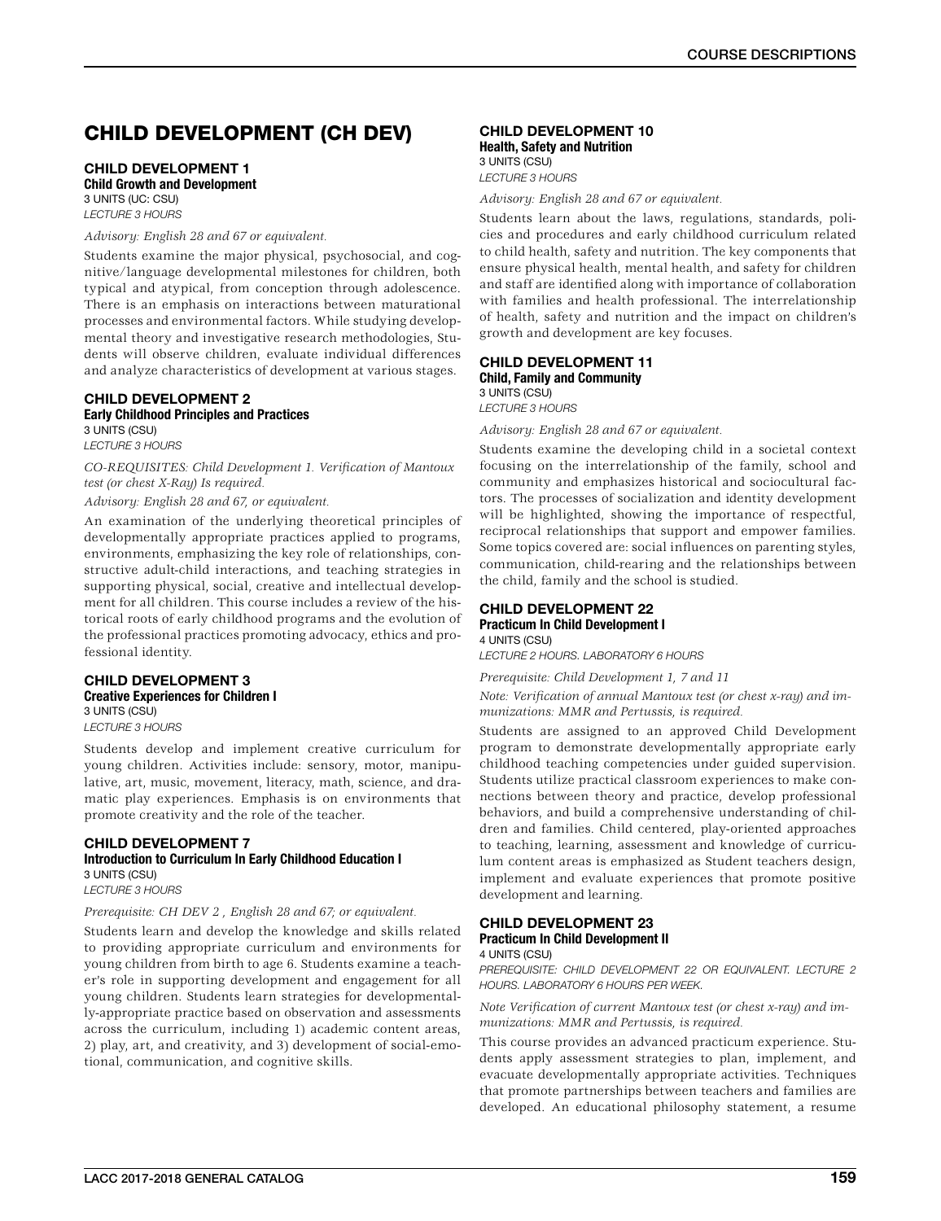# CHILD DEVELOPMENT (CH DEV)

### CHILD DEVELOPMENT 1
**Child Growth and Development**
3 UNITS (UC: CSU)
*LECTURE 3 HOURS*

*Advisory: English 28 and 67 or equivalent.*

Students examine the major physical, psychosocial, and cognitive/language developmental milestones for children, both typical and atypical, from conception through adolescence. There is an emphasis on interactions between maturational processes and environmental factors. While studying developmental theory and investigative research methodologies, Students will observe children, evaluate individual differences and analyze characteristics of development at various stages.

### CHILD DEVELOPMENT 2
**Early Childhood Principles and Practices**
3 UNITS (CSU)
*LECTURE 3 HOURS*

*CO-REQUISITES: Child Development 1. Verification of Mantoux test (or chest X-Ray) Is required.*

*Advisory: English 28 and 67, or equivalent.*

An examination of the underlying theoretical principles of developmentally appropriate practices applied to programs, environments, emphasizing the key role of relationships, constructive adult-child interactions, and teaching strategies in supporting physical, social, creative and intellectual development for all children. This course includes a review of the historical roots of early childhood programs and the evolution of the professional practices promoting advocacy, ethics and professional identity.

### CHILD DEVELOPMENT 3
**Creative Experiences for Children I**
3 UNITS (CSU)
*LECTURE 3 HOURS*

Students develop and implement creative curriculum for young children. Activities include: sensory, motor, manipulative, art, music, movement, literacy, math, science, and dramatic play experiences. Emphasis is on environments that promote creativity and the role of the teacher.

### CHILD DEVELOPMENT 7
**Introduction to Curriculum In Early Childhood Education I**
3 UNITS (CSU)
*LECTURE 3 HOURS*

*Prerequisite: CH DEV 2 , English 28 and 67; or equivalent.*

Students learn and develop the knowledge and skills related to providing appropriate curriculum and environments for young children from birth to age 6. Students examine a teacher's role in supporting development and engagement for all young children. Students learn strategies for developmentally-appropriate practice based on observation and assessments across the curriculum, including 1) academic content areas, 2) play, art, and creativity, and 3) development of social-emotional, communication, and cognitive skills.

### CHILD DEVELOPMENT 10
**Health, Safety and Nutrition**
3 UNITS (CSU)
*LECTURE 3 HOURS*

*Advisory: English 28 and 67 or equivalent.*

Students learn about the laws, regulations, standards, policies and procedures and early childhood curriculum related to child health, safety and nutrition. The key components that ensure physical health, mental health, and safety for children and staff are identified along with importance of collaboration with families and health professional. The interrelationship of health, safety and nutrition and the impact on children's growth and development are key focuses.

### CHILD DEVELOPMENT 11
**Child, Family and Community**
3 UNITS (CSU)
*LECTURE 3 HOURS*

*Advisory: English 28 and 67 or equivalent.*

Students examine the developing child in a societal context focusing on the interrelationship of the family, school and community and emphasizes historical and sociocultural factors. The processes of socialization and identity development will be highlighted, showing the importance of respectful, reciprocal relationships that support and empower families. Some topics covered are: social influences on parenting styles, communication, child-rearing and the relationships between the child, family and the school is studied.

### CHILD DEVELOPMENT 22
**Practicum In Child Development I**
4 UNITS (CSU)
*LECTURE 2 HOURS. LABORATORY 6 HOURS*

*Prerequisite: Child Development 1, 7 and 11*

*Note: Verification of annual Mantoux test (or chest x-ray) and immunizations: MMR and Pertussis, is required.*

Students are assigned to an approved Child Development program to demonstrate developmentally appropriate early childhood teaching competencies under guided supervision. Students utilize practical classroom experiences to make connections between theory and practice, develop professional behaviors, and build a comprehensive understanding of children and families. Child centered, play-oriented approaches to teaching, learning, assessment and knowledge of curriculum content areas is emphasized as Student teachers design, implement and evaluate experiences that promote positive development and learning.

### CHILD DEVELOPMENT 23
**Practicum In Child Development II**
4 UNITS (CSU)
*PREREQUISITE: CHILD DEVELOPMENT 22 OR EQUIVALENT. LECTURE 2 HOURS. LABORATORY 6 HOURS PER WEEK.*

*Note Verification of current Mantoux test (or chest x-ray) and immunizations: MMR and Pertussis, is required.*

This course provides an advanced practicum experience. Students apply assessment strategies to plan, implement, and evacuate developmentally appropriate activities. Techniques that promote partnerships between teachers and families are developed. An educational philosophy statement, a resume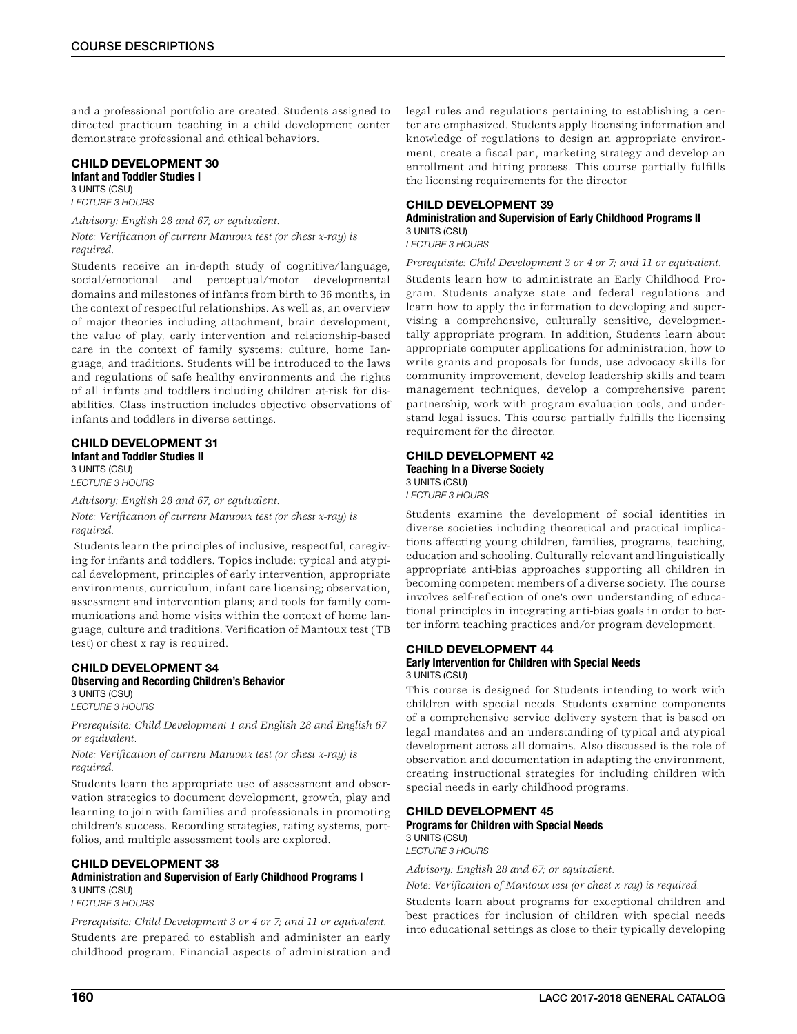and a professional portfolio are created. Students assigned to directed practicum teaching in a child development center demonstrate professional and ethical behaviors.

### CHILD DEVELOPMENT 30
**Infant and Toddler Studies I**
3 UNITS (CSU)
*LECTURE 3 HOURS*

*Advisory: English 28 and 67; or equivalent.*

*Note: Verification of current Mantoux test (or chest x-ray) is required.*

Students receive an in-depth study of cognitive/language, social/emotional and perceptual/motor developmental domains and milestones of infants from birth to 36 months, in the context of respectful relationships. As well as, an overview of major theories including attachment, brain development, the value of play, early intervention and relationship-based care in the context of family systems: culture, home language, and traditions. Students will be introduced to the laws and regulations of safe healthy environments and the rights of all infants and toddlers including children at-risk for disabilities. Class instruction includes objective observations of infants and toddlers in diverse settings.

### CHILD DEVELOPMENT 31
**Infant and Toddler Studies II**
3 UNITS (CSU)
*LECTURE 3 HOURS*

*Advisory: English 28 and 67; or equivalent.*

*Note: Verification of current Mantoux test (or chest x-ray) is required.*

Students learn the principles of inclusive, respectful, caregiving for infants and toddlers. Topics include: typical and atypical development, principles of early intervention, appropriate environments, curriculum, infant care licensing; observation, assessment and intervention plans; and tools for family communications and home visits within the context of home language, culture and traditions. Verification of Mantoux test (TB test) or chest x ray is required.

### CHILD DEVELOPMENT 34
**Observing and Recording Children's Behavior**
3 UNITS (CSU)
*LECTURE 3 HOURS*

*Prerequisite: Child Development 1 and English 28 and English 67 or equivalent.*

*Note: Verification of current Mantoux test (or chest x-ray) is required.*

Students learn the appropriate use of assessment and observation strategies to document development, growth, play and learning to join with families and professionals in promoting children's success. Recording strategies, rating systems, portfolios, and multiple assessment tools are explored.

### CHILD DEVELOPMENT 38
**Administration and Supervision of Early Childhood Programs I**
3 UNITS (CSU)
*LECTURE 3 HOURS*

*Prerequisite: Child Development 3 or 4 or 7; and 11 or equivalent.*

Students are prepared to establish and administer an early childhood program. Financial aspects of administration and legal rules and regulations pertaining to establishing a center are emphasized. Students apply licensing information and knowledge of regulations to design an appropriate environment, create a fiscal pan, marketing strategy and develop an enrollment and hiring process. This course partially fulfills the licensing requirements for the director

### CHILD DEVELOPMENT 39
**Administration and Supervision of Early Childhood Programs II**
3 UNITS (CSU)
*LECTURE 3 HOURS*

*Prerequisite: Child Development 3 or 4 or 7; and 11 or equivalent.*

Students learn how to administrate an Early Childhood Program. Students analyze state and federal regulations and learn how to apply the information to developing and supervising a comprehensive, culturally sensitive, developmentally appropriate program. In addition, Students learn about appropriate computer applications for administration, how to write grants and proposals for funds, use advocacy skills for community improvement, develop leadership skills and team management techniques, develop a comprehensive parent partnership, work with program evaluation tools, and understand legal issues. This course partially fulfills the licensing requirement for the director.

### CHILD DEVELOPMENT 42
**Teaching In a Diverse Society**
3 UNITS (CSU)
*LECTURE 3 HOURS*

Students examine the development of social identities in diverse societies including theoretical and practical implications affecting young children, families, programs, teaching, education and schooling. Culturally relevant and linguistically appropriate anti-bias approaches supporting all children in becoming competent members of a diverse society. The course involves self-reflection of one's own understanding of educational principles in integrating anti-bias goals in order to better inform teaching practices and/or program development.

### CHILD DEVELOPMENT 44
**Early Intervention for Children with Special Needs**
3 UNITS (CSU)

This course is designed for Students intending to work with children with special needs. Students examine components of a comprehensive service delivery system that is based on legal mandates and an understanding of typical and atypical development across all domains. Also discussed is the role of observation and documentation in adapting the environment, creating instructional strategies for including children with special needs in early childhood programs.

### CHILD DEVELOPMENT 45
**Programs for Children with Special Needs**
3 UNITS (CSU)
*LECTURE 3 HOURS*

*Advisory: English 28 and 67; or equivalent.*

*Note: Verification of Mantoux test (or chest x-ray) is required.*

Students learn about programs for exceptional children and best practices for inclusion of children with special needs into educational settings as close to their typically developing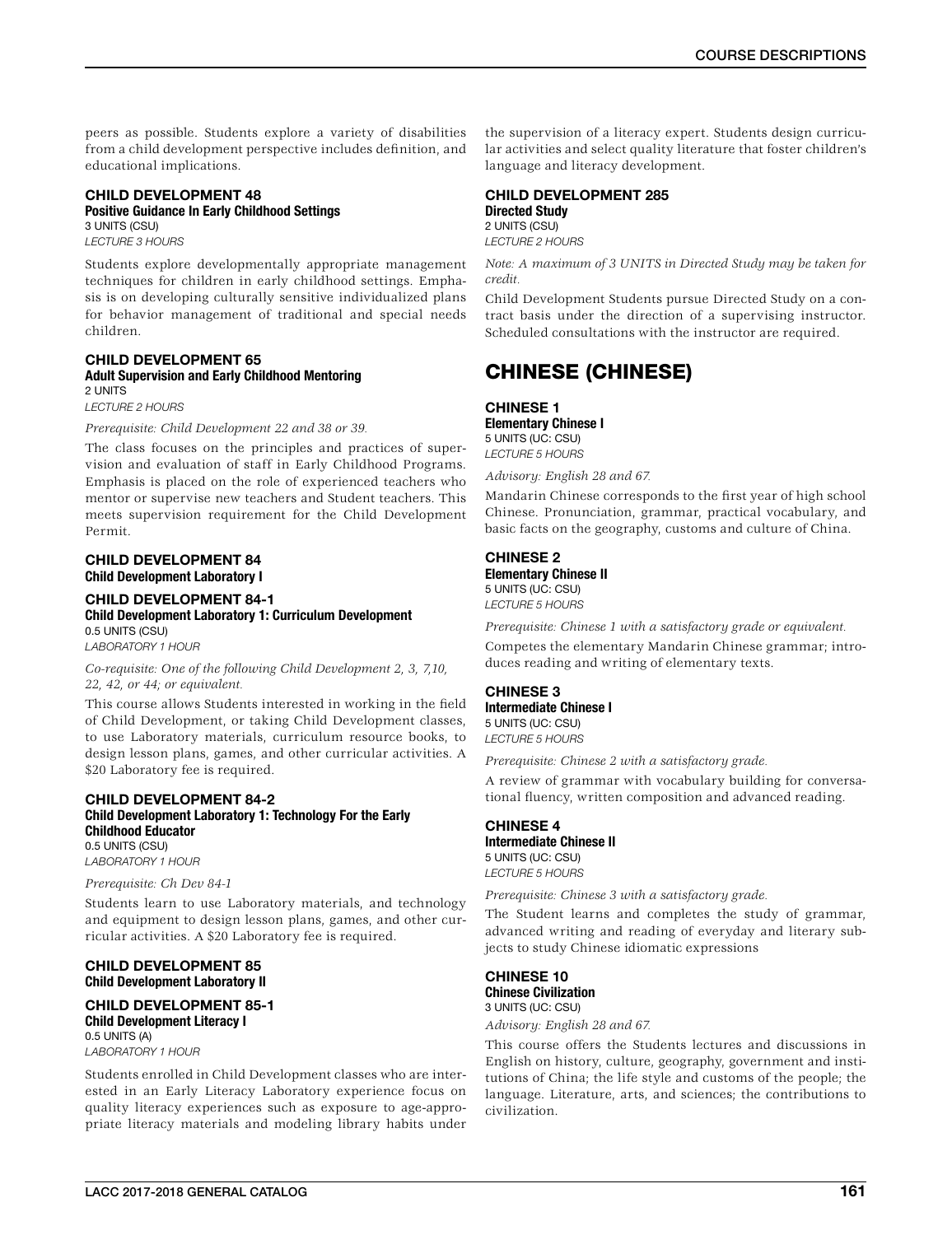peers as possible. Students explore a variety of disabilities from a child development perspective includes definition, and educational implications.

### CHILD DEVELOPMENT 48
**Positive Guidance In Early Childhood Settings**
3 UNITS (CSU)
*LECTURE 3 HOURS*

Students explore developmentally appropriate management techniques for children in early childhood settings. Emphasis is on developing culturally sensitive individualized plans for behavior management of traditional and special needs children.

### CHILD DEVELOPMENT 65
**Adult Supervision and Early Childhood Mentoring**
2 UNITS
*LECTURE 2 HOURS*

*Prerequisite: Child Development 22 and 38 or 39.*

The class focuses on the principles and practices of supervision and evaluation of staff in Early Childhood Programs. Emphasis is placed on the role of experienced teachers who mentor or supervise new teachers and Student teachers. This meets supervision requirement for the Child Development Permit.

### CHILD DEVELOPMENT 84
**Child Development Laboratory I**

### CHILD DEVELOPMENT 84-1
**Child Development Laboratory 1: Curriculum Development**
0.5 UNITS (CSU)
*LABORATORY 1 HOUR*

*Co-requisite: One of the following Child Development 2, 3, 7,10, 22, 42, or 44; or equivalent.*

This course allows Students interested in working in the field of Child Development, or taking Child Development classes, to use Laboratory materials, curriculum resource books, to design lesson plans, games, and other curricular activities. A $20 Laboratory fee is required.

### CHILD DEVELOPMENT 84-2
**Child Development Laboratory 1: Technology For the Early Childhood Educator**
0.5 UNITS (CSU)
*LABORATORY 1 HOUR*

*Prerequisite: Ch Dev 84-1*

Students learn to use Laboratory materials, and technology and equipment to design lesson plans, games, and other curricular activities. A $20 Laboratory fee is required.

### CHILD DEVELOPMENT 85
**Child Development Laboratory II**

### CHILD DEVELOPMENT 85-1
**Child Development Literacy I**
0.5 UNITS (A)
*LABORATORY 1 HOUR*

Students enrolled in Child Development classes who are interested in an Early Literacy Laboratory experience focus on quality literacy experiences such as exposure to age-appropriate literacy materials and modeling library habits under the supervision of a literacy expert. Students design curricular activities and select quality literature that foster children's language and literacy development.

### CHILD DEVELOPMENT 285
**Directed Study**
2 UNITS (CSU)
*LECTURE 2 HOURS*

*Note: A maximum of 3 UNITS in Directed Study may be taken for credit.*

Child Development Students pursue Directed Study on a contract basis under the direction of a supervising instructor. Scheduled consultations with the instructor are required.

## CHINESE (CHINESE)

### CHINESE 1
**Elementary Chinese I**
5 UNITS (UC: CSU)
*LECTURE 5 HOURS*

*Advisory: English 28 and 67.*

Mandarin Chinese corresponds to the first year of high school Chinese. Pronunciation, grammar, practical vocabulary, and basic facts on the geography, customs and culture of China.

### CHINESE 2
**Elementary Chinese II**
5 UNITS (UC: CSU)
*LECTURE 5 HOURS*

*Prerequisite: Chinese 1 with a satisfactory grade or equivalent.*

Competes the elementary Mandarin Chinese grammar; introduces reading and writing of elementary texts.

### CHINESE 3
**Intermediate Chinese I**
5 UNITS (UC: CSU)
*LECTURE 5 HOURS*

*Prerequisite: Chinese 2 with a satisfactory grade.*

A review of grammar with vocabulary building for conversational fluency, written composition and advanced reading.

### CHINESE 4
**Intermediate Chinese II**
5 UNITS (UC: CSU)
*LECTURE 5 HOURS*

*Prerequisite: Chinese 3 with a satisfactory grade.*

The Student learns and completes the study of grammar, advanced writing and reading of everyday and literary subjects to study Chinese idiomatic expressions

### CHINESE 10
**Chinese Civilization**
3 UNITS (UC: CSU)

*Advisory: English 28 and 67.*

This course offers the Students lectures and discussions in English on history, culture, geography, government and institutions of China; the life style and customs of the people; the language. Literature, arts, and sciences; the contributions to civilization.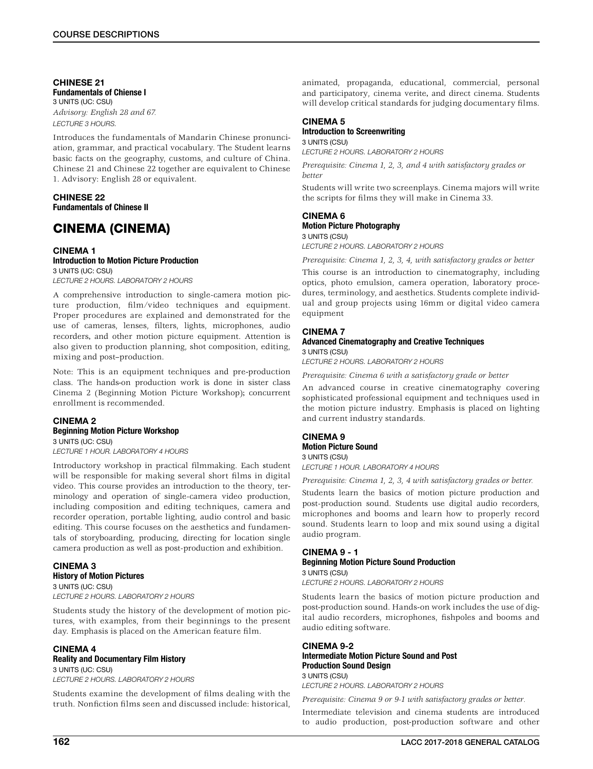### CHINESE 21
**Fundamentals of Chiense I**
3 UNITS (UC: CSU)
*Advisory: English 28 and 67.*
*LECTURE 3 HOURS.*

Introduces the fundamentals of Mandarin Chinese pronunciation, grammar, and practical vocabulary. The Student learns basic facts on the geography, customs, and culture of China. Chinese 21 and Chinese 22 together are equivalent to Chinese 1. Advisory: English 28 or equivalent.

### CHINESE 22
**Fundamentals of Chinese II**

## CINEMA (CINEMA)

### CINEMA 1
**Introduction to Motion Picture Production**
3 UNITS (UC: CSU)
*LECTURE 2 HOURS. LABORATORY 2 HOURS*

A comprehensive introduction to single-camera motion picture production, film/video techniques and equipment. Proper procedures are explained and demonstrated for the use of cameras, lenses, filters, lights, microphones, audio recorders, and other motion picture equipment. Attention is also given to production planning, shot composition, editing, mixing and post–production.

Note: This is an equipment techniques and pre-production class. The hands-on production work is done in sister class Cinema 2 (Beginning Motion Picture Workshop); concurrent enrollment is recommended.

### CINEMA 2
**Beginning Motion Picture Workshop**
3 UNITS (UC: CSU)
*LECTURE 1 HOUR. LABORATORY 4 HOURS*

Introductory workshop in practical filmmaking. Each student will be responsible for making several short films in digital video. This course provides an introduction to the theory, terminology and operation of single-camera video production, including composition and editing techniques, camera and recorder operation, portable lighting, audio control and basic editing. This course focuses on the aesthetics and fundamentals of storyboarding, producing, directing for location single camera production as well as post-production and exhibition.

### CINEMA 3
**History of Motion Pictures**
3 UNITS (UC: CSU)
*LECTURE 2 HOURS. LABORATORY 2 HOURS*

Students study the history of the development of motion pictures, with examples, from their beginnings to the present day. Emphasis is placed on the American feature film.

### CINEMA 4
**Reality and Documentary Film History**
3 UNITS (UC: CSU)
*LECTURE 2 HOURS. LABORATORY 2 HOURS*

Students examine the development of films dealing with the truth. Nonfiction films seen and discussed include: historical, animated, propaganda, educational, commercial, personal and participatory, cinema verite, and direct cinema. Students will develop critical standards for judging documentary films.

### CINEMA 5
**Introduction to Screenwriting**
3 UNITS (CSU)
*LECTURE 2 HOURS. LABORATORY 2 HOURS*

*Prerequisite: Cinema 1, 2, 3, and 4 with satisfactory grades or better*

Students will write two screenplays. Cinema majors will write the scripts for films they will make in Cinema 33.

### CINEMA 6
**Motion Picture Photography**
3 UNITS (CSU)
*LECTURE 2 HOURS. LABORATORY 2 HOURS*

*Prerequisite: Cinema 1, 2, 3, 4, with satisfactory grades or better*

This course is an introduction to cinematography, including optics, photo emulsion, camera operation, laboratory procedures, terminology, and aesthetics. Students complete individual and group projects using 16mm or digital video camera equipment

### CINEMA 7
**Advanced Cinematography and Creative Techniques**
3 UNITS (CSU)
*LECTURE 2 HOURS. LABORATORY 2 HOURS*

*Prerequisite: Cinema 6 with a satisfactory grade or better*

An advanced course in creative cinematography covering sophisticated professional equipment and techniques used in the motion picture industry. Emphasis is placed on lighting and current industry standards.

### CINEMA 9
**Motion Picture Sound**
3 UNITS (CSU)
*LECTURE 1 HOUR. LABORATORY 4 HOURS*

*Prerequisite: Cinema 1, 2, 3, 4 with satisfactory grades or better.*

Students learn the basics of motion picture production and post-production sound. Students use digital audio recorders, microphones and booms and learn how to properly record sound. Students learn to loop and mix sound using a digital audio program.

### CINEMA 9 - 1
**Beginning Motion Picture Sound Production**
3 UNITS (CSU)
*LECTURE 2 HOURS. LABORATORY 2 HOURS*

Students learn the basics of motion picture production and post-production sound. Hands-on work includes the use of digital audio recorders, microphones, fishpoles and booms and audio editing software.

### CINEMA 9-2
**Intermediate Motion Picture Sound and Post Production Sound Design**
3 UNITS (CSU)
*LECTURE 2 HOURS. LABORATORY 2 HOURS*

*Prerequisite: Cinema 9 or 9-1 with satisfactory grades or better.*

Intermediate television and cinema students are introduced to audio production, post-production software and other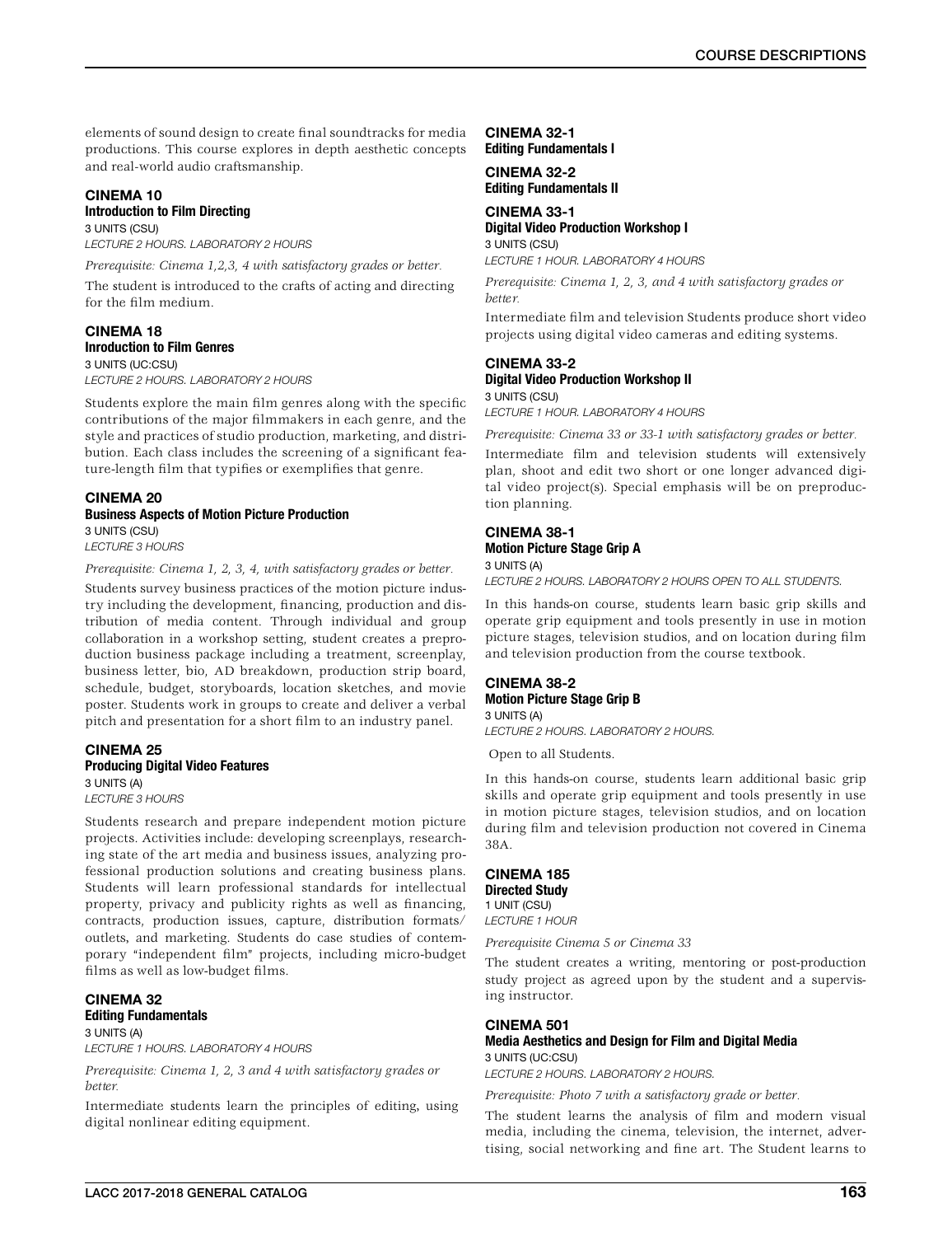elements of sound design to create final soundtracks for media productions. This course explores in depth aesthetic concepts and real-world audio craftsmanship.

### CINEMA 10
**Introduction to Film Directing**
3 UNITS (CSU)
*LECTURE 2 HOURS. LABORATORY 2 HOURS*

*Prerequisite: Cinema 1,2,3, 4 with satisfactory grades or better.*

The student is introduced to the crafts of acting and directing for the film medium.

### CINEMA 18
**Inroduction to Film Genres**
3 UNITS (UC:CSU)
*LECTURE 2 HOURS. LABORATORY 2 HOURS*

Students explore the main film genres along with the specific contributions of the major filmmakers in each genre, and the style and practices of studio production, marketing, and distribution. Each class includes the screening of a significant feature-length film that typifies or exemplifies that genre.

### CINEMA 20
**Business Aspects of Motion Picture Production**
3 UNITS (CSU)
*LECTURE 3 HOURS*

*Prerequisite: Cinema 1, 2, 3, 4, with satisfactory grades or better.*

Students survey business practices of the motion picture industry including the development, financing, production and distribution of media content. Through individual and group collaboration in a workshop setting, student creates a preproduction business package including a treatment, screenplay, business letter, bio, AD breakdown, production strip board, schedule, budget, storyboards, location sketches, and movie poster. Students work in groups to create and deliver a verbal pitch and presentation for a short film to an industry panel.

### CINEMA 25
**Producing Digital Video Features**
3 UNITS (A)
*LECTURE 3 HOURS*

Students research and prepare independent motion picture projects. Activities include: developing screenplays, researching state of the art media and business issues, analyzing professional production solutions and creating business plans. Students will learn professional standards for intellectual property, privacy and publicity rights as well as financing, contracts, production issues, capture, distribution formats/outlets, and marketing. Students do case studies of contemporary "independent film" projects, including micro-budget films as well as low-budget films.

### CINEMA 32
**Editing Fundamentals**
3 UNITS (A)
*LECTURE 1 HOURS. LABORATORY 4 HOURS*

*Prerequisite: Cinema 1, 2, 3 and 4 with satisfactory grades or better.*

Intermediate students learn the principles of editing, using digital nonlinear editing equipment.

### CINEMA 32-1
**Editing Fundamentals I**

### CINEMA 32-2
**Editing Fundamentals II**

### CINEMA 33-1
**Digital Video Production Workshop I**
3 UNITS (CSU)
*LECTURE 1 HOUR. LABORATORY 4 HOURS*

*Prerequisite: Cinema 1, 2, 3, and 4 with satisfactory grades or better.*

Intermediate film and television Students produce short video projects using digital video cameras and editing systems.

### CINEMA 33-2
**Digital Video Production Workshop II**
3 UNITS (CSU)
*LECTURE 1 HOUR. LABORATORY 4 HOURS*

*Prerequisite: Cinema 33 or 33-1 with satisfactory grades or better.*

Intermediate film and television students will extensively plan, shoot and edit two short or one longer advanced digital video project(s). Special emphasis will be on preproduction planning.

### CINEMA 38-1
**Motion Picture Stage Grip A**
3 UNITS (A)
*LECTURE 2 HOURS. LABORATORY 2 HOURS OPEN TO ALL STUDENTS.*

In this hands-on course, students learn basic grip skills and operate grip equipment and tools presently in use in motion picture stages, television studios, and on location during film and television production from the course textbook.

### CINEMA 38-2
**Motion Picture Stage Grip B**
3 UNITS (A)
*LECTURE 2 HOURS. LABORATORY 2 HOURS.*

Open to all Students.

In this hands-on course, students learn additional basic grip skills and operate grip equipment and tools presently in use in motion picture stages, television studios, and on location during film and television production not covered in Cinema 38A.

### CINEMA 185
**Directed Study**
1 UNIT (CSU)
*LECTURE 1 HOUR*

*Prerequisite Cinema 5 or Cinema 33*

The student creates a writing, mentoring or post-production study project as agreed upon by the student and a supervising instructor.

### CINEMA 501
**Media Aesthetics and Design for Film and Digital Media**
3 UNITS (UC:CSU)
*LECTURE 2 HOURS. LABORATORY 2 HOURS.*

*Prerequisite: Photo 7 with a satisfactory grade or better.*

The student learns the analysis of film and modern visual media, including the cinema, television, the internet, advertising, social networking and fine art. The Student learns to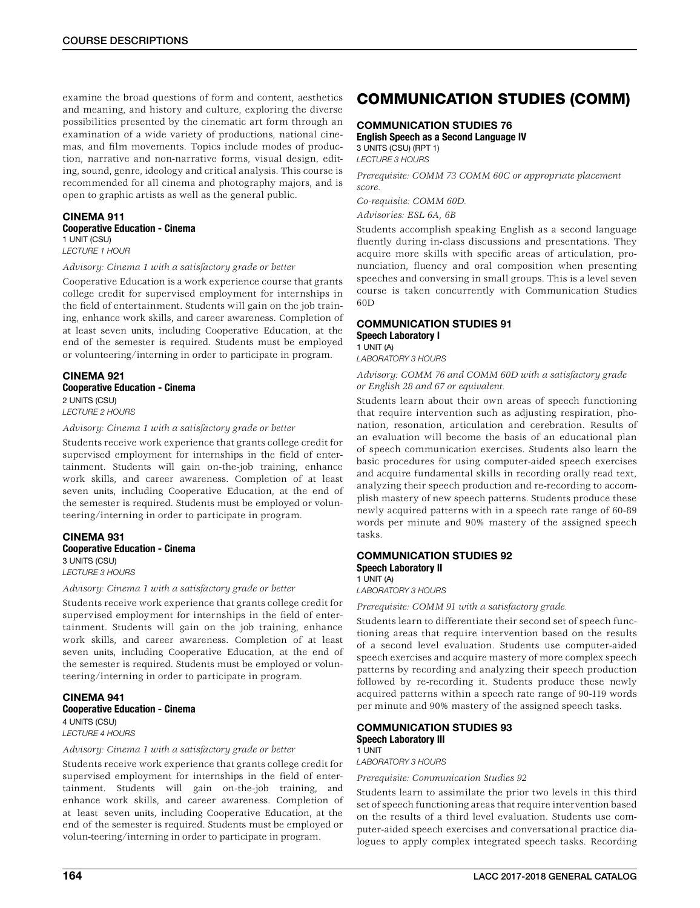examine the broad questions of form and content, aesthetics and meaning, and history and culture, exploring the diverse possibilities presented by the cinematic art form through an examination of a wide variety of productions, national cinemas, and film movements. Topics include modes of production, narrative and non-narrative forms, visual design, editing, sound, genre, ideology and critical analysis. This course is recommended for all cinema and photography majors, and is open to graphic artists as well as the general public.

### CINEMA 911
**Cooperative Education - Cinema**
1 UNIT (CSU)
*LECTURE 1 HOUR*

*Advisory: Cinema 1 with a satisfactory grade or better*

Cooperative Education is a work experience course that grants college credit for supervised employment for internships in the field of entertainment. Students will gain on the job training, enhance work skills, and career awareness. Completion of at least seven units, including Cooperative Education, at the end of the semester is required. Students must be employed or volunteering/interning in order to participate in program.

### CINEMA 921
**Cooperative Education - Cinema**
2 UNITS (CSU)
*LECTURE 2 HOURS*

*Advisory: Cinema 1 with a satisfactory grade or better*

Students receive work experience that grants college credit for supervised employment for internships in the field of entertainment. Students will gain on-the-job training, enhance work skills, and career awareness. Completion of at least seven units, including Cooperative Education, at the end of the semester is required. Students must be employed or volunteering/interning in order to participate in program.

### CINEMA 931
**Cooperative Education - Cinema**
3 UNITS (CSU)
*LECTURE 3 HOURS*

*Advisory: Cinema 1 with a satisfactory grade or better*

Students receive work experience that grants college credit for supervised employment for internships in the field of entertainment. Students will gain on the job training, enhance work skills, and career awareness. Completion of at least seven units, including Cooperative Education, at the end of the semester is required. Students must be employed or volunteering/interning in order to participate in program.

### CINEMA 941
**Cooperative Education - Cinema**
4 UNITS (CSU)
*LECTURE 4 HOURS*

*Advisory: Cinema 1 with a satisfactory grade or better*

Students receive work experience that grants college credit for supervised employment for internships in the field of entertainment. Students will gain on-the-job training, and enhance work skills, and career awareness. Completion of at least seven units, including Cooperative Education, at the end of the semester is required. Students must be employed or volun-teering/interning in order to participate in program.

## COMMUNICATION STUDIES (COMM)

### COMMUNICATION STUDIES 76
**English Speech as a Second Language IV**
3 UNITS (CSU) (RPT 1)
*LECTURE 3 HOURS*

*Prerequisite: COMM 73 COMM 60C or appropriate placement score.*

*Co-requisite: COMM 60D.*

*Advisories: ESL 6A, 6B*

Students accomplish speaking English as a second language fluently during in-class discussions and presentations. They acquire more skills with specific areas of articulation, pronunciation, fluency and oral composition when presenting speeches and conversing in small groups. This is a level seven course is taken concurrently with Communication Studies 60D

### COMMUNICATION STUDIES 91
**Speech Laboratory I**
1 UNIT (A)
*LABORATORY 3 HOURS*

*Advisory: COMM 76 and COMM 60D with a satisfactory grade or English 28 and 67 or equivalent.*

Students learn about their own areas of speech functioning that require intervention such as adjusting respiration, phonation, resonation, articulation and cerebration. Results of an evaluation will become the basis of an educational plan of speech communication exercises. Students also learn the basic procedures for using computer-aided speech exercises and acquire fundamental skills in recording orally read text, analyzing their speech production and re-recording to accomplish mastery of new speech patterns. Students produce these newly acquired patterns with in a speech rate range of 60-89 words per minute and 90% mastery of the assigned speech tasks.

### COMMUNICATION STUDIES 92
**Speech Laboratory II**
1 UNIT (A)
*LABORATORY 3 HOURS*

*Prerequisite: COMM 91 with a satisfactory grade.*

Students learn to differentiate their second set of speech functioning areas that require intervention based on the results of a second level evaluation. Students use computer-aided speech exercises and acquire mastery of more complex speech patterns by recording and analyzing their speech production followed by re-recording it. Students produce these newly acquired patterns within a speech rate range of 90-119 words per minute and 90% mastery of the assigned speech tasks.

### COMMUNICATION STUDIES 93
**Speech Laboratory III**
1 UNIT
*LABORATORY 3 HOURS*

*Prerequisite: Communication Studies 92*

Students learn to assimilate the prior two levels in this third set of speech functioning areas that require intervention based on the results of a third level evaluation. Students use computer-aided speech exercises and conversational practice dialogues to apply complex integrated speech tasks. Recording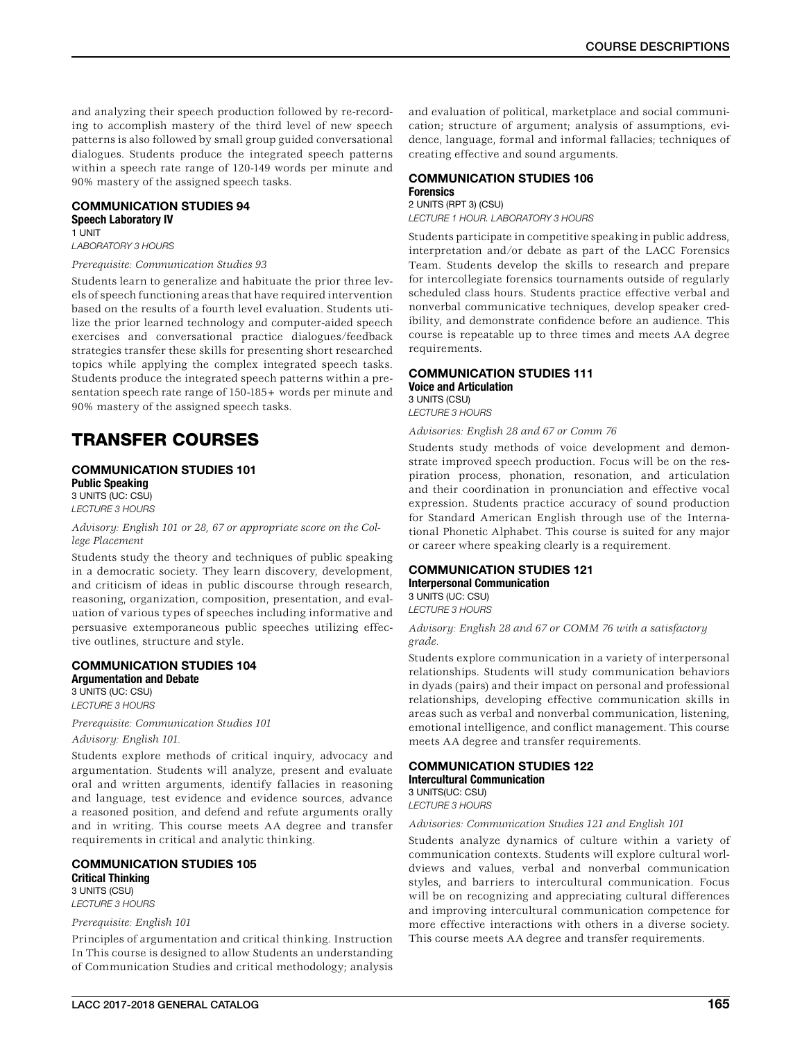and analyzing their speech production followed by re-recording to accomplish mastery of the third level of new speech patterns is also followed by small group guided conversational dialogues. Students produce the integrated speech patterns within a speech rate range of 120-149 words per minute and 90% mastery of the assigned speech tasks.

### COMMUNICATION STUDIES 94
**Speech Laboratory IV**
1 UNIT
*LABORATORY 3 HOURS*

*Prerequisite: Communication Studies 93*

Students learn to generalize and habituate the prior three levels of speech functioning areas that have required intervention based on the results of a fourth level evaluation. Students utilize the prior learned technology and computer-aided speech exercises and conversational practice dialogues/feedback strategies transfer these skills for presenting short researched topics while applying the complex integrated speech tasks. Students produce the integrated speech patterns within a presentation speech rate range of 150-185+ words per minute and 90% mastery of the assigned speech tasks.

## TRANSFER COURSES

### COMMUNICATION STUDIES 101
**Public Speaking**
3 UNITS (UC: CSU)
*LECTURE 3 HOURS*

*Advisory: English 101 or 28, 67 or appropriate score on the College Placement*

Students study the theory and techniques of public speaking in a democratic society. They learn discovery, development, and criticism of ideas in public discourse through research, reasoning, organization, composition, presentation, and evaluation of various types of speeches including informative and persuasive extemporaneous public speeches utilizing effective outlines, structure and style.

### COMMUNICATION STUDIES 104
**Argumentation and Debate**
3 UNITS (UC: CSU)
*LECTURE 3 HOURS*

*Prerequisite: Communication Studies 101*

*Advisory: English 101.*

Students explore methods of critical inquiry, advocacy and argumentation. Students will analyze, present and evaluate oral and written arguments, identify fallacies in reasoning and language, test evidence and evidence sources, advance a reasoned position, and defend and refute arguments orally and in writing. This course meets AA degree and transfer requirements in critical and analytic thinking.

### COMMUNICATION STUDIES 105
**Critical Thinking**
3 UNITS (CSU)
*LECTURE 3 HOURS*

*Prerequisite: English 101*

Principles of argumentation and critical thinking. Instruction In This course is designed to allow Students an understanding of Communication Studies and critical methodology; analysis and evaluation of political, marketplace and social communication; structure of argument; analysis of assumptions, evidence, language, formal and informal fallacies; techniques of creating effective and sound arguments.

### COMMUNICATION STUDIES 106
**Forensics**
2 UNITS (RPT 3) (CSU)
*LECTURE 1 HOUR. LABORATORY 3 HOURS*

Students participate in competitive speaking in public address, interpretation and/or debate as part of the LACC Forensics Team. Students develop the skills to research and prepare for intercollegiate forensics tournaments outside of regularly scheduled class hours. Students practice effective verbal and nonverbal communicative techniques, develop speaker credibility, and demonstrate confidence before an audience. This course is repeatable up to three times and meets AA degree requirements.

### COMMUNICATION STUDIES 111
**Voice and Articulation**
3 UNITS (CSU)
*LECTURE 3 HOURS*

*Advisories: English 28 and 67 or Comm 76*

Students study methods of voice development and demonstrate improved speech production. Focus will be on the respiration process, phonation, resonation, and articulation and their coordination in pronunciation and effective vocal expression. Students practice accuracy of sound production for Standard American English through use of the International Phonetic Alphabet. This course is suited for any major or career where speaking clearly is a requirement.

### COMMUNICATION STUDIES 121
**Interpersonal Communication**
3 UNITS (UC: CSU)
*LECTURE 3 HOURS*

*Advisory: English 28 and 67 or COMM 76 with a satisfactory grade.*

Students explore communication in a variety of interpersonal relationships. Students will study communication behaviors in dyads (pairs) and their impact on personal and professional relationships, developing effective communication skills in areas such as verbal and nonverbal communication, listening, emotional intelligence, and conflict management. This course meets AA degree and transfer requirements.

### COMMUNICATION STUDIES 122
**Intercultural Communication**
3 UNITS(UC: CSU)
*LECTURE 3 HOURS*

*Advisories: Communication Studies 121 and English 101*

Students analyze dynamics of culture within a variety of communication contexts. Students will explore cultural worldviews and values, verbal and nonverbal communication styles, and barriers to intercultural communication. Focus will be on recognizing and appreciating cultural differences and improving intercultural communication competence for more effective interactions with others in a diverse society. This course meets AA degree and transfer requirements.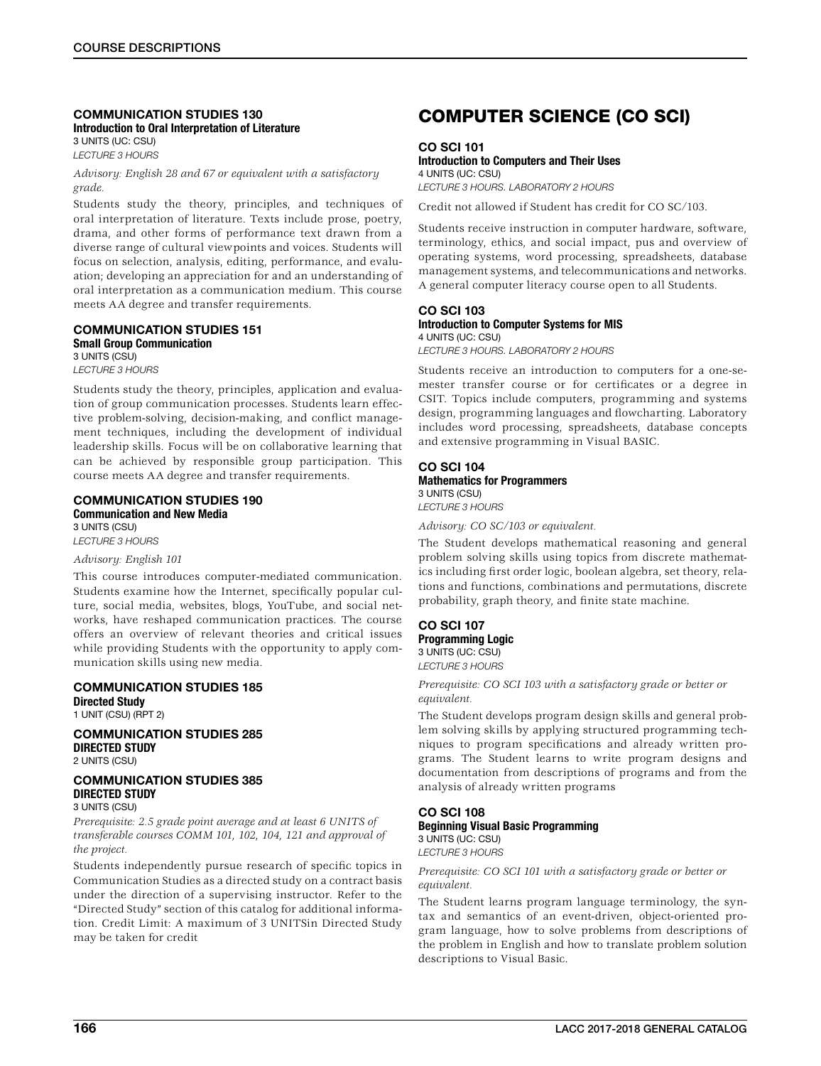### COMMUNICATION STUDIES 130

**Introduction to Oral Interpretation of Literature**
3 UNITS (UC: CSU)
*LECTURE 3 HOURS*

*Advisory: English 28 and 67 or equivalent with a satisfactory grade.*

Students study the theory, principles, and techniques of oral interpretation of literature. Texts include prose, poetry, drama, and other forms of performance text drawn from a diverse range of cultural viewpoints and voices. Students will focus on selection, analysis, editing, performance, and evaluation; developing an appreciation for and an understanding of oral interpretation as a communication medium. This course meets AA degree and transfer requirements.

### COMMUNICATION STUDIES 151

**Small Group Communication**
3 UNITS (CSU)
*LECTURE 3 HOURS*

Students study the theory, principles, application and evaluation of group communication processes. Students learn effective problem-solving, decision-making, and conflict management techniques, including the development of individual leadership skills. Focus will be on collaborative learning that can be achieved by responsible group participation. This course meets AA degree and transfer requirements.

### COMMUNICATION STUDIES 190

**Communication and New Media**
3 UNITS (CSU)
*LECTURE 3 HOURS*

*Advisory: English 101*

This course introduces computer-mediated communication. Students examine how the Internet, specifically popular culture, social media, websites, blogs, YouTube, and social networks, have reshaped communication practices. The course offers an overview of relevant theories and critical issues while providing Students with the opportunity to apply communication skills using new media.

### COMMUNICATION STUDIES 185

**Directed Study**
1 UNIT (CSU) (RPT 2)

### COMMUNICATION STUDIES 285

**DIRECTED STUDY**
2 UNITS (CSU)

### COMMUNICATION STUDIES 385

**DIRECTED STUDY**
3 UNITS (CSU)

*Prerequisite: 2.5 grade point average and at least 6 UNITS of transferable courses COMM 101, 102, 104, 121 and approval of the project.*

Students independently pursue research of specific topics in Communication Studies as a directed study on a contract basis under the direction of a supervising instructor. Refer to the "Directed Study" section of this catalog for additional information. Credit Limit: A maximum of 3 UNITSin Directed Study may be taken for credit

## COMPUTER SCIENCE (CO SCI)

### CO SCI 101

**Introduction to Computers and Their Uses**
4 UNITS (UC: CSU)
*LECTURE 3 HOURS. LABORATORY 2 HOURS*

Credit not allowed if Student has credit for CO SC/103.

Students receive instruction in computer hardware, software, terminology, ethics, and social impact, pus and overview of operating systems, word processing, spreadsheets, database management systems, and telecommunications and networks. A general computer literacy course open to all Students.

### CO SCI 103

**Introduction to Computer Systems for MIS**
4 UNITS (UC: CSU)
*LECTURE 3 HOURS. LABORATORY 2 HOURS*

Students receive an introduction to computers for a one-semester transfer course or for certificates or a degree in CSIT. Topics include computers, programming and systems design, programming languages and flowcharting. Laboratory includes word processing, spreadsheets, database concepts and extensive programming in Visual BASIC.

### CO SCI 104

**Mathematics for Programmers**
3 UNITS (CSU)
*LECTURE 3 HOURS*

*Advisory: CO SC/103 or equivalent.*

The Student develops mathematical reasoning and general problem solving skills using topics from discrete mathematics including first order logic, boolean algebra, set theory, relations and functions, combinations and permutations, discrete probability, graph theory, and finite state machine.

### CO SCI 107

**Programming Logic**
3 UNITS (UC: CSU)
*LECTURE 3 HOURS*

*Prerequisite: CO SCI 103 with a satisfactory grade or better or equivalent.*

The Student develops program design skills and general problem solving skills by applying structured programming techniques to program specifications and already written programs. The Student learns to write program designs and documentation from descriptions of programs and from the analysis of already written programs

### CO SCI 108

**Beginning Visual Basic Programming**
3 UNITS (UC: CSU)
*LECTURE 3 HOURS*

*Prerequisite: CO SCI 101 with a satisfactory grade or better or equivalent.*

The Student learns program language terminology, the syntax and semantics of an event-driven, object-oriented program language, how to solve problems from descriptions of the problem in English and how to translate problem solution descriptions to Visual Basic.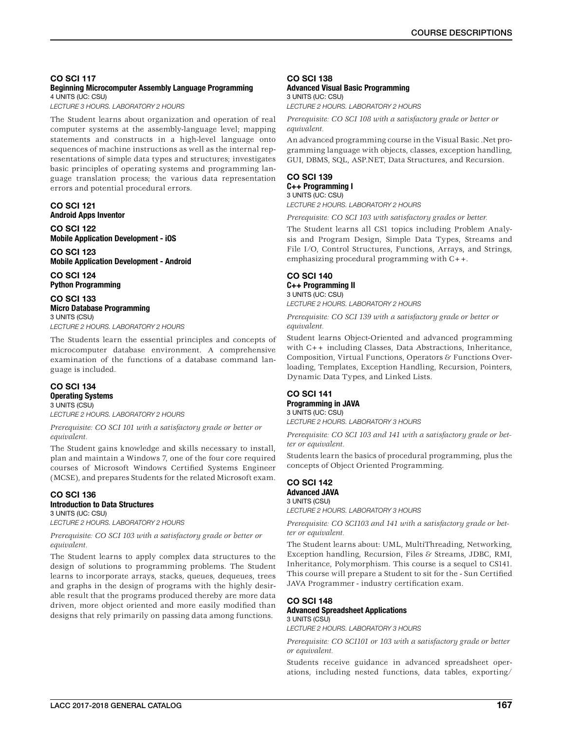### CO SCI 117
**Beginning Microcomputer Assembly Language Programming**
4 UNITS (UC: CSU)
*LECTURE 3 HOURS. LABORATORY 2 HOURS*

The Student learns about organization and operation of real computer systems at the assembly-language level; mapping statements and constructs in a high-level language onto sequences of machine instructions as well as the internal representations of simple data types and structures; investigates basic principles of operating systems and programming language translation process; the various data representation errors and potential procedural errors.

### CO SCI 121
**Android Apps Inventor**

### CO SCI 122
**Mobile Application Development - iOS**

### CO SCI 123
**Mobile Application Development - Android**

### CO SCI 124
**Python Programming**

### CO SCI 133
**Micro Database Programming**
3 UNITS (CSU)
*LECTURE 2 HOURS. LABORATORY 2 HOURS*

The Students learn the essential principles and concepts of microcomputer database environment. A comprehensive examination of the functions of a database command language is included.

### CO SCI 134
**Operating Systems**
3 UNITS (CSU)
*LECTURE 2 HOURS. LABORATORY 2 HOURS*

*Prerequisite: CO SCI 101 with a satisfactory grade or better or equivalent.*

The Student gains knowledge and skills necessary to install, plan and maintain a Windows 7, one of the four core required courses of Microsoft Windows Certified Systems Engineer (MCSE), and prepares Students for the related Microsoft exam.

### CO SCI 136
**Introduction to Data Structures**
3 UNITS (UC: CSU)
*LECTURE 2 HOURS. LABORATORY 2 HOURS*

*Prerequisite: CO SCI 103 with a satisfactory grade or better or equivalent.*

The Student learns to apply complex data structures to the design of solutions to programming problems. The Student learns to incorporate arrays, stacks, queues, dequeues, trees and graphs in the design of programs with the highly desirable result that the programs produced thereby are more data driven, more object oriented and more easily modified than designs that rely primarily on passing data among functions.

### CO SCI 138
**Advanced Visual Basic Programming**
3 UNITS (UC: CSU)
*LECTURE 2 HOURS. LABORATORY 2 HOURS*

*Prerequisite: CO SCI 108 with a satisfactory grade or better or equivalent.*

An advanced programming course in the Visual Basic .Net programming language with objects, classes, exception handling, GUI, DBMS, SQL, ASP.NET, Data Structures, and Recursion.

### CO SCI 139
**C++ Programming I**
3 UNITS (UC: CSU)
*LECTURE 2 HOURS. LABORATORY 2 HOURS*

*Prerequisite: CO SCI 103 with satisfactory grades or better.*

The Student learns all CS1 topics including Problem Analysis and Program Design, Simple Data Types, Streams and File I/O, Control Structures, Functions, Arrays, and Strings, emphasizing procedural programming with C++.

### CO SCI 140
**C++ Programming II**
3 UNITS (UC: CSU)
*LECTURE 2 HOURS. LABORATORY 2 HOURS*

*Prerequisite: CO SCI 139 with a satisfactory grade or better or equivalent.*

Student learns Object-Oriented and advanced programming with C++ including Classes, Data Abstractions, Inheritance, Composition, Virtual Functions, Operators & Functions Overloading, Templates, Exception Handling, Recursion, Pointers, Dynamic Data Types, and Linked Lists.

### CO SCI 141
**Programming in JAVA**
3 UNITS (UC: CSU)
*LECTURE 2 HOURS. LABORATORY 3 HOURS*

*Prerequisite: CO SCI 103 and 141 with a satisfactory grade or better or equivalent.*

Students learn the basics of procedural programming, plus the concepts of Object Oriented Programming.

### CO SCI 142
**Advanced JAVA**
3 UNITS (CSU)
*LECTURE 2 HOURS. LABORATORY 3 HOURS*

*Prerequisite: CO SCI103 and 141 with a satisfactory grade or better or equivalent.*

The Student learns about: UML, MultiThreading, Networking, Exception handling, Recursion, Files & Streams, JDBC, RMI, Inheritance, Polymorphism. This course is a sequel to CS141. This course will prepare a Student to sit for the - Sun Certified JAVA Programmer - industry certification exam.

### CO SCI 148
**Advanced Spreadsheet Applications**
3 UNITS (CSU)
*LECTURE 2 HOURS. LABORATORY 3 HOURS*

*Prerequisite: CO SCI101 or 103 with a satisfactory grade or better or equivalent.*

Students receive guidance in advanced spreadsheet operations, including nested functions, data tables, exporting/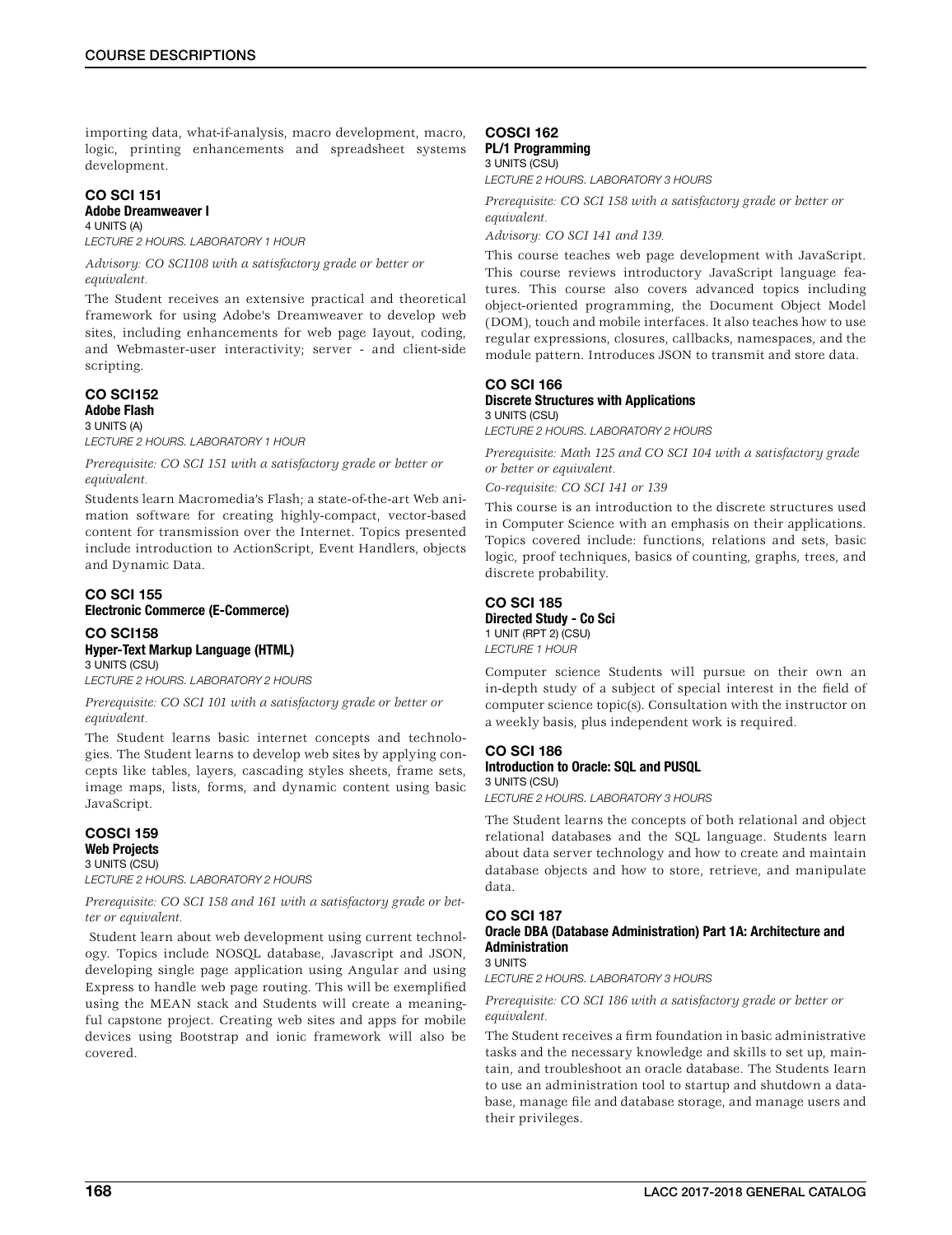importing data, what-if-analysis, macro development, macro, logic, printing enhancements and spreadsheet systems development.

### CO SCI 151
**Adobe Dreamweaver I**
4 UNITS (A)
*LECTURE 2 HOURS. LABORATORY 1 HOUR*

*Advisory: CO SCI108 with a satisfactory grade or better or equivalent.*

The Student receives an extensive practical and theoretical framework for using Adobe's Dreamweaver to develop web sites, including enhancements for web page Iayout, coding, and Webmaster-user interactivity; server - and client-side scripting.

### CO SCI152
**Adobe Flash**
3 UNITS (A)
*LECTURE 2 HOURS. LABORATORY 1 HOUR*

*Prerequisite: CO SCI 151 with a satisfactory grade or better or equivalent.*

Students learn Macromedia's Flash; a state-of-the-art Web animation software for creating highly-compact, vector-based content for transmission over the Internet. Topics presented include introduction to ActionScript, Event Handlers, objects and Dynamic Data.

### CO SCI 155
**Electronic Commerce (E-Commerce)**

### CO SCI158
**Hyper-Text Markup Language (HTML)**
3 UNITS (CSU)
*LECTURE 2 HOURS. LABORATORY 2 HOURS*

*Prerequisite: CO SCI 101 with a satisfactory grade or better or equivalent.*

The Student learns basic internet concepts and technologies. The Student learns to develop web sites by applying concepts like tables, layers, cascading styles sheets, frame sets, image maps, lists, forms, and dynamic content using basic JavaScript.

### COSCI 159
**Web Projects**
3 UNITS (CSU)
*LECTURE 2 HOURS. LABORATORY 2 HOURS*

*Prerequisite: CO SCI 158 and 161 with a satisfactory grade or better or equivalent.*

Student learn about web development using current technology. Topics include NOSQL database, Javascript and JSON, developing single page application using Angular and using Express to handle web page routing. This will be exemplified using the MEAN stack and Students will create a meaningful capstone project. Creating web sites and apps for mobile devices using Bootstrap and ionic framework will also be covered.

### COSCI 162
**PL/1 Programming**
3 UNITS (CSU)
*LECTURE 2 HOURS. LABORATORY 3 HOURS*

*Prerequisite: CO SCI 158 with a satisfactory grade or better or equivalent.*

*Advisory: CO SCI 141 and 139.*

This course teaches web page development with JavaScript. This course reviews introductory JavaScript language features. This course also covers advanced topics including object-oriented programming, the Document Object Model (DOM), touch and mobile interfaces. It also teaches how to use regular expressions, closures, callbacks, namespaces, and the module pattern. Introduces JSON to transmit and store data.

### CO SCI 166
**Discrete Structures with Applications**
3 UNITS (CSU)
*LECTURE 2 HOURS. LABORATORY 2 HOURS*

*Prerequisite: Math 125 and CO SCI 104 with a satisfactory grade or better or equivalent.*

*Co-requisite: CO SCI 141 or 139*

This course is an introduction to the discrete structures used in Computer Science with an emphasis on their applications. Topics covered include: functions, relations and sets, basic logic, proof techniques, basics of counting, graphs, trees, and discrete probability.

### CO SCI 185
**Directed Study - Co Sci**
1 UNIT (RPT 2) (CSU)
*LECTURE 1 HOUR*

Computer science Students will pursue on their own an in-depth study of a subject of special interest in the field of computer science topic(s). Consultation with the instructor on a weekly basis, plus independent work is required.

### CO SCI 186
**Introduction to Oracle: SQL and PUSQL**
3 UNITS (CSU)
*LECTURE 2 HOURS. LABORATORY 3 HOURS*

The Student learns the concepts of both relational and object relational databases and the SQL language. Students learn about data server technology and how to create and maintain database objects and how to store, retrieve, and manipulate data.

### CO SCI 187
**Oracle DBA (Database Administration) Part 1A: Architecture and Administration**
3 UNITS
*LECTURE 2 HOURS. LABORATORY 3 HOURS*

*Prerequisite: CO SCI 186 with a satisfactory grade or better or equivalent.*

The Student receives a firm foundation in basic administrative tasks and the necessary knowledge and skills to set up, maintain, and troubleshoot an oracle database. The Students Iearn to use an administration tool to startup and shutdown a database, manage file and database storage, and manage users and their privileges.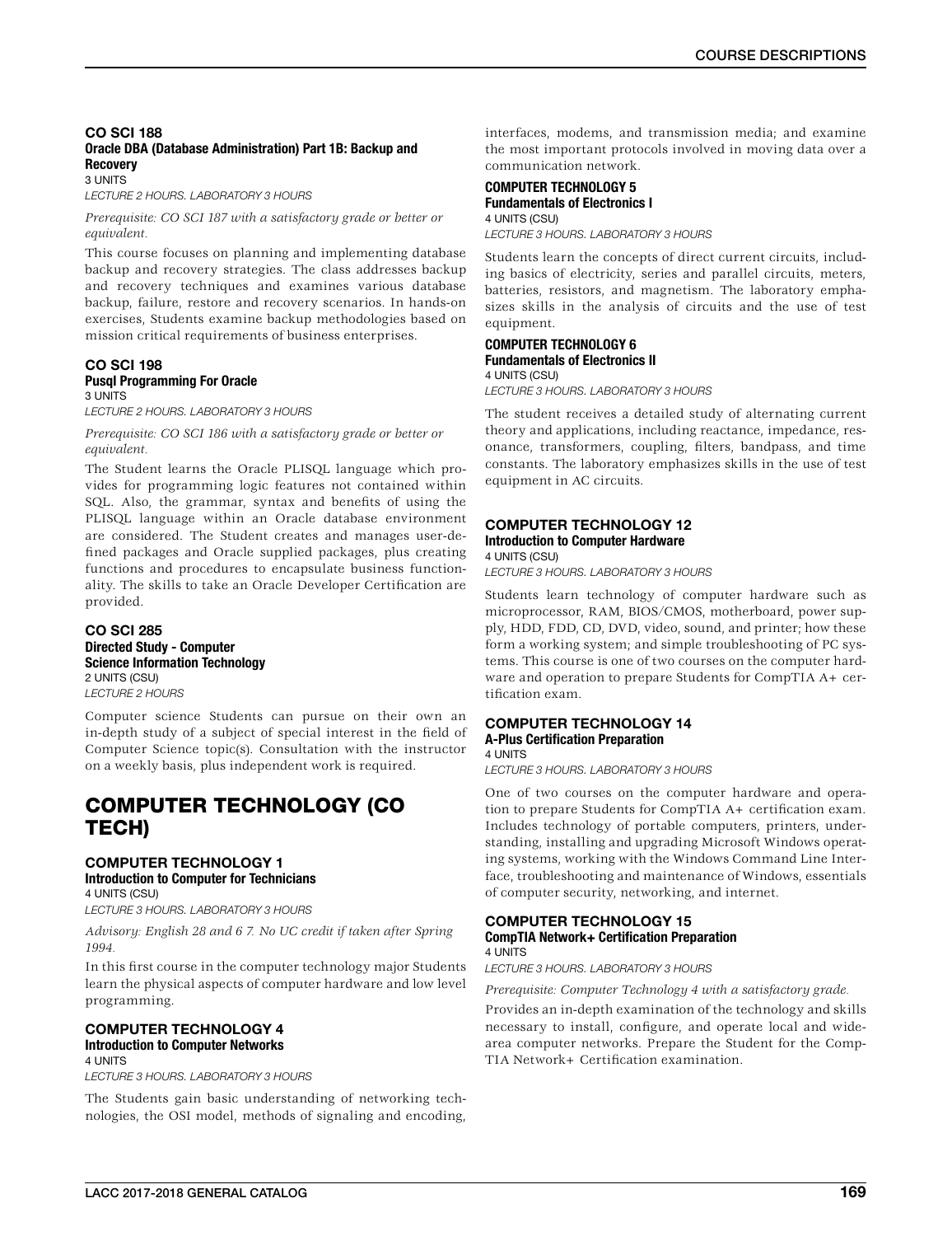### CO SCI 188
**Oracle DBA (Database Administration) Part 1B: Backup and Recovery**
3 UNITS
*LECTURE 2 HOURS. LABORATORY 3 HOURS*

*Prerequisite: CO SCI 187 with a satisfactory grade or better or equivalent.*

This course focuses on planning and implementing database backup and recovery strategies. The class addresses backup and recovery techniques and examines various database backup, failure, restore and recovery scenarios. In hands-on exercises, Students examine backup methodologies based on mission critical requirements of business enterprises.

### CO SCI 198
**Pusql Programming For Oracle**
3 UNITS
*LECTURE 2 HOURS. LABORATORY 3 HOURS*

*Prerequisite: CO SCI 186 with a satisfactory grade or better or equivalent.*

The Student learns the Oracle PLISQL language which provides for programming logic features not contained within SQL. Also, the grammar, syntax and benefits of using the PLISQL language within an Oracle database environment are considered. The Student creates and manages user-defined packages and Oracle supplied packages, plus creating functions and procedures to encapsulate business functionality. The skills to take an Oracle Developer Certification are provided.

### CO SCI 285
**Directed Study - Computer Science Information Technology**
2 UNITS (CSU)
*LECTURE 2 HOURS*

Computer science Students can pursue on their own an in-depth study of a subject of special interest in the field of Computer Science topic(s). Consultation with the instructor on a weekly basis, plus independent work is required.

## COMPUTER TECHNOLOGY (CO TECH)

### COMPUTER TECHNOLOGY 1
**Introduction to Computer for Technicians**
4 UNITS (CSU)
*LECTURE 3 HOURS. LABORATORY 3 HOURS*

*Advisory: English 28 and 6 7. No UC credit if taken after Spring 1994.*

In this first course in the computer technology major Students learn the physical aspects of computer hardware and low level programming.

### COMPUTER TECHNOLOGY 4
**Introduction to Computer Networks**
4 UNITS
*LECTURE 3 HOURS. LABORATORY 3 HOURS*

The Students gain basic understanding of networking technologies, the OSI model, methods of signaling and encoding, interfaces, modems, and transmission media; and examine the most important protocols involved in moving data over a communication network.

### COMPUTER TECHNOLOGY 5
**Fundamentals of Electronics I**
4 UNITS (CSU)
*LECTURE 3 HOURS. LABORATORY 3 HOURS*

Students learn the concepts of direct current circuits, including basics of electricity, series and parallel circuits, meters, batteries, resistors, and magnetism. The laboratory emphasizes skills in the analysis of circuits and the use of test equipment.

### COMPUTER TECHNOLOGY 6
**Fundamentals of Electronics II**
4 UNITS (CSU)
*LECTURE 3 HOURS. LABORATORY 3 HOURS*

The student receives a detailed study of alternating current theory and applications, including reactance, impedance, resonance, transformers, coupling, filters, bandpass, and time constants. The laboratory emphasizes skills in the use of test equipment in AC circuits.

### COMPUTER TECHNOLOGY 12
**Introduction to Computer Hardware**
4 UNITS (CSU)
*LECTURE 3 HOURS. LABORATORY 3 HOURS*

Students learn technology of computer hardware such as microprocessor, RAM, BIOS/CMOS, motherboard, power supply, HDD, FDD, CD, DVD, video, sound, and printer; how these form a working system; and simple troubleshooting of PC systems. This course is one of two courses on the computer hardware and operation to prepare Students for CompTIA A+ certification exam.

### COMPUTER TECHNOLOGY 14
**A-Plus Certification Preparation**
4 UNITS
*LECTURE 3 HOURS. LABORATORY 3 HOURS*

One of two courses on the computer hardware and operation to prepare Students for CompTIA A+ certification exam. Includes technology of portable computers, printers, understanding, installing and upgrading Microsoft Windows operating systems, working with the Windows Command Line Interface, troubleshooting and maintenance of Windows, essentials of computer security, networking, and internet.

### COMPUTER TECHNOLOGY 15
**CompTIA Network+ Certification Preparation**
4 UNITS
*LECTURE 3 HOURS. LABORATORY 3 HOURS*

*Prerequisite: Computer Technology 4 with a satisfactory grade.*

Provides an in-depth examination of the technology and skills necessary to install, configure, and operate local and wide-area computer networks. Prepare the Student for the CompTIA Network+ Certification examination.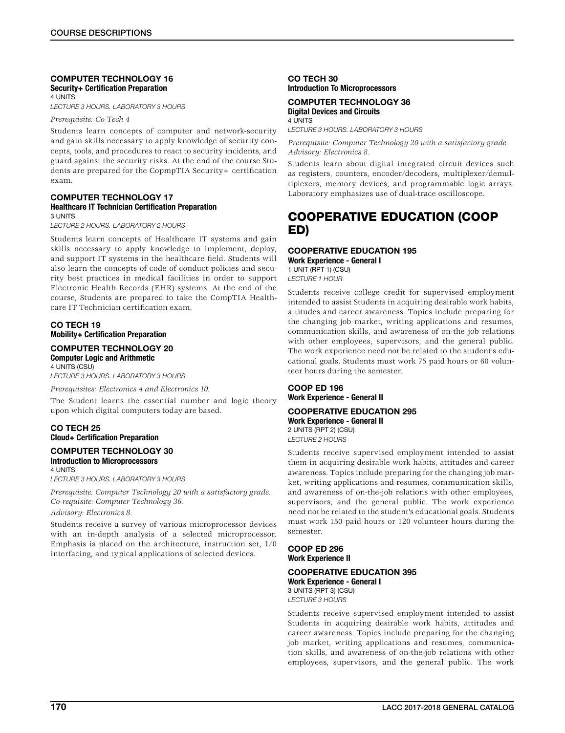### COMPUTER TECHNOLOGY 16
**Security+ Certification Preparation**
4 UNITS
*LECTURE 3 HOURS. LABORATORY 3 HOURS*

*Prerequisite: Co Tech 4*

Students learn concepts of computer and network-security and gain skills necessary to apply knowledge of security concepts, tools, and procedures to react to security incidents, and guard against the security risks. At the end of the course Students are prepared for the CopmpTIA Security+ certification exam.

### COMPUTER TECHNOLOGY 17
**Healthcare IT Technician Certification Preparation**
3 UNITS
*LECTURE 2 HOURS. LABORATORY 2 HOURS*

Students learn concepts of Healthcare IT systems and gain skills necessary to apply knowledge to implement, deploy, and support IT systems in the healthcare field. Students will also learn the concepts of code of conduct policies and security best practices in medical facilities in order to support Electronic Health Records (EHR) systems. At the end of the course, Students are prepared to take the CompTIA Healthcare IT Technician certification exam.

### CO TECH 19
**Mobility+ Certification Preparation**

### COMPUTER TECHNOLOGY 20
**Computer Logic and Arithmetic**
4 UNITS (CSU)
*LECTURE 3 HOURS. LABORATORY 3 HOURS*

*Prerequisites: Electronics 4 and Electronics 10.*

The Student learns the essential number and logic theory upon which digital computers today are based.

### CO TECH 25
**Cloud+ Certification Preparation**

### COMPUTER TECHNOLOGY 30
**Introduction to Microprocessors**
4 UNITS
*LECTURE 3 HOURS. LABORATORY 3 HOURS*

*Prerequisite: Computer Technology 20 with a satisfactory grade.*
*Co-requisite: Computer Technology 36.*
*Advisory: Electronics 8.*

Students receive a survey of various microprocessor devices with an in-depth analysis of a selected microprocessor. Emphasis is placed on the architecture, instruction set, 1/0 interfacing, and typical applications of selected devices.

### CO TECH 30
**Introduction To Microprocessors**

### COMPUTER TECHNOLOGY 36
**Digital Devices and Circuits**
4 UNITS
*LECTURE 3 HOURS. LABORATORY 3 HOURS*

*Prerequisite: Computer Technology 20 with a satisfactory grade.*
*Advisory: Electronics 8.*

Students learn about digital integrated circuit devices such as registers, counters, encoder/decoders, multiplexer/demultiplexers, memory devices, and programmable logic arrays. Laboratory emphasizes use of dual-trace oscilloscope.

## COOPERATIVE EDUCATION (COOP ED)

### COOPERATIVE EDUCATION 195
**Work Experience - General I**
1 UNIT (RPT 1) (CSU)
*LECTURE 1 HOUR*

Students receive college credit for supervised employment intended to assist Students in acquiring desirable work habits, attitudes and career awareness. Topics include preparing for the changing job market, writing applications and resumes, communication skills, and awareness of on-the job relations with other employees, supervisors, and the general public. The work experience need not be related to the student's educational goals. Students must work 75 paid hours or 60 volunteer hours during the semester.

### COOP ED 196
**Work Experience - General II**

### COOPERATIVE EDUCATION 295
**Work Experience - General II**
2 UNITS (RPT 2) (CSU)
*LECTURE 2 HOURS*

Students receive supervised employment intended to assist them in acquiring desirable work habits, attitudes and career awareness. Topics include preparing for the changing job market, writing applications and resumes, communication skills, and awareness of on-the-job relations with other employees, supervisors, and the general public. The work experience need not be related to the student's educational goals. Students must work 150 paid hours or 120 volunteer hours during the semester.

### COOP ED 296
**Work Experience II**

### COOPERATIVE EDUCATION 395
**Work Experience - General I**
3 UNITS (RPT 3) (CSU)
*LECTURE 3 HOURS*

Students receive supervised employment intended to assist Students in acquiring desirable work habits, attitudes and career awareness. Topics include preparing for the changing job market, writing applications and resumes, communication skills, and awareness of on-the-job relations with other employees, supervisors, and the general public. The work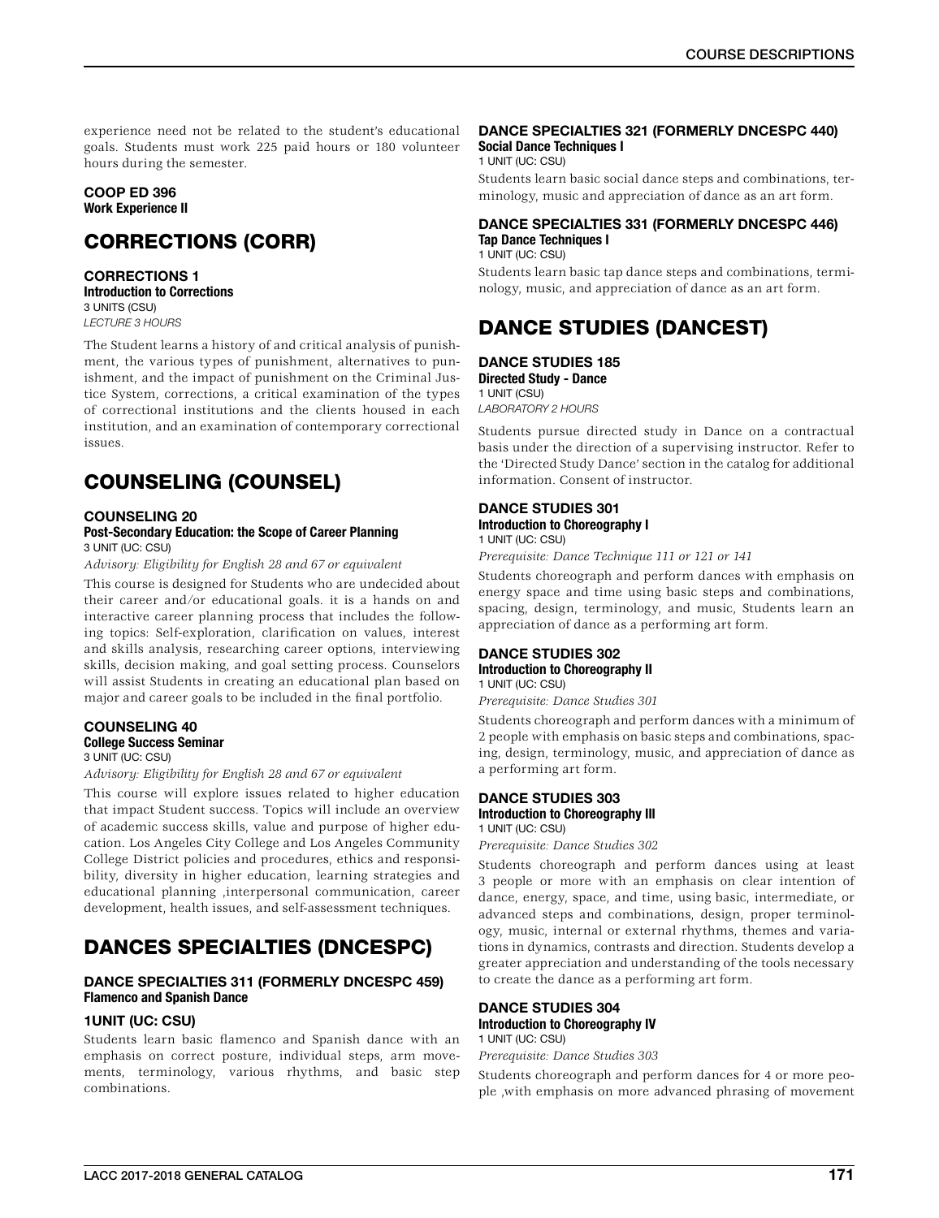experience need not be related to the student's educational goals. Students must work 225 paid hours or 180 volunteer hours during the semester.

### COOP ED 396
**Work Experience II**

## CORRECTIONS (CORR)

### CORRECTIONS 1
**Introduction to Corrections**
3 UNITS (CSU)
*LECTURE 3 HOURS*

The Student learns a history of and critical analysis of punishment, the various types of punishment, alternatives to punishment, and the impact of punishment on the Criminal Justice System, corrections, a critical examination of the types of correctional institutions and the clients housed in each institution, and an examination of contemporary correctional issues.

## COUNSELING (COUNSEL)

### COUNSELING 20
**Post-Secondary Education: the Scope of Career Planning**
3 UNIT (UC: CSU)
*Advisory: Eligibility for English 28 and 67 or equivalent*

This course is designed for Students who are undecided about their career and/or educational goals. it is a hands on and interactive career planning process that includes the following topics: Self-exploration, clarification on values, interest and skills analysis, researching career options, interviewing skills, decision making, and goal setting process. Counselors will assist Students in creating an educational plan based on major and career goals to be included in the final portfolio.

### COUNSELING 40
**College Success Seminar**
3 UNIT (UC: CSU)
*Advisory: Eligibility for English 28 and 67 or equivalent*

This course will explore issues related to higher education that impact Student success. Topics will include an overview of academic success skills, value and purpose of higher education. Los Angeles City College and Los Angeles Community College District policies and procedures, ethics and responsibility, diversity in higher education, learning strategies and educational planning ,interpersonal communication, career development, health issues, and self-assessment techniques.

## DANCES SPECIALTIES (DNCESPC)

### DANCE SPECIALTIES 311 (FORMERLY DNCESPC 459)
**Flamenco and Spanish Dance**

**1UNIT (UC: CSU)**

Students learn basic flamenco and Spanish dance with an emphasis on correct posture, individual steps, arm movements, terminology, various rhythms, and basic step combinations.

### DANCE SPECIALTIES 321 (FORMERLY DNCESPC 440)
**Social Dance Techniques I**
1 UNIT (UC: CSU)

Students learn basic social dance steps and combinations, terminology, music and appreciation of dance as an art form.

### DANCE SPECIALTIES 331 (FORMERLY DNCESPC 446)
**Tap Dance Techniques I**
1 UNIT (UC: CSU)

Students learn basic tap dance steps and combinations, terminology, music, and appreciation of dance as an art form.

## DANCE STUDIES (DANCEST)

### DANCE STUDIES 185
**Directed Study - Dance**
1 UNIT (CSU)
*LABORATORY 2 HOURS*

Students pursue directed study in Dance on a contractual basis under the direction of a supervising instructor. Refer to the 'Directed Study Dance' section in the catalog for additional information. Consent of instructor.

### DANCE STUDIES 301
**Introduction to Choreography I**
1 UNIT (UC: CSU)
*Prerequisite: Dance Technique 111 or 121 or 141*

Students choreograph and perform dances with emphasis on energy space and time using basic steps and combinations, spacing, design, terminology, and music, Students learn an appreciation of dance as a performing art form.

### DANCE STUDIES 302
**Introduction to Choreography II**
1 UNIT (UC: CSU)
*Prerequisite: Dance Studies 301*

Students choreograph and perform dances with a minimum of 2 people with emphasis on basic steps and combinations, spacing, design, terminology, music, and appreciation of dance as a performing art form.

### DANCE STUDIES 303
**Introduction to Choreography III**
1 UNIT (UC: CSU)
*Prerequisite: Dance Studies 302*

Students choreograph and perform dances using at least 3 people or more with an emphasis on clear intention of dance, energy, space, and time, using basic, intermediate, or advanced steps and combinations, design, proper terminology, music, internal or external rhythms, themes and variations in dynamics, contrasts and direction. Students develop a greater appreciation and understanding of the tools necessary to create the dance as a performing art form.

### DANCE STUDIES 304
**Introduction to Choreography IV**
1 UNIT (UC: CSU)
*Prerequisite: Dance Studies 303*

Students choreograph and perform dances for 4 or more people ,with emphasis on more advanced phrasing of movement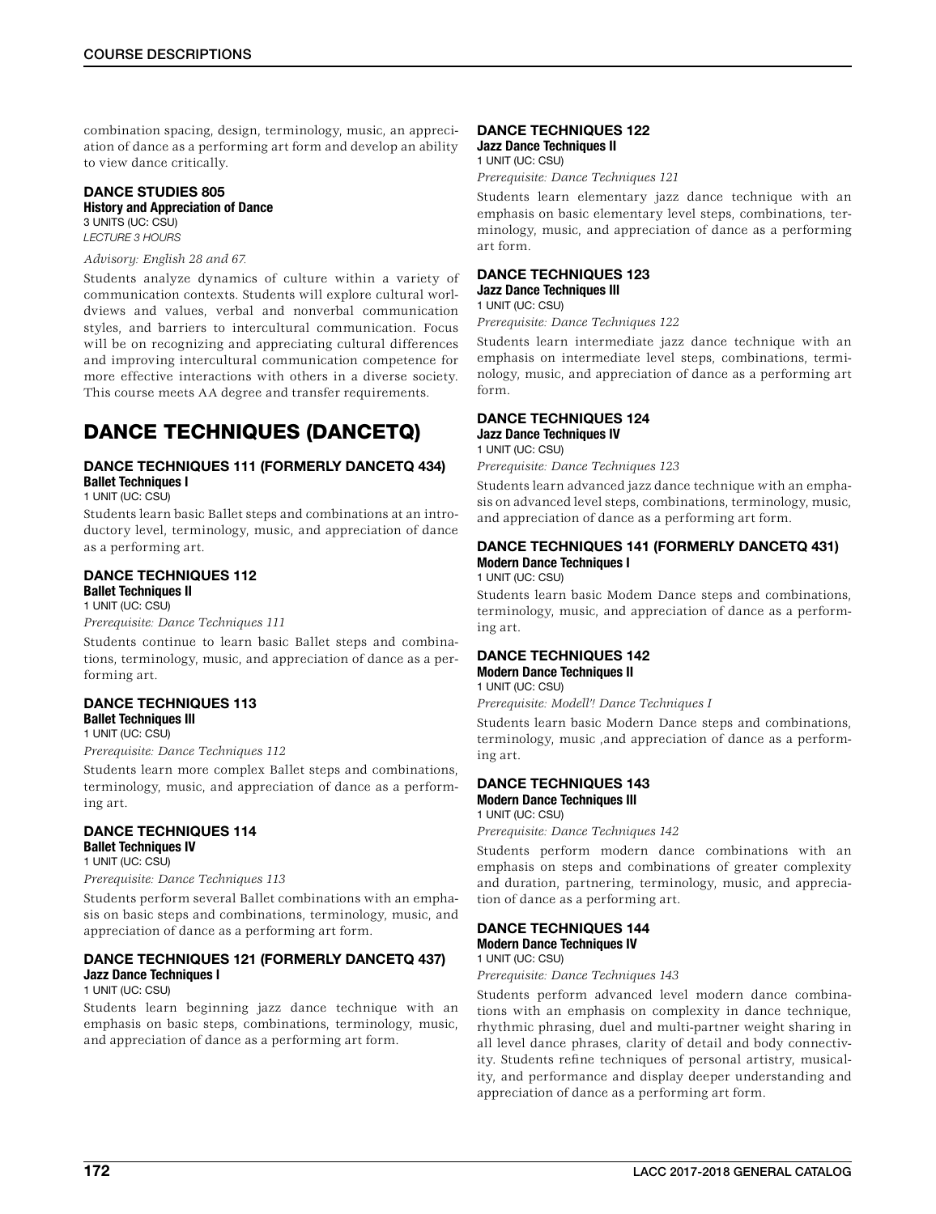combination spacing, design, terminology, music, an appreciation of dance as a performing art form and develop an ability to view dance critically.

### DANCE STUDIES 805
**History and Appreciation of Dance**
3 UNITS (UC: CSU)
*LECTURE 3 HOURS*

*Advisory: English 28 and 67.*

Students analyze dynamics of culture within a variety of communication contexts. Students will explore cultural worldviews and values, verbal and nonverbal communication styles, and barriers to intercultural communication. Focus will be on recognizing and appreciating cultural differences and improving intercultural communication competence for more effective interactions with others in a diverse society. This course meets AA degree and transfer requirements.

## DANCE TECHNIQUES (DANCETQ)

### DANCE TECHNIQUES 111 (FORMERLY DANCETQ 434)
**Ballet Techniques I**
1 UNIT (UC: CSU)

Students learn basic Ballet steps and combinations at an introductory level, terminology, music, and appreciation of dance as a performing art.

### DANCE TECHNIQUES 112
**Ballet Techniques II**
1 UNIT (UC: CSU)
*Prerequisite: Dance Techniques 111*

Students continue to learn basic Ballet steps and combinations, terminology, music, and appreciation of dance as a performing art.

### DANCE TECHNIQUES 113
**Ballet Techniques III**
1 UNIT (UC: CSU)
*Prerequisite: Dance Techniques 112*

Students learn more complex Ballet steps and combinations, terminology, music, and appreciation of dance as a performing art.

### DANCE TECHNIQUES 114
**Ballet Techniques IV**
1 UNIT (UC: CSU)
*Prerequisite: Dance Techniques 113*

Students perform several Ballet combinations with an emphasis on basic steps and combinations, terminology, music, and appreciation of dance as a performing art form.

### DANCE TECHNIQUES 121 (FORMERLY DANCETQ 437)
**Jazz Dance Techniques I**
1 UNIT (UC: CSU)

Students learn beginning jazz dance technique with an emphasis on basic steps, combinations, terminology, music, and appreciation of dance as a performing art form.

### DANCE TECHNIQUES 122
**Jazz Dance Techniques II**
1 UNIT (UC: CSU)
*Prerequisite: Dance Techniques 121*

Students learn elementary jazz dance technique with an emphasis on basic elementary level steps, combinations, terminology, music, and appreciation of dance as a performing art form.

### DANCE TECHNIQUES 123
**Jazz Dance Techniques III**
1 UNIT (UC: CSU)
*Prerequisite: Dance Techniques 122*

Students learn intermediate jazz dance technique with an emphasis on intermediate level steps, combinations, terminology, music, and appreciation of dance as a performing art form.

### DANCE TECHNIQUES 124
**Jazz Dance Techniques IV**
1 UNIT (UC: CSU)
*Prerequisite: Dance Techniques 123*

Students learn advanced jazz dance technique with an emphasis on advanced level steps, combinations, terminology, music, and appreciation of dance as a performing art form.

### DANCE TECHNIQUES 141 (FORMERLY DANCETQ 431)
**Modern Dance Techniques I**
1 UNIT (UC: CSU)

Students learn basic Modem Dance steps and combinations, terminology, music, and appreciation of dance as a performing art.

### DANCE TECHNIQUES 142
**Modern Dance Techniques II**
1 UNIT (UC: CSU)
*Prerequisite: Modell'! Dance Techniques I*

Students learn basic Modern Dance steps and combinations, terminology, music ,and appreciation of dance as a performing art.

### DANCE TECHNIQUES 143
**Modern Dance Techniques III**
1 UNIT (UC: CSU)
*Prerequisite: Dance Techniques 142*

Students perform modern dance combinations with an emphasis on steps and combinations of greater complexity and duration, partnering, terminology, music, and appreciation of dance as a performing art.

### DANCE TECHNIQUES 144
**Modern Dance Techniques IV**
1 UNIT (UC: CSU)
*Prerequisite: Dance Techniques 143*

Students perform advanced level modern dance combinations with an emphasis on complexity in dance technique, rhythmic phrasing, duel and multi-partner weight sharing in all level dance phrases, clarity of detail and body connectivity. Students refine techniques of personal artistry, musicality, and performance and display deeper understanding and appreciation of dance as a performing art form.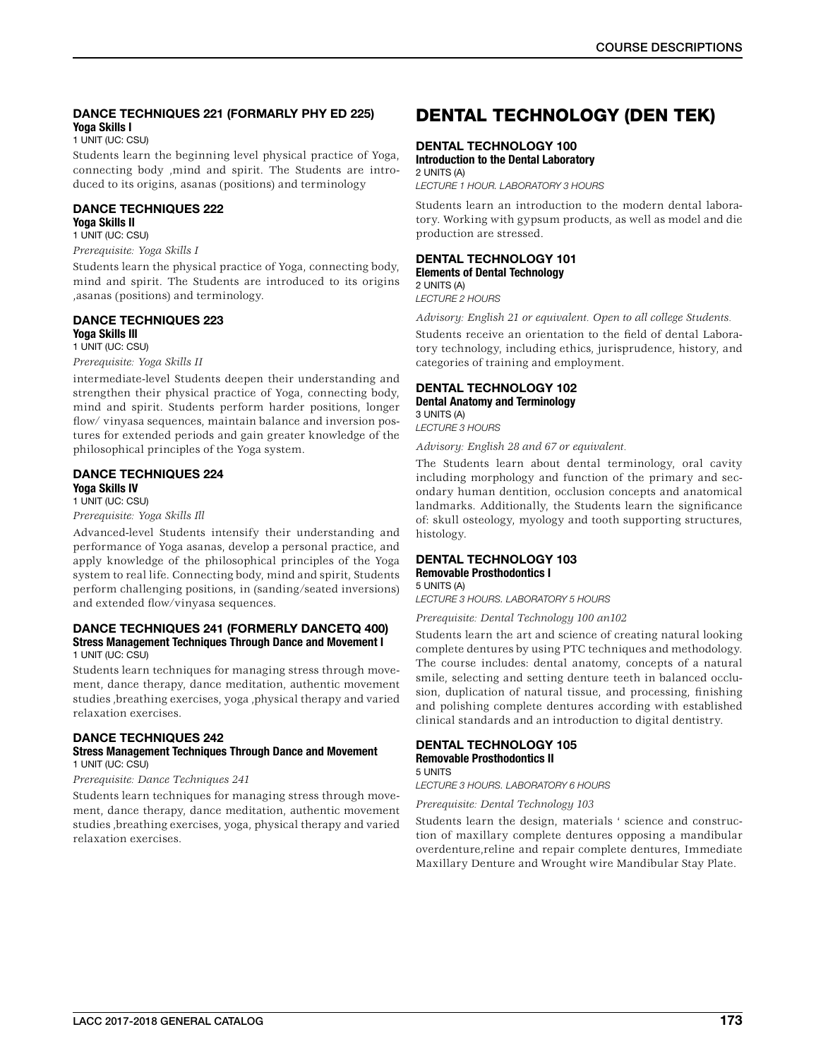### DANCE TECHNIQUES 221 (FORMARLY PHY ED 225)

**Yoga Skills I**

1 UNIT (UC: CSU)

Students learn the beginning level physical practice of Yoga, connecting body ,mind and spirit. The Students are introduced to its origins, asanas (positions) and terminology

### DANCE TECHNIQUES 222

**Yoga Skills II**

1 UNIT (UC: CSU)

*Prerequisite: Yoga Skills I*

Students learn the physical practice of Yoga, connecting body, mind and spirit. The Students are introduced to its origins ,asanas (positions) and terminology.

### DANCE TECHNIQUES 223

**Yoga Skills III**

1 UNIT (UC: CSU)

*Prerequisite: Yoga Skills II*

intermediate-level Students deepen their understanding and strengthen their physical practice of Yoga, connecting body, mind and spirit. Students perform harder positions, longer flow/ vinyasa sequences, maintain balance and inversion postures for extended periods and gain greater knowledge of the philosophical principles of the Yoga system.

### DANCE TECHNIQUES 224

**Yoga Skills IV**

1 UNIT (UC: CSU)

*Prerequisite: Yoga Skills Ill*

Advanced-level Students intensify their understanding and performance of Yoga asanas, develop a personal practice, and apply knowledge of the philosophical principles of the Yoga system to real life. Connecting body, mind and spirit, Students perform challenging positions, in (sanding/seated inversions) and extended flow/vinyasa sequences.

### DANCE TECHNIQUES 241 (FORMERLY DANCETQ 400)

**Stress Management Techniques Through Dance and Movement I**

1 UNIT (UC: CSU)

Students learn techniques for managing stress through movement, dance therapy, dance meditation, authentic movement studies ,breathing exercises, yoga ,physical therapy and varied relaxation exercises.

### DANCE TECHNIQUES 242

**Stress Management Techniques Through Dance and Movement**

1 UNIT (UC: CSU)

*Prerequisite: Dance Techniques 241*

Students learn techniques for managing stress through movement, dance therapy, dance meditation, authentic movement studies ,breathing exercises, yoga, physical therapy and varied relaxation exercises.

## DENTAL TECHNOLOGY (DEN TEK)

### DENTAL TECHNOLOGY 100

**Introduction to the Dental Laboratory**

2 UNITS (A)

*LECTURE 1 HOUR. LABORATORY 3 HOURS*

Students learn an introduction to the modern dental laboratory. Working with gypsum products, as well as model and die production are stressed.

### DENTAL TECHNOLOGY 101

**Elements of Dental Technology**

2 UNITS (A)

*LECTURE 2 HOURS*

*Advisory: English 21 or equivalent. Open to all college Students.*

Students receive an orientation to the field of dental Laboratory technology, including ethics, jurisprudence, history, and categories of training and employment.

### DENTAL TECHNOLOGY 102

**Dental Anatomy and Terminology**

3 UNITS (A)

*LECTURE 3 HOURS*

*Advisory: English 28 and 67 or equivalent.*

The Students learn about dental terminology, oral cavity including morphology and function of the primary and secondary human dentition, occlusion concepts and anatomical landmarks. Additionally, the Students learn the significance of: skull osteology, myology and tooth supporting structures, histology.

### DENTAL TECHNOLOGY 103

**Removable Prosthodontics I**

5 UNITS (A)

*LECTURE 3 HOURS. LABORATORY 5 HOURS*

*Prerequisite: Dental Technology 100 an102*

Students learn the art and science of creating natural looking complete dentures by using PTC techniques and methodology. The course includes: dental anatomy, concepts of a natural smile, selecting and setting denture teeth in balanced occlusion, duplication of natural tissue, and processing, finishing and polishing complete dentures according with established clinical standards and an introduction to digital dentistry.

### DENTAL TECHNOLOGY 105

**Removable Prosthodontics II**

5 UNITS

*LECTURE 3 HOURS. LABORATORY 6 HOURS*

*Prerequisite: Dental Technology 103*

Students learn the design, materials ' science and construction of maxillary complete dentures opposing a mandibular overdenture,reline and repair complete dentures, Immediate Maxillary Denture and Wrought wire Mandibular Stay Plate.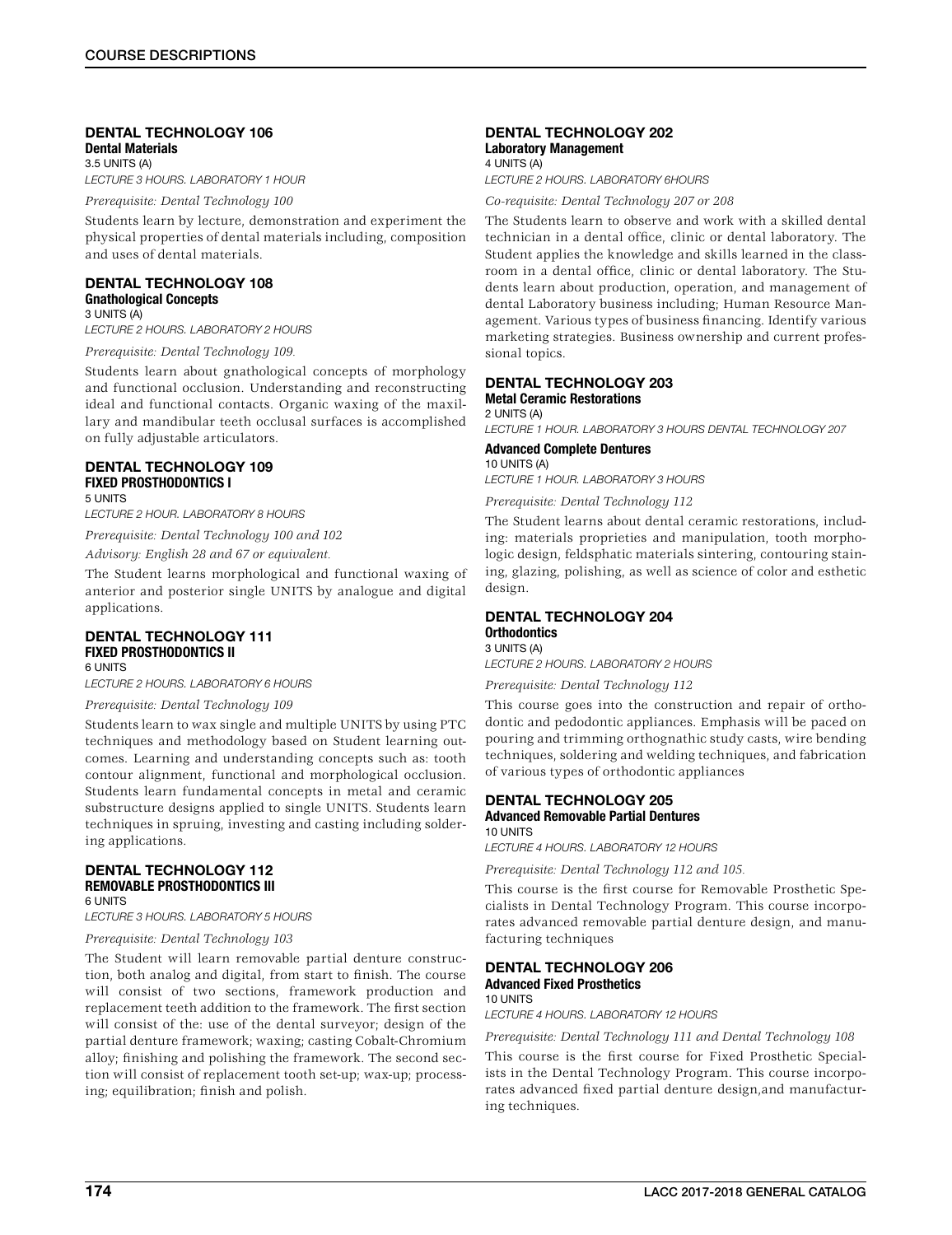## DENTAL TECHNOLOGY 106

**Dental Materials**

3.5 UNITS (A)

*LECTURE 3 HOURS. LABORATORY 1 HOUR*

*Prerequisite: Dental Technology 100*

Students learn by lecture, demonstration and experiment the physical properties of dental materials including, composition and uses of dental materials.

## DENTAL TECHNOLOGY 108

**Gnathological Concepts**

3 UNITS (A)

*LECTURE 2 HOURS. LABORATORY 2 HOURS*

*Prerequisite: Dental Technology 109.*

Students learn about gnathological concepts of morphology and functional occlusion. Understanding and reconstructing ideal and functional contacts. Organic waxing of the maxillary and mandibular teeth occlusal surfaces is accomplished on fully adjustable articulators.

## DENTAL TECHNOLOGY 109

**FIXED PROSTHODONTICS I**

5 UNITS

*LECTURE 2 HOUR. LABORATORY 8 HOURS*

*Prerequisite: Dental Technology 100 and 102*

*Advisory: English 28 and 67 or equivalent.*

The Student learns morphological and functional waxing of anterior and posterior single UNITS by analogue and digital applications.

## DENTAL TECHNOLOGY 111

**FIXED PROSTHODONTICS II**

6 UNITS

*LECTURE 2 HOURS. LABORATORY 6 HOURS*

*Prerequisite: Dental Technology 109*

Students learn to wax single and multiple UNITS by using PTC techniques and methodology based on Student learning outcomes. Learning and understanding concepts such as: tooth contour alignment, functional and morphological occlusion. Students learn fundamental concepts in metal and ceramic substructure designs applied to single UNITS. Students learn techniques in spruing, investing and casting including soldering applications.

## DENTAL TECHNOLOGY 112

**REMOVABLE PROSTHODONTICS III**

6 UNITS

*LECTURE 3 HOURS. LABORATORY 5 HOURS*

*Prerequisite: Dental Technology 103*

The Student will learn removable partial denture construction, both analog and digital, from start to finish. The course will consist of two sections, framework production and replacement teeth addition to the framework. The first section will consist of the: use of the dental surveyor; design of the partial denture framework; waxing; casting Cobalt-Chromium alloy; finishing and polishing the framework. The second section will consist of replacement tooth set-up; wax-up; processing; equilibration; finish and polish.

## DENTAL TECHNOLOGY 202

**Laboratory Management**

4 UNITS (A)

*LECTURE 2 HOURS. LABORATORY 6HOURS*

*Co-requisite: Dental Technology 207 or 208*

The Students learn to observe and work with a skilled dental technician in a dental office, clinic or dental laboratory. The Student applies the knowledge and skills learned in the classroom in a dental office, clinic or dental laboratory. The Students learn about production, operation, and management of dental Laboratory business including; Human Resource Management. Various types of business financing. Identify various marketing strategies. Business ownership and current professional topics.

## DENTAL TECHNOLOGY 203

**Metal Ceramic Restorations**

2 UNITS (A)

*LECTURE 1 HOUR. LABORATORY 3 HOURS DENTAL TECHNOLOGY 207*

**Advanced Complete Dentures**

10 UNITS (A)

*LECTURE 1 HOUR. LABORATORY 3 HOURS*

*Prerequisite: Dental Technology 112*

The Student learns about dental ceramic restorations, including: materials proprieties and manipulation, tooth morphologic design, feldsphatic materials sintering, contouring staining, glazing, polishing, as well as science of color and esthetic design.

## DENTAL TECHNOLOGY 204

**Orthodontics**

3 UNITS (A)

*LECTURE 2 HOURS. LABORATORY 2 HOURS*

*Prerequisite: Dental Technology 112*

This course goes into the construction and repair of orthodontic and pedodontic appliances. Emphasis will be paced on pouring and trimming orthognathic study casts, wire bending techniques, soldering and welding techniques, and fabrication of various types of orthodontic appliances

## DENTAL TECHNOLOGY 205

**Advanced Removable Partial Dentures**

10 UNITS

*LECTURE 4 HOURS. LABORATORY 12 HOURS*

*Prerequisite: Dental Technology 112 and 105.*

This course is the first course for Removable Prosthetic Specialists in Dental Technology Program. This course incorporates advanced removable partial denture design, and manufacturing techniques

## DENTAL TECHNOLOGY 206

**Advanced Fixed Prosthetics**

10 UNITS

*LECTURE 4 HOURS. LABORATORY 12 HOURS*

*Prerequisite: Dental Technology 111 and Dental Technology 108*

This course is the first course for Fixed Prosthetic Specialists in the Dental Technology Program. This course incorporates advanced fixed partial denture design,and manufacturing techniques.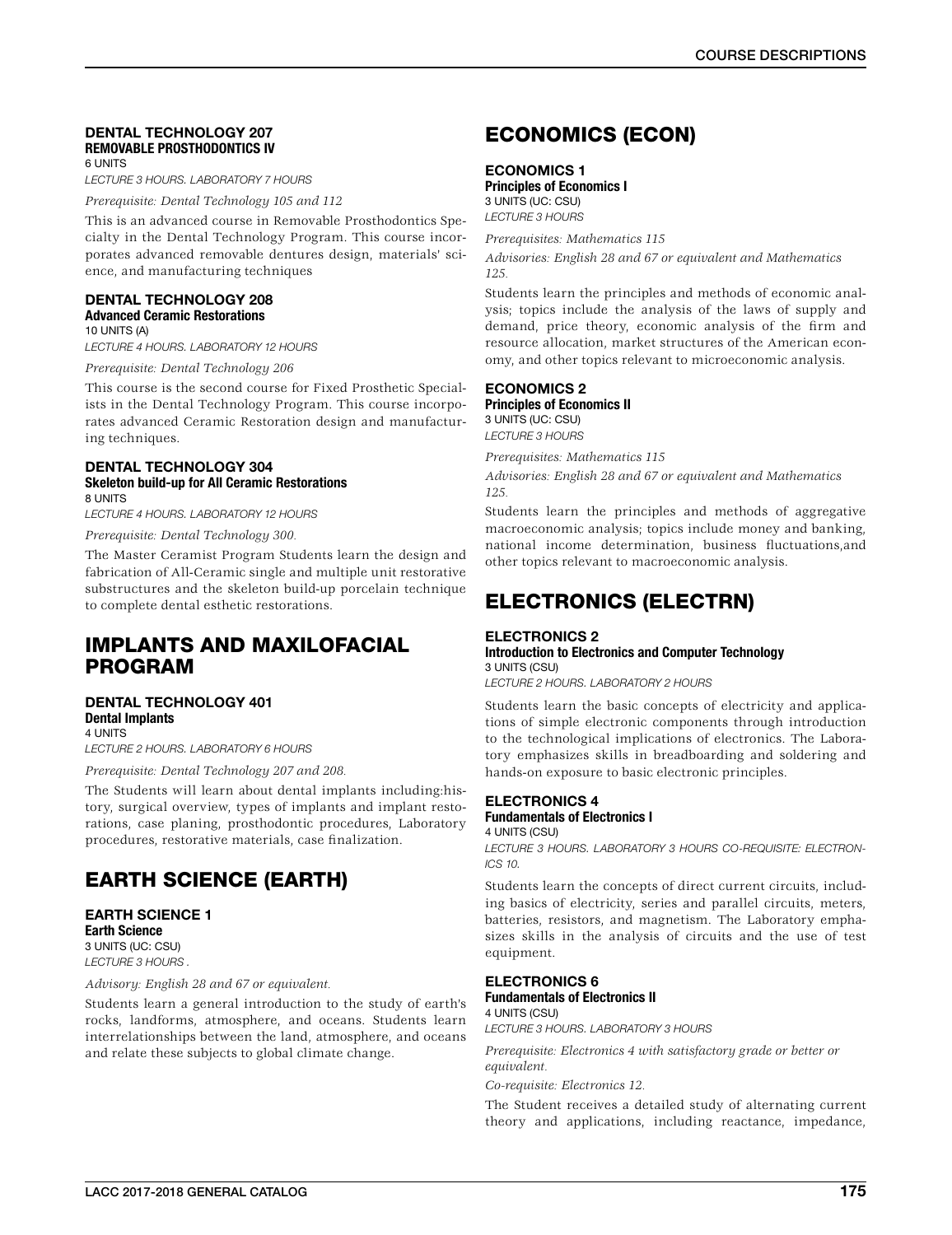### DENTAL TECHNOLOGY 207
**REMOVABLE PROSTHODONTICS IV**
6 UNITS
*LECTURE 3 HOURS. LABORATORY 7 HOURS*

*Prerequisite: Dental Technology 105 and 112*

This is an advanced course in Removable Prosthodontics Specialty in the Dental Technology Program. This course incorporates advanced removable dentures design, materials' science, and manufacturing techniques

### DENTAL TECHNOLOGY 208
**Advanced Ceramic Restorations**
10 UNITS (A)
*LECTURE 4 HOURS. LABORATORY 12 HOURS*

*Prerequisite: Dental Technology 206*

This course is the second course for Fixed Prosthetic Specialists in the Dental Technology Program. This course incorporates advanced Ceramic Restoration design and manufacturing techniques.

### DENTAL TECHNOLOGY 304
**Skeleton build-up for All Ceramic Restorations**
8 UNITS
*LECTURE 4 HOURS. LABORATORY 12 HOURS*

*Prerequisite: Dental Technology 300.*

The Master Ceramist Program Students learn the design and fabrication of All-Ceramic single and multiple unit restorative substructures and the skeleton build-up porcelain technique to complete dental esthetic restorations.

## IMPLANTS AND MAXILOFACIAL PROGRAM

### DENTAL TECHNOLOGY 401
**Dental Implants**
4 UNITS
*LECTURE 2 HOURS. LABORATORY 6 HOURS*

*Prerequisite: Dental Technology 207 and 208.*

The Students will learn about dental implants including:history, surgical overview, types of implants and implant restorations, case planing, prosthodontic procedures, Laboratory procedures, restorative materials, case finalization.

## EARTH SCIENCE (EARTH)

### EARTH SCIENCE 1
**Earth Science**
3 UNITS (UC: CSU)
*LECTURE 3 HOURS .*

*Advisory: English 28 and 67 or equivalent.*

Students learn a general introduction to the study of earth's rocks, landforms, atmosphere, and oceans. Students learn interrelationships between the land, atmosphere, and oceans and relate these subjects to global climate change.

## ECONOMICS (ECON)

### ECONOMICS 1
**Principles of Economics I**
3 UNITS (UC: CSU)
*LECTURE 3 HOURS*

*Prerequisites: Mathematics 115*

*Advisories: English 28 and 67 or equivalent and Mathematics 125.*

Students learn the principles and methods of economic analysis; topics include the analysis of the laws of supply and demand, price theory, economic analysis of the firm and resource allocation, market structures of the American economy, and other topics relevant to microeconomic analysis.

### ECONOMICS 2
**Principles of Economics II**
3 UNITS (UC: CSU)
*LECTURE 3 HOURS*

*Prerequisites: Mathematics 115*

*Advisories: English 28 and 67 or equivalent and Mathematics 125.*

Students learn the principles and methods of aggregative macroeconomic analysis; topics include money and banking, national income determination, business fluctuations,and other topics relevant to macroeconomic analysis.

## ELECTRONICS (ELECTRN)

### ELECTRONICS 2
**Introduction to Electronics and Computer Technology**
3 UNITS (CSU)
*LECTURE 2 HOURS. LABORATORY 2 HOURS*

Students learn the basic concepts of electricity and applications of simple electronic components through introduction to the technological implications of electronics. The Laboratory emphasizes skills in breadboarding and soldering and hands-on exposure to basic electronic principles.

### ELECTRONICS 4
**Fundamentals of Electronics I**
4 UNITS (CSU)
*LECTURE 3 HOURS. LABORATORY 3 HOURS CO-REQUISITE: ELECTRONICS 10.*

Students learn the concepts of direct current circuits, including basics of electricity, series and parallel circuits, meters, batteries, resistors, and magnetism. The Laboratory emphasizes skills in the analysis of circuits and the use of test equipment.

### ELECTRONICS 6
**Fundamentals of Electronics II**
4 UNITS (CSU)
*LECTURE 3 HOURS. LABORATORY 3 HOURS*

*Prerequisite: Electronics 4 with satisfactory grade or better or equivalent.*

*Co-requisite: Electronics 12.*

The Student receives a detailed study of alternating current theory and applications, including reactance, impedance,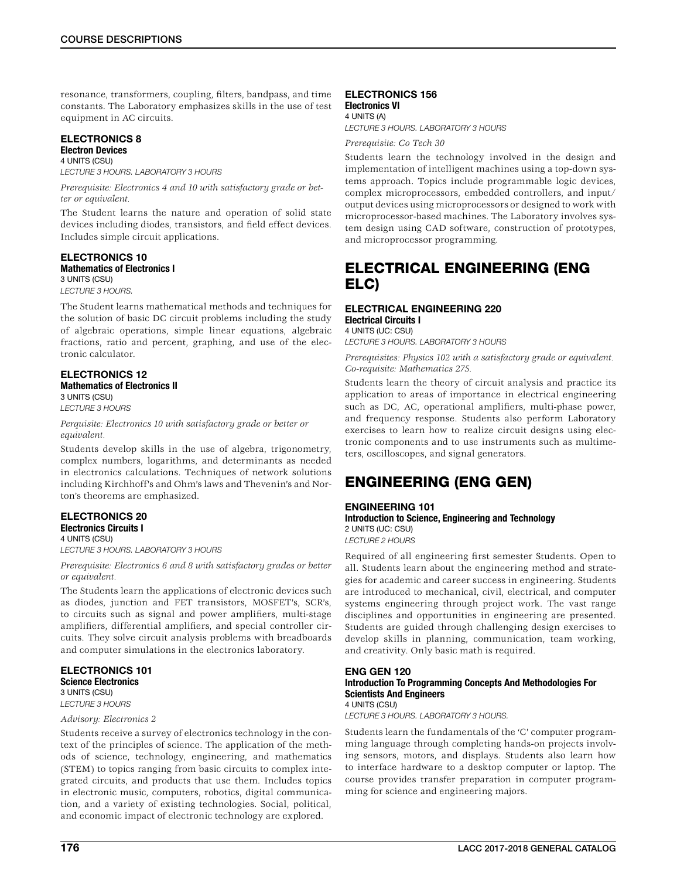resonance, transformers, coupling, filters, bandpass, and time constants. The Laboratory emphasizes skills in the use of test equipment in AC circuits.

### ELECTRONICS 8
**Electron Devices**
4 UNITS (CSU)
*LECTURE 3 HOURS. LABORATORY 3 HOURS*

*Prerequisite: Electronics 4 and 10 with satisfactory grade or better or equivalent.*

The Student learns the nature and operation of solid state devices including diodes, transistors, and field effect devices. Includes simple circuit applications.

### ELECTRONICS 10
**Mathematics of Electronics I**
3 UNITS (CSU)
*LECTURE 3 HOURS.*

The Student learns mathematical methods and techniques for the solution of basic DC circuit problems including the study of algebraic operations, simple linear equations, algebraic fractions, ratio and percent, graphing, and use of the electronic calculator.

### ELECTRONICS 12
**Mathematics of Electronics II**
3 UNITS (CSU)
*LECTURE 3 HOURS*

*Perquisite: Electronics 10 with satisfactory grade or better or equivalent.*

Students develop skills in the use of algebra, trigonometry, complex numbers, logarithms, and determinants as needed in electronics calculations. Techniques of network solutions including Kirchhoff's and Ohm's laws and Thevenin's and Norton's theorems are emphasized.

### ELECTRONICS 20
**Electronics Circuits I**
4 UNITS (CSU)
*LECTURE 3 HOURS. LABORATORY 3 HOURS*

*Prerequisite: Electronics 6 and 8 with satisfactory grades or better or equivalent.*

The Students learn the applications of electronic devices such as diodes, junction and FET transistors, MOSFET's, SCR's, to circuits such as signal and power amplifiers, multi-stage amplifiers, differential amplifiers, and special controller circuits. They solve circuit analysis problems with breadboards and computer simulations in the electronics laboratory.

### ELECTRONICS 101
**Science Electronics**
3 UNITS (CSU)
*LECTURE 3 HOURS*

*Advisory: Electronics 2*

Students receive a survey of electronics technology in the context of the principles of science. The application of the methods of science, technology, engineering, and mathematics (STEM) to topics ranging from basic circuits to complex integrated circuits, and products that use them. Includes topics in electronic music, computers, robotics, digital communication, and a variety of existing technologies. Social, political, and economic impact of electronic technology are explored.

### ELECTRONICS 156
**Electronics VI**
4 UNITS (A)
*LECTURE 3 HOURS. LABORATORY 3 HOURS*

*Prerequisite: Co Tech 30*

Students learn the technology involved in the design and implementation of intelligent machines using a top-down systems approach. Topics include programmable logic devices, complex microprocessors, embedded controllers, and input/output devices using microprocessors or designed to work with microprocessor-based machines. The Laboratory involves system design using CAD software, construction of prototypes, and microprocessor programming.

## ELECTRICAL ENGINEERING (ENG ELC)

### ELECTRICAL ENGINEERING 220
**Electrical Circuits I**
4 UNITS (UC: CSU)
*LECTURE 3 HOURS. LABORATORY 3 HOURS*

*Prerequisites: Physics 102 with a satisfactory grade or equivalent. Co-requisite: Mathematics 275.*

Students learn the theory of circuit analysis and practice its application to areas of importance in electrical engineering such as DC, AC, operational amplifiers, multi-phase power, and frequency response. Students also perform Laboratory exercises to learn how to realize circuit designs using electronic components and to use instruments such as multimeters, oscilloscopes, and signal generators.

## ENGINEERING (ENG GEN)

### ENGINEERING 101
**Introduction to Science, Engineering and Technology**
2 UNITS (UC: CSU)
*LECTURE 2 HOURS*

Required of all engineering first semester Students. Open to all. Students learn about the engineering method and strategies for academic and career success in engineering. Students are introduced to mechanical, civil, electrical, and computer systems engineering through project work. The vast range disciplines and opportunities in engineering are presented. Students are guided through challenging design exercises to develop skills in planning, communication, team working, and creativity. Only basic math is required.

### ENG GEN 120
**Introduction To Programming Concepts And Methodologies For Scientists And Engineers**
4 UNITS (CSU)
*LECTURE 3 HOURS. LABORATORY 3 HOURS.*

Students learn the fundamentals of the 'C' computer programming language through completing hands-on projects involving sensors, motors, and displays. Students also learn how to interface hardware to a desktop computer or laptop. The course provides transfer preparation in computer programming for science and engineering majors.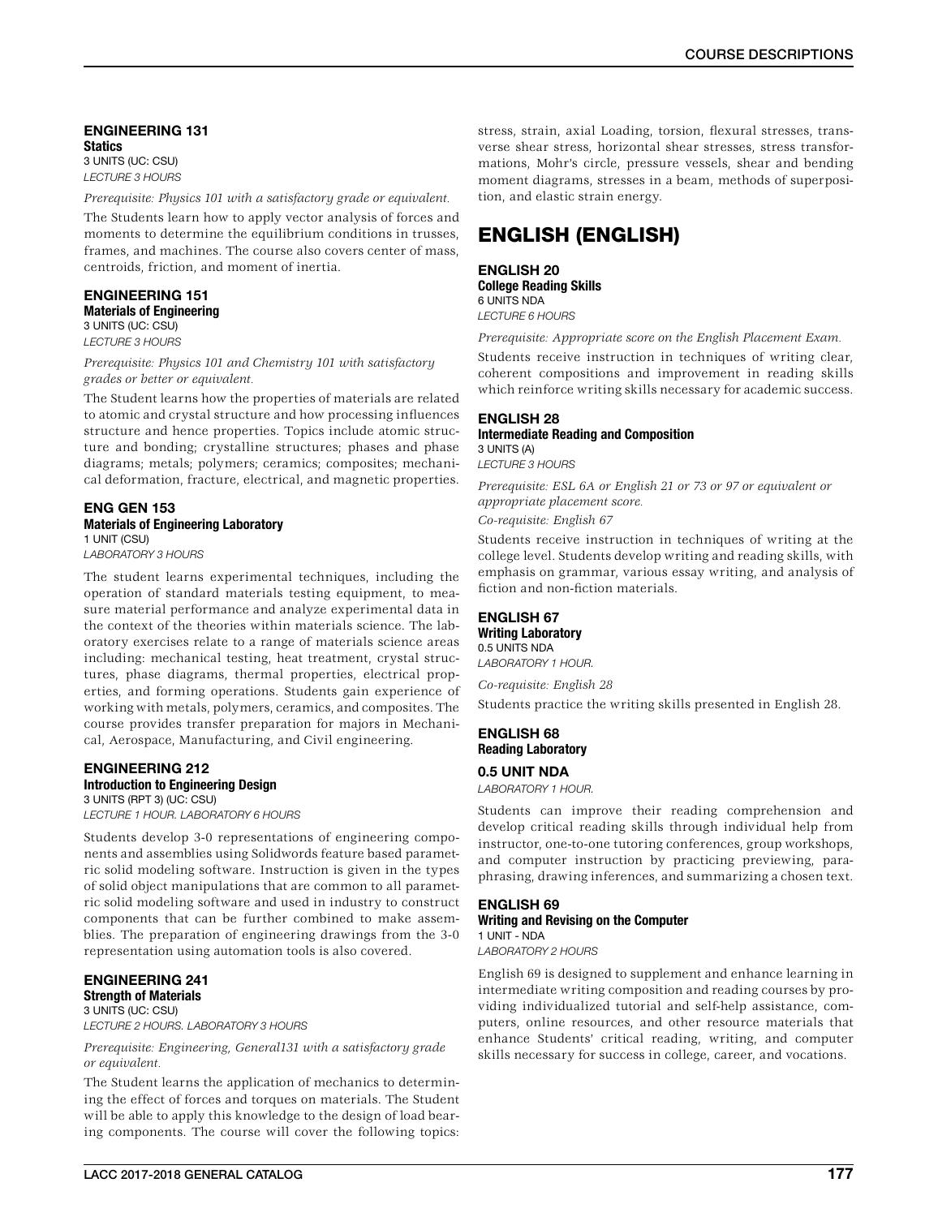### ENGINEERING 131
**Statics**
3 UNITS (UC: CSU)
*LECTURE 3 HOURS*

*Prerequisite: Physics 101 with a satisfactory grade or equivalent.*

The Students learn how to apply vector analysis of forces and moments to determine the equilibrium conditions in trusses, frames, and machines. The course also covers center of mass, centroids, friction, and moment of inertia.

### ENGINEERING 151
**Materials of Engineering**
3 UNITS (UC: CSU)
*LECTURE 3 HOURS*

*Prerequisite: Physics 101 and Chemistry 101 with satisfactory grades or better or equivalent.*

The Student learns how the properties of materials are related to atomic and crystal structure and how processing influences structure and hence properties. Topics include atomic structure and bonding; crystalline structures; phases and phase diagrams; metals; polymers; ceramics; composites; mechanical deformation, fracture, electrical, and magnetic properties.

### ENG GEN 153
**Materials of Engineering Laboratory**
1 UNIT (CSU)
*LABORATORY 3 HOURS*

The student learns experimental techniques, including the operation of standard materials testing equipment, to measure material performance and analyze experimental data in the context of the theories within materials science. The laboratory exercises relate to a range of materials science areas including: mechanical testing, heat treatment, crystal structures, phase diagrams, thermal properties, electrical properties, and forming operations. Students gain experience of working with metals, polymers, ceramics, and composites. The course provides transfer preparation for majors in Mechanical, Aerospace, Manufacturing, and Civil engineering.

### ENGINEERING 212
**Introduction to Engineering Design**
3 UNITS (RPT 3) (UC: CSU)
*LECTURE 1 HOUR. LABORATORY 6 HOURS*

Students develop 3-0 representations of engineering components and assemblies using Solidwords feature based parametric solid modeling software. Instruction is given in the types of solid object manipulations that are common to all parametric solid modeling software and used in industry to construct components that can be further combined to make assemblies. The preparation of engineering drawings from the 3-0 representation using automation tools is also covered.

### ENGINEERING 241
**Strength of Materials**
3 UNITS (UC: CSU)
*LECTURE 2 HOURS. LABORATORY 3 HOURS*

*Prerequisite: Engineering, General131 with a satisfactory grade or equivalent.*

The Student learns the application of mechanics to determining the effect of forces and torques on materials. The Student will be able to apply this knowledge to the design of load bearing components. The course will cover the following topics: stress, strain, axial Loading, torsion, flexural stresses, transverse shear stress, horizontal shear stresses, stress transformations, Mohr's circle, pressure vessels, shear and bending moment diagrams, stresses in a beam, methods of superposition, and elastic strain energy.

## ENGLISH (ENGLISH)

### ENGLISH 20
**College Reading Skills**
6 UNITS NDA
*LECTURE 6 HOURS*

*Prerequisite: Appropriate score on the English Placement Exam.*

Students receive instruction in techniques of writing clear, coherent compositions and improvement in reading skills which reinforce writing skills necessary for academic success.

### ENGLISH 28
**Intermediate Reading and Composition**
3 UNITS (A)
*LECTURE 3 HOURS*

*Prerequisite: ESL 6A or English 21 or 73 or 97 or equivalent or appropriate placement score.*

*Co-requisite: English 67*

Students receive instruction in techniques of writing at the college level. Students develop writing and reading skills, with emphasis on grammar, various essay writing, and analysis of fiction and non-fiction materials.

### ENGLISH 67
**Writing Laboratory**
0.5 UNITS NDA
*LABORATORY 1 HOUR.*

*Co-requisite: English 28*

Students practice the writing skills presented in English 28.

### ENGLISH 68
**Reading Laboratory**

**0.5 UNIT NDA**
*LABORATORY 1 HOUR.*

Students can improve their reading comprehension and develop critical reading skills through individual help from instructor, one-to-one tutoring conferences, group workshops, and computer instruction by practicing previewing, paraphrasing, drawing inferences, and summarizing a chosen text.

### ENGLISH 69
**Writing and Revising on the Computer**
1 UNIT - NDA
*LABORATORY 2 HOURS*

English 69 is designed to supplement and enhance learning in intermediate writing composition and reading courses by providing individualized tutorial and self-help assistance, computers, online resources, and other resource materials that enhance Students' critical reading, writing, and computer skills necessary for success in college, career, and vocations.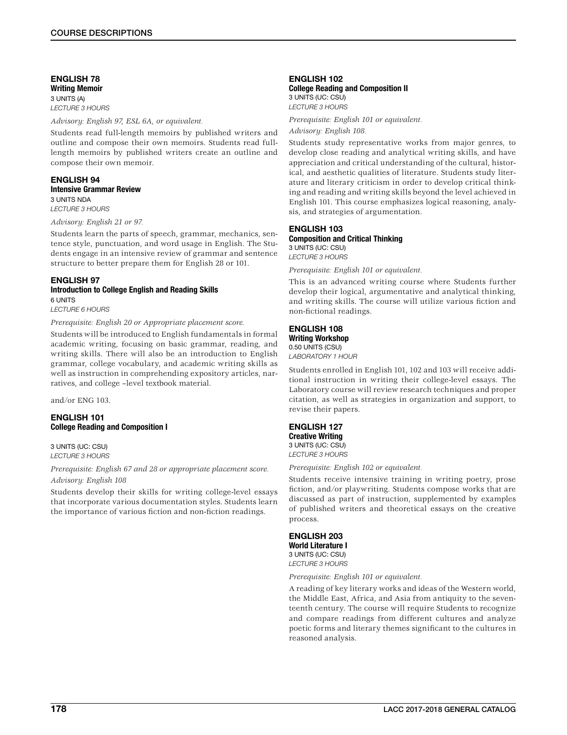### ENGLISH 78
**Writing Memoir**
3 UNITS (A)
*LECTURE 3 HOURS*

*Advisory: English 97, ESL 6A, or equivalent.*

Students read full-length memoirs by published writers and outline and compose their own memoirs. Students read full-length memoirs by published writers create an outline and compose their own memoir.

### ENGLISH 94
**Intensive Grammar Review**
3 UNITS NDA
*LECTURE 3 HOURS*

*Advisory: English 21 or 97.*

Students learn the parts of speech, grammar, mechanics, sentence style, punctuation, and word usage in English. The Students engage in an intensive review of grammar and sentence structure to better prepare them for English 28 or 101.

### ENGLISH 97
**Introduction to College English and Reading Skills**
6 UNITS
*LECTURE 6 HOURS*

*Prerequisite: English 20 or Appropriate placement score.*

Students will be introduced to English fundamentals in formal academic writing, focusing on basic grammar, reading, and writing skills. There will also be an introduction to English grammar, college vocabulary, and academic writing skills as well as instruction in comprehending expository articles, narratives, and college –level textbook material.

and/or ENG 103.

### ENGLISH 101
**College Reading and Composition I**

3 UNITS (UC: CSU)
*LECTURE 3 HOURS*

*Prerequisite: English 67 and 28 or appropriate placement score.*
*Advisory: English 108*

Students develop their skills for writing college-level essays that incorporate various documentation styles. Students learn the importance of various fiction and non-fiction readings.

### ENGLISH 102
**College Reading and Composition II**
3 UNITS (UC: CSU)
*LECTURE 3 HOURS*

*Prerequisite: English 101 or equivalent.*
*Advisory: English 108.*

Students study representative works from major genres, to develop close reading and analytical writing skills, and have appreciation and critical understanding of the cultural, historical, and aesthetic qualities of literature. Students study literature and literary criticism in order to develop critical thinking and reading and writing skills beyond the level achieved in English 101. This course emphasizes logical reasoning, analysis, and strategies of argumentation.

### ENGLISH 103
**Composition and Critical Thinking**
3 UNITS (UC: CSU)
*LECTURE 3 HOURS*

*Prerequisite: English 101 or equivalent.*

This is an advanced writing course where Students further develop their logical, argumentative and analytical thinking, and writing skills. The course will utilize various fiction and non-fictional readings.

### ENGLISH 108
**Writing Workshop**
0.50 UNITS (CSU)
*LABORATORY 1 HOUR*

Students enrolled in English 101, 102 and 103 will receive additional instruction in writing their college-level essays. The Laboratory course will review research techniques and proper citation, as well as strategies in organization and support, to revise their papers.

### ENGLISH 127
**Creative Writing**
3 UNITS (UC: CSU)
*LECTURE 3 HOURS*

*Prerequisite: English 102 or equivalent.*

Students receive intensive training in writing poetry, prose fiction, and/or playwriting. Students compose works that are discussed as part of instruction, supplemented by examples of published writers and theoretical essays on the creative process.

### ENGLISH 203
**World Literature I**
3 UNITS (UC: CSU)
*LECTURE 3 HOURS*

*Prerequisite: English 101 or equivalent.*

A reading of key literary works and ideas of the Western world, the Middle East, Africa, and Asia from antiquity to the seventeenth century. The course will require Students to recognize and compare readings from different cultures and analyze poetic forms and literary themes significant to the cultures in reasoned analysis.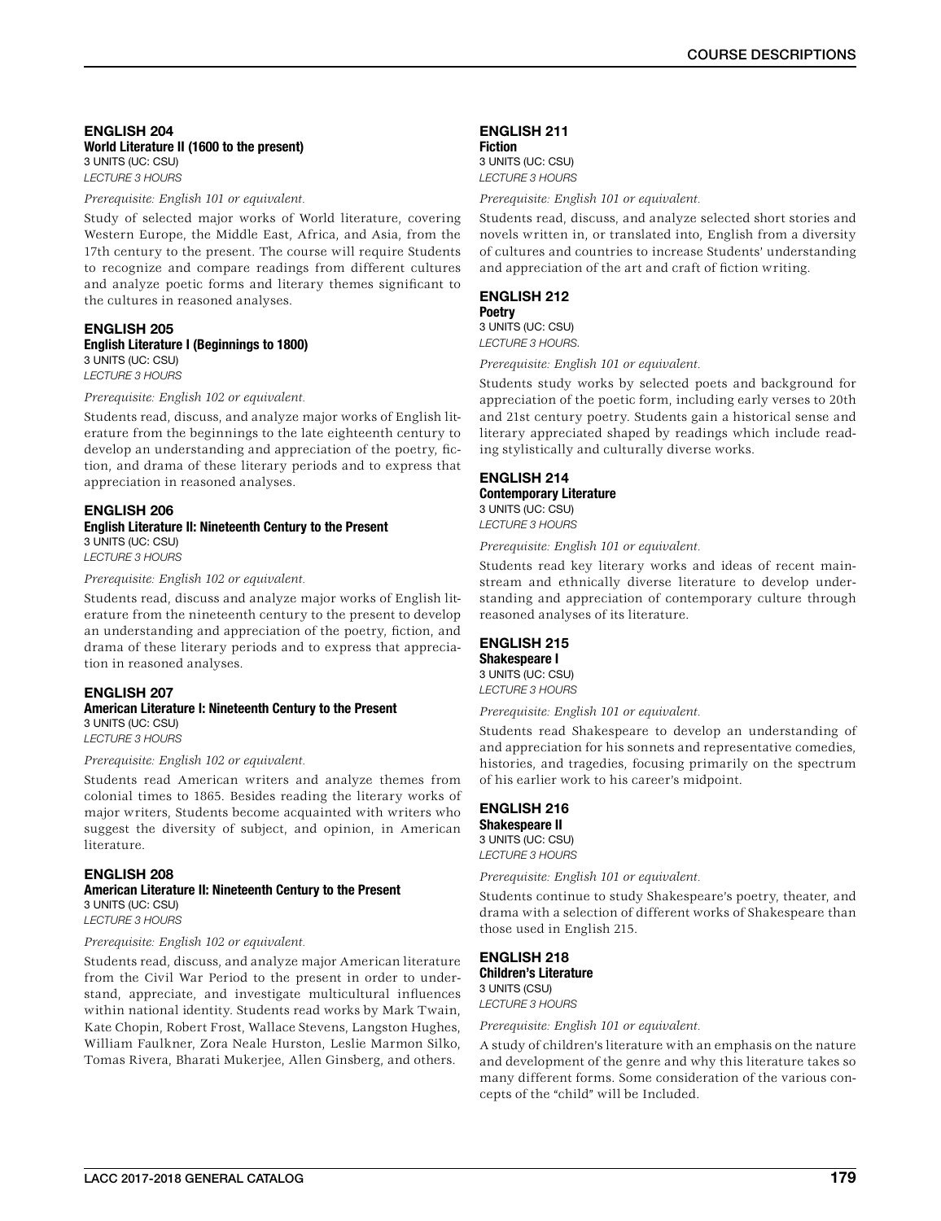## ENGLISH 204

**World Literature II (1600 to the present)**
3 UNITS (UC: CSU)
*LECTURE 3 HOURS*

*Prerequisite: English 101 or equivalent.*

Study of selected major works of World literature, covering Western Europe, the Middle East, Africa, and Asia, from the 17th century to the present. The course will require Students to recognize and compare readings from different cultures and analyze poetic forms and literary themes significant to the cultures in reasoned analyses.

## ENGLISH 205

**English Literature I (Beginnings to 1800)**
3 UNITS (UC: CSU)
*LECTURE 3 HOURS*

*Prerequisite: English 102 or equivalent.*

Students read, discuss, and analyze major works of English literature from the beginnings to the late eighteenth century to develop an understanding and appreciation of the poetry, fiction, and drama of these literary periods and to express that appreciation in reasoned analyses.

## ENGLISH 206

**English Literature II: Nineteenth Century to the Present**
3 UNITS (UC: CSU)
*LECTURE 3 HOURS*

*Prerequisite: English 102 or equivalent.*

Students read, discuss and analyze major works of English literature from the nineteenth century to the present to develop an understanding and appreciation of the poetry, fiction, and drama of these literary periods and to express that appreciation in reasoned analyses.

## ENGLISH 207

**American Literature I: Nineteenth Century to the Present**
3 UNITS (UC: CSU)
*LECTURE 3 HOURS*

*Prerequisite: English 102 or equivalent.*

Students read American writers and analyze themes from colonial times to 1865. Besides reading the literary works of major writers, Students become acquainted with writers who suggest the diversity of subject, and opinion, in American literature.

## ENGLISH 208

**American Literature II: Nineteenth Century to the Present**
3 UNITS (UC: CSU)
*LECTURE 3 HOURS*

*Prerequisite: English 102 or equivalent.*

Students read, discuss, and analyze major American literature from the Civil War Period to the present in order to understand, appreciate, and investigate multicultural influences within national identity. Students read works by Mark Twain, Kate Chopin, Robert Frost, Wallace Stevens, Langston Hughes, William Faulkner, Zora Neale Hurston, Leslie Marmon Silko, Tomas Rivera, Bharati Mukerjee, Allen Ginsberg, and others.

## ENGLISH 211

**Fiction**
3 UNITS (UC: CSU)
*LECTURE 3 HOURS*

*Prerequisite: English 101 or equivalent.*

Students read, discuss, and analyze selected short stories and novels written in, or translated into, English from a diversity of cultures and countries to increase Students' understanding and appreciation of the art and craft of fiction writing.

## ENGLISH 212

**Poetry**
3 UNITS (UC: CSU)
*LECTURE 3 HOURS.*

*Prerequisite: English 101 or equivalent.*

Students study works by selected poets and background for appreciation of the poetic form, including early verses to 20th and 21st century poetry. Students gain a historical sense and literary appreciated shaped by readings which include reading stylistically and culturally diverse works.

## ENGLISH 214

**Contemporary Literature**
3 UNITS (UC: CSU)
*LECTURE 3 HOURS*

*Prerequisite: English 101 or equivalent.*

Students read key literary works and ideas of recent mainstream and ethnically diverse literature to develop understanding and appreciation of contemporary culture through reasoned analyses of its literature.

## ENGLISH 215

**Shakespeare I**
3 UNITS (UC: CSU)
*LECTURE 3 HOURS*

*Prerequisite: English 101 or equivalent.*

Students read Shakespeare to develop an understanding of and appreciation for his sonnets and representative comedies, histories, and tragedies, focusing primarily on the spectrum of his earlier work to his career's midpoint.

## ENGLISH 216

**Shakespeare II**
3 UNITS (UC: CSU)
*LECTURE 3 HOURS*

*Prerequisite: English 101 or equivalent.*

Students continue to study Shakespeare's poetry, theater, and drama with a selection of different works of Shakespeare than those used in English 215.

## ENGLISH 218

**Children's Literature**
3 UNITS (CSU)
*LECTURE 3 HOURS*

*Prerequisite: English 101 or equivalent.*

A study of children's literature with an emphasis on the nature and development of the genre and why this literature takes so many different forms. Some consideration of the various concepts of the "child" will be Included.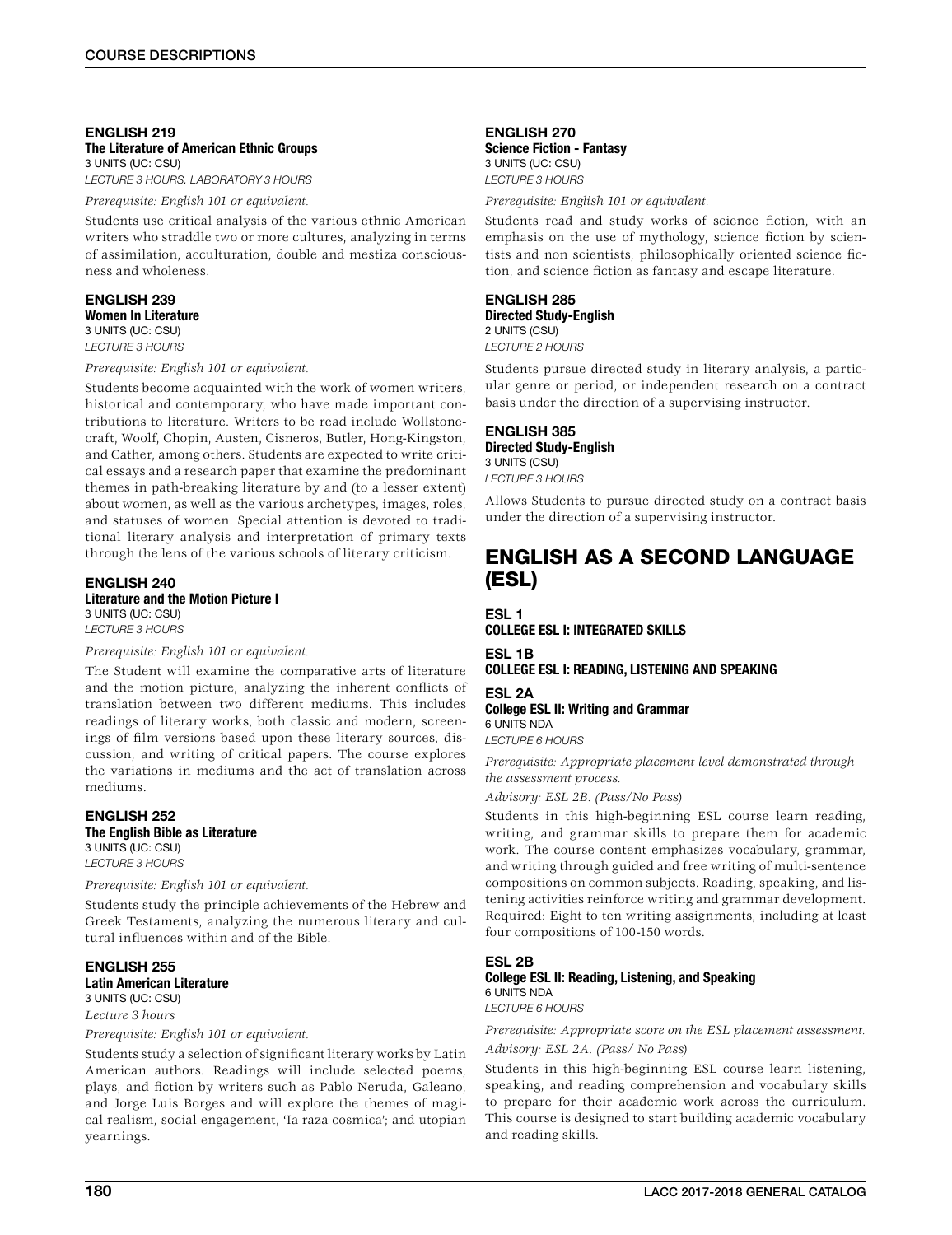### ENGLISH 219
**The Literature of American Ethnic Groups**
3 UNITS (UC: CSU)
*LECTURE 3 HOURS. LABORATORY 3 HOURS*

*Prerequisite: English 101 or equivalent.*

Students use critical analysis of the various ethnic American writers who straddle two or more cultures, analyzing in terms of assimilation, acculturation, double and mestiza consciousness and wholeness.

### ENGLISH 239
**Women In Literature**
3 UNITS (UC: CSU)
*LECTURE 3 HOURS*

*Prerequisite: English 101 or equivalent.*

Students become acquainted with the work of women writers, historical and contemporary, who have made important contributions to literature. Writers to be read include Wollstonecraft, Woolf, Chopin, Austen, Cisneros, Butler, Hong-Kingston, and Cather, among others. Students are expected to write critical essays and a research paper that examine the predominant themes in path-breaking literature by and (to a lesser extent) about women, as well as the various archetypes, images, roles, and statuses of women. Special attention is devoted to traditional literary analysis and interpretation of primary texts through the lens of the various schools of literary criticism.

### ENGLISH 240
**Literature and the Motion Picture I**
3 UNITS (UC: CSU)
*LECTURE 3 HOURS*

*Prerequisite: English 101 or equivalent.*

The Student will examine the comparative arts of literature and the motion picture, analyzing the inherent conflicts of translation between two different mediums. This includes readings of literary works, both classic and modern, screenings of film versions based upon these literary sources, discussion, and writing of critical papers. The course explores the variations in mediums and the act of translation across mediums.

### ENGLISH 252
**The English Bible as Literature**
3 UNITS (UC: CSU)
*LECTURE 3 HOURS*

*Prerequisite: English 101 or equivalent.*

Students study the principle achievements of the Hebrew and Greek Testaments, analyzing the numerous literary and cultural influences within and of the Bible.

### ENGLISH 255
**Latin American Literature**
3 UNITS (UC: CSU)
*Lecture 3 hours*

*Prerequisite: English 101 or equivalent.*

Students study a selection of significant literary works by Latin American authors. Readings will include selected poems, plays, and fiction by writers such as Pablo Neruda, Galeano, and Jorge Luis Borges and will explore the themes of magical realism, social engagement, 'la raza cosmica'; and utopian yearnings.

### ENGLISH 270
**Science Fiction - Fantasy**
3 UNITS (UC: CSU)
*LECTURE 3 HOURS*

*Prerequisite: English 101 or equivalent.*

Students read and study works of science fiction, with an emphasis on the use of mythology, science fiction by scientists and non scientists, philosophically oriented science fiction, and science fiction as fantasy and escape literature.

### ENGLISH 285
**Directed Study-English**
2 UNITS (CSU)
*LECTURE 2 HOURS*

Students pursue directed study in literary analysis, a particular genre or period, or independent research on a contract basis under the direction of a supervising instructor.

### ENGLISH 385
**Directed Study-English**
3 UNITS (CSU)
*LECTURE 3 HOURS*

Allows Students to pursue directed study on a contract basis under the direction of a supervising instructor.

## ENGLISH AS A SECOND LANGUAGE (ESL)

### ESL 1
**COLLEGE ESL I: INTEGRATED SKILLS**

### ESL 1B
**COLLEGE ESL I: READING, LISTENING AND SPEAKING**

### ESL 2A
**College ESL II: Writing and Grammar**
6 UNITS NDA
*LECTURE 6 HOURS*

*Prerequisite: Appropriate placement level demonstrated through the assessment process.*

*Advisory: ESL 2B. (Pass/No Pass)*

Students in this high-beginning ESL course learn reading, writing, and grammar skills to prepare them for academic work. The course content emphasizes vocabulary, grammar, and writing through guided and free writing of multi-sentence compositions on common subjects. Reading, speaking, and listening activities reinforce writing and grammar development. Required: Eight to ten writing assignments, including at least four compositions of 100-150 words.

### ESL 2B
**College ESL II: Reading, Listening, and Speaking**
6 UNITS NDA
*LECTURE 6 HOURS*

*Prerequisite: Appropriate score on the ESL placement assessment.*

*Advisory: ESL 2A. (Pass/ No Pass)*

Students in this high-beginning ESL course learn listening, speaking, and reading comprehension and vocabulary skills to prepare for their academic work across the curriculum. This course is designed to start building academic vocabulary and reading skills.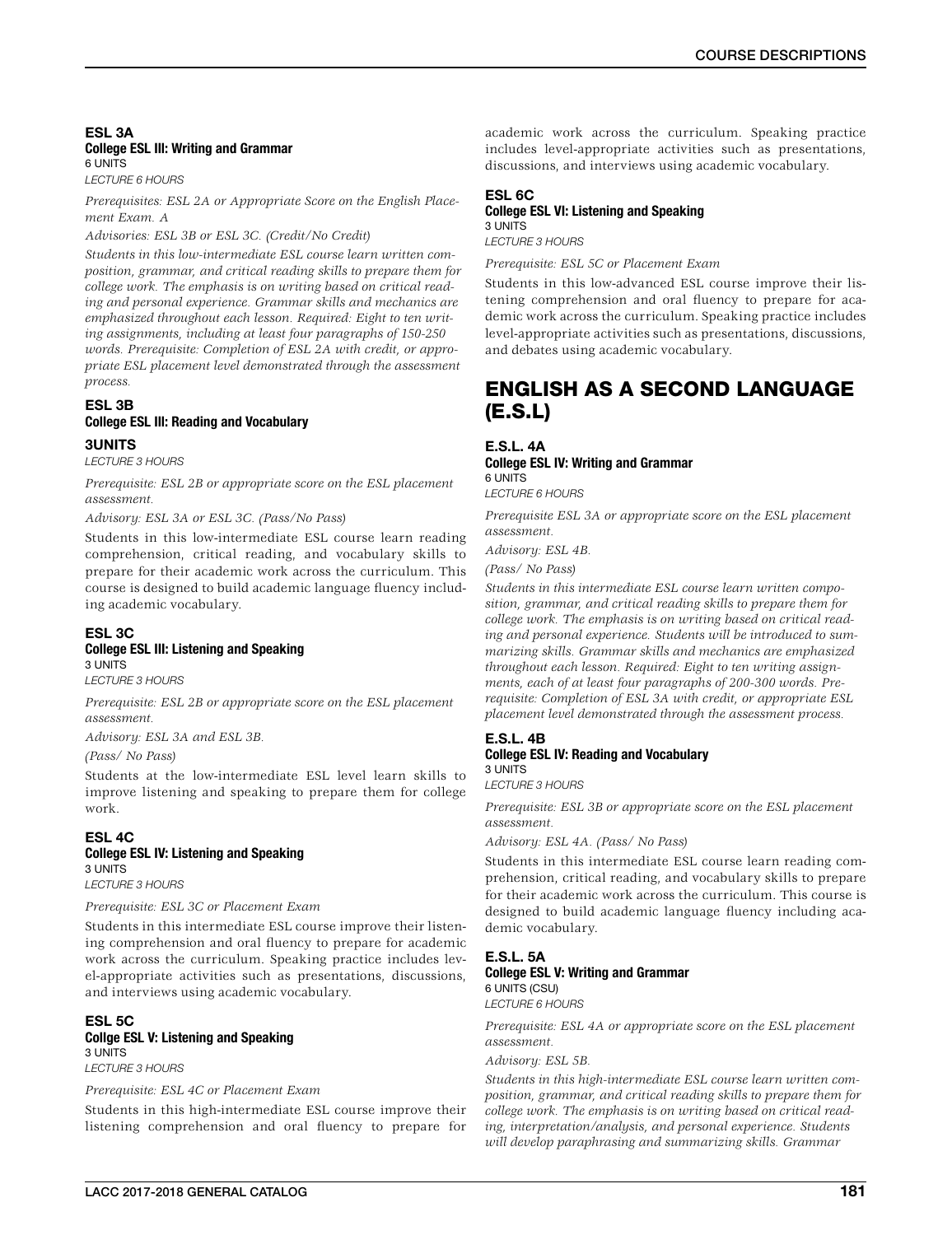### ESL 3A
**College ESL III: Writing and Grammar**
6 UNITS
*LECTURE 6 HOURS*

*Prerequisites: ESL 2A or Appropriate Score on the English Placement Exam. A*

*Advisories: ESL 3B or ESL 3C. (Credit/No Credit)*

*Students in this low-intermediate ESL course learn written composition, grammar, and critical reading skills to prepare them for college work. The emphasis is on writing based on critical reading and personal experience. Grammar skills and mechanics are emphasized throughout each lesson. Required: Eight to ten writing assignments, including at least four paragraphs of 150-250 words. Prerequisite: Completion of ESL 2A with credit, or appropriate ESL placement level demonstrated through the assessment process.*

### ESL 3B
**College ESL III: Reading and Vocabulary**

**3UNITS**
*LECTURE 3 HOURS*

*Prerequisite: ESL 2B or appropriate score on the ESL placement assessment.*

*Advisory: ESL 3A or ESL 3C. (Pass/No Pass)*

Students in this low-intermediate ESL course learn reading comprehension, critical reading, and vocabulary skills to prepare for their academic work across the curriculum. This course is designed to build academic language fluency including academic vocabulary.

### ESL 3C
**College ESL III: Listening and Speaking**
3 UNITS
*LECTURE 3 HOURS*

*Prerequisite: ESL 2B or appropriate score on the ESL placement assessment.*

*Advisory: ESL 3A and ESL 3B.*

*(Pass/ No Pass)*

Students at the low-intermediate ESL level learn skills to improve listening and speaking to prepare them for college work.

### ESL 4C
**College ESL IV: Listening and Speaking**
3 UNITS
*LECTURE 3 HOURS*

*Prerequisite: ESL 3C or Placement Exam*

Students in this intermediate ESL course improve their listening comprehension and oral fluency to prepare for academic work across the curriculum. Speaking practice includes level-appropriate activities such as presentations, discussions, and interviews using academic vocabulary.

### ESL 5C
**Collge ESL V: Listening and Speaking**
3 UNITS
*LECTURE 3 HOURS*

*Prerequisite: ESL 4C or Placement Exam*

Students in this high-intermediate ESL course improve their listening comprehension and oral fluency to prepare for academic work across the curriculum. Speaking practice includes level-appropriate activities such as presentations, discussions, and interviews using academic vocabulary.

### ESL 6C
**College ESL VI: Listening and Speaking**
3 UNITS
*LECTURE 3 HOURS*

*Prerequisite: ESL 5C or Placement Exam*

Students in this low-advanced ESL course improve their listening comprehension and oral fluency to prepare for academic work across the curriculum. Speaking practice includes level-appropriate activities such as presentations, discussions, and debates using academic vocabulary.

## ENGLISH AS A SECOND LANGUAGE (E.S.L)

### E.S.L. 4A
**College ESL IV: Writing and Grammar**
6 UNITS
*LECTURE 6 HOURS*

*Prerequisite ESL 3A or appropriate score on the ESL placement assessment.*

*Advisory: ESL 4B.*

*(Pass/ No Pass)*

*Students in this intermediate ESL course learn written composition, grammar, and critical reading skills to prepare them for college work. The emphasis is on writing based on critical reading and personal experience. Students will be introduced to summarizing skills. Grammar skills and mechanics are emphasized throughout each lesson. Required: Eight to ten writing assignments, each of at least four paragraphs of 200-300 words. Prerequisite: Completion of ESL 3A with credit, or appropriate ESL placement level demonstrated through the assessment process.*

### E.S.L. 4B
**College ESL IV: Reading and Vocabulary**
3 UNITS
*LECTURE 3 HOURS*

*Prerequisite: ESL 3B or appropriate score on the ESL placement assessment.*

*Advisory: ESL 4A. (Pass/ No Pass)*

Students in this intermediate ESL course learn reading comprehension, critical reading, and vocabulary skills to prepare for their academic work across the curriculum. This course is designed to build academic language fluency including academic vocabulary.

### E.S.L. 5A
**College ESL V: Writing and Grammar**
6 UNITS (CSU)
*LECTURE 6 HOURS*

*Prerequisite: ESL 4A or appropriate score on the ESL placement assessment.*

*Advisory: ESL 5B.*

*Students in this high-intermediate ESL course learn written composition, grammar, and critical reading skills to prepare them for college work. The emphasis is on writing based on critical reading, interpretation/analysis, and personal experience. Students will develop paraphrasing and summarizing skills. Grammar*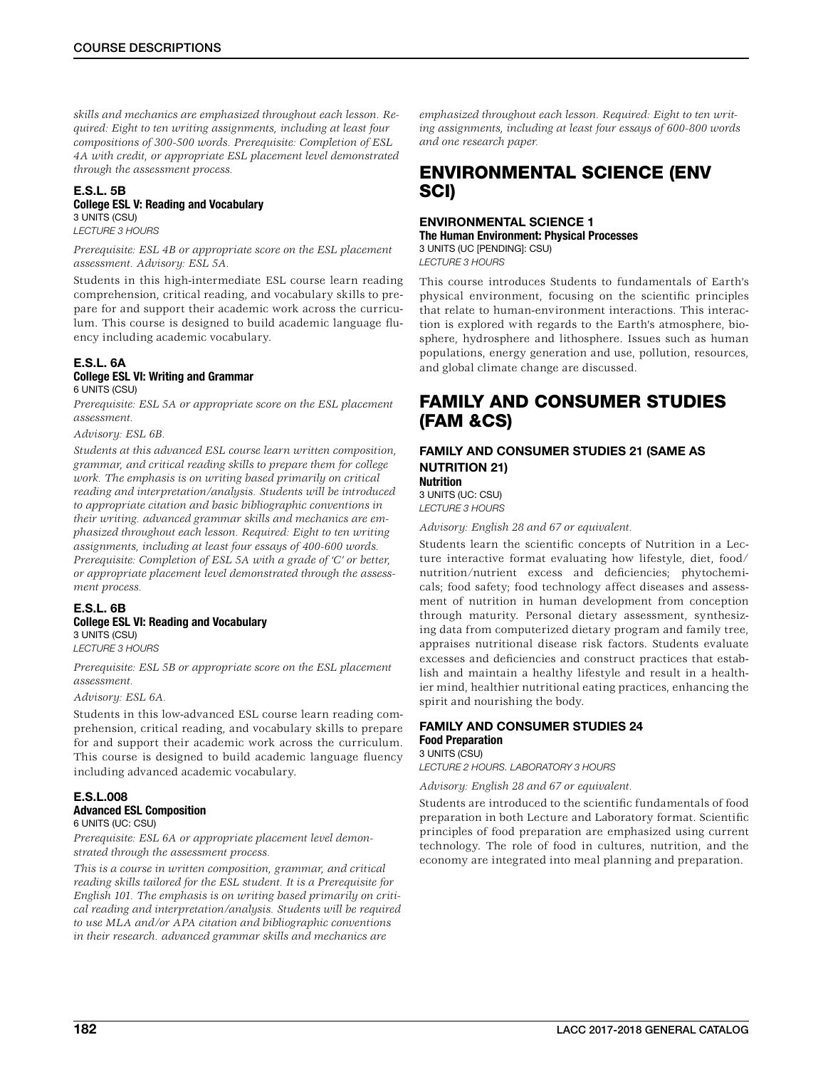*skills and mechanics are emphasized throughout each lesson. Required: Eight to ten writing assignments, including at least four compositions of 300-500 words. Prerequisite: Completion of ESL 4A with credit, or appropriate ESL placement level demonstrated through the assessment process.*

### E.S.L. 5B
**College ESL V: Reading and Vocabulary**
3 UNITS (CSU)
*LECTURE 3 HOURS*

*Prerequisite: ESL 4B or appropriate score on the ESL placement assessment. Advisory: ESL 5A.*

Students in this high-intermediate ESL course learn reading comprehension, critical reading, and vocabulary skills to prepare for and support their academic work across the curriculum. This course is designed to build academic language fluency including academic vocabulary.

### E.S.L. 6A
**College ESL VI: Writing and Grammar**
6 UNITS (CSU)

*Prerequisite: ESL 5A or appropriate score on the ESL placement assessment.*

*Advisory: ESL 6B.*

*Students at this advanced ESL course learn written composition, grammar, and critical reading skills to prepare them for college work. The emphasis is on writing based primarily on critical reading and interpretation/analysis. Students will be introduced to appropriate citation and basic bibliographic conventions in their writing. advanced grammar skills and mechanics are emphasized throughout each lesson. Required: Eight to ten writing assignments, including at least four essays of 400-600 words. Prerequisite: Completion of ESL 5A with a grade of 'C' or better, or appropriate placement level demonstrated through the assessment process.*

### E.S.L. 6B
**College ESL VI: Reading and Vocabulary**
3 UNITS (CSU)
*LECTURE 3 HOURS*

*Prerequisite: ESL 5B or appropriate score on the ESL placement assessment.*

*Advisory: ESL 6A.*

Students in this low-advanced ESL course learn reading comprehension, critical reading, and vocabulary skills to prepare for and support their academic work across the curriculum. This course is designed to build academic language fluency including advanced academic vocabulary.

### E.S.L.008
**Advanced ESL Composition**
6 UNITS (UC: CSU)

*Prerequisite: ESL 6A or appropriate placement level demonstrated through the assessment process.*

*This is a course in written composition, grammar, and critical reading skills tailored for the ESL student. It is a Prerequisite for English 101. The emphasis is on writing based primarily on critical reading and interpretation/analysis. Students will be required to use MLA and/or APA citation and bibliographic conventions in their research. advanced grammar skills and mechanics are emphasized throughout each lesson. Required: Eight to ten writing assignments, including at least four essays of 600-800 words and one research paper.*

## ENVIRONMENTAL SCIENCE (ENV SCI)

### ENVIRONMENTAL SCIENCE 1
**The Human Environment: Physical Processes**
3 UNITS (UC [PENDING]: CSU)
*LECTURE 3 HOURS*

This course introduces Students to fundamentals of Earth's physical environment, focusing on the scientific principles that relate to human-environment interactions. This interaction is explored with regards to the Earth's atmosphere, biosphere, hydrosphere and lithosphere. Issues such as human populations, energy generation and use, pollution, resources, and global climate change are discussed.

## FAMILY AND CONSUMER STUDIES (FAM &CS)

### FAMILY AND CONSUMER STUDIES 21 (SAME AS NUTRITION 21)
**Nutrition**
3 UNITS (UC: CSU)
*LECTURE 3 HOURS*

*Advisory: English 28 and 67 or equivalent.*

Students learn the scientific concepts of Nutrition in a Lecture interactive format evaluating how lifestyle, diet, food/nutrition/nutrient excess and deficiencies; phytochemicals; food safety; food technology affect diseases and assessment of nutrition in human development from conception through maturity. Personal dietary assessment, synthesizing data from computerized dietary program and family tree, appraises nutritional disease risk factors. Students evaluate excesses and deficiencies and construct practices that establish and maintain a healthy lifestyle and result in a healthier mind, healthier nutritional eating practices, enhancing the spirit and nourishing the body.

### FAMILY AND CONSUMER STUDIES 24
**Food Preparation**
3 UNITS (CSU)
*LECTURE 2 HOURS. LABORATORY 3 HOURS*

*Advisory: English 28 and 67 or equivalent.*

Students are introduced to the scientific fundamentals of food preparation in both Lecture and Laboratory format. Scientific principles of food preparation are emphasized using current technology. The role of food in cultures, nutrition, and the economy are integrated into meal planning and preparation.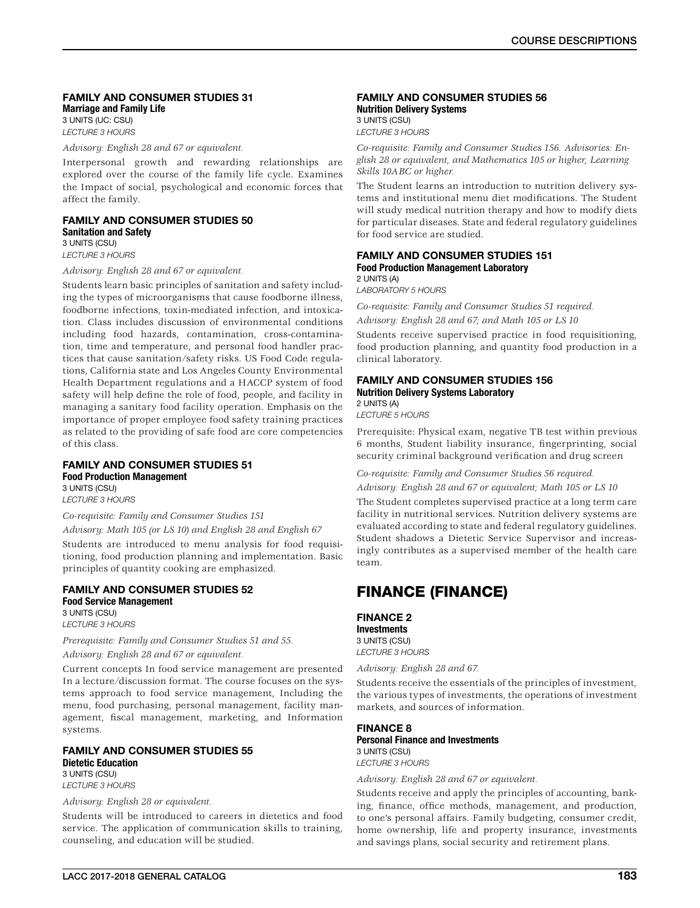### FAMILY AND CONSUMER STUDIES 31
**Marriage and Family Life**
3 UNITS (UC: CSU)
*LECTURE 3 HOURS*

*Advisory: English 28 and 67 or equivalent.*

Interpersonal growth and rewarding relationships are explored over the course of the family life cycle. Examines the Impact of social, psychological and economic forces that affect the family.

### FAMILY AND CONSUMER STUDIES 50
**Sanitation and Safety**
3 UNITS (CSU)
*LECTURE 3 HOURS*

*Advisory: English 28 and 67 or equivalent.*

Students learn basic principles of sanitation and safety including the types of microorganisms that cause foodborne illness, foodborne infections, toxin-mediated infection, and intoxication. Class includes discussion of environmental conditions including food hazards, contamination, cross-contamination, time and temperature, and personal food handler practices that cause sanitation/safety risks. US Food Code regulations, California state and Los Angeles County Environmental Health Department regulations and a HACCP system of food safety will help define the role of food, people, and facility in managing a sanitary food facility operation. Emphasis on the importance of proper employee food safety training practices as related to the providing of safe food are core competencies of this class.

### FAMILY AND CONSUMER STUDIES 51
**Food Production Management**
3 UNITS (CSU)
*LECTURE 3 HOURS*

*Co-requisite: Family and Consumer Studies 151*

*Advisory: Math 105 (or LS 10) and English 28 and English 67*

Students are introduced to menu analysis for food requisitioning, food production planning and implementation. Basic principles of quantity cooking are emphasized.

### FAMILY AND CONSUMER STUDIES 52
**Food Service Management**
3 UNITS (CSU)
*LECTURE 3 HOURS*

*Prerequisite: Family and Consumer Studies 51 and 55.*

*Advisory: English 28 and 67 or equivalent.*

Current concepts In food service management are presented In a lecture/discussion format. The course focuses on the systems approach to food service management, Including the menu, food purchasing, personal management, facility management, fiscal management, marketing, and Information systems.

### FAMILY AND CONSUMER STUDIES 55
**Dietetic Education**
3 UNITS (CSU)
*LECTURE 3 HOURS*

*Advisory: English 28 or equivalent.*

Students will be introduced to careers in dietetics and food service. The application of communication skills to training, counseling, and education will be studied.

### FAMILY AND CONSUMER STUDIES 56
**Nutrition Delivery Systems**
3 UNITS (CSU)
*LECTURE 3 HOURS*

*Co-requisite: Family and Consumer Studies 156. Advisories: English 28 or equivalent, and Mathematics 105 or higher, Learning Skills 10ABC or higher.*

The Student learns an introduction to nutrition delivery systems and institutional menu diet modifications. The Student will study medical nutrition therapy and how to modify diets for particular diseases. State and federal regulatory guidelines for food service are studied.

### FAMILY AND CONSUMER STUDIES 151
**Food Production Management Laboratory**
2 UNITS (A)
*LABORATORY 5 HOURS*

*Co-requisite: Family and Consumer Studies 51 required.*

*Advisory: English 28 and 67; and Math 105 or LS 10*

Students receive supervised practice in food requisitioning, food production planning, and quantity food production in a clinical laboratory.

### FAMILY AND CONSUMER STUDIES 156
**Nutrition Delivery Systems Laboratory**
2 UNITS (A)
*LECTURE 5 HOURS*

Prerequisite: Physical exam, negative TB test within previous 6 months, Student liability insurance, fingerprinting, social security criminal background verification and drug screen

*Co-requisite: Family and Consumer Studies 56 required.*

*Advisory: English 28 and 67 or equivalent; Math 105 or LS 10*

The Student completes supervised practice at a long term care facility in nutritional services. Nutrition delivery systems are evaluated according to state and federal regulatory guidelines. Student shadows a Dietetic Service Supervisor and increasingly contributes as a supervised member of the health care team.

## FINANCE (FINANCE)

### FINANCE 2
**Investments**
3 UNITS (CSU)
*LECTURE 3 HOURS*

*Advisory: English 28 and 67.*

Students receive the essentials of the principles of investment, the various types of investments, the operations of investment markets, and sources of information.

### FINANCE 8
**Personal Finance and Investments**
3 UNITS (CSU)
*LECTURE 3 HOURS*

*Advisory: English 28 and 67 or equivalent.*

Students receive and apply the principles of accounting, banking, finance, office methods, management, and production, to one's personal affairs. Family budgeting, consumer credit, home ownership, life and property insurance, investments and savings plans, social security and retirement plans.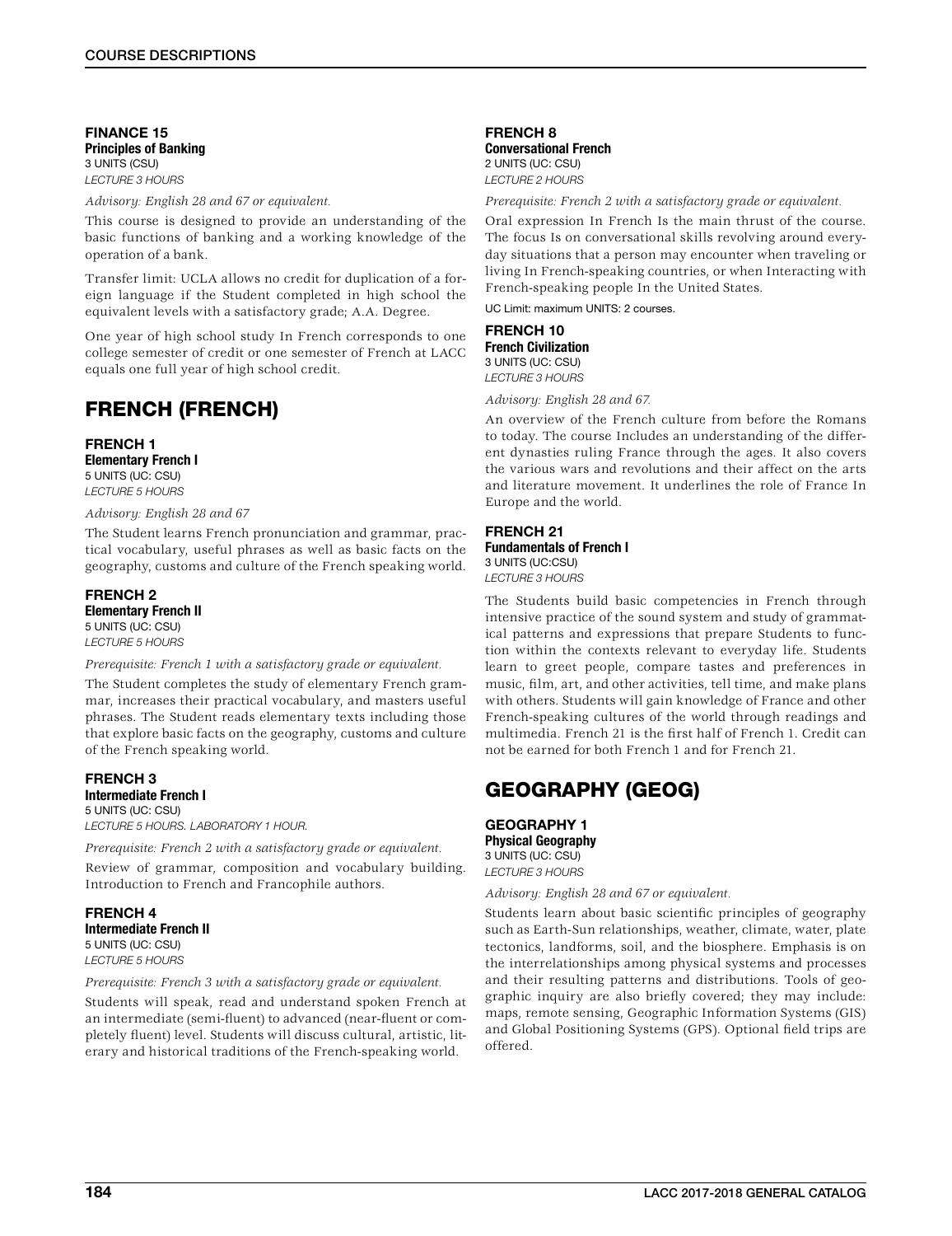### FINANCE 15
**Principles of Banking**
3 UNITS (CSU)
*LECTURE 3 HOURS*

*Advisory: English 28 and 67 or equivalent.*

This course is designed to provide an understanding of the basic functions of banking and a working knowledge of the operation of a bank.

Transfer limit: UCLA allows no credit for duplication of a foreign language if the Student completed in high school the equivalent levels with a satisfactory grade; A.A. Degree.

One year of high school study In French corresponds to one college semester of credit or one semester of French at LACC equals one full year of high school credit.

## FRENCH (FRENCH)

### FRENCH 1
**Elementary French I**
5 UNITS (UC: CSU)
*LECTURE 5 HOURS*

*Advisory: English 28 and 67*

The Student learns French pronunciation and grammar, practical vocabulary, useful phrases as well as basic facts on the geography, customs and culture of the French speaking world.

### FRENCH 2
**Elementary French II**
5 UNITS (UC: CSU)
*LECTURE 5 HOURS*

*Prerequisite: French 1 with a satisfactory grade or equivalent.*

The Student completes the study of elementary French grammar, increases their practical vocabulary, and masters useful phrases. The Student reads elementary texts including those that explore basic facts on the geography, customs and culture of the French speaking world.

### FRENCH 3
**Intermediate French I**
5 UNITS (UC: CSU)
*LECTURE 5 HOURS. LABORATORY 1 HOUR.*

*Prerequisite: French 2 with a satisfactory grade or equivalent.*

Review of grammar, composition and vocabulary building. Introduction to French and Francophile authors.

### FRENCH 4
**Intermediate French II**
5 UNITS (UC: CSU)
*LECTURE 5 HOURS*

*Prerequisite: French 3 with a satisfactory grade or equivalent.*

Students will speak, read and understand spoken French at an intermediate (semi-fluent) to advanced (near-fluent or completely fluent) level. Students will discuss cultural, artistic, literary and historical traditions of the French-speaking world.

### FRENCH 8
**Conversational French**
2 UNITS (UC: CSU)
*LECTURE 2 HOURS*

*Prerequisite: French 2 with a satisfactory grade or equivalent.*

Oral expression In French Is the main thrust of the course. The focus Is on conversational skills revolving around everyday situations that a person may encounter when traveling or living In French-speaking countries, or when Interacting with French-speaking people In the United States.

UC Limit: maximum UNITS: 2 courses.

### FRENCH 10
**French Civilization**
3 UNITS (UC: CSU)
*LECTURE 3 HOURS*

*Advisory: English 28 and 67.*

An overview of the French culture from before the Romans to today. The course Includes an understanding of the different dynasties ruling France through the ages. It also covers the various wars and revolutions and their affect on the arts and literature movement. It underlines the role of France In Europe and the world.

### FRENCH 21
**Fundamentals of French I**
3 UNITS (UC:CSU)
*LECTURE 3 HOURS*

The Students build basic competencies in French through intensive practice of the sound system and study of grammatical patterns and expressions that prepare Students to function within the contexts relevant to everyday life. Students learn to greet people, compare tastes and preferences in music, film, art, and other activities, tell time, and make plans with others. Students will gain knowledge of France and other French-speaking cultures of the world through readings and multimedia. French 21 is the first half of French 1. Credit can not be earned for both French 1 and for French 21.

## GEOGRAPHY (GEOG)

### GEOGRAPHY 1
**Physical Geography**
3 UNITS (UC: CSU)
*LECTURE 3 HOURS*

*Advisory: English 28 and 67 or equivalent.*

Students learn about basic scientific principles of geography such as Earth-Sun relationships, weather, climate, water, plate tectonics, landforms, soil, and the biosphere. Emphasis is on the interrelationships among physical systems and processes and their resulting patterns and distributions. Tools of geographic inquiry are also briefly covered; they may include: maps, remote sensing, Geographic Information Systems (GIS) and Global Positioning Systems (GPS). Optional field trips are offered.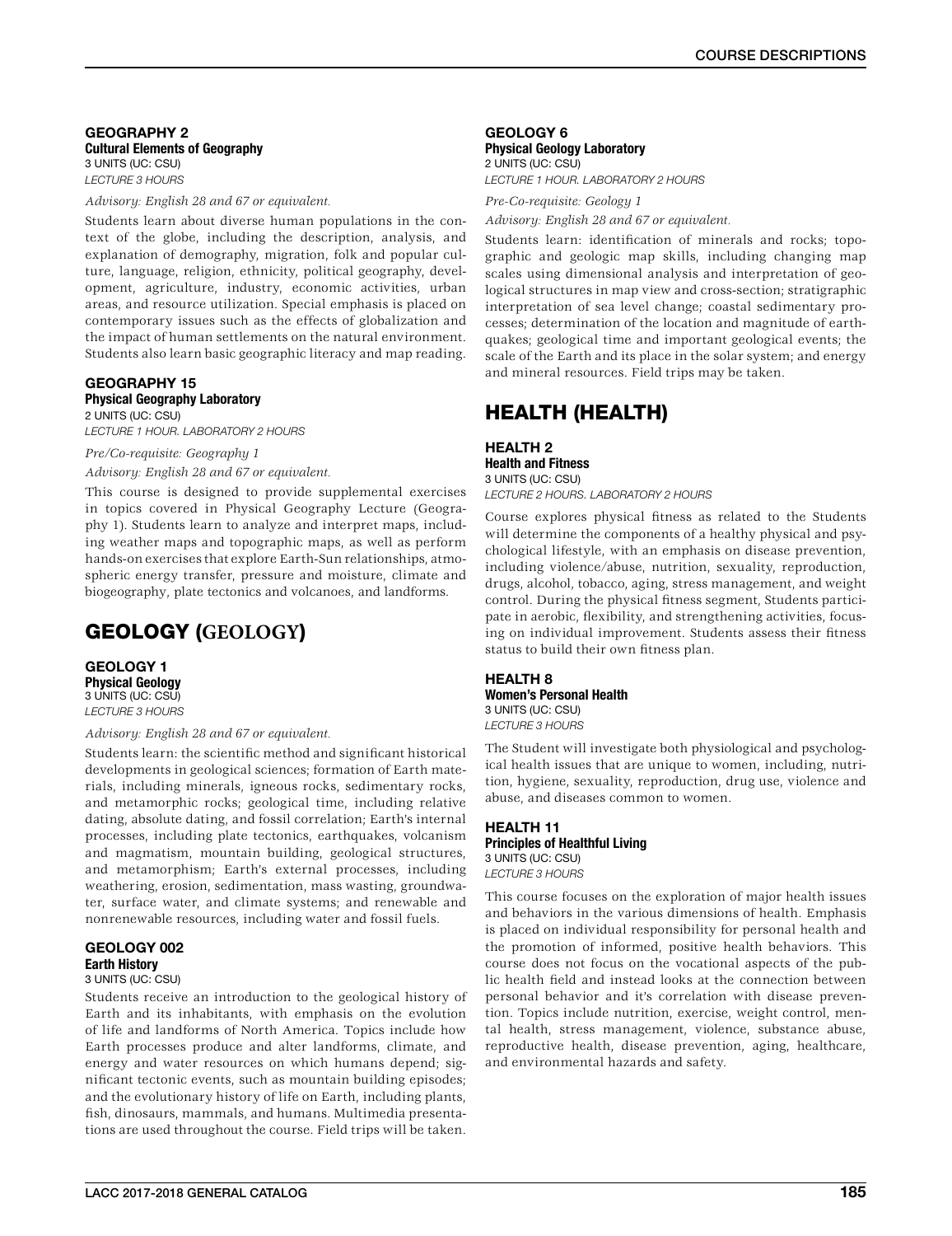### GEOGRAPHY 2
**Cultural Elements of Geography**
3 UNITS (UC: CSU)
*LECTURE 3 HOURS*

*Advisory: English 28 and 67 or equivalent.*

Students learn about diverse human populations in the context of the globe, including the description, analysis, and explanation of demography, migration, folk and popular culture, language, religion, ethnicity, political geography, development, agriculture, industry, economic activities, urban areas, and resource utilization. Special emphasis is placed on contemporary issues such as the effects of globalization and the impact of human settlements on the natural environment. Students also learn basic geographic literacy and map reading.

### GEOGRAPHY 15
**Physical Geography Laboratory**
2 UNITS (UC: CSU)
*LECTURE 1 HOUR. LABORATORY 2 HOURS*

*Pre/Co-requisite: Geography 1*

*Advisory: English 28 and 67 or equivalent.*

This course is designed to provide supplemental exercises in topics covered in Physical Geography Lecture (Geography 1). Students learn to analyze and interpret maps, including weather maps and topographic maps, as well as perform hands-on exercises that explore Earth-Sun relationships, atmospheric energy transfer, pressure and moisture, climate and biogeography, plate tectonics and volcanoes, and landforms.

## GEOLOGY (GEOLOGY)

### GEOLOGY 1
**Physical Geology**
3 UNITS (UC: CSU)
*LECTURE 3 HOURS*

*Advisory: English 28 and 67 or equivalent.*

Students learn: the scientific method and significant historical developments in geological sciences; formation of Earth materials, including minerals, igneous rocks, sedimentary rocks, and metamorphic rocks; geological time, including relative dating, absolute dating, and fossil correlation; Earth's internal processes, including plate tectonics, earthquakes, volcanism and magmatism, mountain building, geological structures, and metamorphism; Earth's external processes, including weathering, erosion, sedimentation, mass wasting, groundwater, surface water, and climate systems; and renewable and nonrenewable resources, including water and fossil fuels.

### GEOLOGY 002
**Earth History**
3 UNITS (UC: CSU)

Students receive an introduction to the geological history of Earth and its inhabitants, with emphasis on the evolution of life and landforms of North America. Topics include how Earth processes produce and alter landforms, climate, and energy and water resources on which humans depend; significant tectonic events, such as mountain building episodes; and the evolutionary history of life on Earth, including plants, fish, dinosaurs, mammals, and humans. Multimedia presentations are used throughout the course. Field trips will be taken.

### GEOLOGY 6
**Physical Geology Laboratory**
2 UNITS (UC: CSU)
*LECTURE 1 HOUR. LABORATORY 2 HOURS*

*Pre-Co-requisite: Geology 1*

*Advisory: English 28 and 67 or equivalent.*

Students learn: identification of minerals and rocks; topographic and geologic map skills, including changing map scales using dimensional analysis and interpretation of geological structures in map view and cross-section; stratigraphic interpretation of sea level change; coastal sedimentary processes; determination of the location and magnitude of earthquakes; geological time and important geological events; the scale of the Earth and its place in the solar system; and energy and mineral resources. Field trips may be taken.

## HEALTH (HEALTH)

### HEALTH 2
**Health and Fitness**
3 UNITS (UC: CSU)
*LECTURE 2 HOURS. LABORATORY 2 HOURS*

Course explores physical fitness as related to the Students will determine the components of a healthy physical and psychological lifestyle, with an emphasis on disease prevention, including violence/abuse, nutrition, sexuality, reproduction, drugs, alcohol, tobacco, aging, stress management, and weight control. During the physical fitness segment, Students participate in aerobic, flexibility, and strengthening activities, focusing on individual improvement. Students assess their fitness status to build their own fitness plan.

### HEALTH 8
**Women's Personal Health**
3 UNITS (UC: CSU)
*LECTURE 3 HOURS*

The Student will investigate both physiological and psychological health issues that are unique to women, including, nutrition, hygiene, sexuality, reproduction, drug use, violence and abuse, and diseases common to women.

### HEALTH 11
**Principles of Healthful Living**
3 UNITS (UC: CSU)
*LECTURE 3 HOURS*

This course focuses on the exploration of major health issues and behaviors in the various dimensions of health. Emphasis is placed on individual responsibility for personal health and the promotion of informed, positive health behaviors. This course does not focus on the vocational aspects of the public health field and instead looks at the connection between personal behavior and it's correlation with disease prevention. Topics include nutrition, exercise, weight control, mental health, stress management, violence, substance abuse, reproductive health, disease prevention, aging, healthcare, and environmental hazards and safety.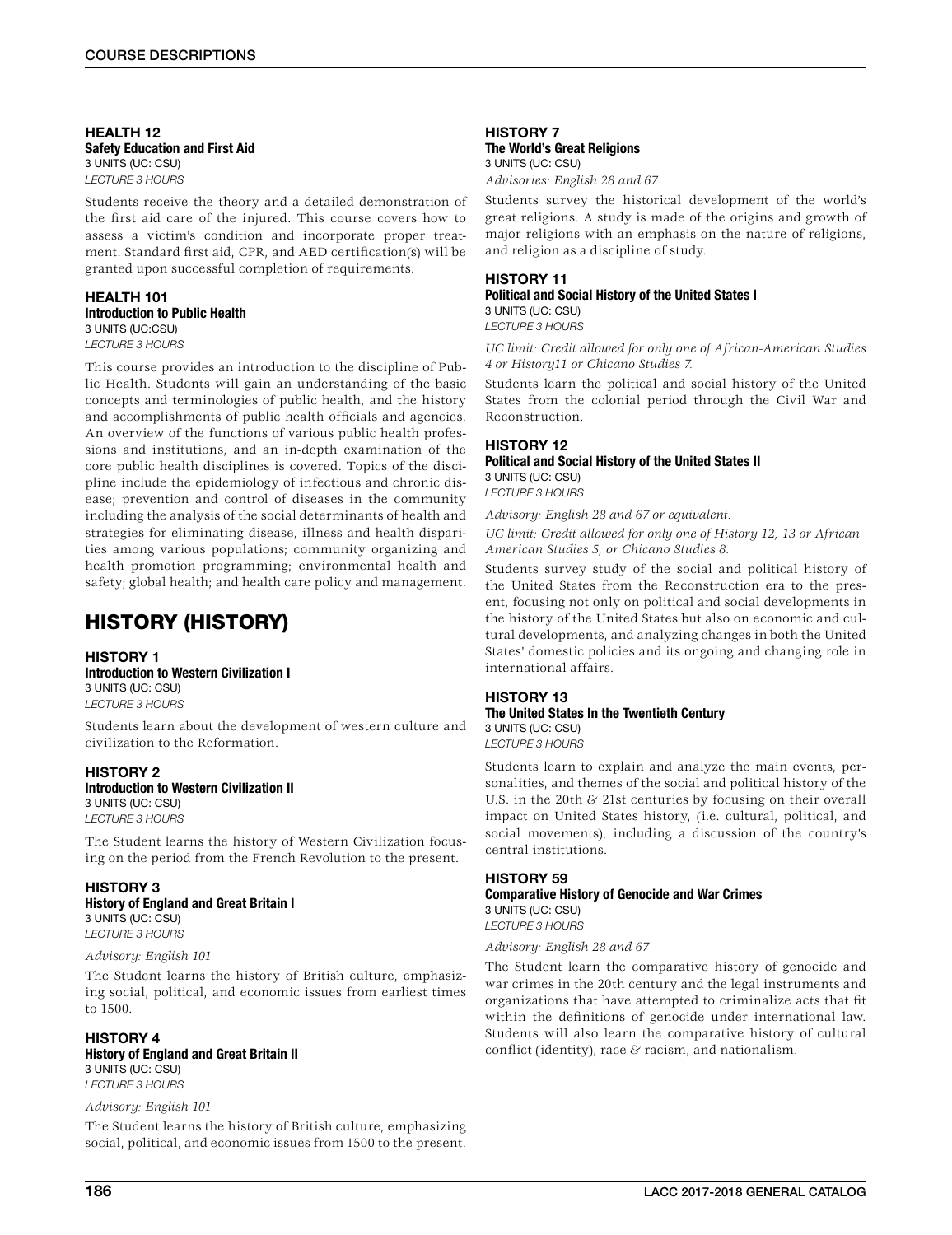### HEALTH 12
**Safety Education and First Aid**
3 UNITS (UC: CSU)
*LECTURE 3 HOURS*

Students receive the theory and a detailed demonstration of the first aid care of the injured. This course covers how to assess a victim's condition and incorporate proper treatment. Standard first aid, CPR, and AED certification(s) will be granted upon successful completion of requirements.

### HEALTH 101
**Introduction to Public Health**
3 UNITS (UC:CSU)
*LECTURE 3 HOURS*

This course provides an introduction to the discipline of Public Health. Students will gain an understanding of the basic concepts and terminologies of public health, and the history and accomplishments of public health officials and agencies. An overview of the functions of various public health professions and institutions, and an in-depth examination of the core public health disciplines is covered. Topics of the discipline include the epidemiology of infectious and chronic disease; prevention and control of diseases in the community including the analysis of the social determinants of health and strategies for eliminating disease, illness and health disparities among various populations; community organizing and health promotion programming; environmental health and safety; global health; and health care policy and management.

## HISTORY (HISTORY)

### HISTORY 1
**Introduction to Western Civilization I**
3 UNITS (UC: CSU)
*LECTURE 3 HOURS*

Students learn about the development of western culture and civilization to the Reformation.

### HISTORY 2
**Introduction to Western Civilization II**
3 UNITS (UC: CSU)
*LECTURE 3 HOURS*

The Student learns the history of Western Civilization focusing on the period from the French Revolution to the present.

### HISTORY 3
**History of England and Great Britain I**
3 UNITS (UC: CSU)
*LECTURE 3 HOURS*

*Advisory: English 101*

The Student learns the history of British culture, emphasizing social, political, and economic issues from earliest times to 1500.

### HISTORY 4
**History of England and Great Britain II**
3 UNITS (UC: CSU)
*LECTURE 3 HOURS*

*Advisory: English 101*

The Student learns the history of British culture, emphasizing social, political, and economic issues from 1500 to the present.

### HISTORY 7
**The World's Great Religions**
3 UNITS (UC: CSU)
*Advisories: English 28 and 67*

Students survey the historical development of the world's great religions. A study is made of the origins and growth of major religions with an emphasis on the nature of religions, and religion as a discipline of study.

### HISTORY 11
**Political and Social History of the United States I**
3 UNITS (UC: CSU)
*LECTURE 3 HOURS*

*UC limit: Credit allowed for only one of African-American Studies 4 or History11 or Chicano Studies 7.*

Students learn the political and social history of the United States from the colonial period through the Civil War and Reconstruction.

### HISTORY 12
**Political and Social History of the United States II**
3 UNITS (UC: CSU)
*LECTURE 3 HOURS*

*Advisory: English 28 and 67 or equivalent.*

*UC limit: Credit allowed for only one of History 12, 13 or African American Studies 5, or Chicano Studies 8.*

Students survey study of the social and political history of the United States from the Reconstruction era to the present, focusing not only on political and social developments in the history of the United States but also on economic and cultural developments, and analyzing changes in both the United States' domestic policies and its ongoing and changing role in international affairs.

### HISTORY 13
**The United States In the Twentieth Century**
3 UNITS (UC: CSU)
*LECTURE 3 HOURS*

Students learn to explain and analyze the main events, personalities, and themes of the social and political history of the U.S. in the 20th & 21st centuries by focusing on their overall impact on United States history, (i.e. cultural, political, and social movements), including a discussion of the country's central institutions.

### HISTORY 59
**Comparative History of Genocide and War Crimes**
3 UNITS (UC: CSU)
*LECTURE 3 HOURS*

*Advisory: English 28 and 67*

The Student learn the comparative history of genocide and war crimes in the 20th century and the legal instruments and organizations that have attempted to criminalize acts that fit within the definitions of genocide under international law. Students will also learn the comparative history of cultural conflict (identity), race & racism, and nationalism.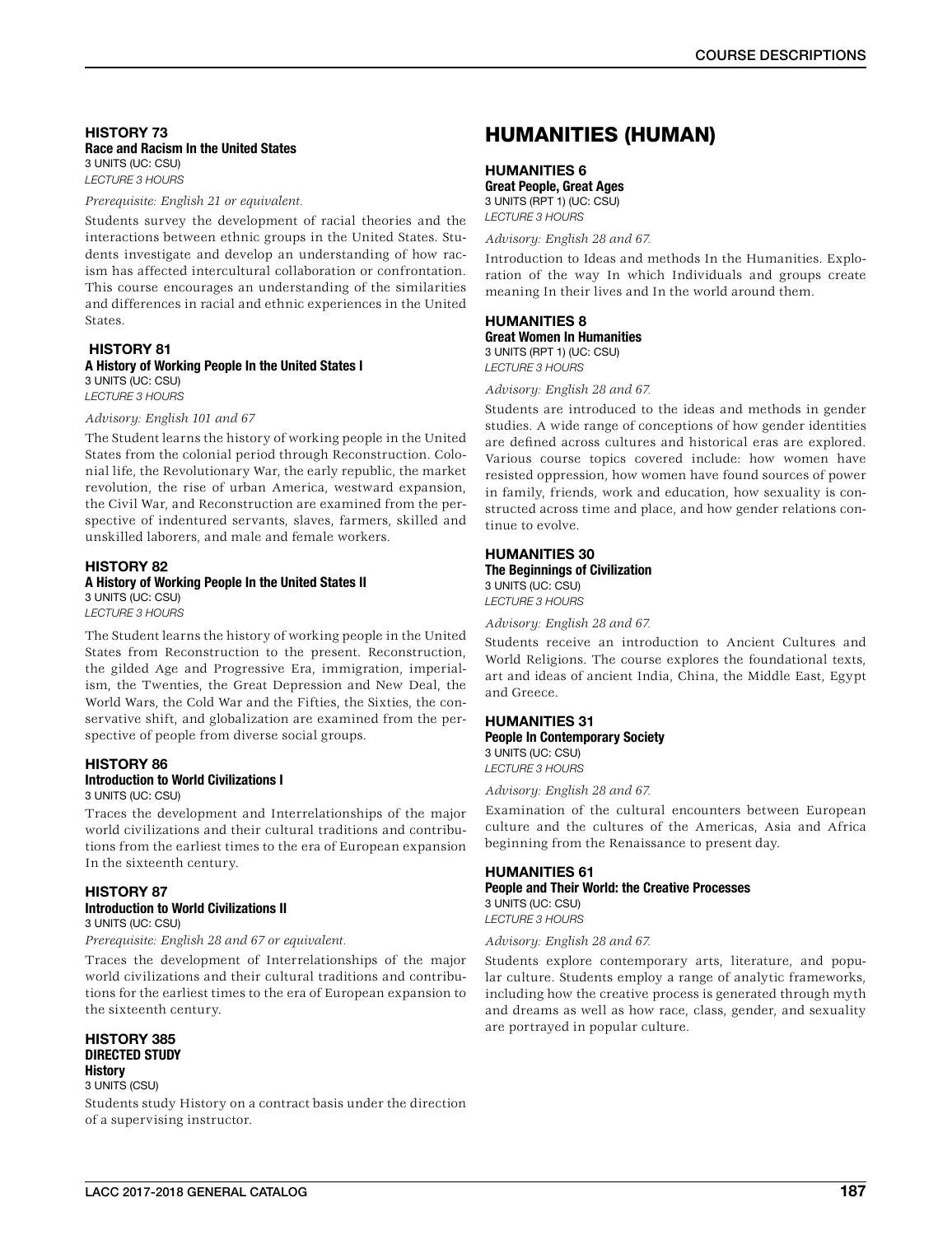### HISTORY 73
**Race and Racism In the United States**
3 UNITS (UC: CSU)
*LECTURE 3 HOURS*

*Prerequisite: English 21 or equivalent.*

Students survey the development of racial theories and the interactions between ethnic groups in the United States. Students investigate and develop an understanding of how racism has affected intercultural collaboration or confrontation. This course encourages an understanding of the similarities and differences in racial and ethnic experiences in the United States.

### HISTORY 81
**A History of Working People In the United States I**
3 UNITS (UC: CSU)
*LECTURE 3 HOURS*

*Advisory: English 101 and 67*

The Student learns the history of working people in the United States from the colonial period through Reconstruction. Colonial life, the Revolutionary War, the early republic, the market revolution, the rise of urban America, westward expansion, the Civil War, and Reconstruction are examined from the perspective of indentured servants, slaves, farmers, skilled and unskilled laborers, and male and female workers.

### HISTORY 82
**A History of Working People In the United States II**
3 UNITS (UC: CSU)
*LECTURE 3 HOURS*

The Student learns the history of working people in the United States from Reconstruction to the present. Reconstruction, the gilded Age and Progressive Era, immigration, imperialism, the Twenties, the Great Depression and New Deal, the World Wars, the Cold War and the Fifties, the Sixties, the conservative shift, and globalization are examined from the perspective of people from diverse social groups.

### HISTORY 86
**Introduction to World Civilizations I**
3 UNITS (UC: CSU)

Traces the development and Interrelationships of the major world civilizations and their cultural traditions and contributions from the earliest times to the era of European expansion In the sixteenth century.

### HISTORY 87
**Introduction to World Civilizations II**
3 UNITS (UC: CSU)

*Prerequisite: English 28 and 67 or equivalent.*

Traces the development of Interrelationships of the major world civilizations and their cultural traditions and contributions for the earliest times to the era of European expansion to the sixteenth century.

### HISTORY 385
**DIRECTED STUDY**
**History**
3 UNITS (CSU)

Students study History on a contract basis under the direction of a supervising instructor.

## HUMANITIES (HUMAN)

### HUMANITIES 6
**Great People, Great Ages**
3 UNITS (RPT 1) (UC: CSU)
*LECTURE 3 HOURS*

*Advisory: English 28 and 67.*

Introduction to Ideas and methods In the Humanities. Exploration of the way In which Individuals and groups create meaning In their lives and In the world around them.

### HUMANITIES 8
**Great Women In Humanities**
3 UNITS (RPT 1) (UC: CSU)
*LECTURE 3 HOURS*

*Advisory: English 28 and 67.*

Students are introduced to the ideas and methods in gender studies. A wide range of conceptions of how gender identities are defined across cultures and historical eras are explored. Various course topics covered include: how women have resisted oppression, how women have found sources of power in family, friends, work and education, how sexuality is constructed across time and place, and how gender relations continue to evolve.

### HUMANITIES 30
**The Beginnings of Civilization**
3 UNITS (UC: CSU)
*LECTURE 3 HOURS*

*Advisory: English 28 and 67.*

Students receive an introduction to Ancient Cultures and World Religions. The course explores the foundational texts, art and ideas of ancient India, China, the Middle East, Egypt and Greece.

### HUMANITIES 31
**People In Contemporary Society**
3 UNITS (UC: CSU)
*LECTURE 3 HOURS*

*Advisory: English 28 and 67.*

Examination of the cultural encounters between European culture and the cultures of the Americas, Asia and Africa beginning from the Renaissance to present day.

### HUMANITIES 61
**People and Their World: the Creative Processes**
3 UNITS (UC: CSU)
*LECTURE 3 HOURS*

*Advisory: English 28 and 67.*

Students explore contemporary arts, literature, and popular culture. Students employ a range of analytic frameworks, including how the creative process is generated through myth and dreams as well as how race, class, gender, and sexuality are portrayed in popular culture.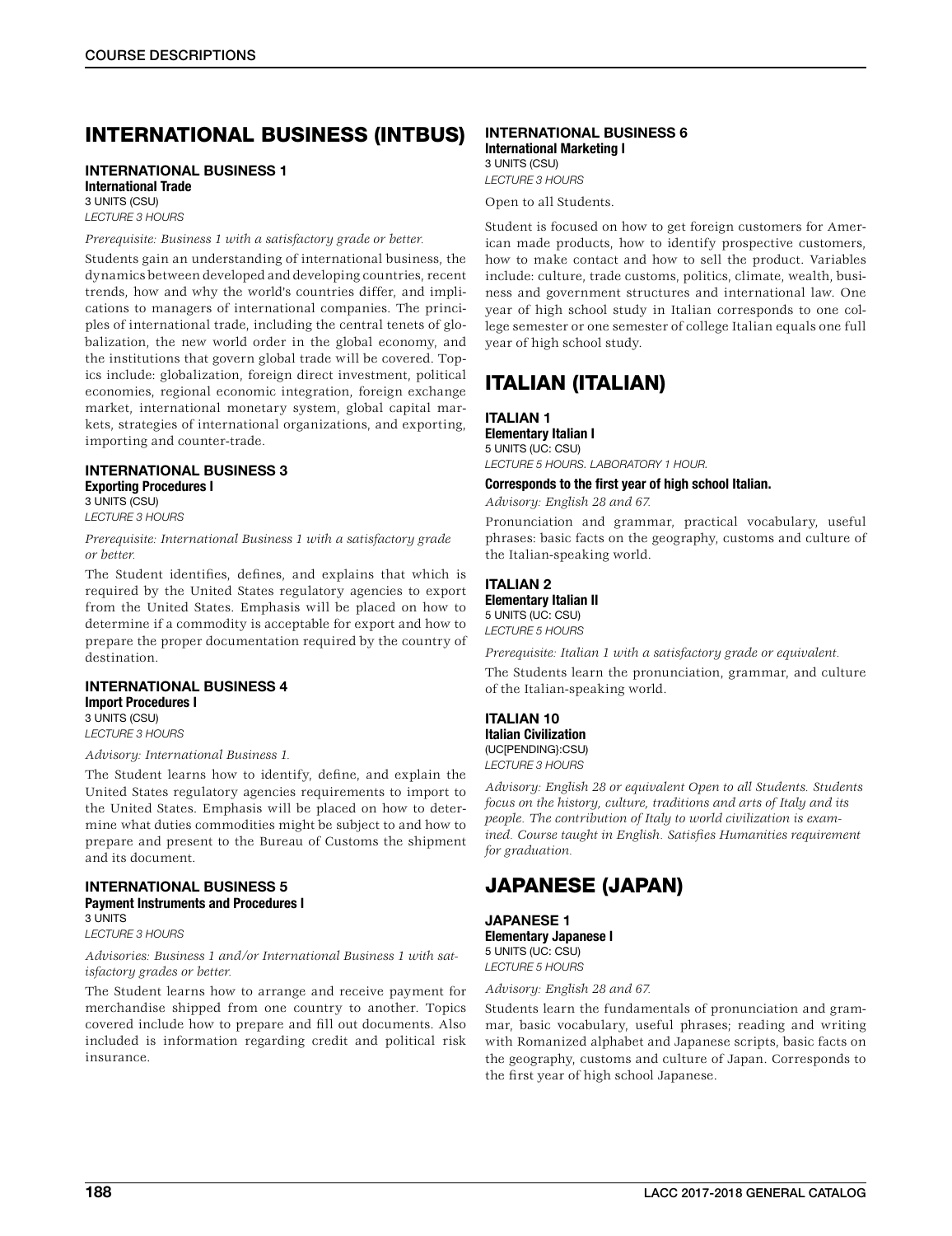## INTERNATIONAL BUSINESS (INTBUS)

### INTERNATIONAL BUSINESS 1

**International Trade**
3 UNITS (CSU)
*LECTURE 3 HOURS*

*Prerequisite: Business 1 with a satisfactory grade or better.*

Students gain an understanding of international business, the dynamics between developed and developing countries, recent trends, how and why the world's countries differ, and implications to managers of international companies. The principles of international trade, including the central tenets of globalization, the new world order in the global economy, and the institutions that govern global trade will be covered. Topics include: globalization, foreign direct investment, political economies, regional economic integration, foreign exchange market, international monetary system, global capital markets, strategies of international organizations, and exporting, importing and counter-trade.

### INTERNATIONAL BUSINESS 3

**Exporting Procedures I**
3 UNITS (CSU)
*LECTURE 3 HOURS*

*Prerequisite: International Business 1 with a satisfactory grade or better.*

The Student identifies, defines, and explains that which is required by the United States regulatory agencies to export from the United States. Emphasis will be placed on how to determine if a commodity is acceptable for export and how to prepare the proper documentation required by the country of destination.

### INTERNATIONAL BUSINESS 4

**Import Procedures I**
3 UNITS (CSU)
*LECTURE 3 HOURS*

*Advisory: International Business 1.*

The Student learns how to identify, define, and explain the United States regulatory agencies requirements to import to the United States. Emphasis will be placed on how to determine what duties commodities might be subject to and how to prepare and present to the Bureau of Customs the shipment and its document.

### INTERNATIONAL BUSINESS 5

**Payment Instruments and Procedures I**
3 UNITS
*LECTURE 3 HOURS*

*Advisories: Business 1 and/or International Business 1 with satisfactory grades or better.*

The Student learns how to arrange and receive payment for merchandise shipped from one country to another. Topics covered include how to prepare and fill out documents. Also included is information regarding credit and political risk insurance.

### INTERNATIONAL BUSINESS 6

**International Marketing I**
3 UNITS (CSU)
*LECTURE 3 HOURS*

Open to all Students.

Student is focused on how to get foreign customers for American made products, how to identify prospective customers, how to make contact and how to sell the product. Variables include: culture, trade customs, politics, climate, wealth, business and government structures and international law. One year of high school study in Italian corresponds to one college semester or one semester of college Italian equals one full year of high school study.

## ITALIAN (ITALIAN)

### ITALIAN 1

**Elementary Italian I**
5 UNITS (UC: CSU)
*LECTURE 5 HOURS. LABORATORY 1 HOUR.*

**Corresponds to the first year of high school Italian.**

*Advisory: English 28 and 67.*

Pronunciation and grammar, practical vocabulary, useful phrases: basic facts on the geography, customs and culture of the Italian-speaking world.

### ITALIAN 2

**Elementary Italian II**
5 UNITS (UC: CSU)
*LECTURE 5 HOURS*

*Prerequisite: Italian 1 with a satisfactory grade or equivalent.*

The Students learn the pronunciation, grammar, and culture of the Italian-speaking world.

### ITALIAN 10

**Italian Civilization**
(UC[PENDING}:CSU)
*LECTURE 3 HOURS*

*Advisory: English 28 or equivalent Open to all Students. Students focus on the history, culture, traditions and arts of Italy and its people. The contribution of Italy to world civilization is examined. Course taught in English. Satisfies Humanities requirement for graduation.*

## JAPANESE (JAPAN)

### JAPANESE 1

**Elementary Japanese I**
5 UNITS (UC: CSU)
*LECTURE 5 HOURS*

*Advisory: English 28 and 67.*

Students learn the fundamentals of pronunciation and grammar, basic vocabulary, useful phrases; reading and writing with Romanized alphabet and Japanese scripts, basic facts on the geography, customs and culture of Japan. Corresponds to the first year of high school Japanese.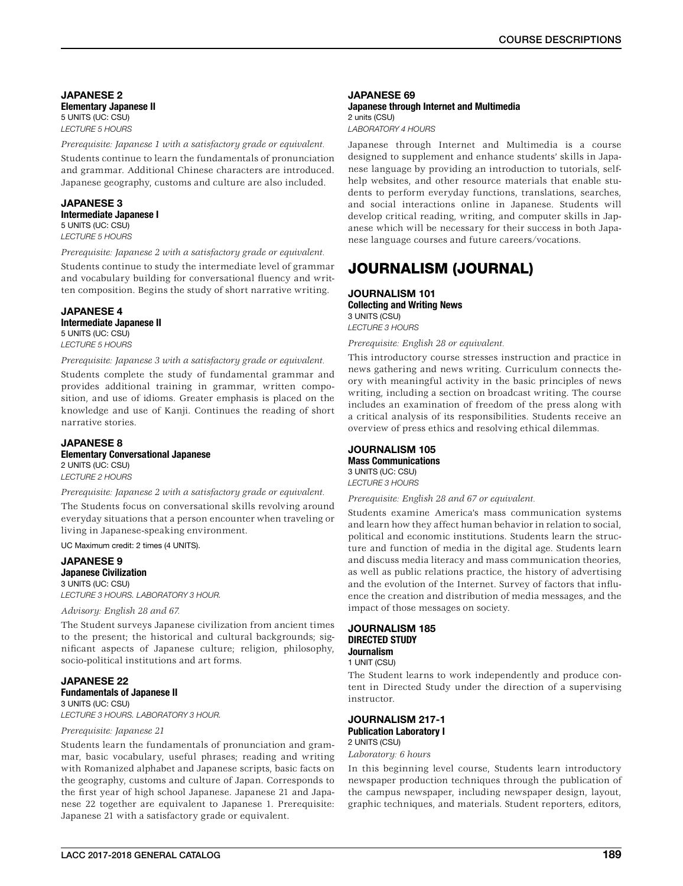#### JAPANESE 2
**Elementary Japanese II**
5 UNITS (UC: CSU)
*LECTURE 5 HOURS*

*Prerequisite: Japanese 1 with a satisfactory grade or equivalent.*

Students continue to learn the fundamentals of pronunciation and grammar. Additional Chinese characters are introduced. Japanese geography, customs and culture are also included.

#### JAPANESE 3
**Intermediate Japanese I**
5 UNITS (UC: CSU)
*LECTURE 5 HOURS*

*Prerequisite: Japanese 2 with a satisfactory grade or equivalent.*

Students continue to study the intermediate level of grammar and vocabulary building for conversational fluency and written composition. Begins the study of short narrative writing.

#### JAPANESE 4
**Intermediate Japanese II**
5 UNITS (UC: CSU)
*LECTURE 5 HOURS*

*Prerequisite: Japanese 3 with a satisfactory grade or equivalent.*

Students complete the study of fundamental grammar and provides additional training in grammar, written composition, and use of idioms. Greater emphasis is placed on the knowledge and use of Kanji. Continues the reading of short narrative stories.

#### JAPANESE 8
**Elementary Conversational Japanese**
2 UNITS (UC: CSU)
*LECTURE 2 HOURS*

*Prerequisite: Japanese 2 with a satisfactory grade or equivalent.*

The Students focus on conversational skills revolving around everyday situations that a person encounter when traveling or living in Japanese-speaking environment.

UC Maximum credit: 2 times (4 UNITS).

#### JAPANESE 9
**Japanese Civilization**
3 UNITS (UC: CSU)
*LECTURE 3 HOURS. LABORATORY 3 HOUR.*

*Advisory: English 28 and 67.*

The Student surveys Japanese civilization from ancient times to the present; the historical and cultural backgrounds; significant aspects of Japanese culture; religion, philosophy, socio-political institutions and art forms.

#### JAPANESE 22
**Fundamentals of Japanese II**
3 UNITS (UC: CSU)
*LECTURE 3 HOURS. LABORATORY 3 HOUR.*

*Prerequisite: Japanese 21*

Students learn the fundamentals of pronunciation and grammar, basic vocabulary, useful phrases; reading and writing with Romanized alphabet and Japanese scripts, basic facts on the geography, customs and culture of Japan. Corresponds to the first year of high school Japanese. Japanese 21 and Japanese 22 together are equivalent to Japanese 1. Prerequisite: Japanese 21 with a satisfactory grade or equivalent.

#### JAPANESE 69
**Japanese through Internet and Multimedia**
2 units (CSU)
*LABORATORY 4 HOURS*

Japanese through Internet and Multimedia is a course designed to supplement and enhance students' skills in Japanese language by providing an introduction to tutorials, self-help websites, and other resource materials that enable students to perform everyday functions, translations, searches, and social interactions online in Japanese. Students will develop critical reading, writing, and computer skills in Japanese which will be necessary for their success in both Japanese language courses and future careers/vocations.

## JOURNALISM (JOURNAL)

#### JOURNALISM 101
**Collecting and Writing News**
3 UNITS (CSU)
*LECTURE 3 HOURS*

*Prerequisite: English 28 or equivalent.*

This introductory course stresses instruction and practice in news gathering and news writing. Curriculum connects theory with meaningful activity in the basic principles of news writing, including a section on broadcast writing. The course includes an examination of freedom of the press along with a critical analysis of its responsibilities. Students receive an overview of press ethics and resolving ethical dilemmas.

#### JOURNALISM 105
**Mass Communications**
3 UNITS (UC: CSU)
*LECTURE 3 HOURS*

*Prerequisite: English 28 and 67 or equivalent.*

Students examine America's mass communication systems and learn how they affect human behavior in relation to social, political and economic institutions. Students learn the structure and function of media in the digital age. Students learn and discuss media literacy and mass communication theories, as well as public relations practice, the history of advertising and the evolution of the Internet. Survey of factors that influence the creation and distribution of media messages, and the impact of those messages on society.

#### JOURNALISM 185
**DIRECTED STUDY**
**Journalism**
1 UNIT (CSU)

The Student learns to work independently and produce content in Directed Study under the direction of a supervising instructor.

#### JOURNALISM 217-1
**Publication Laboratory I**
2 UNITS (CSU)
*Laboratory: 6 hours*

In this beginning level course, Students learn introductory newspaper production techniques through the publication of the campus newspaper, including newspaper design, layout, graphic techniques, and materials. Student reporters, editors,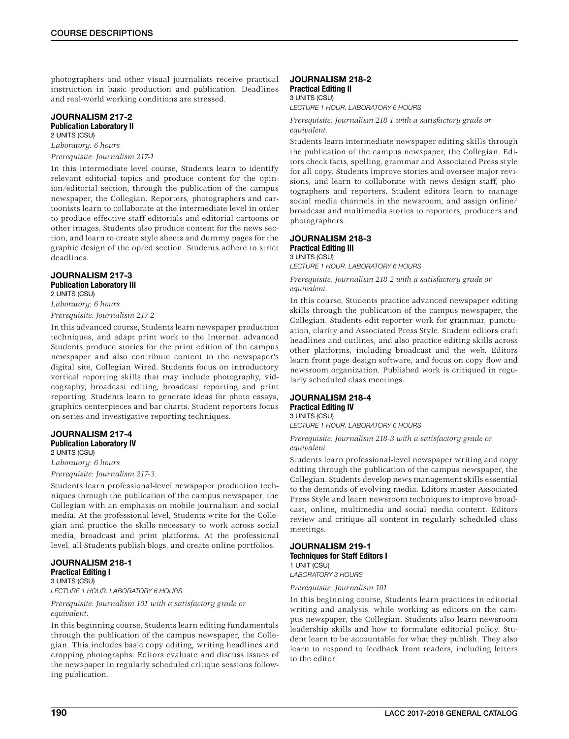photographers and other visual journalists receive practical instruction in basic production and publication. Deadlines and real-world working conditions are stressed.

### JOURNALISM 217-2
**Publication Laboratory II**
2 UNITS (CSU)
*Laboratory: 6 hours*
*Prerequisite: Journalism 217-1*

In this intermediate level course, Students learn to identify relevant editorial topics and produce content for the opinion/editorial section, through the publication of the campus newspaper, the Collegian. Reporters, photographers and cartoonists learn to collaborate at the intermediate level in order to produce effective staff editorials and editorial cartoons or other images. Students also produce content for the news section, and learn to create style sheets and dummy pages for the graphic design of the op/ed section. Students adhere to strict deadlines.

### JOURNALISM 217-3
**Publication Laboratory III**
2 UNITS (CSU)
*Laboratory: 6 hours*
*Prerequisite: Journalism 217-2*

In this advanced course, Students learn newspaper production techniques, and adapt print work to the Internet. advanced Students produce stories for the print edition of the campus newspaper and also contribute content to the newspaper's digital site, Collegian Wired. Students focus on introductory vertical reporting skills that may include photography, videography, broadcast editing, broadcast reporting and print reporting. Students learn to generate ideas for photo essays, graphics centerpieces and bar charts. Student reporters focus on series and investigative reporting techniques.

### JOURNALISM 217-4
**Publication Laboratory IV**
2 UNITS (CSU)
*Laboratory: 6 hours*
*Prerequisite: Journalism 217-3.*

Students learn professional-level newspaper production techniques through the publication of the campus newspaper, the Collegian with an emphasis on mobile journalism and social media. At the professional level, Students write for the Collegian and practice the skills necessary to work across social media, broadcast and print platforms. At the professional level, all Students publish blogs, and create online portfolios.

### JOURNALISM 218-1
**Practical Editing I**
3 UNITS (CSU)
*LECTURE 1 HOUR. LABORATORY 6 HOURS*

*Prerequisite: Journalism 101 with a satisfactory grade or equivalent.*

In this beginning course, Students learn editing fundamentals through the publication of the campus newspaper, the Collegian. This includes basic copy editing, writing headlines and cropping photographs. Editors evaluate and discuss issues of the newspaper in regularly scheduled critique sessions following publication.

### JOURNALISM 218-2
**Practical Editing II**
3 UNITS (CSU)
*LECTURE 1 HOUR. LABORATORY 6 HOURS*

*Prerequisite: Journalism 218-1 with a satisfactory grade or equivalent.*

Students learn intermediate newspaper editing skills through the publication of the campus newspaper, the Collegian. Editors check facts, spelling, grammar and Associated Press style for all copy. Students improve stories and oversee major revisions, and learn to collaborate with news design staff, photographers and reporters. Student editors learn to manage social media channels in the newsroom, and assign online/broadcast and multimedia stories to reporters, producers and photographers.

### JOURNALISM 218-3
**Practical Editing III**
3 UNITS (CSU)
*LECTURE 1 HOUR. LABORATORY 6 HOURS*

*Prerequisite: Journalism 218-2 with a satisfactory grade or equivalent.*

In this course, Students practice advanced newspaper editing skills through the publication of the campus newspaper, the Collegian. Students edit reporter work for grammar, punctuation, clarity and Associated Press Style. Student editors craft headlines and cutlines, and also practice editing skills across other platforms, including broadcast and the web. Editors learn front page design software, and focus on copy flow and newsroom organization. Published work is critiqued in regularly scheduled class meetings.

### JOURNALISM 218-4
**Practical Editing IV**
3 UNITS (CSU)
*LECTURE 1 HOUR. LABORATORY 6 HOURS*

*Prerequisite: Journalism 218-3 with a satisfactory grade or equivalent.*

Students learn professional-level newspaper writing and copy editing through the publication of the campus newspaper, the Collegian. Students develop news management skills essential to the demands of evolving media. Editors master Associated Press Style and learn newsroom techniques to improve broadcast, online, multimedia and social media content. Editors review and critique all content in regularly scheduled class meetings.

### JOURNALISM 219-1
**Techniques for Staff Editors I**
1 UNIT (CSU)
*LABORATORY 3 HOURS*

*Prerequisite: Journalism 101*

In this beginning course, Students learn practices in editorial writing and analysis, while working as editors on the campus newspaper, the Collegian. Students also learn newsroom leadership skills and how to formulate editorial policy. Student learn to be accountable for what they publish. They also learn to respond to feedback from readers, including letters to the editor.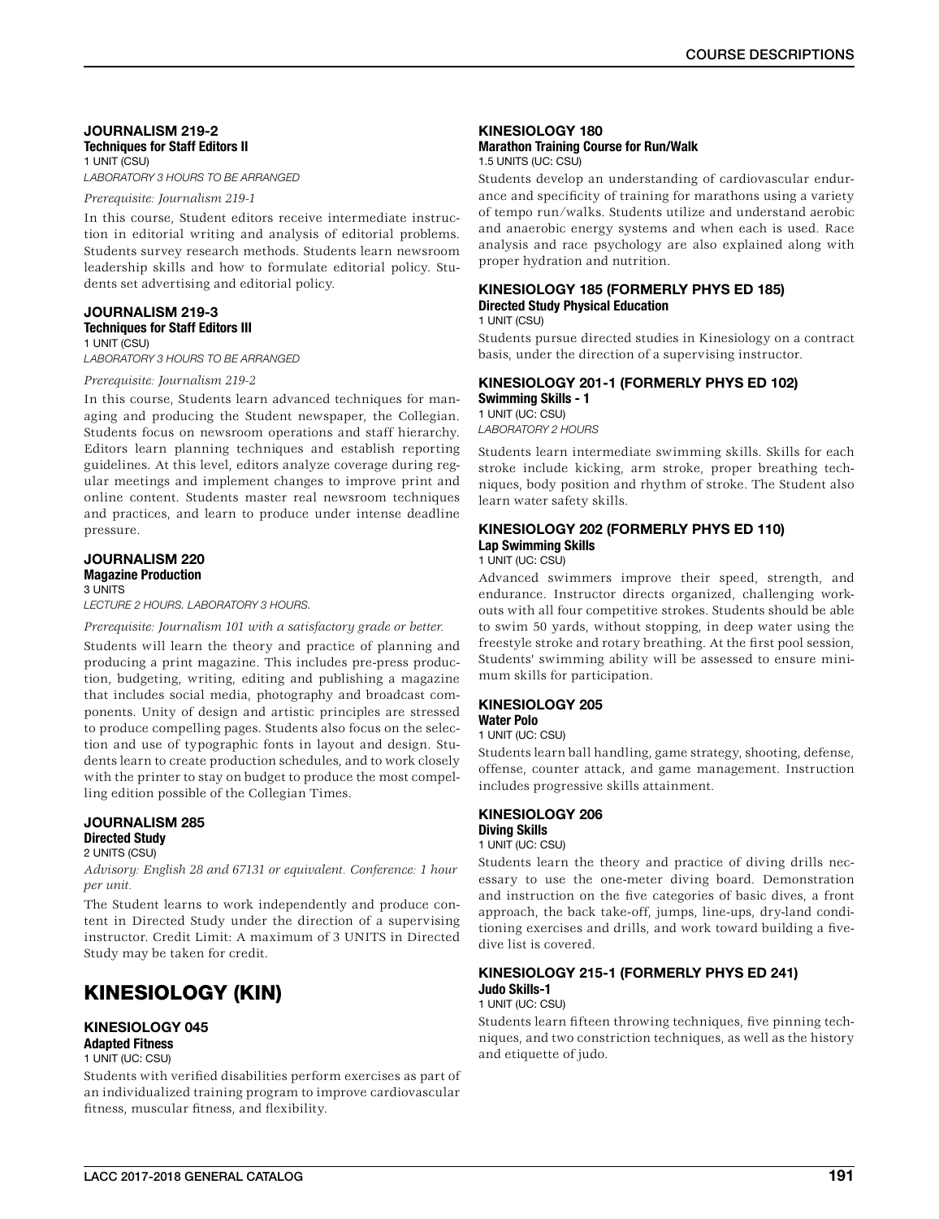### JOURNALISM 219-2
**Techniques for Staff Editors II**
1 UNIT (CSU)
*LABORATORY 3 HOURS TO BE ARRANGED*

*Prerequisite: Journalism 219-1*

In this course, Student editors receive intermediate instruction in editorial writing and analysis of editorial problems. Students survey research methods. Students learn newsroom leadership skills and how to formulate editorial policy. Students set advertising and editorial policy.

### JOURNALISM 219-3
**Techniques for Staff Editors III**
1 UNIT (CSU)
*LABORATORY 3 HOURS TO BE ARRANGED*

*Prerequisite: Journalism 219-2*

In this course, Students learn advanced techniques for managing and producing the Student newspaper, the Collegian. Students focus on newsroom operations and staff hierarchy. Editors learn planning techniques and establish reporting guidelines. At this level, editors analyze coverage during regular meetings and implement changes to improve print and online content. Students master real newsroom techniques and practices, and learn to produce under intense deadline pressure.

### JOURNALISM 220
**Magazine Production**
3 UNITS
*LECTURE 2 HOURS. LABORATORY 3 HOURS.*

*Prerequisite: Journalism 101 with a satisfactory grade or better.*

Students will learn the theory and practice of planning and producing a print magazine. This includes pre-press production, budgeting, writing, editing and publishing a magazine that includes social media, photography and broadcast components. Unity of design and artistic principles are stressed to produce compelling pages. Students also focus on the selection and use of typographic fonts in layout and design. Students learn to create production schedules, and to work closely with the printer to stay on budget to produce the most compelling edition possible of the Collegian Times.

### JOURNALISM 285
**Directed Study**
2 UNITS (CSU)

*Advisory: English 28 and 67131 or equivalent. Conference: 1 hour per unit.*

The Student learns to work independently and produce content in Directed Study under the direction of a supervising instructor. Credit Limit: A maximum of 3 UNITS in Directed Study may be taken for credit.

## KINESIOLOGY (KIN)

### KINESIOLOGY 045
**Adapted Fitness**
1 UNIT (UC: CSU)

Students with verified disabilities perform exercises as part of an individualized training program to improve cardiovascular fitness, muscular fitness, and flexibility.

### KINESIOLOGY 180
**Marathon Training Course for Run/Walk**
1.5 UNITS (UC: CSU)

Students develop an understanding of cardiovascular endurance and specificity of training for marathons using a variety of tempo run/walks. Students utilize and understand aerobic and anaerobic energy systems and when each is used. Race analysis and race psychology are also explained along with proper hydration and nutrition.

### KINESIOLOGY 185 (FORMERLY PHYS ED 185)
**Directed Study Physical Education**
1 UNIT (CSU)

Students pursue directed studies in Kinesiology on a contract basis, under the direction of a supervising instructor.

### KINESIOLOGY 201-1 (FORMERLY PHYS ED 102)
**Swimming Skills - 1**
1 UNIT (UC: CSU)
*LABORATORY 2 HOURS*

Students learn intermediate swimming skills. Skills for each stroke include kicking, arm stroke, proper breathing techniques, body position and rhythm of stroke. The Student also learn water safety skills.

### KINESIOLOGY 202 (FORMERLY PHYS ED 110)
**Lap Swimming Skills**
1 UNIT (UC: CSU)

Advanced swimmers improve their speed, strength, and endurance. Instructor directs organized, challenging workouts with all four competitive strokes. Students should be able to swim 50 yards, without stopping, in deep water using the freestyle stroke and rotary breathing. At the first pool session, Students' swimming ability will be assessed to ensure minimum skills for participation.

### KINESIOLOGY 205
**Water Polo**
1 UNIT (UC: CSU)

Students learn ball handling, game strategy, shooting, defense, offense, counter attack, and game management. Instruction includes progressive skills attainment.

### KINESIOLOGY 206
**Diving Skills**
1 UNIT (UC: CSU)

Students learn the theory and practice of diving drills necessary to use the one-meter diving board. Demonstration and instruction on the five categories of basic dives, a front approach, the back take-off, jumps, line-ups, dry-land conditioning exercises and drills, and work toward building a five-dive list is covered.

### KINESIOLOGY 215-1 (FORMERLY PHYS ED 241)
**Judo Skills-1**
1 UNIT (UC: CSU)

Students learn fifteen throwing techniques, five pinning techniques, and two constriction techniques, as well as the history and etiquette of judo.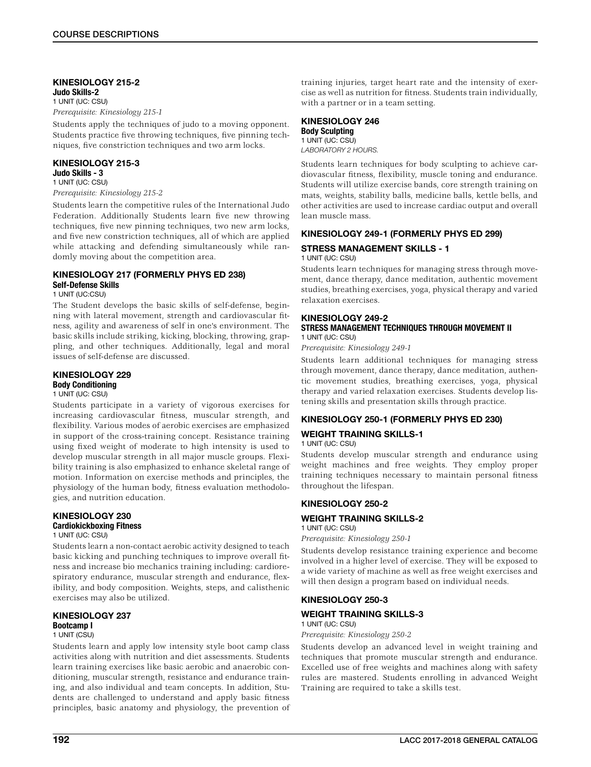### KINESIOLOGY 215-2
**Judo Skills-2**
1 UNIT (UC: CSU)
*Prerequisite: Kinesiology 215-1*

Students apply the techniques of judo to a moving opponent. Students practice five throwing techniques, five pinning techniques, five constriction techniques and two arm locks.

### KINESIOLOGY 215-3
**Judo Skills - 3**
1 UNIT (UC: CSU)
*Prerequisite: Kinesiology 215-2*

Students learn the competitive rules of the International Judo Federation. Additionally Students learn five new throwing techniques, five new pinning techniques, two new arm locks, and five new constriction techniques, all of which are applied while attacking and defending simultaneously while randomly moving about the competition area.

### KINESIOLOGY 217 (FORMERLY PHYS ED 238)
**Self-Defense Skills**
1 UNIT (UC:CSU)

The Student develops the basic skills of self-defense, beginning with lateral movement, strength and cardiovascular fitness, agility and awareness of self in one's environment. The basic skills include striking, kicking, blocking, throwing, grappling, and other techniques. Additionally, legal and moral issues of self-defense are discussed.

### KINESIOLOGY 229
**Body Conditioning**
1 UNIT (UC: CSU)

Students participate in a variety of vigorous exercises for increasing cardiovascular fitness, muscular strength, and flexibility. Various modes of aerobic exercises are emphasized in support of the cross-training concept. Resistance training using fixed weight of moderate to high intensity is used to develop muscular strength in all major muscle groups. Flexibility training is also emphasized to enhance skeletal range of motion. Information on exercise methods and principles, the physiology of the human body, fitness evaluation methodologies, and nutrition education.

### KINESIOLOGY 230
**Cardiokickboxing Fitness**
1 UNIT (UC: CSU)

Students learn a non-contact aerobic activity designed to teach basic kicking and punching techniques to improve overall fitness and increase bio mechanics training including: cardiorespiratory endurance, muscular strength and endurance, flexibility, and body composition. Weights, steps, and calisthenic exercises may also be utilized.

### KINESIOLOGY 237
**Bootcamp I**
1 UNIT (CSU)

Students learn and apply low intensity style boot camp class activities along with nutrition and diet assessments. Students learn training exercises like basic aerobic and anaerobic conditioning, muscular strength, resistance and endurance training, and also individual and team concepts. In addition, Students are challenged to understand and apply basic fitness principles, basic anatomy and physiology, the prevention of training injuries, target heart rate and the intensity of exercise as well as nutrition for fitness. Students train individually, with a partner or in a team setting.

### KINESIOLOGY 246
**Body Sculpting**
1 UNIT (UC: CSU)
*LABORATORY 2 HOURS.*

Students learn techniques for body sculpting to achieve cardiovascular fitness, flexibility, muscle toning and endurance. Students will utilize exercise bands, core strength training on mats, weights, stability balls, medicine balls, kettle bells, and other activities are used to increase cardiac output and overall lean muscle mass.

### KINESIOLOGY 249-1 (FORMERLY PHYS ED 299)
**STRESS MANAGEMENT SKILLS - 1**
1 UNIT (UC: CSU)

Students learn techniques for managing stress through movement, dance therapy, dance meditation, authentic movement studies, breathing exercises, yoga, physical therapy and varied relaxation exercises.

### KINESIOLOGY 249-2
**STRESS MANAGEMENT TECHNIQUES THROUGH MOVEMENT II**
1 UNIT (UC: CSU)
*Prerequisite: Kinesiology 249-1*

Students learn additional techniques for managing stress through movement, dance therapy, dance meditation, authentic movement studies, breathing exercises, yoga, physical therapy and varied relaxation exercises. Students develop listening skills and presentation skills through practice.

### KINESIOLOGY 250-1 (FORMERLY PHYS ED 230)
**WEIGHT TRAINING SKILLS-1**
1 UNIT (UC: CSU)

Students develop muscular strength and endurance using weight machines and free weights. They employ proper training techniques necessary to maintain personal fitness throughout the lifespan.

### KINESIOLOGY 250-2
**WEIGHT TRAINING SKILLS-2**
1 UNIT (UC: CSU)
*Prerequisite: Kinesiology 250-1*

Students develop resistance training experience and become involved in a higher level of exercise. They will be exposed to a wide variety of machine as well as free weight exercises and will then design a program based on individual needs.

### KINESIOLOGY 250-3
**WEIGHT TRAINING SKILLS-3**
1 UNIT (UC: CSU)
*Prerequisite: Kinesiology 250-2*

Students develop an advanced level in weight training and techniques that promote muscular strength and endurance. Excelled use of free weights and machines along with safety rules are mastered. Students enrolling in advanced Weight Training are required to take a skills test.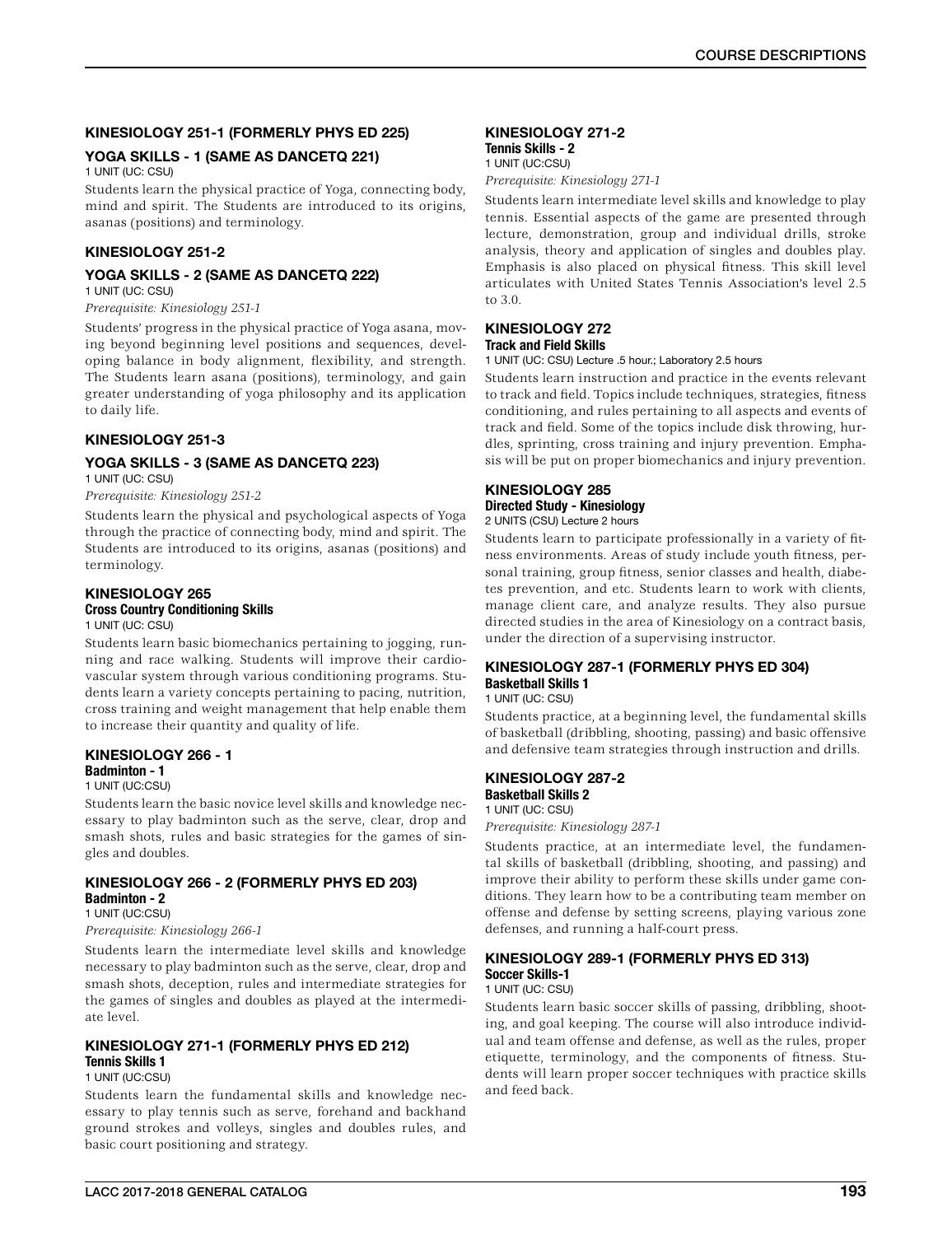### KINESIOLOGY 251-1 (FORMERLY PHYS ED 225)

#### YOGA SKILLS - 1 (SAME AS DANCETQ 221)

1 UNIT (UC: CSU)

Students learn the physical practice of Yoga, connecting body, mind and spirit. The Students are introduced to its origins, asanas (positions) and terminology.

### KINESIOLOGY 251-2

#### YOGA SKILLS - 2 (SAME AS DANCETQ 222)

1 UNIT (UC: CSU)

*Prerequisite: Kinesiology 251-1*

Students' progress in the physical practice of Yoga asana, moving beyond beginning level positions and sequences, developing balance in body alignment, flexibility, and strength. The Students learn asana (positions), terminology, and gain greater understanding of yoga philosophy and its application to daily life.

### KINESIOLOGY 251-3

#### YOGA SKILLS - 3 (SAME AS DANCETQ 223)

1 UNIT (UC: CSU)

*Prerequisite: Kinesiology 251-2*

Students learn the physical and psychological aspects of Yoga through the practice of connecting body, mind and spirit. The Students are introduced to its origins, asanas (positions) and terminology.

### KINESIOLOGY 265

#### Cross Country Conditioning Skills

1 UNIT (UC: CSU)

Students learn basic biomechanics pertaining to jogging, running and race walking. Students will improve their cardiovascular system through various conditioning programs. Students learn a variety concepts pertaining to pacing, nutrition, cross training and weight management that help enable them to increase their quantity and quality of life.

### KINESIOLOGY 266 - 1

#### Badminton - 1

1 UNIT (UC:CSU)

Students learn the basic novice level skills and knowledge necessary to play badminton such as the serve, clear, drop and smash shots, rules and basic strategies for the games of singles and doubles.

### KINESIOLOGY 266 - 2 (FORMERLY PHYS ED 203)

#### Badminton - 2

1 UNIT (UC:CSU)

*Prerequisite: Kinesiology 266-1*

Students learn the intermediate level skills and knowledge necessary to play badminton such as the serve, clear, drop and smash shots, deception, rules and intermediate strategies for the games of singles and doubles as played at the intermediate level.

### KINESIOLOGY 271-1 (FORMERLY PHYS ED 212)

#### Tennis Skills 1

1 UNIT (UC:CSU)

Students learn the fundamental skills and knowledge necessary to play tennis such as serve, forehand and backhand ground strokes and volleys, singles and doubles rules, and basic court positioning and strategy.

### KINESIOLOGY 271-2

#### Tennis Skills - 2

1 UNIT (UC:CSU)

*Prerequisite: Kinesiology 271-1*

Students learn intermediate level skills and knowledge to play tennis. Essential aspects of the game are presented through lecture, demonstration, group and individual drills, stroke analysis, theory and application of singles and doubles play. Emphasis is also placed on physical fitness. This skill level articulates with United States Tennis Association's level 2.5 to 3.0.

### KINESIOLOGY 272

#### Track and Field Skills

1 UNIT (UC: CSU) Lecture .5 hour.; Laboratory 2.5 hours

Students learn instruction and practice in the events relevant to track and field. Topics include techniques, strategies, fitness conditioning, and rules pertaining to all aspects and events of track and field. Some of the topics include disk throwing, hurdles, sprinting, cross training and injury prevention. Emphasis will be put on proper biomechanics and injury prevention.

### KINESIOLOGY 285

#### Directed Study - Kinesiology

2 UNITS (CSU) Lecture 2 hours

Students learn to participate professionally in a variety of fitness environments. Areas of study include youth fitness, personal training, group fitness, senior classes and health, diabetes prevention, and etc. Students learn to work with clients, manage client care, and analyze results. They also pursue directed studies in the area of Kinesiology on a contract basis, under the direction of a supervising instructor.

### KINESIOLOGY 287-1 (FORMERLY PHYS ED 304)

#### Basketball Skills 1

1 UNIT (UC: CSU)

Students practice, at a beginning level, the fundamental skills of basketball (dribbling, shooting, passing) and basic offensive and defensive team strategies through instruction and drills.

### KINESIOLOGY 287-2

#### Basketball Skills 2

1 UNIT (UC: CSU)

*Prerequisite: Kinesiology 287-1*

Students practice, at an intermediate level, the fundamental skills of basketball (dribbling, shooting, and passing) and improve their ability to perform these skills under game conditions. They learn how to be a contributing team member on offense and defense by setting screens, playing various zone defenses, and running a half-court press.

### KINESIOLOGY 289-1 (FORMERLY PHYS ED 313)

#### Soccer Skills-1

1 UNIT (UC: CSU)

Students learn basic soccer skills of passing, dribbling, shooting, and goal keeping. The course will also introduce individual and team offense and defense, as well as the rules, proper etiquette, terminology, and the components of fitness. Students will learn proper soccer techniques with practice skills and feed back.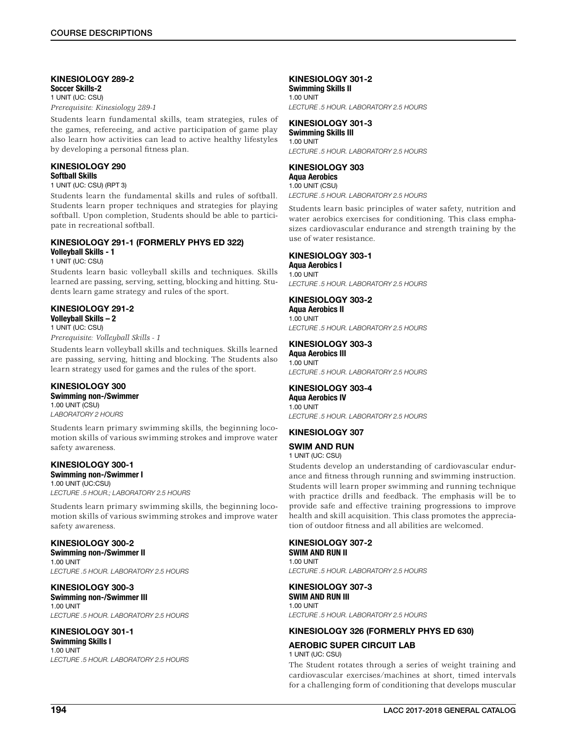### KINESIOLOGY 289-2

**Soccer Skills-2**

1 UNIT (UC: CSU)

*Prerequisite: Kinesiology 289-1*

Students learn fundamental skills, team strategies, rules of the games, refereeing, and active participation of game play also learn how activities can lead to active healthy lifestyles by developing a personal fitness plan.

### KINESIOLOGY 290

**Softball Skills**

1 UNIT (UC: CSU) (RPT 3)

Students learn the fundamental skills and rules of softball. Students learn proper techniques and strategies for playing softball. Upon completion, Students should be able to participate in recreational softball.

### KINESIOLOGY 291-1 (FORMERLY PHYS ED 322)

**Volleyball Skills - 1**

1 UNIT (UC: CSU)

Students learn basic volleyball skills and techniques. Skills learned are passing, serving, setting, blocking and hitting. Students learn game strategy and rules of the sport.

### KINESIOLOGY 291-2

**Volleyball Skills – 2**

1 UNIT (UC: CSU)

*Prerequisite: Volleyball Skills - 1*

Students learn volleyball skills and techniques. Skills learned are passing, serving, hitting and blocking. The Students also learn strategy used for games and the rules of the sport.

### KINESIOLOGY 300

**Swimming non-/Swimmer**

1.00 UNIT (CSU)

*LABORATORY 2 HOURS*

Students learn primary swimming skills, the beginning locomotion skills of various swimming strokes and improve water safety awareness.

### KINESIOLOGY 300-1

**Swimming non-/Swimmer I**

1.00 UNIT (UC:CSU)

*LECTURE .5 HOUR.; LABORATORY 2.5 HOURS*

Students learn primary swimming skills, the beginning locomotion skills of various swimming strokes and improve water safety awareness.

### KINESIOLOGY 300-2

**Swimming non-/Swimmer II**

1.00 UNIT

*LECTURE .5 HOUR. LABORATORY 2.5 HOURS*

### KINESIOLOGY 300-3

**Swimming non-/Swimmer III**

1.00 UNIT

*LECTURE .5 HOUR. LABORATORY 2.5 HOURS*

### KINESIOLOGY 301-1

**Swimming Skills I**

1.00 UNIT

*LECTURE .5 HOUR. LABORATORY 2.5 HOURS*

### KINESIOLOGY 301-2

**Swimming Skills II**

1.00 UNIT

*LECTURE .5 HOUR. LABORATORY 2.5 HOURS*

### KINESIOLOGY 301-3

**Swimming Skills III**

1.00 UNIT

*LECTURE .5 HOUR. LABORATORY 2.5 HOURS*

### KINESIOLOGY 303

**Aqua Aerobics**

1.00 UNIT (CSU)

*LECTURE .5 HOUR. LABORATORY 2.5 HOURS*

Students learn basic principles of water safety, nutrition and water aerobics exercises for conditioning. This class emphasizes cardiovascular endurance and strength training by the use of water resistance.

### KINESIOLOGY 303-1

**Aqua Aerobics I**

1.00 UNIT

*LECTURE .5 HOUR. LABORATORY 2.5 HOURS*

### KINESIOLOGY 303-2

**Aqua Aerobics II**

1.00 UNIT

*LECTURE .5 HOUR. LABORATORY 2.5 HOURS*

### KINESIOLOGY 303-3

**Aqua Aerobics III**

1.00 UNIT

*LECTURE .5 HOUR. LABORATORY 2.5 HOURS*

### KINESIOLOGY 303-4

**Aqua Aerobics IV**

1.00 UNIT

*LECTURE .5 HOUR. LABORATORY 2.5 HOURS*

### KINESIOLOGY 307

**SWIM AND RUN**

1 UNIT (UC: CSU)

Students develop an understanding of cardiovascular endurance and fitness through running and swimming instruction. Students will learn proper swimming and running technique with practice drills and feedback. The emphasis will be to provide safe and effective training progressions to improve health and skill acquisition. This class promotes the appreciation of outdoor fitness and all abilities are welcomed.

### KINESIOLOGY 307-2

**SWIM AND RUN II**

1.00 UNIT

*LECTURE .5 HOUR. LABORATORY 2.5 HOURS*

### KINESIOLOGY 307-3

**SWIM AND RUN III**

1.00 UNIT

*LECTURE .5 HOUR. LABORATORY 2.5 HOURS*

### KINESIOLOGY 326 (FORMERLY PHYS ED 630)

**AEROBIC SUPER CIRCUIT LAB**

1 UNIT (UC: CSU)

The Student rotates through a series of weight training and cardiovascular exercises/machines at short, timed intervals for a challenging form of conditioning that develops muscular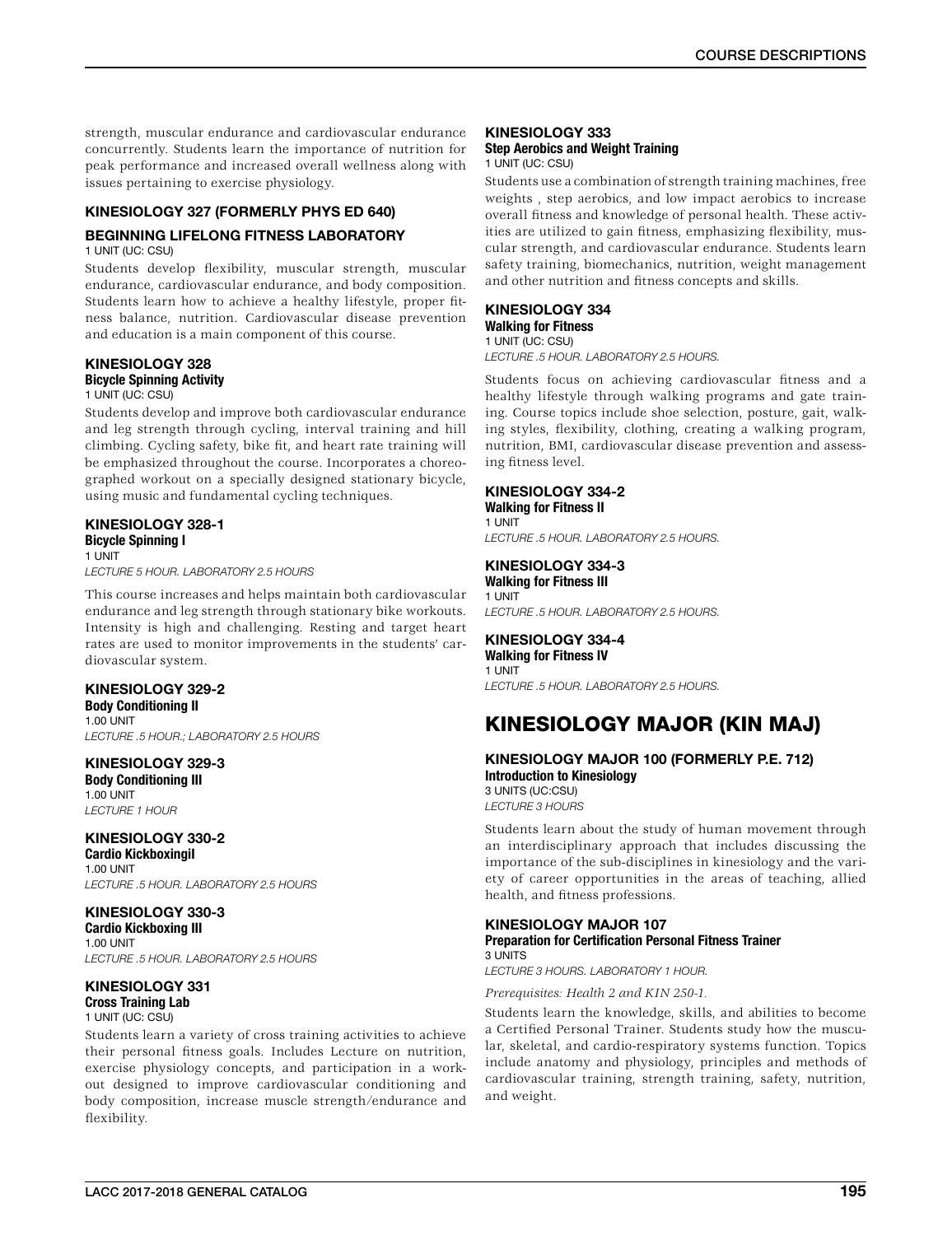strength, muscular endurance and cardiovascular endurance concurrently. Students learn the importance of nutrition for peak performance and increased overall wellness along with issues pertaining to exercise physiology.

### KINESIOLOGY 327 (FORMERLY PHYS ED 640)

### BEGINNING LIFELONG FITNESS LABORATORY

1 UNIT (UC: CSU)

Students develop flexibility, muscular strength, muscular endurance, cardiovascular endurance, and body composition. Students learn how to achieve a healthy lifestyle, proper fitness balance, nutrition. Cardiovascular disease prevention and education is a main component of this course.

### KINESIOLOGY 328

**Bicycle Spinning Activity**

1 UNIT (UC: CSU)

Students develop and improve both cardiovascular endurance and leg strength through cycling, interval training and hill climbing. Cycling safety, bike fit, and heart rate training will be emphasized throughout the course. Incorporates a choreographed workout on a specially designed stationary bicycle, using music and fundamental cycling techniques.

### KINESIOLOGY 328-1

**Bicycle Spinning I**

1 UNIT

*LECTURE 5 HOUR. LABORATORY 2.5 HOURS*

This course increases and helps maintain both cardiovascular endurance and leg strength through stationary bike workouts. Intensity is high and challenging. Resting and target heart rates are used to monitor improvements in the students' cardiovascular system.

### KINESIOLOGY 329-2

**Body Conditioning II**

1.00 UNIT

*LECTURE .5 HOUR.; LABORATORY 2.5 HOURS*

### KINESIOLOGY 329-3

**Body Conditioning III**

1.00 UNIT

*LECTURE 1 HOUR*

### KINESIOLOGY 330-2

**Cardio KickboxingiI**

1.00 UNIT

*LECTURE .5 HOUR. LABORATORY 2.5 HOURS*

### KINESIOLOGY 330-3

**Cardio Kickboxing III**

1.00 UNIT

*LECTURE .5 HOUR. LABORATORY 2.5 HOURS*

### KINESIOLOGY 331

**Cross Training Lab**

1 UNIT (UC: CSU)

Students learn a variety of cross training activities to achieve their personal fitness goals. Includes Lecture on nutrition, exercise physiology concepts, and participation in a workout designed to improve cardiovascular conditioning and body composition, increase muscle strength/endurance and flexibility.

### KINESIOLOGY 333

**Step Aerobics and Weight Training**

1 UNIT (UC: CSU)

Students use a combination of strength training machines, free weights , step aerobics, and low impact aerobics to increase overall fitness and knowledge of personal health. These activities are utilized to gain fitness, emphasizing flexibility, muscular strength, and cardiovascular endurance. Students learn safety training, biomechanics, nutrition, weight management and other nutrition and fitness concepts and skills.

### KINESIOLOGY 334

**Walking for Fitness**

1 UNIT (UC: CSU)

*LECTURE .5 HOUR. LABORATORY 2.5 HOURS.*

Students focus on achieving cardiovascular fitness and a healthy lifestyle through walking programs and gate training. Course topics include shoe selection, posture, gait, walking styles, flexibility, clothing, creating a walking program, nutrition, BMI, cardiovascular disease prevention and assessing fitness level.

### KINESIOLOGY 334-2

**Walking for Fitness II**

1 UNIT

*LECTURE .5 HOUR. LABORATORY 2.5 HOURS.*

### KINESIOLOGY 334-3

**Walking for Fitness III**

1 UNIT

*LECTURE .5 HOUR. LABORATORY 2.5 HOURS.*

### KINESIOLOGY 334-4

**Walking for Fitness IV**

1 UNIT

*LECTURE .5 HOUR. LABORATORY 2.5 HOURS.*

## KINESIOLOGY MAJOR (KIN MAJ)

### KINESIOLOGY MAJOR 100 (FORMERLY P.E. 712)

**Introduction to Kinesiology**

3 UNITS (UC:CSU)

*LECTURE 3 HOURS*

Students learn about the study of human movement through an interdisciplinary approach that includes discussing the importance of the sub-disciplines in kinesiology and the variety of career opportunities in the areas of teaching, allied health, and fitness professions.

### KINESIOLOGY MAJOR 107

**Preparation for Certification Personal Fitness Trainer**

3 UNITS

*LECTURE 3 HOURS. LABORATORY 1 HOUR.*

*Prerequisites: Health 2 and KIN 250-1.*

Students learn the knowledge, skills, and abilities to become a Certified Personal Trainer. Students study how the muscular, skeletal, and cardio-respiratory systems function. Topics include anatomy and physiology, principles and methods of cardiovascular training, strength training, safety, nutrition, and weight.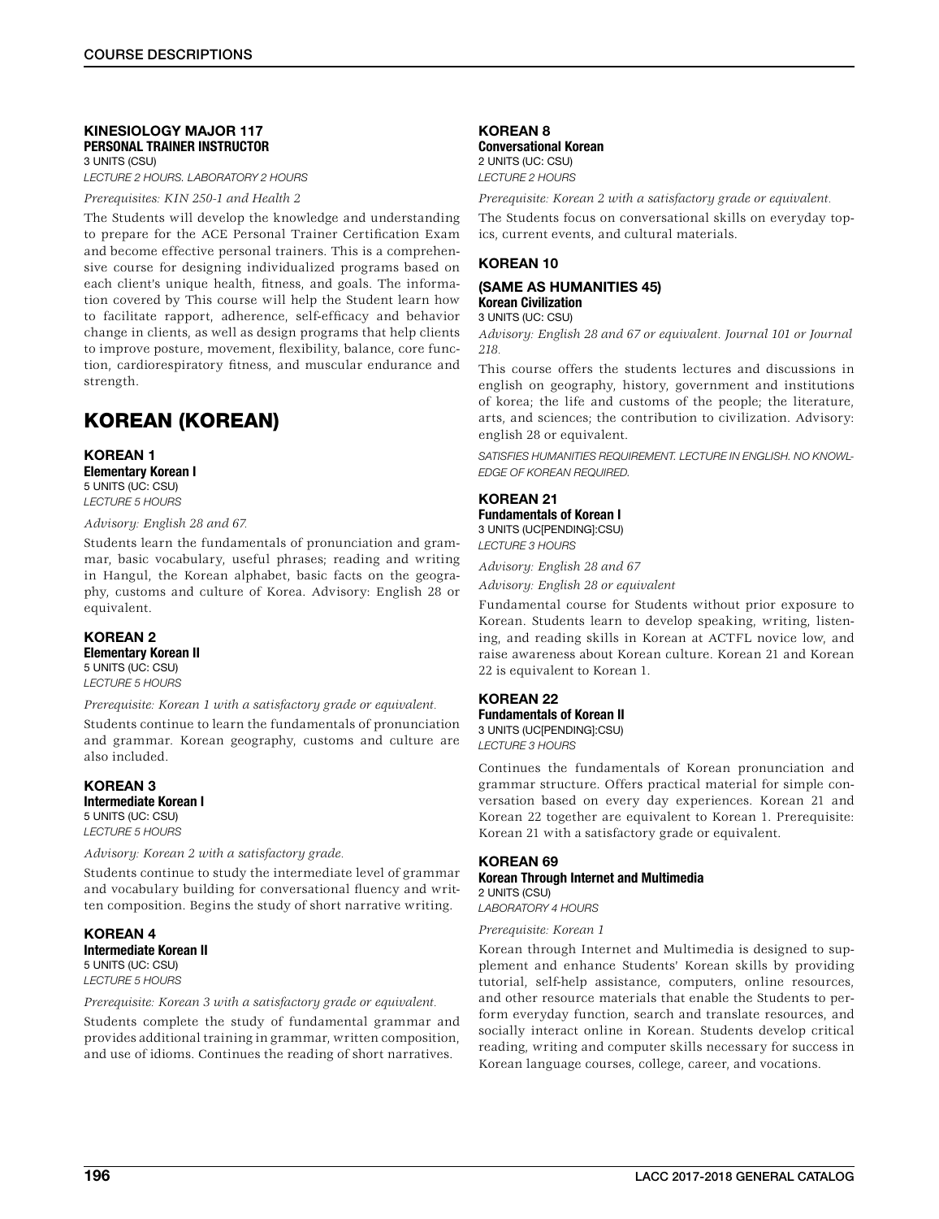### KINESIOLOGY MAJOR 117
**PERSONAL TRAINER INSTRUCTOR**
3 UNITS (CSU)
*LECTURE 2 HOURS. LABORATORY 2 HOURS*

*Prerequisites: KIN 250-1 and Health 2*

The Students will develop the knowledge and understanding to prepare for the ACE Personal Trainer Certification Exam and become effective personal trainers. This is a comprehensive course for designing individualized programs based on each client's unique health, fitness, and goals. The information covered by This course will help the Student learn how to facilitate rapport, adherence, self-efficacy and behavior change in clients, as well as design programs that help clients to improve posture, movement, flexibility, balance, core function, cardiorespiratory fitness, and muscular endurance and strength.

## KOREAN (KOREAN)

### KOREAN 1
**Elementary Korean I**
5 UNITS (UC: CSU)
*LECTURE 5 HOURS*

*Advisory: English 28 and 67.*

Students learn the fundamentals of pronunciation and grammar, basic vocabulary, useful phrases; reading and writing in Hangul, the Korean alphabet, basic facts on the geography, customs and culture of Korea. Advisory: English 28 or equivalent.

### KOREAN 2
**Elementary Korean II**
5 UNITS (UC: CSU)
*LECTURE 5 HOURS*

*Prerequisite: Korean 1 with a satisfactory grade or equivalent.*

Students continue to learn the fundamentals of pronunciation and grammar. Korean geography, customs and culture are also included.

### KOREAN 3
**Intermediate Korean I**
5 UNITS (UC: CSU)
*LECTURE 5 HOURS*

*Advisory: Korean 2 with a satisfactory grade.*

Students continue to study the intermediate level of grammar and vocabulary building for conversational fluency and written composition. Begins the study of short narrative writing.

### KOREAN 4
**Intermediate Korean II**
5 UNITS (UC: CSU)
*LECTURE 5 HOURS*

*Prerequisite: Korean 3 with a satisfactory grade or equivalent.*

Students complete the study of fundamental grammar and provides additional training in grammar, written composition, and use of idioms. Continues the reading of short narratives.

### KOREAN 8
**Conversational Korean**
2 UNITS (UC: CSU)
*LECTURE 2 HOURS*

*Prerequisite: Korean 2 with a satisfactory grade or equivalent.*

The Students focus on conversational skills on everyday topics, current events, and cultural materials.

### KOREAN 10

### (SAME AS HUMANITIES 45)
**Korean Civilization**
3 UNITS (UC: CSU)

*Advisory: English 28 and 67 or equivalent. Journal 101 or Journal 218.*

This course offers the students lectures and discussions in english on geography, history, government and institutions of korea; the life and customs of the people; the literature, arts, and sciences; the contribution to civilization. Advisory: english 28 or equivalent.

*SATISFIES HUMANITIES REQUIREMENT. LECTURE IN ENGLISH. NO KNOWLEDGE OF KOREAN REQUIRED.*

### KOREAN 21
**Fundamentals of Korean I**
3 UNITS (UC[PENDING]:CSU)
*LECTURE 3 HOURS*

*Advisory: English 28 and 67*

*Advisory: English 28 or equivalent*

Fundamental course for Students without prior exposure to Korean. Students learn to develop speaking, writing, listening, and reading skills in Korean at ACTFL novice low, and raise awareness about Korean culture. Korean 21 and Korean 22 is equivalent to Korean 1.

### KOREAN 22
**Fundamentals of Korean II**
3 UNITS (UC[PENDING]:CSU)
*LECTURE 3 HOURS*

Continues the fundamentals of Korean pronunciation and grammar structure. Offers practical material for simple conversation based on every day experiences. Korean 21 and Korean 22 together are equivalent to Korean 1. Prerequisite: Korean 21 with a satisfactory grade or equivalent.

### KOREAN 69
**Korean Through Internet and Multimedia**
2 UNITS (CSU)
*LABORATORY 4 HOURS*

*Prerequisite: Korean 1*

Korean through Internet and Multimedia is designed to supplement and enhance Students' Korean skills by providing tutorial, self-help assistance, computers, online resources, and other resource materials that enable the Students to perform everyday function, search and translate resources, and socially interact online in Korean. Students develop critical reading, writing and computer skills necessary for success in Korean language courses, college, career, and vocations.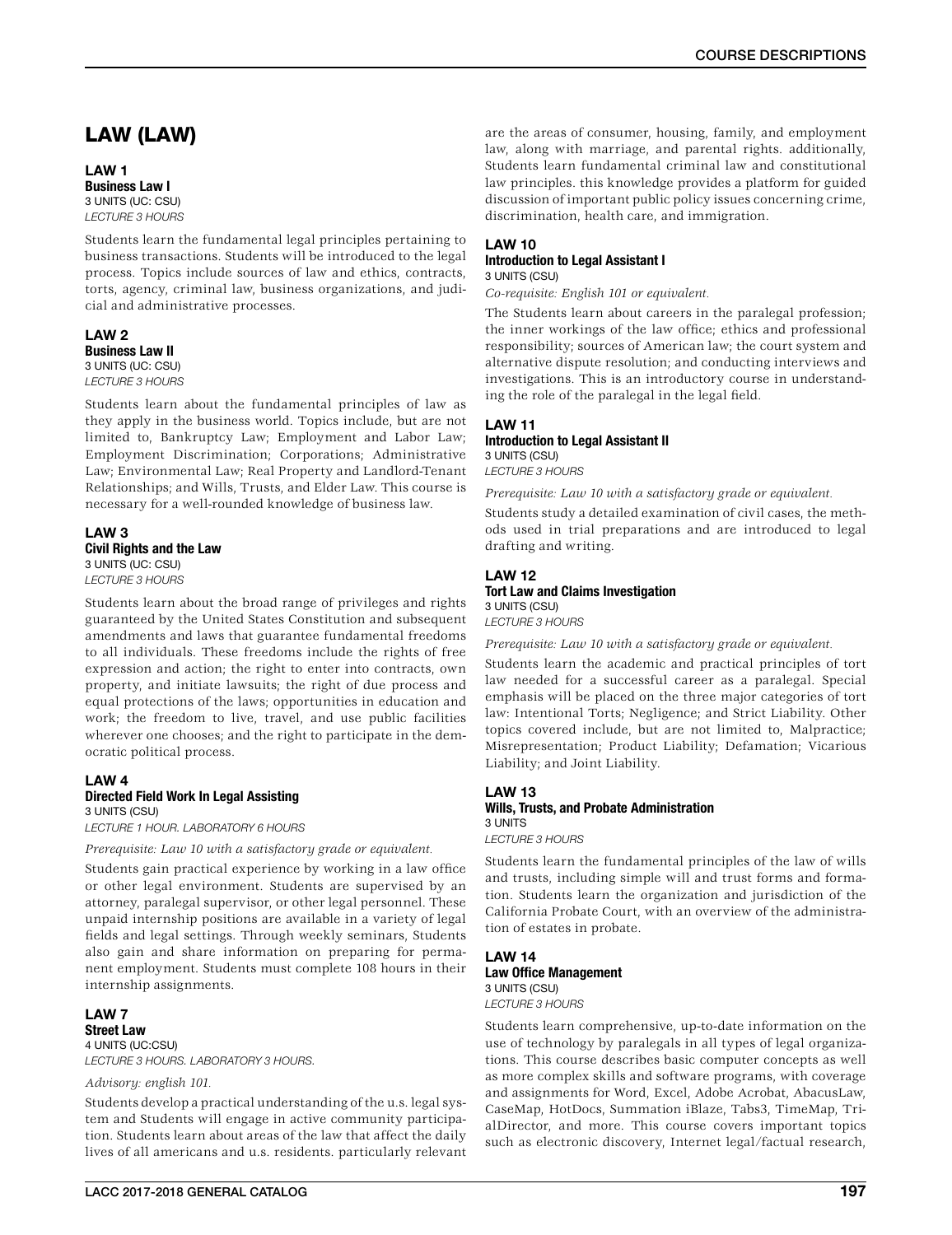# LAW (LAW)

### LAW 1
**Business Law I**
3 UNITS (UC: CSU)
*LECTURE 3 HOURS*

Students learn the fundamental legal principles pertaining to business transactions. Students will be introduced to the legal process. Topics include sources of law and ethics, contracts, torts, agency, criminal law, business organizations, and judicial and administrative processes.

### LAW 2
**Business Law II**
3 UNITS (UC: CSU)
*LECTURE 3 HOURS*

Students learn about the fundamental principles of law as they apply in the business world. Topics include, but are not limited to, Bankruptcy Law; Employment and Labor Law; Employment Discrimination; Corporations; Administrative Law; Environmental Law; Real Property and Landlord-Tenant Relationships; and Wills, Trusts, and Elder Law. This course is necessary for a well-rounded knowledge of business law.

### LAW 3
**Civil Rights and the Law**
3 UNITS (UC: CSU)
*LECTURE 3 HOURS*

Students learn about the broad range of privileges and rights guaranteed by the United States Constitution and subsequent amendments and laws that guarantee fundamental freedoms to all individuals. These freedoms include the rights of free expression and action; the right to enter into contracts, own property, and initiate lawsuits; the right of due process and equal protections of the laws; opportunities in education and work; the freedom to live, travel, and use public facilities wherever one chooses; and the right to participate in the democratic political process.

### LAW 4
**Directed Field Work In Legal Assisting**
3 UNITS (CSU)
*LECTURE 1 HOUR. LABORATORY 6 HOURS*

*Prerequisite: Law 10 with a satisfactory grade or equivalent.*

Students gain practical experience by working in a law office or other legal environment. Students are supervised by an attorney, paralegal supervisor, or other legal personnel. These unpaid internship positions are available in a variety of legal fields and legal settings. Through weekly seminars, Students also gain and share information on preparing for permanent employment. Students must complete 108 hours in their internship assignments.

### LAW 7
**Street Law**
4 UNITS (UC:CSU)
*LECTURE 3 HOURS. LABORATORY 3 HOURS.*

*Advisory: english 101.*

Students develop a practical understanding of the u.s. legal system and Students will engage in active community participation. Students learn about areas of the law that affect the daily lives of all americans and u.s. residents. particularly relevant are the areas of consumer, housing, family, and employment law, along with marriage, and parental rights. additionally, Students learn fundamental criminal law and constitutional law principles. this knowledge provides a platform for guided discussion of important public policy issues concerning crime, discrimination, health care, and immigration.

### LAW 10
**Introduction to Legal Assistant I**
3 UNITS (CSU)

*Co-requisite: English 101 or equivalent.*

The Students learn about careers in the paralegal profession; the inner workings of the law office; ethics and professional responsibility; sources of American law; the court system and alternative dispute resolution; and conducting interviews and investigations. This is an introductory course in understanding the role of the paralegal in the legal field.

### LAW 11
**Introduction to Legal Assistant II**
3 UNITS (CSU)
*LECTURE 3 HOURS*

*Prerequisite: Law 10 with a satisfactory grade or equivalent.*

Students study a detailed examination of civil cases, the methods used in trial preparations and are introduced to legal drafting and writing.

### LAW 12
**Tort Law and Claims Investigation**
3 UNITS (CSU)
*LECTURE 3 HOURS*

*Prerequisite: Law 10 with a satisfactory grade or equivalent.*

Students learn the academic and practical principles of tort law needed for a successful career as a paralegal. Special emphasis will be placed on the three major categories of tort law: Intentional Torts; Negligence; and Strict Liability. Other topics covered include, but are not limited to, Malpractice; Misrepresentation; Product Liability; Defamation; Vicarious Liability; and Joint Liability.

### LAW 13
**Wills, Trusts, and Probate Administration**
3 UNITS
*LECTURE 3 HOURS*

Students learn the fundamental principles of the law of wills and trusts, including simple will and trust forms and formation. Students learn the organization and jurisdiction of the California Probate Court, with an overview of the administration of estates in probate.

### LAW 14
**Law Office Management**
3 UNITS (CSU)
*LECTURE 3 HOURS*

Students learn comprehensive, up-to-date information on the use of technology by paralegals in all types of legal organizations. This course describes basic computer concepts as well as more complex skills and software programs, with coverage and assignments for Word, Excel, Adobe Acrobat, AbacusLaw, CaseMap, HotDocs, Summation iBlaze, Tabs3, TimeMap, TrialDirector, and more. This course covers important topics such as electronic discovery, Internet legal/factual research,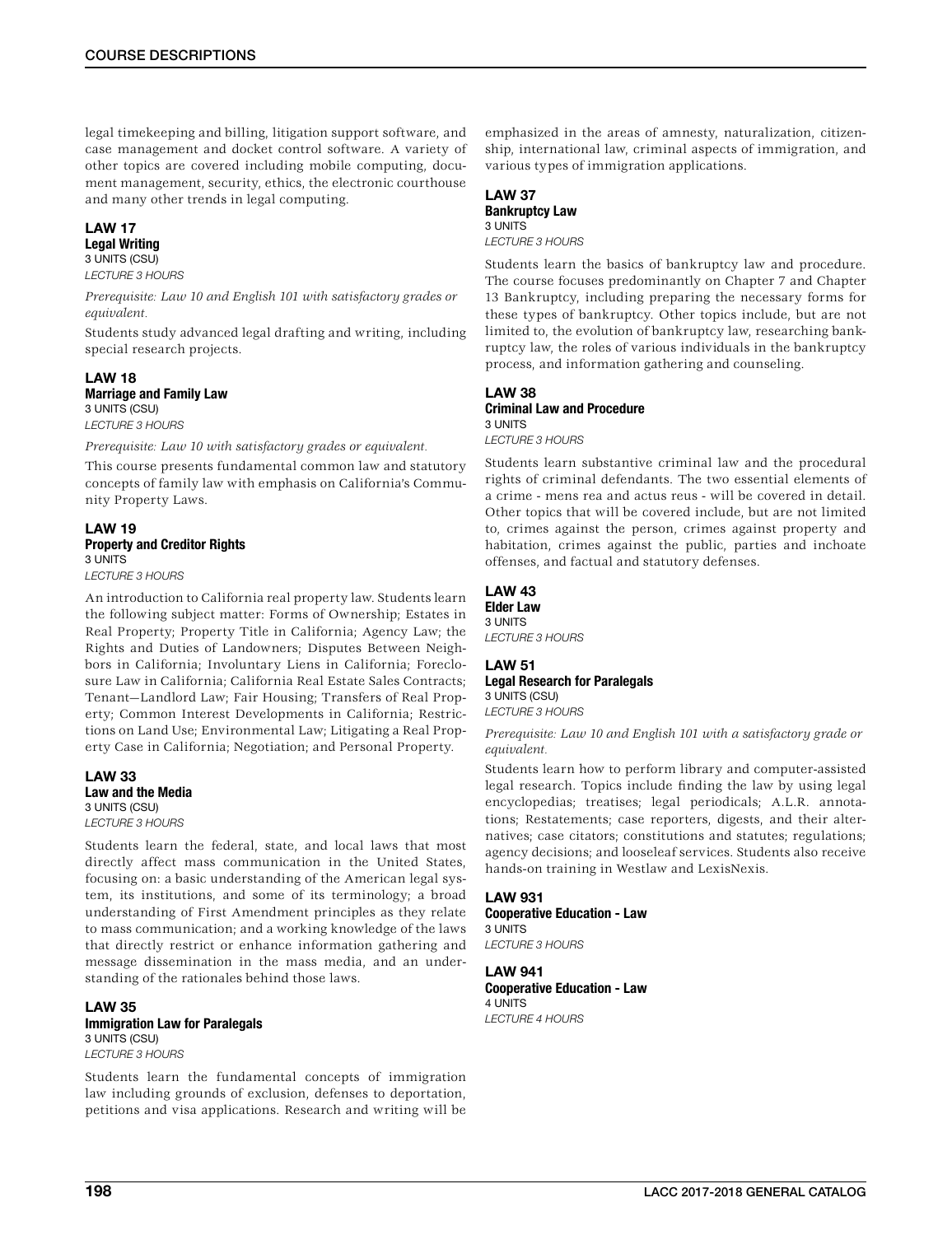legal timekeeping and billing, litigation support software, and case management and docket control software. A variety of other topics are covered including mobile computing, document management, security, ethics, the electronic courthouse and many other trends in legal computing.

### LAW 17
**Legal Writing**
3 UNITS (CSU)
*LECTURE 3 HOURS*

*Prerequisite: Law 10 and English 101 with satisfactory grades or equivalent.*

Students study advanced legal drafting and writing, including special research projects.

### LAW 18
**Marriage and Family Law**
3 UNITS (CSU)
*LECTURE 3 HOURS*

*Prerequisite: Law 10 with satisfactory grades or equivalent.*

This course presents fundamental common law and statutory concepts of family law with emphasis on California's Community Property Laws.

### LAW 19
**Property and Creditor Rights**
3 UNITS
*LECTURE 3 HOURS*

An introduction to California real property law. Students learn the following subject matter: Forms of Ownership; Estates in Real Property; Property Title in California; Agency Law; the Rights and Duties of Landowners; Disputes Between Neighbors in California; Involuntary Liens in California; Foreclosure Law in California; California Real Estate Sales Contracts; Tenant—Landlord Law; Fair Housing; Transfers of Real Property; Common Interest Developments in California; Restrictions on Land Use; Environmental Law; Litigating a Real Property Case in California; Negotiation; and Personal Property.

### LAW 33
**Law and the Media**
3 UNITS (CSU)
*LECTURE 3 HOURS*

Students learn the federal, state, and local laws that most directly affect mass communication in the United States, focusing on: a basic understanding of the American legal system, its institutions, and some of its terminology; a broad understanding of First Amendment principles as they relate to mass communication; and a working knowledge of the laws that directly restrict or enhance information gathering and message dissemination in the mass media, and an understanding of the rationales behind those laws.

### LAW 35
**Immigration Law for Paralegals**
3 UNITS (CSU)
*LECTURE 3 HOURS*

Students learn the fundamental concepts of immigration law including grounds of exclusion, defenses to deportation, petitions and visa applications. Research and writing will be emphasized in the areas of amnesty, naturalization, citizenship, international law, criminal aspects of immigration, and various types of immigration applications.

### LAW 37
**Bankruptcy Law**
3 UNITS
*LECTURE 3 HOURS*

Students learn the basics of bankruptcy law and procedure. The course focuses predominantly on Chapter 7 and Chapter 13 Bankruptcy, including preparing the necessary forms for these types of bankruptcy. Other topics include, but are not limited to, the evolution of bankruptcy law, researching bankruptcy law, the roles of various individuals in the bankruptcy process, and information gathering and counseling.

### LAW 38
**Criminal Law and Procedure**
3 UNITS
*LECTURE 3 HOURS*

Students learn substantive criminal law and the procedural rights of criminal defendants. The two essential elements of a crime - mens rea and actus reus - will be covered in detail. Other topics that will be covered include, but are not limited to, crimes against the person, crimes against property and habitation, crimes against the public, parties and inchoate offenses, and factual and statutory defenses.

### LAW 43
**Elder Law**
3 UNITS
*LECTURE 3 HOURS*

### LAW 51
**Legal Research for Paralegals**
3 UNITS (CSU)
*LECTURE 3 HOURS*

*Prerequisite: Law 10 and English 101 with a satisfactory grade or equivalent.*

Students learn how to perform library and computer-assisted legal research. Topics include finding the law by using legal encyclopedias; treatises; legal periodicals; A.L.R. annotations; Restatements; case reporters, digests, and their alternatives; case citators; constitutions and statutes; regulations; agency decisions; and looseleaf services. Students also receive hands-on training in Westlaw and LexisNexis.

### LAW 931
**Cooperative Education - Law**
3 UNITS
*LECTURE 3 HOURS*

### LAW 941
**Cooperative Education - Law**
4 UNITS
*LECTURE 4 HOURS*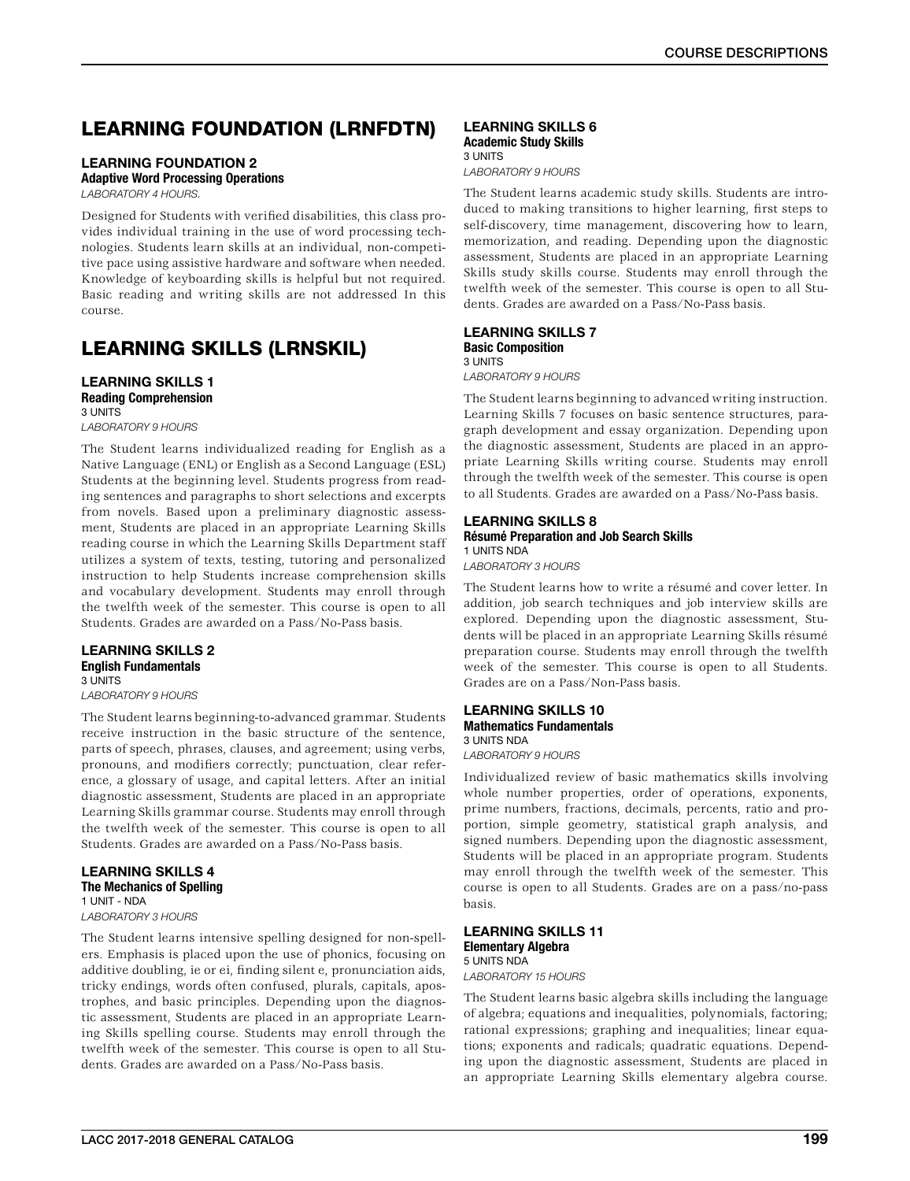# LEARNING FOUNDATION (LRNFDTN)

### LEARNING FOUNDATION 2
**Adaptive Word Processing Operations**
*LABORATORY 4 HOURS.*

Designed for Students with verified disabilities, this class provides individual training in the use of word processing technologies. Students learn skills at an individual, non-competitive pace using assistive hardware and software when needed. Knowledge of keyboarding skills is helpful but not required. Basic reading and writing skills are not addressed In this course.

# LEARNING SKILLS (LRNSKIL)

### LEARNING SKILLS 1
**Reading Comprehension**
3 UNITS
*LABORATORY 9 HOURS*

The Student learns individualized reading for English as a Native Language (ENL) or English as a Second Language (ESL) Students at the beginning level. Students progress from reading sentences and paragraphs to short selections and excerpts from novels. Based upon a preliminary diagnostic assessment, Students are placed in an appropriate Learning Skills reading course in which the Learning Skills Department staff utilizes a system of texts, testing, tutoring and personalized instruction to help Students increase comprehension skills and vocabulary development. Students may enroll through the twelfth week of the semester. This course is open to all Students. Grades are awarded on a Pass/No-Pass basis.

### LEARNING SKILLS 2
**English Fundamentals**
3 UNITS
*LABORATORY 9 HOURS*

The Student learns beginning-to-advanced grammar. Students receive instruction in the basic structure of the sentence, parts of speech, phrases, clauses, and agreement; using verbs, pronouns, and modifiers correctly; punctuation, clear reference, a glossary of usage, and capital letters. After an initial diagnostic assessment, Students are placed in an appropriate Learning Skills grammar course. Students may enroll through the twelfth week of the semester. This course is open to all Students. Grades are awarded on a Pass/No-Pass basis.

### LEARNING SKILLS 4
**The Mechanics of Spelling**
1 UNIT - NDA
*LABORATORY 3 HOURS*

The Student learns intensive spelling designed for non-spellers. Emphasis is placed upon the use of phonics, focusing on additive doubling, ie or ei, finding silent e, pronunciation aids, tricky endings, words often confused, plurals, capitals, apostrophes, and basic principles. Depending upon the diagnostic assessment, Students are placed in an appropriate Learning Skills spelling course. Students may enroll through the twelfth week of the semester. This course is open to all Students. Grades are awarded on a Pass/No-Pass basis.

### LEARNING SKILLS 6
**Academic Study Skills**
3 UNITS
*LABORATORY 9 HOURS*

The Student learns academic study skills. Students are introduced to making transitions to higher learning, first steps to self-discovery, time management, discovering how to learn, memorization, and reading. Depending upon the diagnostic assessment, Students are placed in an appropriate Learning Skills study skills course. Students may enroll through the twelfth week of the semester. This course is open to all Students. Grades are awarded on a Pass/No-Pass basis.

### LEARNING SKILLS 7
**Basic Composition**
3 UNITS
*LABORATORY 9 HOURS*

The Student learns beginning to advanced writing instruction. Learning Skills 7 focuses on basic sentence structures, paragraph development and essay organization. Depending upon the diagnostic assessment, Students are placed in an appropriate Learning Skills writing course. Students may enroll through the twelfth week of the semester. This course is open to all Students. Grades are awarded on a Pass/No-Pass basis.

### LEARNING SKILLS 8
**Résumé Preparation and Job Search Skills**
1 UNITS NDA
*LABORATORY 3 HOURS*

The Student learns how to write a résumé and cover letter. In addition, job search techniques and job interview skills are explored. Depending upon the diagnostic assessment, Students will be placed in an appropriate Learning Skills résumé preparation course. Students may enroll through the twelfth week of the semester. This course is open to all Students. Grades are on a Pass/Non-Pass basis.

### LEARNING SKILLS 10
**Mathematics Fundamentals**
3 UNITS NDA
*LABORATORY 9 HOURS*

Individualized review of basic mathematics skills involving whole number properties, order of operations, exponents, prime numbers, fractions, decimals, percents, ratio and proportion, simple geometry, statistical graph analysis, and signed numbers. Depending upon the diagnostic assessment, Students will be placed in an appropriate program. Students may enroll through the twelfth week of the semester. This course is open to all Students. Grades are on a pass/no-pass basis.

### LEARNING SKILLS 11
**Elementary Algebra**
5 UNITS NDA
*LABORATORY 15 HOURS*

The Student learns basic algebra skills including the language of algebra; equations and inequalities, polynomials, factoring; rational expressions; graphing and inequalities; linear equations; exponents and radicals; quadratic equations. Depending upon the diagnostic assessment, Students are placed in an appropriate Learning Skills elementary algebra course.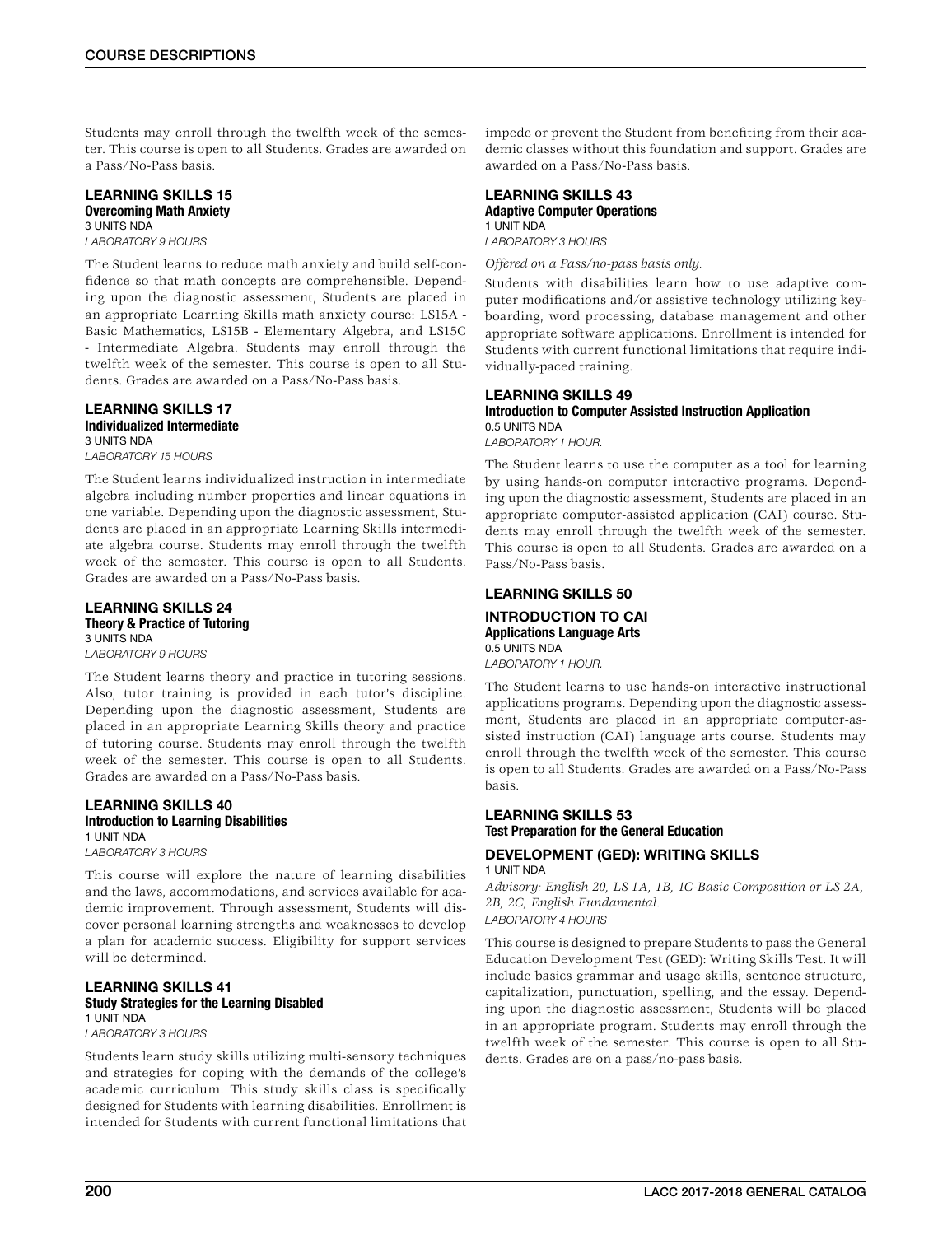Students may enroll through the twelfth week of the semester. This course is open to all Students. Grades are awarded on a Pass/No-Pass basis.

### LEARNING SKILLS 15
**Overcoming Math Anxiety**
3 UNITS NDA
*LABORATORY 9 HOURS*

The Student learns to reduce math anxiety and build self-confidence so that math concepts are comprehensible. Depending upon the diagnostic assessment, Students are placed in an appropriate Learning Skills math anxiety course: LS15A - Basic Mathematics, LS15B - Elementary Algebra, and LS15C - Intermediate Algebra. Students may enroll through the twelfth week of the semester. This course is open to all Students. Grades are awarded on a Pass/No-Pass basis.

### LEARNING SKILLS 17
**Individualized Intermediate**
3 UNITS NDA
*LABORATORY 15 HOURS*

The Student learns individualized instruction in intermediate algebra including number properties and linear equations in one variable. Depending upon the diagnostic assessment, Students are placed in an appropriate Learning Skills intermediate algebra course. Students may enroll through the twelfth week of the semester. This course is open to all Students. Grades are awarded on a Pass/No-Pass basis.

### LEARNING SKILLS 24
**Theory & Practice of Tutoring**
3 UNITS NDA
*LABORATORY 9 HOURS*

The Student learns theory and practice in tutoring sessions. Also, tutor training is provided in each tutor's discipline. Depending upon the diagnostic assessment, Students are placed in an appropriate Learning Skills theory and practice of tutoring course. Students may enroll through the twelfth week of the semester. This course is open to all Students. Grades are awarded on a Pass/No-Pass basis.

### LEARNING SKILLS 40
**Introduction to Learning Disabilities**
1 UNIT NDA
*LABORATORY 3 HOURS*

This course will explore the nature of learning disabilities and the laws, accommodations, and services available for academic improvement. Through assessment, Students will discover personal learning strengths and weaknesses to develop a plan for academic success. Eligibility for support services will be determined.

### LEARNING SKILLS 41
**Study Strategies for the Learning Disabled**
1 UNIT NDA
*LABORATORY 3 HOURS*

Students learn study skills utilizing multi-sensory techniques and strategies for coping with the demands of the college's academic curriculum. This study skills class is specifically designed for Students with learning disabilities. Enrollment is intended for Students with current functional limitations that impede or prevent the Student from benefiting from their academic classes without this foundation and support. Grades are awarded on a Pass/No-Pass basis.

### LEARNING SKILLS 43
**Adaptive Computer Operations**
1 UNIT NDA
*LABORATORY 3 HOURS*

*Offered on a Pass/no-pass basis only.*

Students with disabilities learn how to use adaptive computer modifications and/or assistive technology utilizing keyboarding, word processing, database management and other appropriate software applications. Enrollment is intended for Students with current functional limitations that require individually-paced training.

### LEARNING SKILLS 49
**Introduction to Computer Assisted Instruction Application**
0.5 UNITS NDA
*LABORATORY 1 HOUR.*

The Student learns to use the computer as a tool for learning by using hands-on computer interactive programs. Depending upon the diagnostic assessment, Students are placed in an appropriate computer-assisted application (CAI) course. Students may enroll through the twelfth week of the semester. This course is open to all Students. Grades are awarded on a Pass/No-Pass basis.

### LEARNING SKILLS 50

### INTRODUCTION TO CAI
**Applications Language Arts**
0.5 UNITS NDA
*LABORATORY 1 HOUR.*

The Student learns to use hands-on interactive instructional applications programs. Depending upon the diagnostic assessment, Students are placed in an appropriate computer-assisted instruction (CAI) language arts course. Students may enroll through the twelfth week of the semester. This course is open to all Students. Grades are awarded on a Pass/No-Pass basis.

### LEARNING SKILLS 53
**Test Preparation for the General Education**

### DEVELOPMENT (GED): WRITING SKILLS
1 UNIT NDA

*Advisory: English 20, LS 1A, 1B, 1C-Basic Composition or LS 2A, 2B, 2C, English Fundamental.*
*LABORATORY 4 HOURS*

This course is designed to prepare Students to pass the General Education Development Test (GED): Writing Skills Test. It will include basics grammar and usage skills, sentence structure, capitalization, punctuation, spelling, and the essay. Depending upon the diagnostic assessment, Students will be placed in an appropriate program. Students may enroll through the twelfth week of the semester. This course is open to all Students. Grades are on a pass/no-pass basis.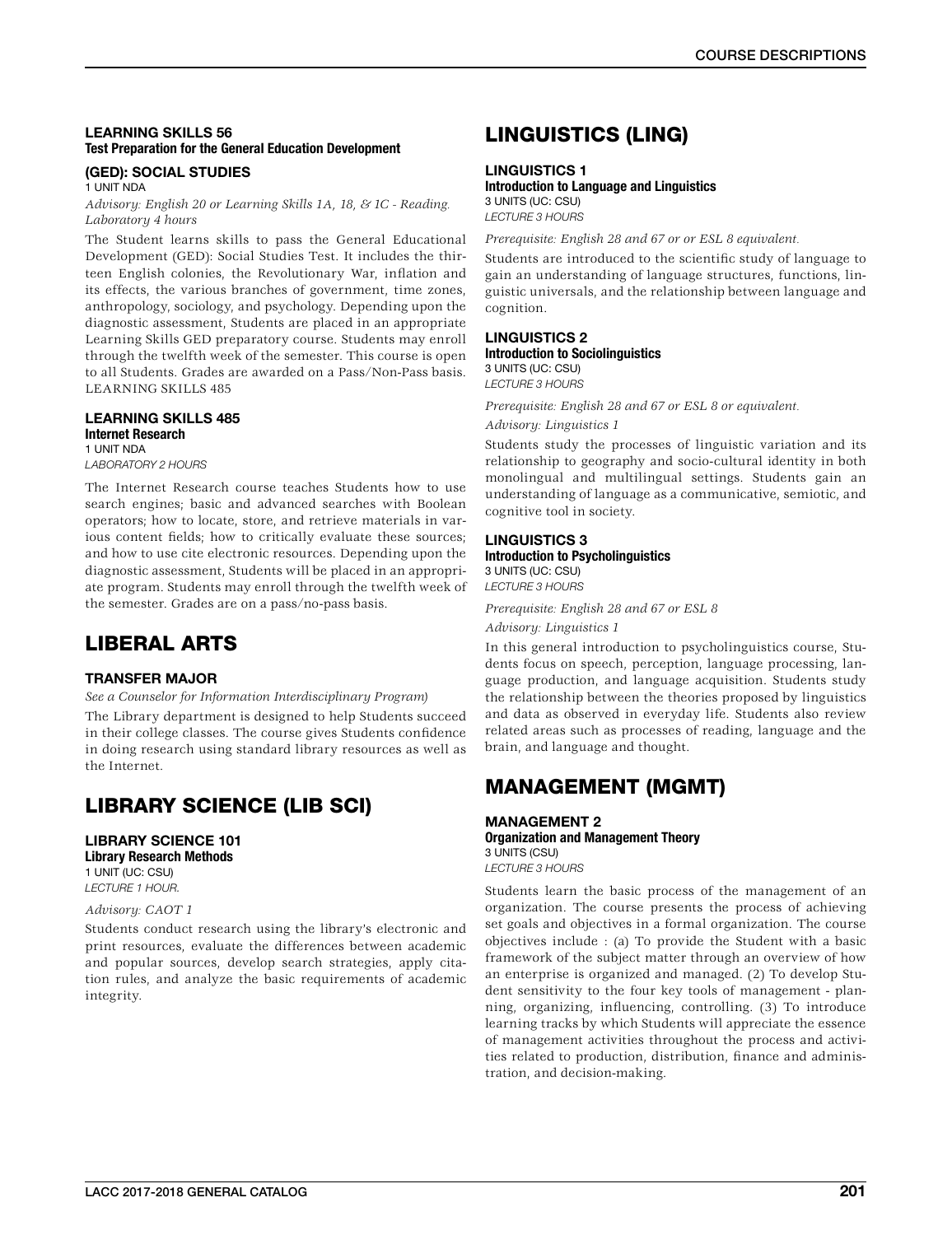#### LEARNING SKILLS 56
**Test Preparation for the General Education Development**

#### (GED): SOCIAL STUDIES
1 UNIT NDA

*Advisory: English 20 or Learning Skills 1A, 18, & 1C - Reading. Laboratory 4 hours*

The Student learns skills to pass the General Educational Development (GED): Social Studies Test. It includes the thirteen English colonies, the Revolutionary War, inflation and its effects, the various branches of government, time zones, anthropology, sociology, and psychology. Depending upon the diagnostic assessment, Students are placed in an appropriate Learning Skills GED preparatory course. Students may enroll through the twelfth week of the semester. This course is open to all Students. Grades are awarded on a Pass/Non-Pass basis. LEARNING SKILLS 485

#### LEARNING SKILLS 485
**Internet Research**
1 UNIT NDA
*LABORATORY 2 HOURS*

The Internet Research course teaches Students how to use search engines; basic and advanced searches with Boolean operators; how to locate, store, and retrieve materials in various content fields; how to critically evaluate these sources; and how to use cite electronic resources. Depending upon the diagnostic assessment, Students will be placed in an appropriate program. Students may enroll through the twelfth week of the semester. Grades are on a pass/no-pass basis.

## LIBERAL ARTS

#### TRANSFER MAJOR

*See a Counselor for Information Interdisciplinary Program)*

The Library department is designed to help Students succeed in their college classes. The course gives Students confidence in doing research using standard library resources as well as the Internet.

## LIBRARY SCIENCE (LIB SCI)

#### LIBRARY SCIENCE 101
**Library Research Methods**
1 UNIT (UC: CSU)
*LECTURE 1 HOUR.*

*Advisory: CAOT 1*

Students conduct research using the library's electronic and print resources, evaluate the differences between academic and popular sources, develop search strategies, apply citation rules, and analyze the basic requirements of academic integrity.

## LINGUISTICS (LING)

#### LINGUISTICS 1
**Introduction to Language and Linguistics**
3 UNITS (UC: CSU)
*LECTURE 3 HOURS*

*Prerequisite: English 28 and 67 or or ESL 8 equivalent.*

Students are introduced to the scientific study of language to gain an understanding of language structures, functions, linguistic universals, and the relationship between language and cognition.

#### LINGUISTICS 2
**Introduction to Sociolinguistics**
3 UNITS (UC: CSU)
*LECTURE 3 HOURS*

*Prerequisite: English 28 and 67 or ESL 8 or equivalent.*

*Advisory: Linguistics 1*

Students study the processes of linguistic variation and its relationship to geography and socio-cultural identity in both monolingual and multilingual settings. Students gain an understanding of language as a communicative, semiotic, and cognitive tool in society.

#### LINGUISTICS 3
**Introduction to Psycholinguistics**
3 UNITS (UC: CSU)
*LECTURE 3 HOURS*

*Prerequisite: English 28 and 67 or ESL 8*

*Advisory: Linguistics 1*

In this general introduction to psycholinguistics course, Students focus on speech, perception, language processing, language production, and language acquisition. Students study the relationship between the theories proposed by linguistics and data as observed in everyday life. Students also review related areas such as processes of reading, language and the brain, and language and thought.

## MANAGEMENT (MGMT)

#### MANAGEMENT 2
**Organization and Management Theory**
3 UNITS (CSU)
*LECTURE 3 HOURS*

Students learn the basic process of the management of an organization. The course presents the process of achieving set goals and objectives in a formal organization. The course objectives include : (a) To provide the Student with a basic framework of the subject matter through an overview of how an enterprise is organized and managed. (2) To develop Student sensitivity to the four key tools of management - planning, organizing, influencing, controlling. (3) To introduce learning tracks by which Students will appreciate the essence of management activities throughout the process and activities related to production, distribution, finance and administration, and decision-making.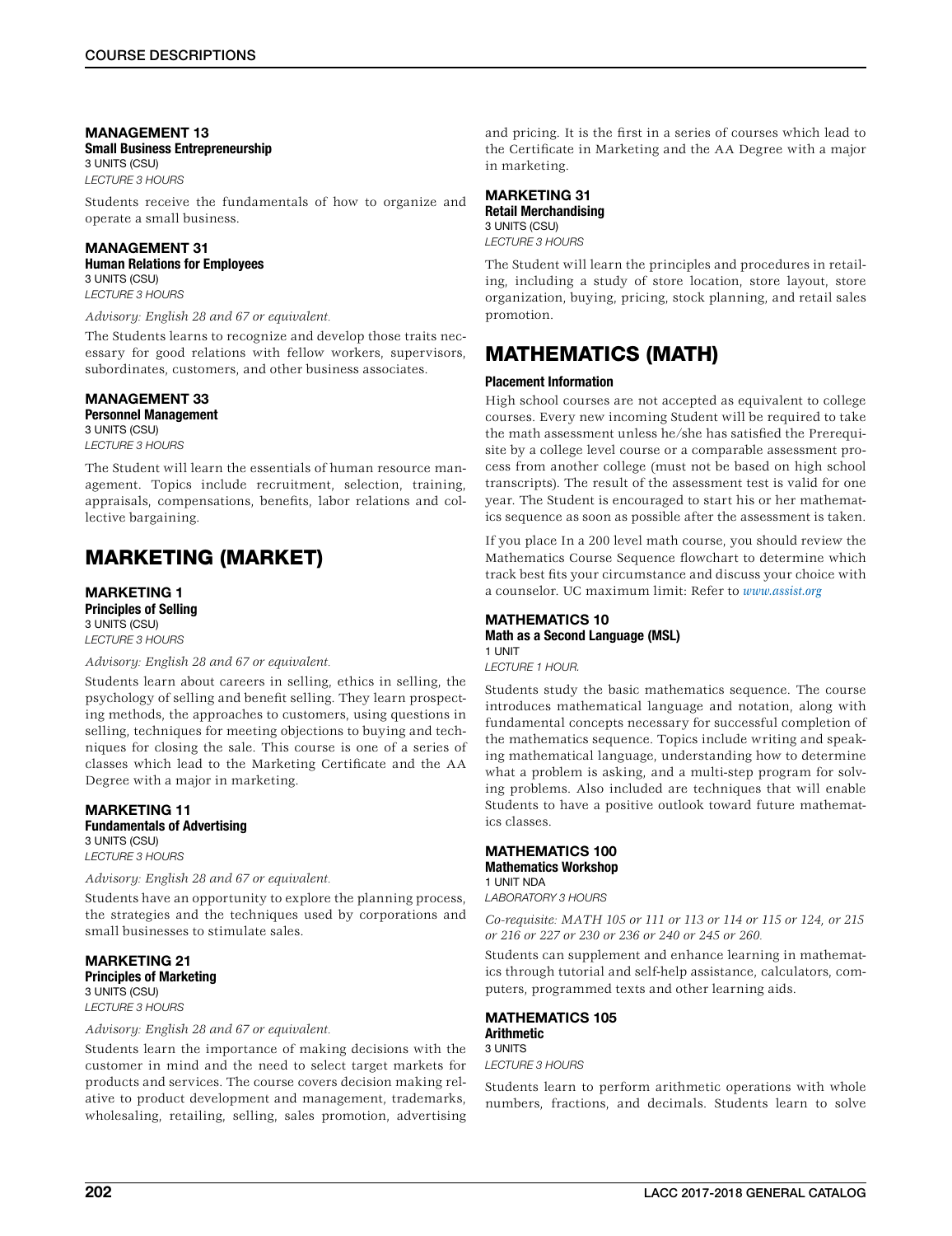### MANAGEMENT 13
**Small Business Entrepreneurship**
3 UNITS (CSU)
*LECTURE 3 HOURS*

Students receive the fundamentals of how to organize and operate a small business.

### MANAGEMENT 31
**Human Relations for Employees**
3 UNITS (CSU)
*LECTURE 3 HOURS*

*Advisory: English 28 and 67 or equivalent.*

The Students learns to recognize and develop those traits necessary for good relations with fellow workers, supervisors, subordinates, customers, and other business associates.

### MANAGEMENT 33
**Personnel Management**
3 UNITS (CSU)
*LECTURE 3 HOURS*

The Student will learn the essentials of human resource management. Topics include recruitment, selection, training, appraisals, compensations, benefits, labor relations and collective bargaining.

## MARKETING (MARKET)

### MARKETING 1
**Principles of Selling**
3 UNITS (CSU)
*LECTURE 3 HOURS*

*Advisory: English 28 and 67 or equivalent.*

Students learn about careers in selling, ethics in selling, the psychology of selling and benefit selling. They learn prospecting methods, the approaches to customers, using questions in selling, techniques for meeting objections to buying and techniques for closing the sale. This course is one of a series of classes which lead to the Marketing Certificate and the AA Degree with a major in marketing.

### MARKETING 11
**Fundamentals of Advertising**
3 UNITS (CSU)
*LECTURE 3 HOURS*

*Advisory: English 28 and 67 or equivalent.*

Students have an opportunity to explore the planning process, the strategies and the techniques used by corporations and small businesses to stimulate sales.

### MARKETING 21
**Principles of Marketing**
3 UNITS (CSU)
*LECTURE 3 HOURS*

*Advisory: English 28 and 67 or equivalent.*

Students learn the importance of making decisions with the customer in mind and the need to select target markets for products and services. The course covers decision making relative to product development and management, trademarks, wholesaling, retailing, selling, sales promotion, advertising and pricing. It is the first in a series of courses which lead to the Certificate in Marketing and the AA Degree with a major in marketing.

### MARKETING 31
**Retail Merchandising**
3 UNITS (CSU)
*LECTURE 3 HOURS*

The Student will learn the principles and procedures in retailing, including a study of store location, store layout, store organization, buying, pricing, stock planning, and retail sales promotion.

## MATHEMATICS (MATH)

**Placement Information**

High school courses are not accepted as equivalent to college courses. Every new incoming Student will be required to take the math assessment unless he/she has satisfied the Prerequisite by a college level course or a comparable assessment process from another college (must not be based on high school transcripts). The result of the assessment test is valid for one year. The Student is encouraged to start his or her mathematics sequence as soon as possible after the assessment is taken.

If you place In a 200 level math course, you should review the Mathematics Course Sequence flowchart to determine which track best fits your circumstance and discuss your choice with a counselor. UC maximum limit: Refer to *www.assist.org*

### MATHEMATICS 10
**Math as a Second Language (MSL)**
1 UNIT
*LECTURE 1 HOUR.*

Students study the basic mathematics sequence. The course introduces mathematical language and notation, along with fundamental concepts necessary for successful completion of the mathematics sequence. Topics include writing and speaking mathematical language, understanding how to determine what a problem is asking, and a multi-step program for solving problems. Also included are techniques that will enable Students to have a positive outlook toward future mathematics classes.

### MATHEMATICS 100
**Mathematics Workshop**
1 UNIT NDA
*LABORATORY 3 HOURS*

*Co-requisite: MATH 105 or 111 or 113 or 114 or 115 or 124, or 215 or 216 or 227 or 230 or 236 or 240 or 245 or 260.*

Students can supplement and enhance learning in mathematics through tutorial and self-help assistance, calculators, computers, programmed texts and other learning aids.

### MATHEMATICS 105
**Arithmetic**
3 UNITS
*LECTURE 3 HOURS*

Students learn to perform arithmetic operations with whole numbers, fractions, and decimals. Students learn to solve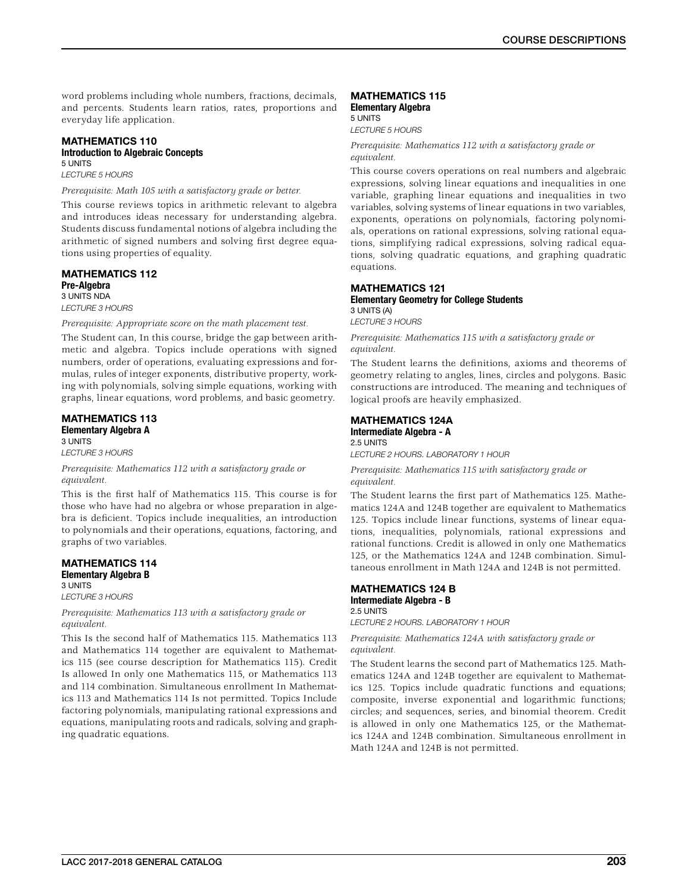word problems including whole numbers, fractions, decimals, and percents. Students learn ratios, rates, proportions and everyday life application.

### MATHEMATICS 110
**Introduction to Algebraic Concepts**
5 UNITS
*LECTURE 5 HOURS*

*Prerequisite: Math 105 with a satisfactory grade or better.*

This course reviews topics in arithmetic relevant to algebra and introduces ideas necessary for understanding algebra. Students discuss fundamental notions of algebra including the arithmetic of signed numbers and solving first degree equations using properties of equality.

### MATHEMATICS 112
**Pre-Algebra**
3 UNITS NDA
*LECTURE 3 HOURS*

*Prerequisite: Appropriate score on the math placement test.*

The Student can, In this course, bridge the gap between arithmetic and algebra. Topics include operations with signed numbers, order of operations, evaluating expressions and formulas, rules of integer exponents, distributive property, working with polynomials, solving simple equations, working with graphs, linear equations, word problems, and basic geometry.

### MATHEMATICS 113
**Elementary Algebra A**
3 UNITS
*LECTURE 3 HOURS*

*Prerequisite: Mathematics 112 with a satisfactory grade or equivalent.*

This is the first half of Mathematics 115. This course is for those who have had no algebra or whose preparation in algebra is deficient. Topics include inequalities, an introduction to polynomials and their operations, equations, factoring, and graphs of two variables.

### MATHEMATICS 114
**Elementary Algebra B**
3 UNITS
*LECTURE 3 HOURS*

*Prerequisite: Mathematics 113 with a satisfactory grade or equivalent.*

This Is the second half of Mathematics 115. Mathematics 113 and Mathematics 114 together are equivalent to Mathematics 115 (see course description for Mathematics 115). Credit Is allowed In only one Mathematics 115, or Mathematics 113 and 114 combination. Simultaneous enrollment In Mathematics 113 and Mathematics 114 Is not permitted. Topics Include factoring polynomials, manipulating rational expressions and equations, manipulating roots and radicals, solving and graphing quadratic equations.

### MATHEMATICS 115
**Elementary Algebra**
5 UNITS
*LECTURE 5 HOURS*

*Prerequisite: Mathematics 112 with a satisfactory grade or equivalent.*

This course covers operations on real numbers and algebraic expressions, solving linear equations and inequalities in one variable, graphing linear equations and inequalities in two variables, solving systems of linear equations in two variables, exponents, operations on polynomials, factoring polynomials, operations on rational expressions, solving rational equations, simplifying radical expressions, solving radical equations, solving quadratic equations, and graphing quadratic equations.

### MATHEMATICS 121
**Elementary Geometry for College Students**
3 UNITS (A)
*LECTURE 3 HOURS*

*Prerequisite: Mathematics 115 with a satisfactory grade or equivalent.*

The Student learns the definitions, axioms and theorems of geometry relating to angles, lines, circles and polygons. Basic constructions are introduced. The meaning and techniques of logical proofs are heavily emphasized.

### MATHEMATICS 124A
**Intermediate Algebra - A**
2.5 UNITS
*LECTURE 2 HOURS. LABORATORY 1 HOUR*

*Prerequisite: Mathematics 115 with satisfactory grade or equivalent.*

The Student learns the first part of Mathematics 125. Mathematics 124A and 124B together are equivalent to Mathematics 125. Topics include linear functions, systems of linear equations, inequalities, polynomials, rational expressions and rational functions. Credit is allowed in only one Mathematics 125, or the Mathematics 124A and 124B combination. Simultaneous enrollment in Math 124A and 124B is not permitted.

### MATHEMATICS 124 B
**Intermediate Algebra - B**
2.5 UNITS
*LECTURE 2 HOURS. LABORATORY 1 HOUR*

*Prerequisite: Mathematics 124A with satisfactory grade or equivalent.*

The Student learns the second part of Mathematics 125. Mathematics 124A and 124B together are equivalent to Mathematics 125. Topics include quadratic functions and equations; composite, inverse exponential and logarithmic functions; circles; and sequences, series, and binomial theorem. Credit is allowed in only one Mathematics 125, or the Mathematics 124A and 124B combination. Simultaneous enrollment in Math 124A and 124B is not permitted.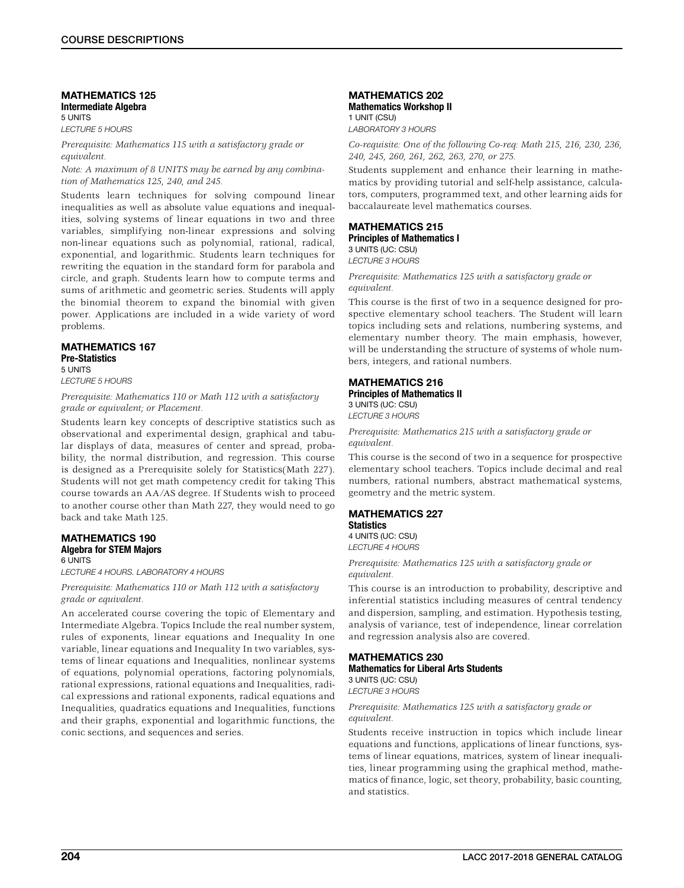### MATHEMATICS 125
**Intermediate Algebra**
5 UNITS
*LECTURE 5 HOURS*

*Prerequisite: Mathematics 115 with a satisfactory grade or equivalent.*

*Note: A maximum of 8 UNITS may be earned by any combination of Mathematics 125, 240, and 245.*

Students learn techniques for solving compound linear inequalities as well as absolute value equations and inequalities, solving systems of linear equations in two and three variables, simplifying non-linear expressions and solving non-linear equations such as polynomial, rational, radical, exponential, and logarithmic. Students learn techniques for rewriting the equation in the standard form for parabola and circle, and graph. Students learn how to compute terms and sums of arithmetic and geometric series. Students will apply the binomial theorem to expand the binomial with given power. Applications are included in a wide variety of word problems.

### MATHEMATICS 167
**Pre-Statistics**
5 UNITS
*LECTURE 5 HOURS*

*Prerequisite: Mathematics 110 or Math 112 with a satisfactory grade or equivalent; or Placement.*

Students learn key concepts of descriptive statistics such as observational and experimental design, graphical and tabular displays of data, measures of center and spread, probability, the normal distribution, and regression. This course is designed as a Prerequisite solely for Statistics(Math 227). Students will not get math competency credit for taking This course towards an AA/AS degree. If Students wish to proceed to another course other than Math 227, they would need to go back and take Math 125.

### MATHEMATICS 190
**Algebra for STEM Majors**
6 UNITS
*LECTURE 4 HOURS. LABORATORY 4 HOURS*

*Prerequisite: Mathematics 110 or Math 112 with a satisfactory grade or equivalent.*

An accelerated course covering the topic of Elementary and Intermediate Algebra. Topics Include the real number system, rules of exponents, linear equations and Inequality In one variable, linear equations and Inequality In two variables, systems of linear equations and Inequalities, nonlinear systems of equations, polynomial operations, factoring polynomials, rational expressions, rational equations and Inequalities, radical expressions and rational exponents, radical equations and Inequalities, quadratics equations and Inequalities, functions and their graphs, exponential and logarithmic functions, the conic sections, and sequences and series.

### MATHEMATICS 202
**Mathematics Workshop II**
1 UNIT (CSU)
*LABORATORY 3 HOURS*

*Co-requisite: One of the following Co-req: Math 215, 216, 230, 236, 240, 245, 260, 261, 262, 263, 270, or 275.*

Students supplement and enhance their learning in mathematics by providing tutorial and self-help assistance, calculators, computers, programmed text, and other learning aids for baccalaureate level mathematics courses.

### MATHEMATICS 215
**Principles of Mathematics I**
3 UNITS (UC: CSU)
*LECTURE 3 HOURS*

*Prerequisite: Mathematics 125 with a satisfactory grade or equivalent.*

This course is the first of two in a sequence designed for prospective elementary school teachers. The Student will learn topics including sets and relations, numbering systems, and elementary number theory. The main emphasis, however, will be understanding the structure of systems of whole numbers, integers, and rational numbers.

### MATHEMATICS 216
**Principles of Mathematics II**
3 UNITS (UC: CSU)
*LECTURE 3 HOURS*

*Prerequisite: Mathematics 215 with a satisfactory grade or equivalent.*

This course is the second of two in a sequence for prospective elementary school teachers. Topics include decimal and real numbers, rational numbers, abstract mathematical systems, geometry and the metric system.

### MATHEMATICS 227
**Statistics**
4 UNITS (UC: CSU)
*LECTURE 4 HOURS*

*Prerequisite: Mathematics 125 with a satisfactory grade or equivalent.*

This course is an introduction to probability, descriptive and inferential statistics including measures of central tendency and dispersion, sampling, and estimation. Hypothesis testing, analysis of variance, test of independence, linear correlation and regression analysis also are covered.

### MATHEMATICS 230
**Mathematics for Liberal Arts Students**
3 UNITS (UC: CSU)
*LECTURE 3 HOURS*

*Prerequisite: Mathematics 125 with a satisfactory grade or equivalent.*

Students receive instruction in topics which include linear equations and functions, applications of linear functions, systems of linear equations, matrices, system of linear inequalities, linear programming using the graphical method, mathematics of finance, logic, set theory, probability, basic counting, and statistics.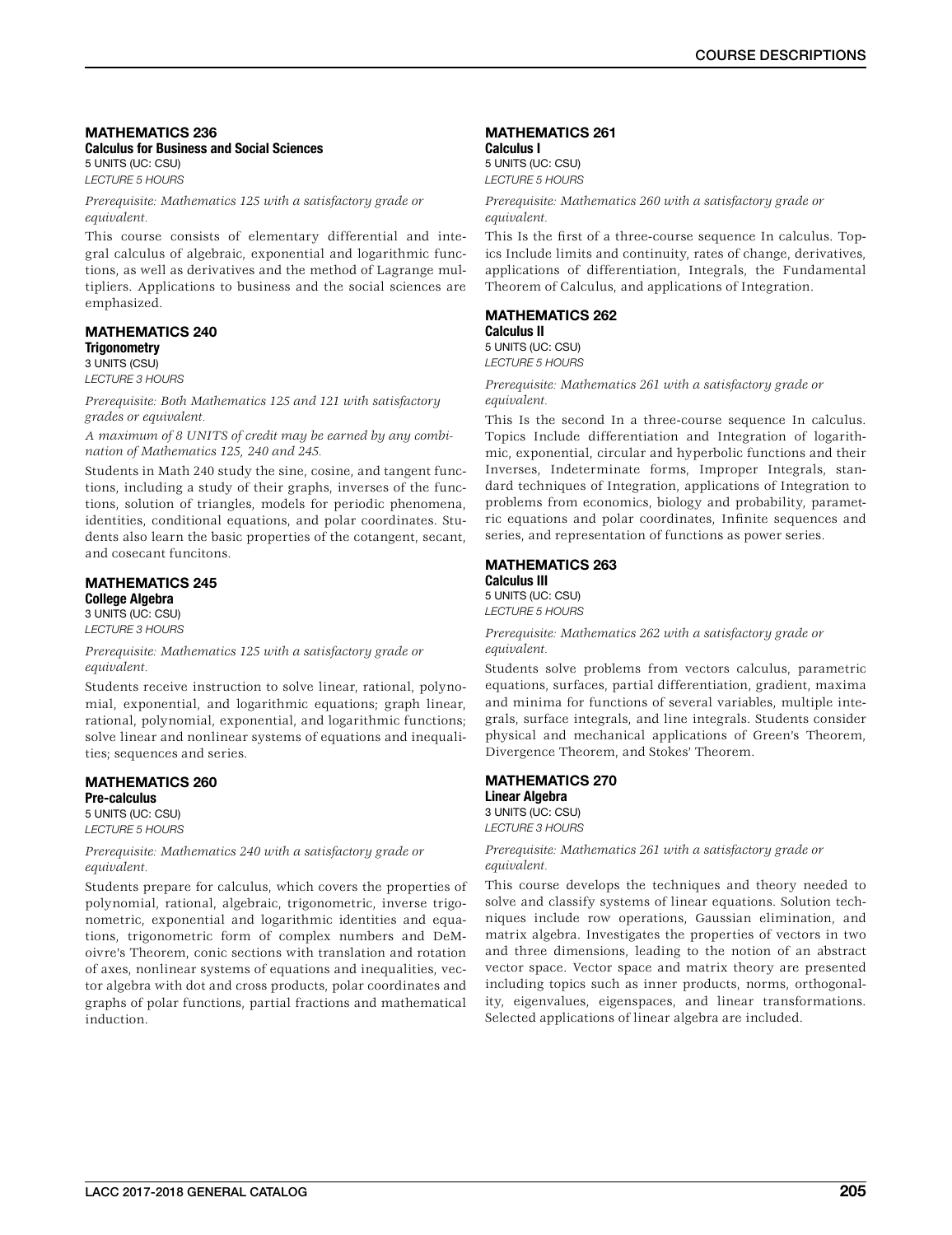### MATHEMATICS 236

**Calculus for Business and Social Sciences**
5 UNITS (UC: CSU)
*LECTURE 5 HOURS*

*Prerequisite: Mathematics 125 with a satisfactory grade or equivalent.*

This course consists of elementary differential and integral calculus of algebraic, exponential and logarithmic functions, as well as derivatives and the method of Lagrange multipliers. Applications to business and the social sciences are emphasized.

### MATHEMATICS 240

**Trigonometry**
3 UNITS (CSU)
*LECTURE 3 HOURS*

*Prerequisite: Both Mathematics 125 and 121 with satisfactory grades or equivalent.*

*A maximum of 8 UNITS of credit may be earned by any combination of Mathematics 125, 240 and 245.*

Students in Math 240 study the sine, cosine, and tangent functions, including a study of their graphs, inverses of the functions, solution of triangles, models for periodic phenomena, identities, conditional equations, and polar coordinates. Students also learn the basic properties of the cotangent, secant, and cosecant funcitons.

### MATHEMATICS 245

**College Algebra**
3 UNITS (UC: CSU)
*LECTURE 3 HOURS*

*Prerequisite: Mathematics 125 with a satisfactory grade or equivalent.*

Students receive instruction to solve linear, rational, polynomial, exponential, and logarithmic equations; graph linear, rational, polynomial, exponential, and logarithmic functions; solve linear and nonlinear systems of equations and inequalities; sequences and series.

### MATHEMATICS 260

**Pre-calculus**
5 UNITS (UC: CSU)
*LECTURE 5 HOURS*

*Prerequisite: Mathematics 240 with a satisfactory grade or equivalent.*

Students prepare for calculus, which covers the properties of polynomial, rational, algebraic, trigonometric, inverse trigonometric, exponential and logarithmic identities and equations, trigonometric form of complex numbers and DeMoivre's Theorem, conic sections with translation and rotation of axes, nonlinear systems of equations and inequalities, vector algebra with dot and cross products, polar coordinates and graphs of polar functions, partial fractions and mathematical induction.

### MATHEMATICS 261

**Calculus I**
5 UNITS (UC: CSU)
*LECTURE 5 HOURS*

*Prerequisite: Mathematics 260 with a satisfactory grade or equivalent.*

This Is the first of a three-course sequence In calculus. Topics Include limits and continuity, rates of change, derivatives, applications of differentiation, Integrals, the Fundamental Theorem of Calculus, and applications of Integration.

### MATHEMATICS 262

**Calculus II**
5 UNITS (UC: CSU)
*LECTURE 5 HOURS*

*Prerequisite: Mathematics 261 with a satisfactory grade or equivalent.*

This Is the second In a three-course sequence In calculus. Topics Include differentiation and Integration of logarithmic, exponential, circular and hyperbolic functions and their Inverses, Indeterminate forms, Improper Integrals, standard techniques of Integration, applications of Integration to problems from economics, biology and probability, parametric equations and polar coordinates, Infinite sequences and series, and representation of functions as power series.

### MATHEMATICS 263

**Calculus III**
5 UNITS (UC: CSU)
*LECTURE 5 HOURS*

*Prerequisite: Mathematics 262 with a satisfactory grade or equivalent.*

Students solve problems from vectors calculus, parametric equations, surfaces, partial differentiation, gradient, maxima and minima for functions of several variables, multiple integrals, surface integrals, and line integrals. Students consider physical and mechanical applications of Green's Theorem, Divergence Theorem, and Stokes' Theorem.

### MATHEMATICS 270

**Linear Algebra**
3 UNITS (UC: CSU)
*LECTURE 3 HOURS*

*Prerequisite: Mathematics 261 with a satisfactory grade or equivalent.*

This course develops the techniques and theory needed to solve and classify systems of linear equations. Solution techniques include row operations, Gaussian elimination, and matrix algebra. Investigates the properties of vectors in two and three dimensions, leading to the notion of an abstract vector space. Vector space and matrix theory are presented including topics such as inner products, norms, orthogonality, eigenvalues, eigenspaces, and linear transformations. Selected applications of linear algebra are included.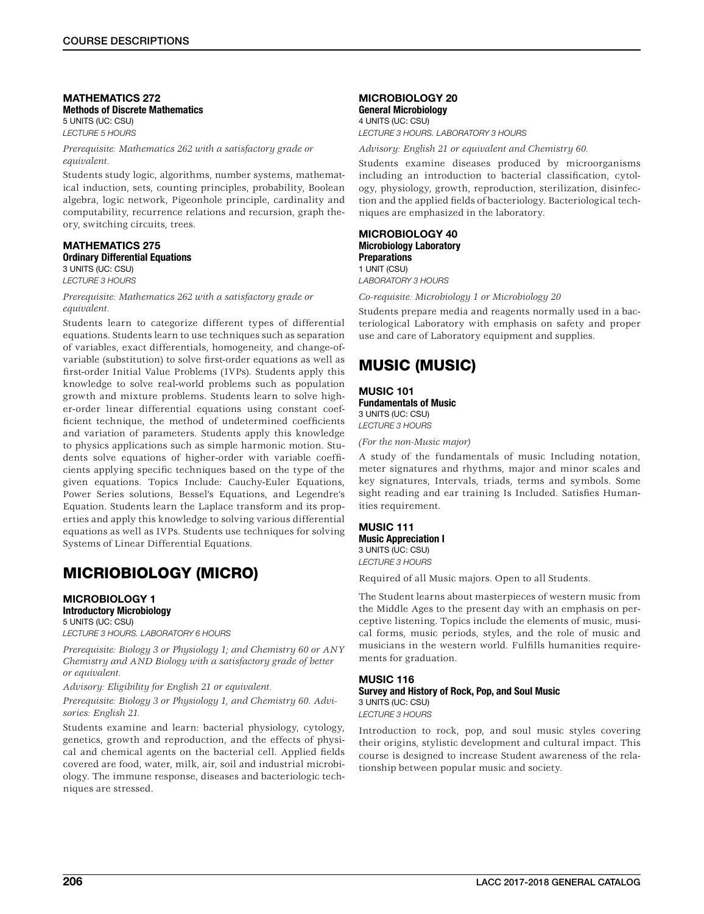### MATHEMATICS 272
**Methods of Discrete Mathematics**
5 UNITS (UC: CSU)
*LECTURE 5 HOURS*

*Prerequisite: Mathematics 262 with a satisfactory grade or equivalent.*

Students study logic, algorithms, number systems, mathematical induction, sets, counting principles, probability, Boolean algebra, logic network, Pigeonhole principle, cardinality and computability, recurrence relations and recursion, graph theory, switching circuits, trees.

### MATHEMATICS 275
**Ordinary Differential Equations**
3 UNITS (UC: CSU)
*LECTURE 3 HOURS*

*Prerequisite: Mathematics 262 with a satisfactory grade or equivalent.*

Students learn to categorize different types of differential equations. Students learn to use techniques such as separation of variables, exact differentials, homogeneity, and change-of-variable (substitution) to solve first-order equations as well as first-order Initial Value Problems (IVPs). Students apply this knowledge to solve real-world problems such as population growth and mixture problems. Students learn to solve higher-order linear differential equations using constant coefficient technique, the method of undetermined coefficients and variation of parameters. Students apply this knowledge to physics applications such as simple harmonic motion. Students solve equations of higher-order with variable coefficients applying specific techniques based on the type of the given equations. Topics Include: Cauchy-Euler Equations, Power Series solutions, Bessel's Equations, and Legendre's Equation. Students learn the Laplace transform and its properties and apply this knowledge to solving various differential equations as well as IVPs. Students use techniques for solving Systems of Linear Differential Equations.

## MICRIOBIOLOGY (MICRO)

### MICROBIOLOGY 1
**Introductory Microbiology**
5 UNITS (UC: CSU)
*LECTURE 3 HOURS. LABORATORY 6 HOURS*

*Prerequisite: Biology 3 or Physiology 1; and Chemistry 60 or ANY Chemistry and AND Biology with a satisfactory grade of better or equivalent.*

*Advisory: Eligibility for English 21 or equivalent.*

*Prerequisite: Biology 3 or Physiology 1, and Chemistry 60. Advisories: English 21.*

Students examine and learn: bacterial physiology, cytology, genetics, growth and reproduction, and the effects of physical and chemical agents on the bacterial cell. Applied fields covered are food, water, milk, air, soil and industrial microbiology. The immune response, diseases and bacteriologic techniques are stressed.

### MICROBIOLOGY 20
**General Microbiology**
4 UNITS (UC: CSU)
*LECTURE 3 HOURS. LABORATORY 3 HOURS*

*Advisory: English 21 or equivalent and Chemistry 60.*

Students examine diseases produced by microorganisms including an introduction to bacterial classification, cytology, physiology, growth, reproduction, sterilization, disinfection and the applied fields of bacteriology. Bacteriological techniques are emphasized in the laboratory.

### MICROBIOLOGY 40
**Microbiology Laboratory Preparations**
1 UNIT (CSU)
*LABORATORY 3 HOURS*

*Co-requisite: Microbiology 1 or Microbiology 20*

Students prepare media and reagents normally used in a bacteriological Laboratory with emphasis on safety and proper use and care of Laboratory equipment and supplies.

## MUSIC (MUSIC)

### MUSIC 101
**Fundamentals of Music**
3 UNITS (UC: CSU)
*LECTURE 3 HOURS*

*(For the non-Music major)*

A study of the fundamentals of music Including notation, meter signatures and rhythms, major and minor scales and key signatures, Intervals, triads, terms and symbols. Some sight reading and ear training Is Included. Satisfies Humanities requirement.

### MUSIC 111
**Music Appreciation I**
3 UNITS (UC: CSU)
*LECTURE 3 HOURS*

Required of all Music majors. Open to all Students.

The Student learns about masterpieces of western music from the Middle Ages to the present day with an emphasis on perceptive listening. Topics include the elements of music, musical forms, music periods, styles, and the role of music and musicians in the western world. Fulfills humanities requirements for graduation.

### MUSIC 116
**Survey and History of Rock, Pop, and Soul Music**
3 UNITS (UC: CSU)
*LECTURE 3 HOURS*

Introduction to rock, pop, and soul music styles covering their origins, stylistic development and cultural impact. This course is designed to increase Student awareness of the relationship between popular music and society.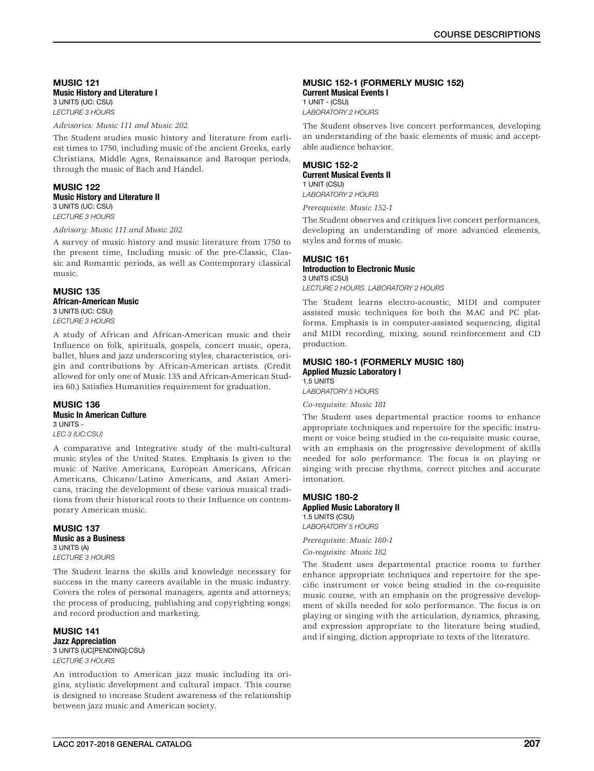### MUSIC 121

**Music History and Literature I**

3 UNITS (UC: CSU)

*LECTURE 3 HOURS*

*Advisories: Music 111 and Music 202.*

The Student studies music history and literature from earliest times to 1750, including music of the ancient Greeks, early Christians, Middle Ages, Renaissance and Baroque periods, through the music of Bach and Handel.

### MUSIC 122

**Music History and Literature II**

3 UNITS (UC: CSU)

*LECTURE 3 HOURS*

*Advisory: Music 111 and Music 202*

A survey of music history and music literature from 1750 to the present time, Including music of the pre-Classic, Classic and Romantic periods, as well as Contemporary classical music.

### MUSIC 135

**African-American Music**

3 UNITS (UC: CSU)

*LECTURE 3 HOURS*

A study of African and African-American music and their Influence on folk, spirituals, gospels, concert music, opera, ballet, blues and jazz underscoring styles, characteristics, origin and contributions by African-American artists. (Credit allowed for only one of Music 135 and African-American Studies 60.) Satisfies Humanities requirement for graduation.

### MUSIC 136

**Music In American Culture**

3 UNITS -

*LEC 3 (UC:CSU)*

A comparative and Integrative study of the multi-cultural music styles of the United States. Emphasis Is given to the music of Native Americans, European Americans, African Americans, Chicano/Latino Americans, and Asian Americans, tracing the development of these various musical traditions from their historical roots to their Influence on contemporary American music.

### MUSIC 137

**Music as a Business**

3 UNITS (A)

*LECTURE 3 HOURS*

The Student learns the skills and knowledge necessary for success in the many careers available in the music industry. Covers the roles of personal managers, agents and attorneys; the process of producing, publishing and copyrighting songs; and record production and marketing.

### MUSIC 141

**Jazz Appreciation**

3 UNITS (UC[PENDING]:CSU)

*LECTURE 3 HOURS*

An introduction to American jazz music including its origins, stylistic development and cultural impact. This course is designed to increase Student awareness of the relationship between jazz music and American society.

### MUSIC 152-1 (FORMERLY MUSIC 152)

**Current Musical Events I**

1 UNIT - (CSU)

*LABORATORY 2 HOURS*

The Student observes live concert performances, developing an understanding of the basic elements of music and acceptable audience behavior.

### MUSIC 152-2

**Current Musical Events II**

1 UNIT (CSU)

*LABORATORY 2 HOURS*

*Prerequisite: Music 152-1*

The Student observes and critiques live concert performances, developing an understanding of more advanced elements, styles and forms of music.

### MUSIC 161

**Introduction to Electronic Music**

3 UNITS (CSU)

*LECTURE 2 HOURS. LABORATORY 2 HOURS*

The Student learns electro-acoustic, MIDI and computer assisted music techniques for both the MAC and PC platforms. Emphasis is in computer-assisted sequencing, digital and MIDI recording, mixing, sound reinforcement and CD production.

### MUSIC 180-1 (FORMERLY MUSIC 180)

**Applied Muzsic Laboratory I**

1.5 UNITS

*LABORATORY 5 HOURS*

*Co-requisite: Music 181*

The Student uses departmental practice rooms to enhance appropriate techniques and repertoire for the specific instrument or voice being studied in the co-requisite music course, with an emphasis on the progressive development of skills needed for solo performance. The focus is on playing or singing with precise rhythms, correct pitches and accurate intonation.

### MUSIC 180-2

**Applied Music Laboratory II**

1.5 UNITS (CSU)

*LABORATORY 5 HOURS*

*Prerequisite: Music 180-1*

*Co-requisite: Music 182*

The Student uses departmental practice rooms to further enhance appropriate techniques and repertoire for the specific instrument or voice being studied in the co-requisite music course, with an emphasis on the progressive development of skills needed for solo performance. The focus is on playing or singing with the articulation, dynamics, phrasing, and expression appropriate to the literature being studied, and if singing, diction appropriate to texts of the literature.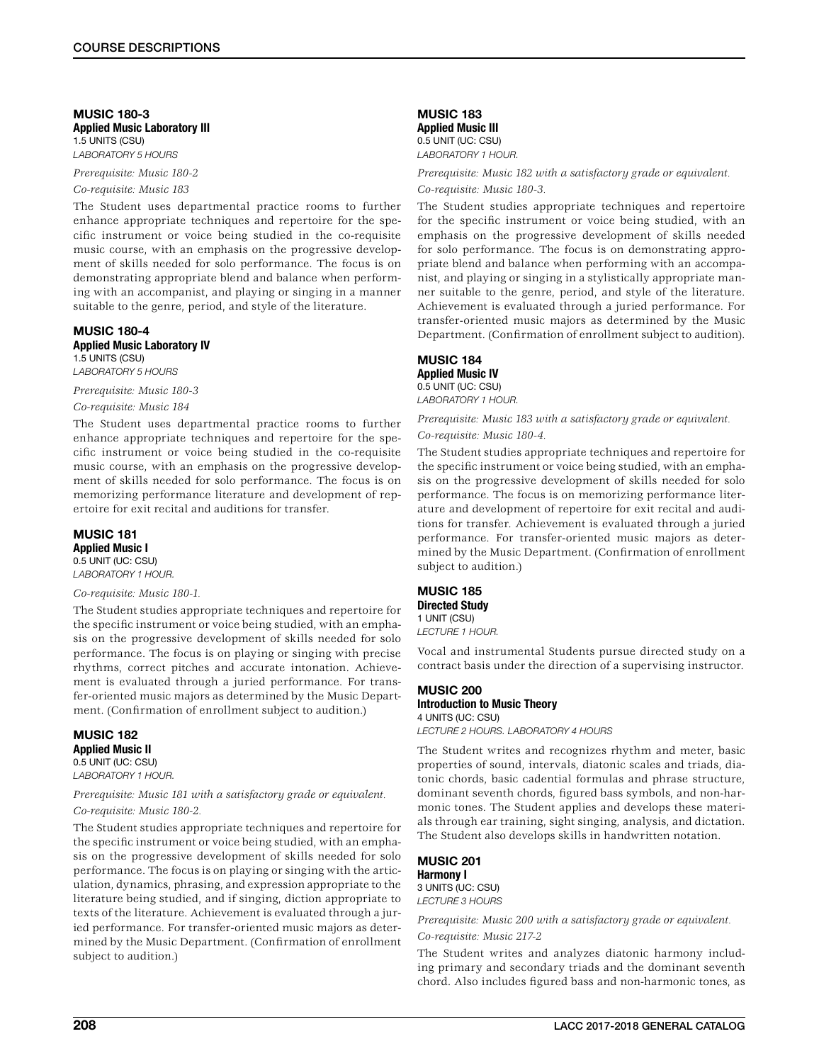### MUSIC 180-3
**Applied Music Laboratory III**
1.5 UNITS (CSU)
*LABORATORY 5 HOURS*

*Prerequisite: Music 180-2*

*Co-requisite: Music 183*

The Student uses departmental practice rooms to further enhance appropriate techniques and repertoire for the specific instrument or voice being studied in the co-requisite music course, with an emphasis on the progressive development of skills needed for solo performance. The focus is on demonstrating appropriate blend and balance when performing with an accompanist, and playing or singing in a manner suitable to the genre, period, and style of the literature.

### MUSIC 180-4
**Applied Music Laboratory IV**
1.5 UNITS (CSU)
*LABORATORY 5 HOURS*

*Prerequisite: Music 180-3*

*Co-requisite: Music 184*

The Student uses departmental practice rooms to further enhance appropriate techniques and repertoire for the specific instrument or voice being studied in the co-requisite music course, with an emphasis on the progressive development of skills needed for solo performance. The focus is on memorizing performance literature and development of repertoire for exit recital and auditions for transfer.

### MUSIC 181
**Applied Music I**
0.5 UNIT (UC: CSU)
*LABORATORY 1 HOUR.*

*Co-requisite: Music 180-1.*

The Student studies appropriate techniques and repertoire for the specific instrument or voice being studied, with an emphasis on the progressive development of skills needed for solo performance. The focus is on playing or singing with precise rhythms, correct pitches and accurate intonation. Achievement is evaluated through a juried performance. For transfer-oriented music majors as determined by the Music Department. (Confirmation of enrollment subject to audition.)

### MUSIC 182
**Applied Music II**
0.5 UNIT (UC: CSU)
*LABORATORY 1 HOUR.*

*Prerequisite: Music 181 with a satisfactory grade or equivalent.*

*Co-requisite: Music 180-2.*

The Student studies appropriate techniques and repertoire for the specific instrument or voice being studied, with an emphasis on the progressive development of skills needed for solo performance. The focus is on playing or singing with the articulation, dynamics, phrasing, and expression appropriate to the literature being studied, and if singing, diction appropriate to texts of the literature. Achievement is evaluated through a juried performance. For transfer-oriented music majors as determined by the Music Department. (Confirmation of enrollment subject to audition.)

### MUSIC 183
**Applied Music III**
0.5 UNIT (UC: CSU)
*LABORATORY 1 HOUR.*

*Prerequisite: Music 182 with a satisfactory grade or equivalent.*

*Co-requisite: Music 180-3.*

The Student studies appropriate techniques and repertoire for the specific instrument or voice being studied, with an emphasis on the progressive development of skills needed for solo performance. The focus is on demonstrating appropriate blend and balance when performing with an accompanist, and playing or singing in a stylistically appropriate manner suitable to the genre, period, and style of the literature. Achievement is evaluated through a juried performance. For transfer-oriented music majors as determined by the Music Department. (Confirmation of enrollment subject to audition).

### MUSIC 184
**Applied Music IV**
0.5 UNIT (UC: CSU)
*LABORATORY 1 HOUR.*

*Prerequisite: Music 183 with a satisfactory grade or equivalent.*

*Co-requisite: Music 180-4.*

The Student studies appropriate techniques and repertoire for the specific instrument or voice being studied, with an emphasis on the progressive development of skills needed for solo performance. The focus is on memorizing performance literature and development of repertoire for exit recital and auditions for transfer. Achievement is evaluated through a juried performance. For transfer-oriented music majors as determined by the Music Department. (Confirmation of enrollment subject to audition.)

### MUSIC 185
**Directed Study**
1 UNIT (CSU)
*LECTURE 1 HOUR.*

Vocal and instrumental Students pursue directed study on a contract basis under the direction of a supervising instructor.

### MUSIC 200
**Introduction to Music Theory**
4 UNITS (UC: CSU)
*LECTURE 2 HOURS. LABORATORY 4 HOURS*

The Student writes and recognizes rhythm and meter, basic properties of sound, intervals, diatonic scales and triads, diatonic chords, basic cadential formulas and phrase structure, dominant seventh chords, figured bass symbols, and non-harmonic tones. The Student applies and develops these materials through ear training, sight singing, analysis, and dictation. The Student also develops skills in handwritten notation.

### MUSIC 201
**Harmony I**
3 UNITS (UC: CSU)
*LECTURE 3 HOURS*

*Prerequisite: Music 200 with a satisfactory grade or equivalent.*

*Co-requisite: Music 217-2*

The Student writes and analyzes diatonic harmony including primary and secondary triads and the dominant seventh chord. Also includes figured bass and non-harmonic tones, as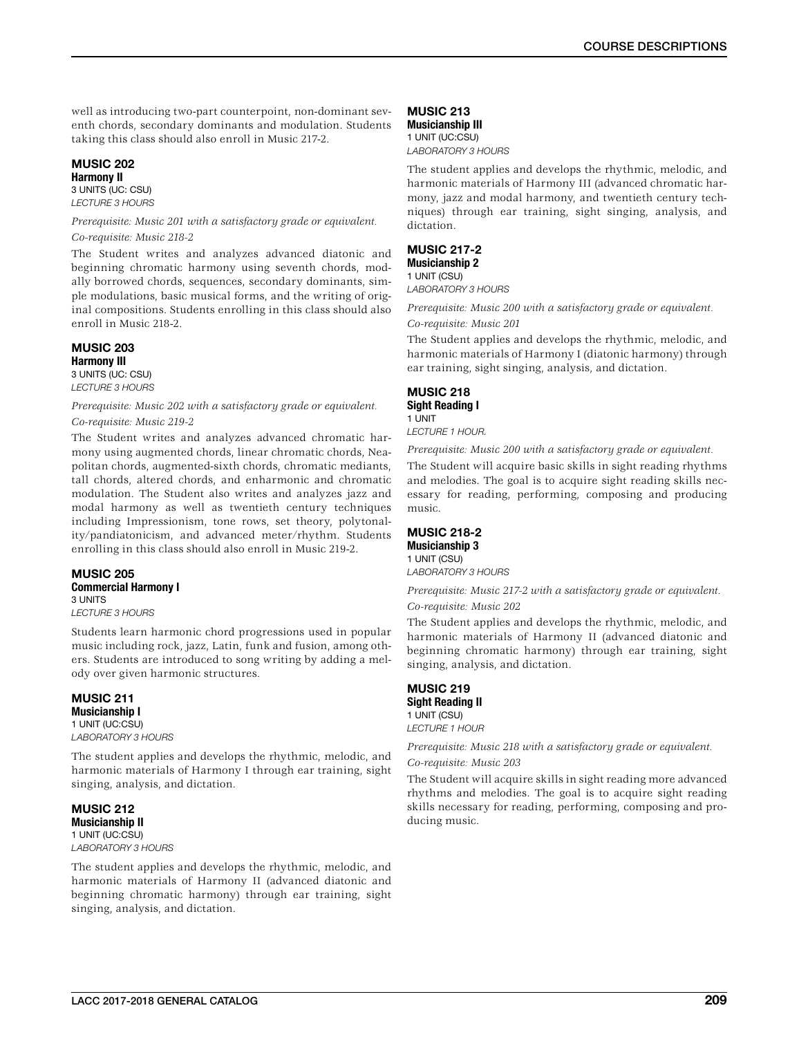well as introducing two-part counterpoint, non-dominant seventh chords, secondary dominants and modulation. Students taking this class should also enroll in Music 217-2.

### MUSIC 202
**Harmony II**
3 UNITS (UC: CSU)
*LECTURE 3 HOURS*

*Prerequisite: Music 201 with a satisfactory grade or equivalent.*

*Co-requisite: Music 218-2*

The Student writes and analyzes advanced diatonic and beginning chromatic harmony using seventh chords, modally borrowed chords, sequences, secondary dominants, simple modulations, basic musical forms, and the writing of original compositions. Students enrolling in this class should also enroll in Music 218-2.

### MUSIC 203
**Harmony III**
3 UNITS (UC: CSU)
*LECTURE 3 HOURS*

*Prerequisite: Music 202 with a satisfactory grade or equivalent.*

*Co-requisite: Music 219-2*

The Student writes and analyzes advanced chromatic harmony using augmented chords, linear chromatic chords, Neapolitan chords, augmented-sixth chords, chromatic mediants, tall chords, altered chords, and enharmonic and chromatic modulation. The Student also writes and analyzes jazz and modal harmony as well as twentieth century techniques including Impressionism, tone rows, set theory, polytonality/pandiatonicism, and advanced meter/rhythm. Students enrolling in this class should also enroll in Music 219-2.

### MUSIC 205
**Commercial Harmony I**
3 UNITS
*LECTURE 3 HOURS*

Students learn harmonic chord progressions used in popular music including rock, jazz, Latin, funk and fusion, among others. Students are introduced to song writing by adding a melody over given harmonic structures.

### MUSIC 211
**Musicianship I**
1 UNIT (UC:CSU)
*LABORATORY 3 HOURS*

The student applies and develops the rhythmic, melodic, and harmonic materials of Harmony I through ear training, sight singing, analysis, and dictation.

### MUSIC 212
**Musicianship II**
1 UNIT (UC:CSU)
*LABORATORY 3 HOURS*

The student applies and develops the rhythmic, melodic, and harmonic materials of Harmony II (advanced diatonic and beginning chromatic harmony) through ear training, sight singing, analysis, and dictation.

### MUSIC 213
**Musicianship III**
1 UNIT (UC:CSU)
*LABORATORY 3 HOURS*

The student applies and develops the rhythmic, melodic, and harmonic materials of Harmony III (advanced chromatic harmony, jazz and modal harmony, and twentieth century techniques) through ear training, sight singing, analysis, and dictation.

### MUSIC 217-2
**Musicianship 2**
1 UNIT (CSU)
*LABORATORY 3 HOURS*

*Prerequisite: Music 200 with a satisfactory grade or equivalent.*

*Co-requisite: Music 201*

The Student applies and develops the rhythmic, melodic, and harmonic materials of Harmony I (diatonic harmony) through ear training, sight singing, analysis, and dictation.

### MUSIC 218
**Sight Reading I**
1 UNIT
*LECTURE 1 HOUR.*

*Prerequisite: Music 200 with a satisfactory grade or equivalent.*

The Student will acquire basic skills in sight reading rhythms and melodies. The goal is to acquire sight reading skills necessary for reading, performing, composing and producing music.

### MUSIC 218-2
**Musicianship 3**
1 UNIT (CSU)
*LABORATORY 3 HOURS*

*Prerequisite: Music 217-2 with a satisfactory grade or equivalent.*

*Co-requisite: Music 202*

The Student applies and develops the rhythmic, melodic, and harmonic materials of Harmony II (advanced diatonic and beginning chromatic harmony) through ear training, sight singing, analysis, and dictation.

### MUSIC 219
**Sight Reading II**
1 UNIT (CSU)
*LECTURE 1 HOUR*

*Prerequisite: Music 218 with a satisfactory grade or equivalent.*

*Co-requisite: Music 203*

The Student will acquire skills in sight reading more advanced rhythms and melodies. The goal is to acquire sight reading skills necessary for reading, performing, composing and producing music.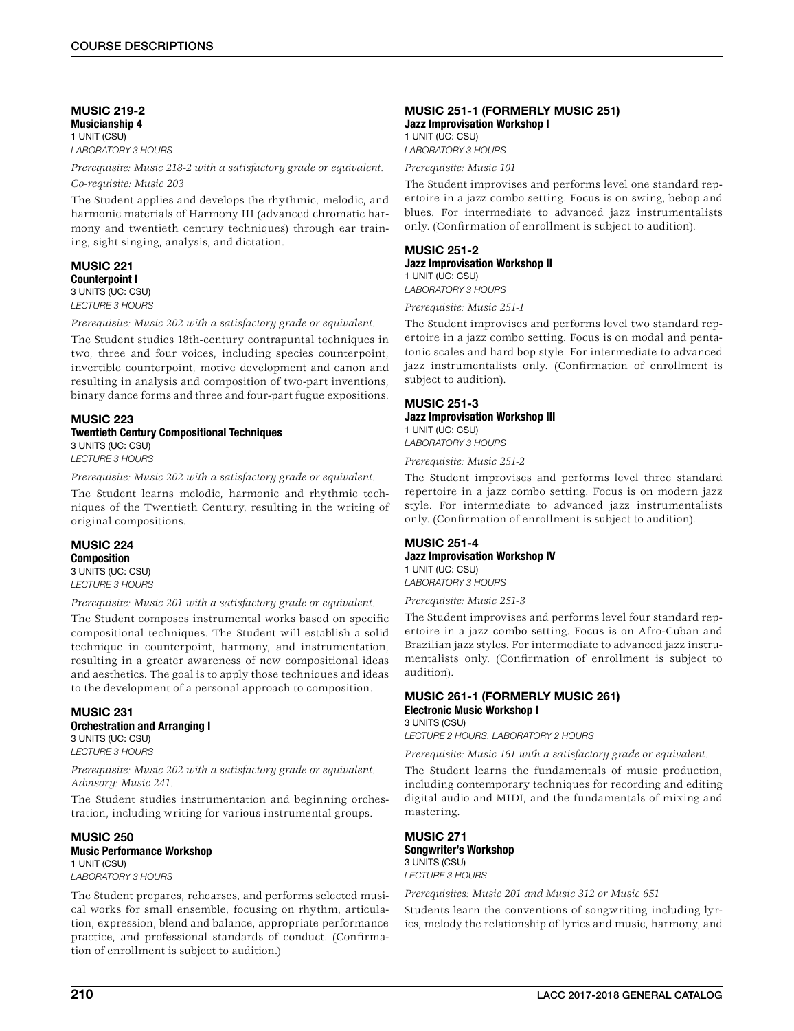### MUSIC 219-2

**Musicianship 4**

1 UNIT (CSU)

*LABORATORY 3 HOURS*

*Prerequisite: Music 218-2 with a satisfactory grade or equivalent.*

*Co-requisite: Music 203*

The Student applies and develops the rhythmic, melodic, and harmonic materials of Harmony III (advanced chromatic harmony and twentieth century techniques) through ear training, sight singing, analysis, and dictation.

### MUSIC 221

**Counterpoint I**

3 UNITS (UC: CSU)

*LECTURE 3 HOURS*

*Prerequisite: Music 202 with a satisfactory grade or equivalent.*

The Student studies 18th-century contrapuntal techniques in two, three and four voices, including species counterpoint, invertible counterpoint, motive development and canon and resulting in analysis and composition of two-part inventions, binary dance forms and three and four-part fugue expositions.

### MUSIC 223

**Twentieth Century Compositional Techniques**

3 UNITS (UC: CSU)

*LECTURE 3 HOURS*

*Prerequisite: Music 202 with a satisfactory grade or equivalent.*

The Student learns melodic, harmonic and rhythmic techniques of the Twentieth Century, resulting in the writing of original compositions.

### MUSIC 224

**Composition**

3 UNITS (UC: CSU)

*LECTURE 3 HOURS*

*Prerequisite: Music 201 with a satisfactory grade or equivalent.*

The Student composes instrumental works based on specific compositional techniques. The Student will establish a solid technique in counterpoint, harmony, and instrumentation, resulting in a greater awareness of new compositional ideas and aesthetics. The goal is to apply those techniques and ideas to the development of a personal approach to composition.

### MUSIC 231

**Orchestration and Arranging I**

3 UNITS (UC: CSU)

*LECTURE 3 HOURS*

*Prerequisite: Music 202 with a satisfactory grade or equivalent. Advisory: Music 241.*

The Student studies instrumentation and beginning orchestration, including writing for various instrumental groups.

### MUSIC 250

**Music Performance Workshop**

1 UNIT (CSU)

*LABORATORY 3 HOURS*

The Student prepares, rehearses, and performs selected musical works for small ensemble, focusing on rhythm, articulation, expression, blend and balance, appropriate performance practice, and professional standards of conduct. (Confirmation of enrollment is subject to audition.)

### MUSIC 251-1 (FORMERLY MUSIC 251)

**Jazz Improvisation Workshop I**

1 UNIT (UC: CSU)

*LABORATORY 3 HOURS*

*Prerequisite: Music 101*

The Student improvises and performs level one standard repertoire in a jazz combo setting. Focus is on swing, bebop and blues. For intermediate to advanced jazz instrumentalists only. (Confirmation of enrollment is subject to audition).

### MUSIC 251-2

**Jazz Improvisation Workshop II**

1 UNIT (UC: CSU)

*LABORATORY 3 HOURS*

*Prerequisite: Music 251-1*

The Student improvises and performs level two standard repertoire in a jazz combo setting. Focus is on modal and pentatonic scales and hard bop style. For intermediate to advanced jazz instrumentalists only. (Confirmation of enrollment is subject to audition).

### MUSIC 251-3

**Jazz Improvisation Workshop III**

1 UNIT (UC: CSU)

*LABORATORY 3 HOURS*

*Prerequisite: Music 251-2*

The Student improvises and performs level three standard repertoire in a jazz combo setting. Focus is on modern jazz style. For intermediate to advanced jazz instrumentalists only. (Confirmation of enrollment is subject to audition).

### MUSIC 251-4

**Jazz Improvisation Workshop IV**

1 UNIT (UC: CSU)

*LABORATORY 3 HOURS*

*Prerequisite: Music 251-3*

The Student improvises and performs level four standard repertoire in a jazz combo setting. Focus is on Afro-Cuban and Brazilian jazz styles. For intermediate to advanced jazz instrumentalists only. (Confirmation of enrollment is subject to audition).

### MUSIC 261-1 (FORMERLY MUSIC 261)

**Electronic Music Workshop I**

3 UNITS (CSU)

*LECTURE 2 HOURS. LABORATORY 2 HOURS*

*Prerequisite: Music 161 with a satisfactory grade or equivalent.*

The Student learns the fundamentals of music production, including contemporary techniques for recording and editing digital audio and MIDI, and the fundamentals of mixing and mastering.

### MUSIC 271

**Songwriter's Workshop**

3 UNITS (CSU)

*LECTURE 3 HOURS*

*Prerequisites: Music 201 and Music 312 or Music 651*

Students learn the conventions of songwriting including lyrics, melody the relationship of lyrics and music, harmony, and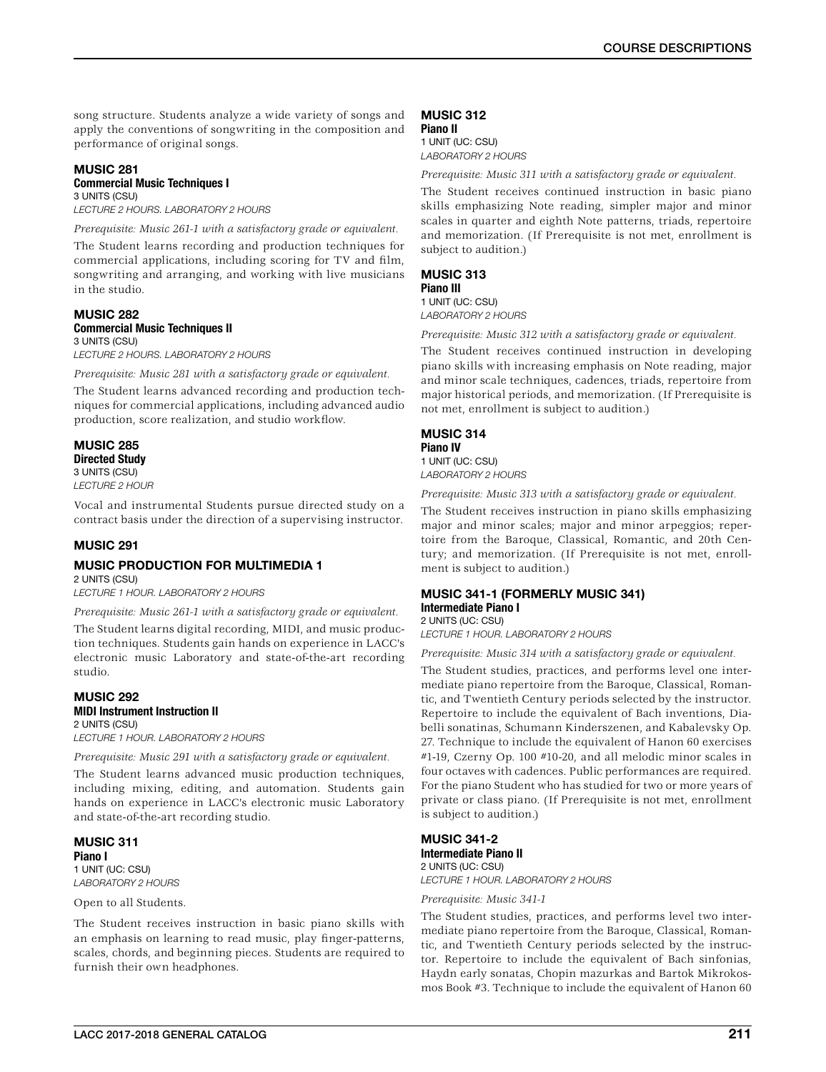song structure. Students analyze a wide variety of songs and apply the conventions of songwriting in the composition and performance of original songs.

### MUSIC 281
**Commercial Music Techniques I**
3 UNITS (CSU)
*LECTURE 2 HOURS. LABORATORY 2 HOURS*

*Prerequisite: Music 261-1 with a satisfactory grade or equivalent.*

The Student learns recording and production techniques for commercial applications, including scoring for TV and film, songwriting and arranging, and working with live musicians in the studio.

### MUSIC 282
**Commercial Music Techniques II**
3 UNITS (CSU)
*LECTURE 2 HOURS. LABORATORY 2 HOURS*

*Prerequisite: Music 281 with a satisfactory grade or equivalent.*

The Student learns advanced recording and production techniques for commercial applications, including advanced audio production, score realization, and studio workflow.

### MUSIC 285
**Directed Study**
3 UNITS (CSU)
*LECTURE 2 HOUR*

Vocal and instrumental Students pursue directed study on a contract basis under the direction of a supervising instructor.

### MUSIC 291

### MUSIC PRODUCTION FOR MULTIMEDIA 1
2 UNITS (CSU)
*LECTURE 1 HOUR. LABORATORY 2 HOURS*

*Prerequisite: Music 261-1 with a satisfactory grade or equivalent.*

The Student learns digital recording, MIDI, and music production techniques. Students gain hands on experience in LACC's electronic music Laboratory and state-of-the-art recording studio.

### MUSIC 292
**MIDI Instrument Instruction II**
2 UNITS (CSU)
*LECTURE 1 HOUR. LABORATORY 2 HOURS*

*Prerequisite: Music 291 with a satisfactory grade or equivalent.*

The Student learns advanced music production techniques, including mixing, editing, and automation. Students gain hands on experience in LACC's electronic music Laboratory and state-of-the-art recording studio.

### MUSIC 311
**Piano I**
1 UNIT (UC: CSU)
*LABORATORY 2 HOURS*

Open to all Students.

The Student receives instruction in basic piano skills with an emphasis on learning to read music, play finger-patterns, scales, chords, and beginning pieces. Students are required to furnish their own headphones.

### MUSIC 312
**Piano II**
1 UNIT (UC: CSU)
*LABORATORY 2 HOURS*

*Prerequisite: Music 311 with a satisfactory grade or equivalent.*

The Student receives continued instruction in basic piano skills emphasizing Note reading, simpler major and minor scales in quarter and eighth Note patterns, triads, repertoire and memorization. (If Prerequisite is not met, enrollment is subject to audition.)

### MUSIC 313
**Piano III**
1 UNIT (UC: CSU)
*LABORATORY 2 HOURS*

*Prerequisite: Music 312 with a satisfactory grade or equivalent.*

The Student receives continued instruction in developing piano skills with increasing emphasis on Note reading, major and minor scale techniques, cadences, triads, repertoire from major historical periods, and memorization. (If Prerequisite is not met, enrollment is subject to audition.)

### MUSIC 314
**Piano IV**
1 UNIT (UC: CSU)
*LABORATORY 2 HOURS*

*Prerequisite: Music 313 with a satisfactory grade or equivalent.*

The Student receives instruction in piano skills emphasizing major and minor scales; major and minor arpeggios; repertoire from the Baroque, Classical, Romantic, and 20th Century; and memorization. (If Prerequisite is not met, enrollment is subject to audition.)

### MUSIC 341-1 (FORMERLY MUSIC 341)
**Intermediate Piano I**
2 UNITS (UC: CSU)
*LECTURE 1 HOUR. LABORATORY 2 HOURS*

*Prerequisite: Music 314 with a satisfactory grade or equivalent.*

The Student studies, practices, and performs level one intermediate piano repertoire from the Baroque, Classical, Romantic, and Twentieth Century periods selected by the instructor. Repertoire to include the equivalent of Bach inventions, Diabelli sonatinas, Schumann Kinderszenen, and Kabalevsky Op. 27. Technique to include the equivalent of Hanon 60 exercises #1-19, Czerny Op. 100 #10-20, and all melodic minor scales in four octaves with cadences. Public performances are required. For the piano Student who has studied for two or more years of private or class piano. (If Prerequisite is not met, enrollment is subject to audition.)

### MUSIC 341-2
**Intermediate Piano II**
2 UNITS (UC: CSU)
*LECTURE 1 HOUR. LABORATORY 2 HOURS*

*Prerequisite: Music 341-1*

The Student studies, practices, and performs level two intermediate piano repertoire from the Baroque, Classical, Romantic, and Twentieth Century periods selected by the instructor. Repertoire to include the equivalent of Bach sinfonias, Haydn early sonatas, Chopin mazurkas and Bartok Mikrokosmos Book #3. Technique to include the equivalent of Hanon 60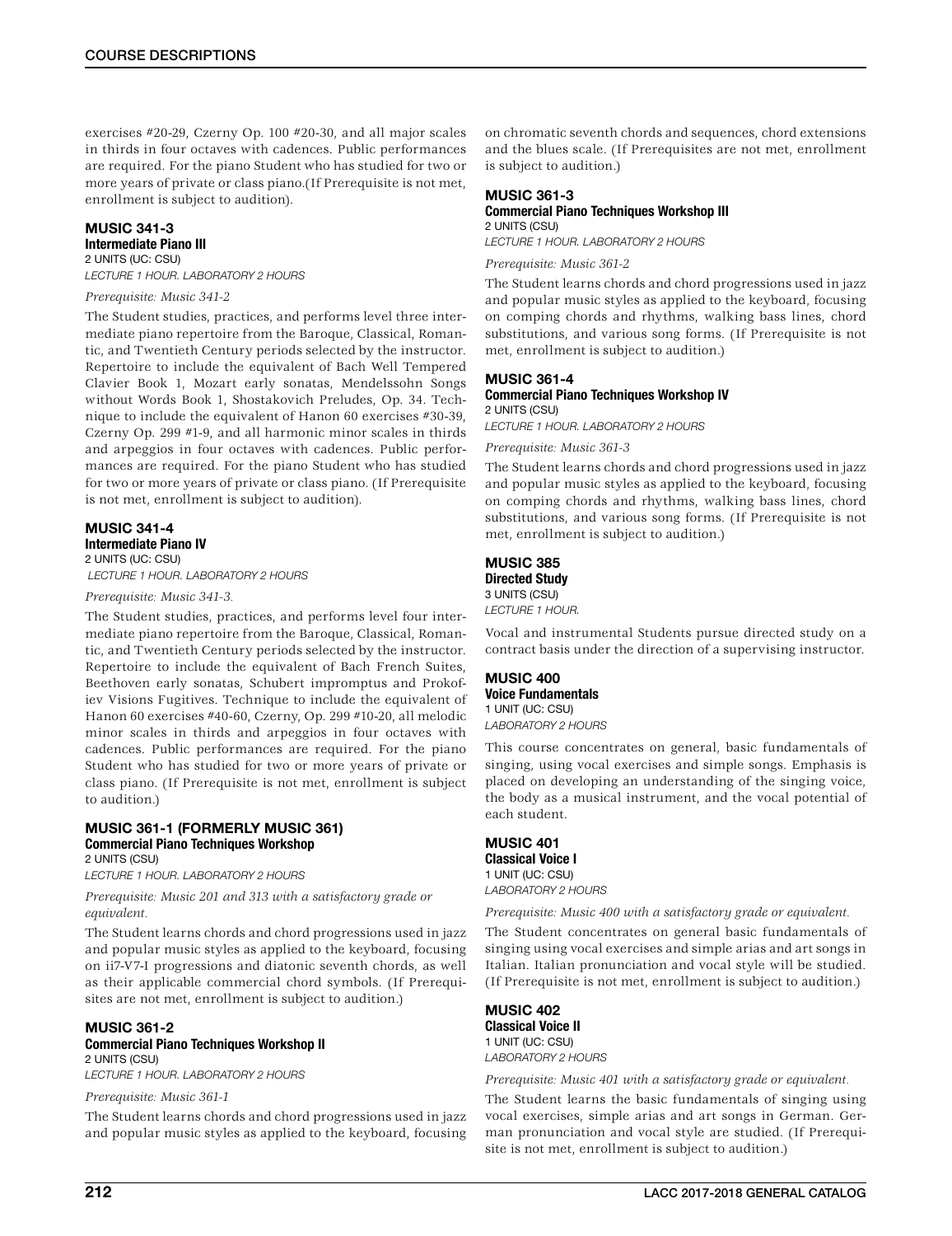exercises #20-29, Czerny Op. 100 #20-30, and all major scales in thirds in four octaves with cadences. Public performances are required. For the piano Student who has studied for two or more years of private or class piano.(If Prerequisite is not met, enrollment is subject to audition).

### MUSIC 341-3
**Intermediate Piano III**
2 UNITS (UC: CSU)
*LECTURE 1 HOUR. LABORATORY 2 HOURS*

*Prerequisite: Music 341-2*

The Student studies, practices, and performs level three intermediate piano repertoire from the Baroque, Classical, Romantic, and Twentieth Century periods selected by the instructor. Repertoire to include the equivalent of Bach Well Tempered Clavier Book 1, Mozart early sonatas, Mendelssohn Songs without Words Book 1, Shostakovich Preludes, Op. 34. Technique to include the equivalent of Hanon 60 exercises #30-39, Czerny Op. 299 #1-9, and all harmonic minor scales in thirds and arpeggios in four octaves with cadences. Public performances are required. For the piano Student who has studied for two or more years of private or class piano. (If Prerequisite is not met, enrollment is subject to audition).

### MUSIC 341-4
**Intermediate Piano IV**
2 UNITS (UC: CSU)
*LECTURE 1 HOUR. LABORATORY 2 HOURS*

*Prerequisite: Music 341-3.*

The Student studies, practices, and performs level four intermediate piano repertoire from the Baroque, Classical, Romantic, and Twentieth Century periods selected by the instructor. Repertoire to include the equivalent of Bach French Suites, Beethoven early sonatas, Schubert impromptus and Prokofiev Visions Fugitives. Technique to include the equivalent of Hanon 60 exercises #40-60, Czerny, Op. 299 #10-20, all melodic minor scales in thirds and arpeggios in four octaves with cadences. Public performances are required. For the piano Student who has studied for two or more years of private or class piano. (If Prerequisite is not met, enrollment is subject to audition.)

### MUSIC 361-1 (FORMERLY MUSIC 361)
**Commercial Piano Techniques Workshop**
2 UNITS (CSU)
*LECTURE 1 HOUR. LABORATORY 2 HOURS*

*Prerequisite: Music 201 and 313 with a satisfactory grade or equivalent.*

The Student learns chords and chord progressions used in jazz and popular music styles as applied to the keyboard, focusing on ii7-V7-I progressions and diatonic seventh chords, as well as their applicable commercial chord symbols. (If Prerequisites are not met, enrollment is subject to audition.)

### MUSIC 361-2
**Commercial Piano Techniques Workshop II**
2 UNITS (CSU)
*LECTURE 1 HOUR. LABORATORY 2 HOURS*

*Prerequisite: Music 361-1*

The Student learns chords and chord progressions used in jazz and popular music styles as applied to the keyboard, focusing on chromatic seventh chords and sequences, chord extensions and the blues scale. (If Prerequisites are not met, enrollment is subject to audition.)

### MUSIC 361-3
**Commercial Piano Techniques Workshop III**
2 UNITS (CSU)
*LECTURE 1 HOUR. LABORATORY 2 HOURS*

*Prerequisite: Music 361-2*

The Student learns chords and chord progressions used in jazz and popular music styles as applied to the keyboard, focusing on comping chords and rhythms, walking bass lines, chord substitutions, and various song forms. (If Prerequisite is not met, enrollment is subject to audition.)

### MUSIC 361-4
**Commercial Piano Techniques Workshop IV**
2 UNITS (CSU)
*LECTURE 1 HOUR. LABORATORY 2 HOURS*

*Prerequisite: Music 361-3*

The Student learns chords and chord progressions used in jazz and popular music styles as applied to the keyboard, focusing on comping chords and rhythms, walking bass lines, chord substitutions, and various song forms. (If Prerequisite is not met, enrollment is subject to audition.)

### MUSIC 385
**Directed Study**
3 UNITS (CSU)
*LECTURE 1 HOUR.*

Vocal and instrumental Students pursue directed study on a contract basis under the direction of a supervising instructor.

### MUSIC 400
**Voice Fundamentals**
1 UNIT (UC: CSU)
*LABORATORY 2 HOURS*

This course concentrates on general, basic fundamentals of singing, using vocal exercises and simple songs. Emphasis is placed on developing an understanding of the singing voice, the body as a musical instrument, and the vocal potential of each student.

### MUSIC 401
**Classical Voice I**
1 UNIT (UC: CSU)
*LABORATORY 2 HOURS*

*Prerequisite: Music 400 with a satisfactory grade or equivalent.*

The Student concentrates on general basic fundamentals of singing using vocal exercises and simple arias and art songs in Italian. Italian pronunciation and vocal style will be studied. (If Prerequisite is not met, enrollment is subject to audition.)

### MUSIC 402
**Classical Voice II**
1 UNIT (UC: CSU)
*LABORATORY 2 HOURS*

*Prerequisite: Music 401 with a satisfactory grade or equivalent.*

The Student learns the basic fundamentals of singing using vocal exercises, simple arias and art songs in German. German pronunciation and vocal style are studied. (If Prerequisite is not met, enrollment is subject to audition.)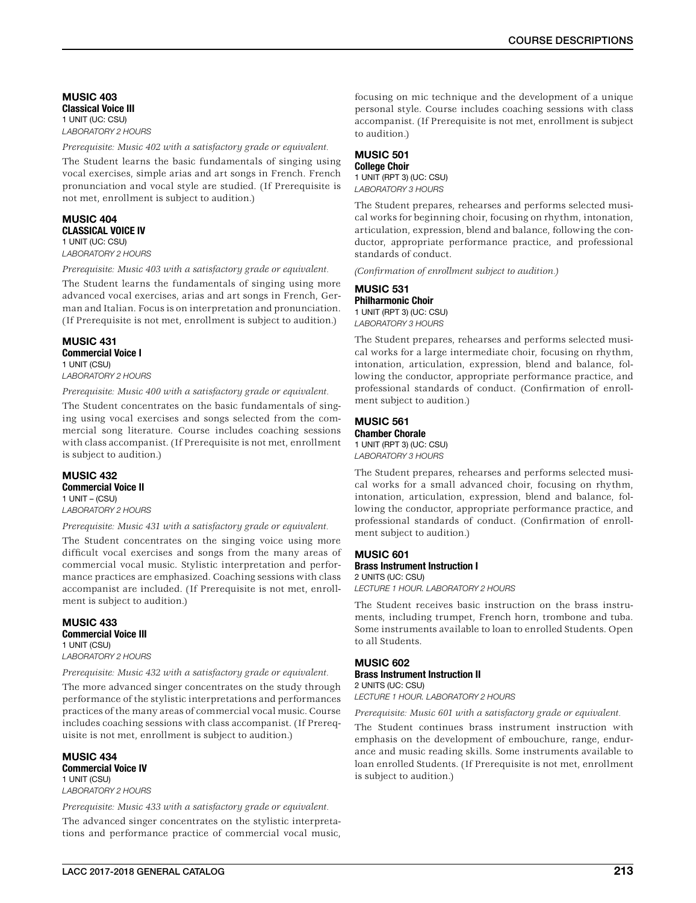### MUSIC 403
**Classical Voice III**
1 UNIT (UC: CSU)
*LABORATORY 2 HOURS*

*Prerequisite: Music 402 with a satisfactory grade or equivalent.*

The Student learns the basic fundamentals of singing using vocal exercises, simple arias and art songs in French. French pronunciation and vocal style are studied. (If Prerequisite is not met, enrollment is subject to audition.)

### MUSIC 404
**CLASSICAL VOICE IV**
1 UNIT (UC: CSU)
*LABORATORY 2 HOURS*

*Prerequisite: Music 403 with a satisfactory grade or equivalent.*

The Student learns the fundamentals of singing using more advanced vocal exercises, arias and art songs in French, German and Italian. Focus is on interpretation and pronunciation. (If Prerequisite is not met, enrollment is subject to audition.)

### MUSIC 431
**Commercial Voice I**
1 UNIT (CSU)
*LABORATORY 2 HOURS*

*Prerequisite: Music 400 with a satisfactory grade or equivalent.*

The Student concentrates on the basic fundamentals of singing using vocal exercises and songs selected from the commercial song literature. Course includes coaching sessions with class accompanist. (If Prerequisite is not met, enrollment is subject to audition.)

### MUSIC 432
**Commercial Voice II**
1 UNIT – (CSU)
*LABORATORY 2 HOURS*

*Prerequisite: Music 431 with a satisfactory grade or equivalent.*

The Student concentrates on the singing voice using more difficult vocal exercises and songs from the many areas of commercial vocal music. Stylistic interpretation and performance practices are emphasized. Coaching sessions with class accompanist are included. (If Prerequisite is not met, enrollment is subject to audition.)

### MUSIC 433
**Commercial Voice III**
1 UNIT (CSU)
*LABORATORY 2 HOURS*

*Prerequisite: Music 432 with a satisfactory grade or equivalent.*

The more advanced singer concentrates on the study through performance of the stylistic interpretations and performances practices of the many areas of commercial vocal music. Course includes coaching sessions with class accompanist. (If Prerequisite is not met, enrollment is subject to audition.)

### MUSIC 434
**Commercial Voice IV**
1 UNIT (CSU)
*LABORATORY 2 HOURS*

*Prerequisite: Music 433 with a satisfactory grade or equivalent.*

The advanced singer concentrates on the stylistic interpretations and performance practice of commercial vocal music, focusing on mic technique and the development of a unique personal style. Course includes coaching sessions with class accompanist. (If Prerequisite is not met, enrollment is subject to audition.)

### MUSIC 501
**College Choir**
1 UNIT (RPT 3) (UC: CSU)
*LABORATORY 3 HOURS*

The Student prepares, rehearses and performs selected musical works for beginning choir, focusing on rhythm, intonation, articulation, expression, blend and balance, following the conductor, appropriate performance practice, and professional standards of conduct.

*(Confirmation of enrollment subject to audition.)*

### MUSIC 531
**Philharmonic Choir**
1 UNIT (RPT 3) (UC: CSU)
*LABORATORY 3 HOURS*

The Student prepares, rehearses and performs selected musical works for a large intermediate choir, focusing on rhythm, intonation, articulation, expression, blend and balance, following the conductor, appropriate performance practice, and professional standards of conduct. (Confirmation of enrollment subject to audition.)

### MUSIC 561
**Chamber Chorale**
1 UNIT (RPT 3) (UC: CSU)
*LABORATORY 3 HOURS*

The Student prepares, rehearses and performs selected musical works for a small advanced choir, focusing on rhythm, intonation, articulation, expression, blend and balance, following the conductor, appropriate performance practice, and professional standards of conduct. (Confirmation of enrollment subject to audition.)

### MUSIC 601
**Brass Instrument Instruction I**
2 UNITS (UC: CSU)
*LECTURE 1 HOUR. LABORATORY 2 HOURS*

The Student receives basic instruction on the brass instruments, including trumpet, French horn, trombone and tuba. Some instruments available to loan to enrolled Students. Open to all Students.

### MUSIC 602
**Brass Instrument Instruction II**
2 UNITS (UC: CSU)
*LECTURE 1 HOUR. LABORATORY 2 HOURS*

*Prerequisite: Music 601 with a satisfactory grade or equivalent.*

The Student continues brass instrument instruction with emphasis on the development of embouchure, range, endurance and music reading skills. Some instruments available to loan enrolled Students. (If Prerequisite is not met, enrollment is subject to audition.)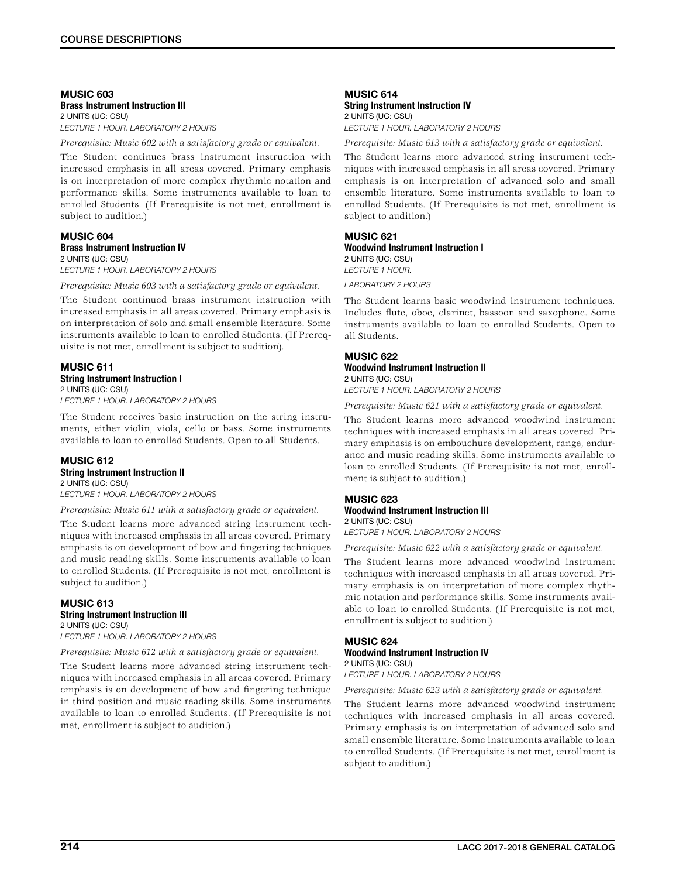### MUSIC 603
**Brass Instrument Instruction III**
2 UNITS (UC: CSU)
*LECTURE 1 HOUR. LABORATORY 2 HOURS*

*Prerequisite: Music 602 with a satisfactory grade or equivalent.*

The Student continues brass instrument instruction with increased emphasis in all areas covered. Primary emphasis is on interpretation of more complex rhythmic notation and performance skills. Some instruments available to loan to enrolled Students. (If Prerequisite is not met, enrollment is subject to audition.)

### MUSIC 604
**Brass Instrument Instruction IV**
2 UNITS (UC: CSU)
*LECTURE 1 HOUR. LABORATORY 2 HOURS*

*Prerequisite: Music 603 with a satisfactory grade or equivalent.*

The Student continued brass instrument instruction with increased emphasis in all areas covered. Primary emphasis is on interpretation of solo and small ensemble literature. Some instruments available to loan to enrolled Students. (If Prerequisite is not met, enrollment is subject to audition).

### MUSIC 611
**String Instrument Instruction I**
2 UNITS (UC: CSU)
*LECTURE 1 HOUR. LABORATORY 2 HOURS*

The Student receives basic instruction on the string instruments, either violin, viola, cello or bass. Some instruments available to loan to enrolled Students. Open to all Students.

### MUSIC 612
**String Instrument Instruction II**
2 UNITS (UC: CSU)
*LECTURE 1 HOUR. LABORATORY 2 HOURS*

*Prerequisite: Music 611 with a satisfactory grade or equivalent.*

The Student learns more advanced string instrument techniques with increased emphasis in all areas covered. Primary emphasis is on development of bow and fingering techniques and music reading skills. Some instruments available to loan to enrolled Students. (If Prerequisite is not met, enrollment is subject to audition.)

### MUSIC 613
**String Instrument Instruction III**
2 UNITS (UC: CSU)
*LECTURE 1 HOUR. LABORATORY 2 HOURS*

*Prerequisite: Music 612 with a satisfactory grade or equivalent.*

The Student learns more advanced string instrument techniques with increased emphasis in all areas covered. Primary emphasis is on development of bow and fingering technique in third position and music reading skills. Some instruments available to loan to enrolled Students. (If Prerequisite is not met, enrollment is subject to audition.)

### MUSIC 614
**String Instrument Instruction IV**
2 UNITS (UC: CSU)
*LECTURE 1 HOUR. LABORATORY 2 HOURS*

*Prerequisite: Music 613 with a satisfactory grade or equivalent.*

The Student learns more advanced string instrument techniques with increased emphasis in all areas covered. Primary emphasis is on interpretation of advanced solo and small ensemble literature. Some instruments available to loan to enrolled Students. (If Prerequisite is not met, enrollment is subject to audition.)

### MUSIC 621
**Woodwind Instrument Instruction I**
2 UNITS (UC: CSU)
*LECTURE 1 HOUR.*
*LABORATORY 2 HOURS*

The Student learns basic woodwind instrument techniques. Includes flute, oboe, clarinet, bassoon and saxophone. Some instruments available to loan to enrolled Students. Open to all Students.

### MUSIC 622
**Woodwind Instrument Instruction II**
2 UNITS (UC: CSU)
*LECTURE 1 HOUR. LABORATORY 2 HOURS*

*Prerequisite: Music 621 with a satisfactory grade or equivalent.*

The Student learns more advanced woodwind instrument techniques with increased emphasis in all areas covered. Primary emphasis is on embouchure development, range, endurance and music reading skills. Some instruments available to loan to enrolled Students. (If Prerequisite is not met, enrollment is subject to audition.)

### MUSIC 623
**Woodwind Instrument Instruction III**
2 UNITS (UC: CSU)
*LECTURE 1 HOUR. LABORATORY 2 HOURS*

*Prerequisite: Music 622 with a satisfactory grade or equivalent.*

The Student learns more advanced woodwind instrument techniques with increased emphasis in all areas covered. Primary emphasis is on interpretation of more complex rhythmic notation and performance skills. Some instruments available to loan to enrolled Students. (If Prerequisite is not met, enrollment is subject to audition.)

### MUSIC 624
**Woodwind Instrument Instruction IV**
2 UNITS (UC: CSU)
*LECTURE 1 HOUR. LABORATORY 2 HOURS*

*Prerequisite: Music 623 with a satisfactory grade or equivalent.*

The Student learns more advanced woodwind instrument techniques with increased emphasis in all areas covered. Primary emphasis is on interpretation of advanced solo and small ensemble literature. Some instruments available to loan to enrolled Students. (If Prerequisite is not met, enrollment is subject to audition.)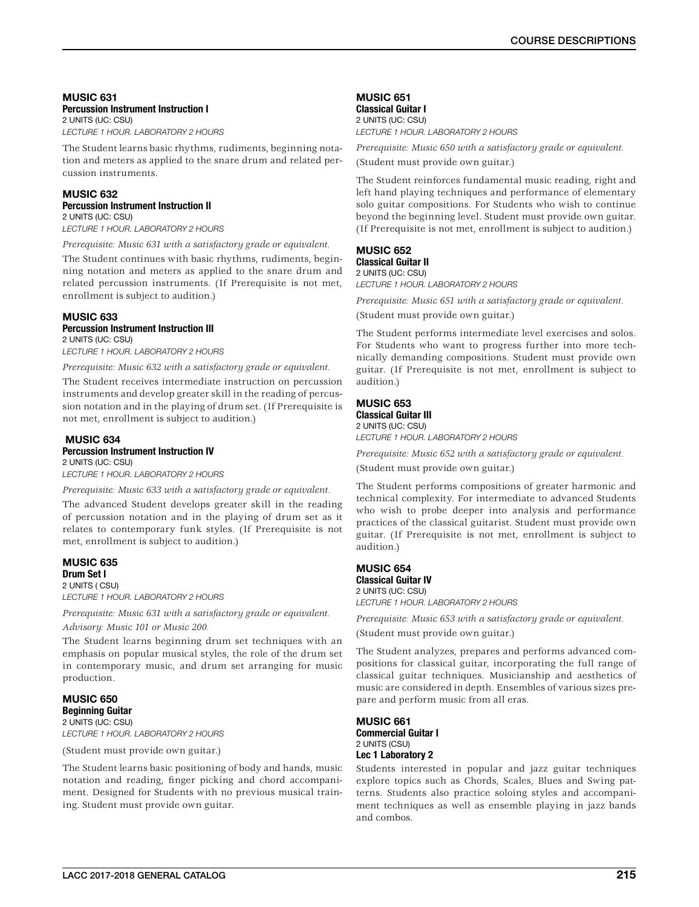### MUSIC 631
**Percussion Instrument Instruction I**
2 UNITS (UC: CSU)
*LECTURE 1 HOUR. LABORATORY 2 HOURS*

The Student learns basic rhythms, rudiments, beginning notation and meters as applied to the snare drum and related percussion instruments.

### MUSIC 632
**Percussion Instrument Instruction II**
2 UNITS (UC: CSU)
*LECTURE 1 HOUR. LABORATORY 2 HOURS*

*Prerequisite: Music 631 with a satisfactory grade or equivalent.*

The Student continues with basic rhythms, rudiments, beginning notation and meters as applied to the snare drum and related percussion instruments. (If Prerequisite is not met, enrollment is subject to audition.)

### MUSIC 633
**Percussion Instrument Instruction III**
2 UNITS (UC: CSU)
*LECTURE 1 HOUR. LABORATORY 2 HOURS*

*Prerequisite: Music 632 with a satisfactory grade or equivalent.*

The Student receives intermediate instruction on percussion instruments and develop greater skill in the reading of percussion notation and in the playing of drum set. (If Prerequisite is not met, enrollment is subject to audition.)

### MUSIC 634
**Percussion Instrument Instruction IV**
2 UNITS (UC: CSU)
*LECTURE 1 HOUR. LABORATORY 2 HOURS*

*Prerequisite: Music 633 with a satisfactory grade or equivalent.*

The advanced Student develops greater skill in the reading of percussion notation and in the playing of drum set as it relates to contemporary funk styles. (If Prerequisite is not met, enrollment is subject to audition.)

### MUSIC 635
**Drum Set I**
2 UNITS ( CSU)
*LECTURE 1 HOUR. LABORATORY 2 HOURS*

*Prerequisite: Music 631 with a satisfactory grade or equivalent.*
*Advisory: Music 101 or Music 200.*

The Student learns beginning drum set techniques with an emphasis on popular musical styles, the role of the drum set in contemporary music, and drum set arranging for music production.

### MUSIC 650
**Beginning Guitar**
2 UNITS (UC: CSU)
*LECTURE 1 HOUR. LABORATORY 2 HOURS*

(Student must provide own guitar.)

The Student learns basic positioning of body and hands, music notation and reading, finger picking and chord accompaniment. Designed for Students with no previous musical training. Student must provide own guitar.

### MUSIC 651
**Classical Guitar I**
2 UNITS (UC: CSU)
*LECTURE 1 HOUR. LABORATORY 2 HOURS*

*Prerequisite: Music 650 with a satisfactory grade or equivalent.*

(Student must provide own guitar.)

The Student reinforces fundamental music reading, right and left hand playing techniques and performance of elementary solo guitar compositions. For Students who wish to continue beyond the beginning level. Student must provide own guitar. (If Prerequisite is not met, enrollment is subject to audition.)

### MUSIC 652
**Classical Guitar II**
2 UNITS (UC: CSU)
*LECTURE 1 HOUR. LABORATORY 2 HOURS*

*Prerequisite: Music 651 with a satisfactory grade or equivalent.*

(Student must provide own guitar.)

The Student performs intermediate level exercises and solos. For Students who want to progress further into more technically demanding compositions. Student must provide own guitar. (If Prerequisite is not met, enrollment is subject to audition.)

### MUSIC 653
**Classical Guitar III**
2 UNITS (UC: CSU)
*LECTURE 1 HOUR. LABORATORY 2 HOURS*

*Prerequisite: Music 652 with a satisfactory grade or equivalent.*

(Student must provide own guitar.)

The Student performs compositions of greater harmonic and technical complexity. For intermediate to advanced Students who wish to probe deeper into analysis and performance practices of the classical guitarist. Student must provide own guitar. (If Prerequisite is not met, enrollment is subject to audition.)

### MUSIC 654
**Classical Guitar IV**
2 UNITS (UC: CSU)
*LECTURE 1 HOUR. LABORATORY 2 HOURS*

*Prerequisite: Music 653 with a satisfactory grade or equivalent.*

(Student must provide own guitar.)

The Student analyzes, prepares and performs advanced compositions for classical guitar, incorporating the full range of classical guitar techniques. Musicianship and aesthetics of music are considered in depth. Ensembles of various sizes prepare and perform music from all eras.

### MUSIC 661
**Commercial Guitar I**
2 UNITS (CSU)
**Lec 1 Laboratory 2**

Students interested in popular and jazz guitar techniques explore topics such as Chords, Scales, Blues and Swing patterns. Students also practice soloing styles and accompaniment techniques as well as ensemble playing in jazz bands and combos.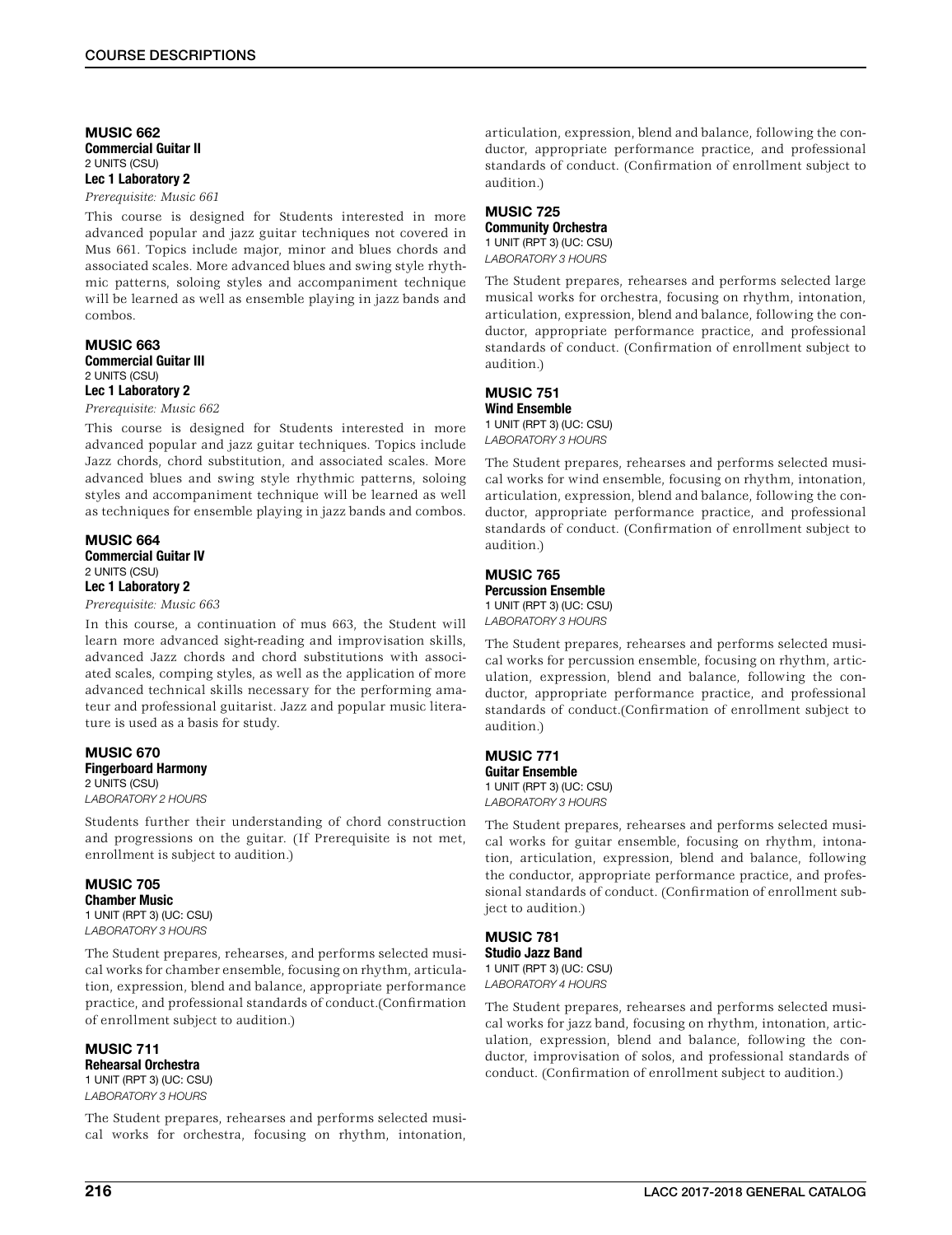### MUSIC 662
**Commercial Guitar II**
2 UNITS (CSU)
**Lec 1 Laboratory 2**

*Prerequisite: Music 661*

This course is designed for Students interested in more advanced popular and jazz guitar techniques not covered in Mus 661. Topics include major, minor and blues chords and associated scales. More advanced blues and swing style rhythmic patterns, soloing styles and accompaniment technique will be learned as well as ensemble playing in jazz bands and combos.

### MUSIC 663
**Commercial Guitar III**
2 UNITS (CSU)
**Lec 1 Laboratory 2**

*Prerequisite: Music 662*

This course is designed for Students interested in more advanced popular and jazz guitar techniques. Topics include Jazz chords, chord substitution, and associated scales. More advanced blues and swing style rhythmic patterns, soloing styles and accompaniment technique will be learned as well as techniques for ensemble playing in jazz bands and combos.

### MUSIC 664
**Commercial Guitar IV**
2 UNITS (CSU)
**Lec 1 Laboratory 2**

*Prerequisite: Music 663*

In this course, a continuation of mus 663, the Student will learn more advanced sight-reading and improvisation skills, advanced Jazz chords and chord substitutions with associated scales, comping styles, as well as the application of more advanced technical skills necessary for the performing amateur and professional guitarist. Jazz and popular music literature is used as a basis for study.

### MUSIC 670
**Fingerboard Harmony**
2 UNITS (CSU)
*LABORATORY 2 HOURS*

Students further their understanding of chord construction and progressions on the guitar. (If Prerequisite is not met, enrollment is subject to audition.)

### MUSIC 705
**Chamber Music**
1 UNIT (RPT 3) (UC: CSU)
*LABORATORY 3 HOURS*

The Student prepares, rehearses, and performs selected musical works for chamber ensemble, focusing on rhythm, articulation, expression, blend and balance, appropriate performance practice, and professional standards of conduct.(Confirmation of enrollment subject to audition.)

### MUSIC 711
**Rehearsal Orchestra**
1 UNIT (RPT 3) (UC: CSU)
*LABORATORY 3 HOURS*

The Student prepares, rehearses and performs selected musical works for orchestra, focusing on rhythm, intonation, articulation, expression, blend and balance, following the conductor, appropriate performance practice, and professional standards of conduct. (Confirmation of enrollment subject to audition.)

### MUSIC 725
**Community Orchestra**
1 UNIT (RPT 3) (UC: CSU)
*LABORATORY 3 HOURS*

The Student prepares, rehearses and performs selected large musical works for orchestra, focusing on rhythm, intonation, articulation, expression, blend and balance, following the conductor, appropriate performance practice, and professional standards of conduct. (Confirmation of enrollment subject to audition.)

### MUSIC 751
**Wind Ensemble**
1 UNIT (RPT 3) (UC: CSU)
*LABORATORY 3 HOURS*

The Student prepares, rehearses and performs selected musical works for wind ensemble, focusing on rhythm, intonation, articulation, expression, blend and balance, following the conductor, appropriate performance practice, and professional standards of conduct. (Confirmation of enrollment subject to audition.)

### MUSIC 765
**Percussion Ensemble**
1 UNIT (RPT 3) (UC: CSU)
*LABORATORY 3 HOURS*

The Student prepares, rehearses and performs selected musical works for percussion ensemble, focusing on rhythm, articulation, expression, blend and balance, following the conductor, appropriate performance practice, and professional standards of conduct.(Confirmation of enrollment subject to audition.)

### MUSIC 771
**Guitar Ensemble**
1 UNIT (RPT 3) (UC: CSU)
*LABORATORY 3 HOURS*

The Student prepares, rehearses and performs selected musical works for guitar ensemble, focusing on rhythm, intonation, articulation, expression, blend and balance, following the conductor, appropriate performance practice, and professional standards of conduct. (Confirmation of enrollment subject to audition.)

### MUSIC 781
**Studio Jazz Band**
1 UNIT (RPT 3) (UC: CSU)
*LABORATORY 4 HOURS*

The Student prepares, rehearses and performs selected musical works for jazz band, focusing on rhythm, intonation, articulation, expression, blend and balance, following the conductor, improvisation of solos, and professional standards of conduct. (Confirmation of enrollment subject to audition.)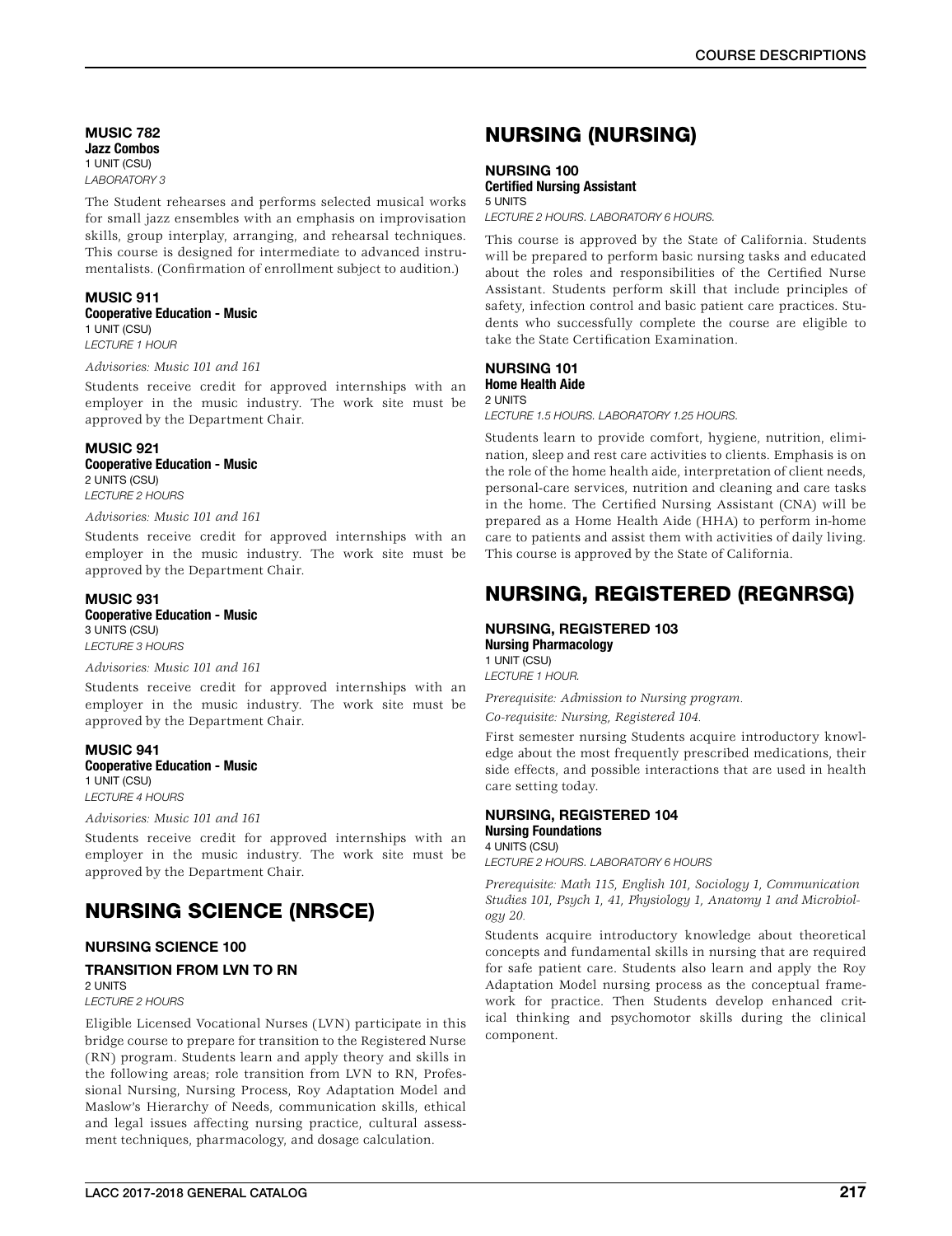#### MUSIC 782
**Jazz Combos**
1 UNIT (CSU)
*LABORATORY 3*

The Student rehearses and performs selected musical works for small jazz ensembles with an emphasis on improvisation skills, group interplay, arranging, and rehearsal techniques. This course is designed for intermediate to advanced instrumentalists. (Confirmation of enrollment subject to audition.)

#### MUSIC 911
**Cooperative Education - Music**
1 UNIT (CSU)
*LECTURE 1 HOUR*

*Advisories: Music 101 and 161*

Students receive credit for approved internships with an employer in the music industry. The work site must be approved by the Department Chair.

#### MUSIC 921
**Cooperative Education - Music**
2 UNITS (CSU)
*LECTURE 2 HOURS*

*Advisories: Music 101 and 161*

Students receive credit for approved internships with an employer in the music industry. The work site must be approved by the Department Chair.

#### MUSIC 931
**Cooperative Education - Music**
3 UNITS (CSU)
*LECTURE 3 HOURS*

*Advisories: Music 101 and 161*

Students receive credit for approved internships with an employer in the music industry. The work site must be approved by the Department Chair.

#### MUSIC 941
**Cooperative Education - Music**
1 UNIT (CSU)
*LECTURE 4 HOURS*

*Advisories: Music 101 and 161*

Students receive credit for approved internships with an employer in the music industry. The work site must be approved by the Department Chair.

## NURSING SCIENCE (NRSCE)

#### NURSING SCIENCE 100

#### TRANSITION FROM LVN TO RN
2 UNITS
*LECTURE 2 HOURS*

Eligible Licensed Vocational Nurses (LVN) participate in this bridge course to prepare for transition to the Registered Nurse (RN) program. Students learn and apply theory and skills in the following areas; role transition from LVN to RN, Professional Nursing, Nursing Process, Roy Adaptation Model and Maslow's Hierarchy of Needs, communication skills, ethical and legal issues affecting nursing practice, cultural assessment techniques, pharmacology, and dosage calculation.

## NURSING (NURSING)

#### NURSING 100
**Certified Nursing Assistant**
5 UNITS
*LECTURE 2 HOURS. LABORATORY 6 HOURS.*

This course is approved by the State of California. Students will be prepared to perform basic nursing tasks and educated about the roles and responsibilities of the Certified Nurse Assistant. Students perform skill that include principles of safety, infection control and basic patient care practices. Students who successfully complete the course are eligible to take the State Certification Examination.

#### NURSING 101
**Home Health Aide**
2 UNITS
*LECTURE 1.5 HOURS. LABORATORY 1.25 HOURS.*

Students learn to provide comfort, hygiene, nutrition, elimination, sleep and rest care activities to clients. Emphasis is on the role of the home health aide, interpretation of client needs, personal-care services, nutrition and cleaning and care tasks in the home. The Certified Nursing Assistant (CNA) will be prepared as a Home Health Aide (HHA) to perform in-home care to patients and assist them with activities of daily living. This course is approved by the State of California.

## NURSING, REGISTERED (REGNRSG)

#### NURSING, REGISTERED 103
**Nursing Pharmacology**
1 UNIT (CSU)
*LECTURE 1 HOUR.*

*Prerequisite: Admission to Nursing program.*

*Co-requisite: Nursing, Registered 104.*

First semester nursing Students acquire introductory knowledge about the most frequently prescribed medications, their side effects, and possible interactions that are used in health care setting today.

#### NURSING, REGISTERED 104
**Nursing Foundations**
4 UNITS (CSU)
*LECTURE 2 HOURS. LABORATORY 6 HOURS*

*Prerequisite: Math 115, English 101, Sociology 1, Communication Studies 101, Psych 1, 41, Physiology 1, Anatomy 1 and Microbiology 20.*

Students acquire introductory knowledge about theoretical concepts and fundamental skills in nursing that are required for safe patient care. Students also learn and apply the Roy Adaptation Model nursing process as the conceptual framework for practice. Then Students develop enhanced critical thinking and psychomotor skills during the clinical component.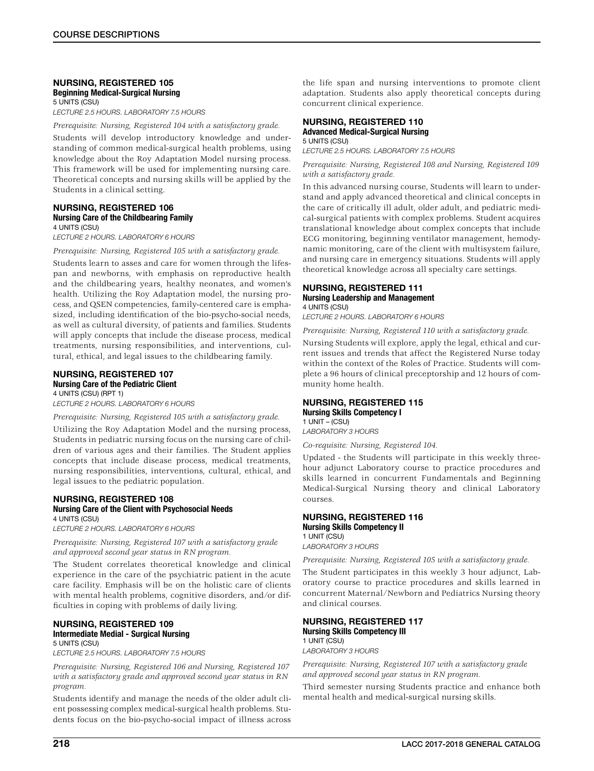### NURSING, REGISTERED 105

**Beginning Medical-Surgical Nursing**

5 UNITS (CSU)

*LECTURE 2.5 HOURS. LABORATORY 7.5 HOURS*

*Prerequisite: Nursing, Registered 104 with a satisfactory grade.*

Students will develop introductory knowledge and understanding of common medical-surgical health problems, using knowledge about the Roy Adaptation Model nursing process. This framework will be used for implementing nursing care. Theoretical concepts and nursing skills will be applied by the Students in a clinical setting.

### NURSING, REGISTERED 106

**Nursing Care of the Childbearing Family**

4 UNITS (CSU)

*LECTURE 2 HOURS. LABORATORY 6 HOURS*

*Prerequisite: Nursing, Registered 105 with a satisfactory grade.*

Students learn to asses and care for women through the lifespan and newborns, with emphasis on reproductive health and the childbearing years, healthy neonates, and women's health. Utilizing the Roy Adaptation model, the nursing process, and QSEN competencies, family-centered care is emphasized, including identification of the bio-psycho-social needs, as well as cultural diversity, of patients and families. Students will apply concepts that include the disease process, medical treatments, nursing responsibilities, and interventions, cultural, ethical, and legal issues to the childbearing family.

### NURSING, REGISTERED 107

**Nursing Care of the Pediatric Client**

4 UNITS (CSU) (RPT 1)

*LECTURE 2 HOURS. LABORATORY 6 HOURS*

*Prerequisite: Nursing, Registered 105 with a satisfactory grade.*

Utilizing the Roy Adaptation Model and the nursing process, Students in pediatric nursing focus on the nursing care of children of various ages and their families. The Student applies concepts that include disease process, medical treatments, nursing responsibilities, interventions, cultural, ethical, and legal issues to the pediatric population.

### NURSING, REGISTERED 108

**Nursing Care of the Client with Psychosocial Needs**

4 UNITS (CSU)

*LECTURE 2 HOURS. LABORATORY 6 HOURS*

*Prerequisite: Nursing, Registered 107 with a satisfactory grade and approved second year status in RN program.*

The Student correlates theoretical knowledge and clinical experience in the care of the psychiatric patient in the acute care facility. Emphasis will be on the holistic care of clients with mental health problems, cognitive disorders, and/or difficulties in coping with problems of daily living.

### NURSING, REGISTERED 109

**Intermediate Medial - Surgical Nursing**

5 UNITS (CSU)

*LECTURE 2.5 HOURS. LABORATORY 7.5 HOURS*

*Prerequisite: Nursing, Registered 106 and Nursing, Registered 107 with a satisfactory grade and approved second year status in RN program.*

Students identify and manage the needs of the older adult client possessing complex medical-surgical health problems. Students focus on the bio-psycho-social impact of illness across the life span and nursing interventions to promote client adaptation. Students also apply theoretical concepts during concurrent clinical experience.

### NURSING, REGISTERED 110

**Advanced Medical-Surgical Nursing**

5 UNITS (CSU)

*LECTURE 2.5 HOURS. LABORATORY 7.5 HOURS*

*Prerequisite: Nursing, Registered 108 and Nursing, Registered 109 with a satisfactory grade.*

In this advanced nursing course, Students will learn to understand and apply advanced theoretical and clinical concepts in the care of critically ill adult, older adult, and pediatric medical-surgical patients with complex problems. Student acquires translational knowledge about complex concepts that include ECG monitoring, beginning ventilator management, hemodynamic monitoring, care of the client with multisystem failure, and nursing care in emergency situations. Students will apply theoretical knowledge across all specialty care settings.

### NURSING, REGISTERED 111

**Nursing Leadership and Management**

4 UNITS (CSU)

*LECTURE 2 HOURS. LABORATORY 6 HOURS*

*Prerequisite: Nursing, Registered 110 with a satisfactory grade.*

Nursing Students will explore, apply the legal, ethical and current issues and trends that affect the Registered Nurse today within the context of the Roles of Practice. Students will complete a 96 hours of clinical preceptorship and 12 hours of community home health.

### NURSING, REGISTERED 115

**Nursing Skills Competency I**

1 UNIT – (CSU)

*LABORATORY 3 HOURS*

*Co-requisite: Nursing, Registered 104.*

Updated - the Students will participate in this weekly three-hour adjunct Laboratory course to practice procedures and skills learned in concurrent Fundamentals and Beginning Medical-Surgical Nursing theory and clinical Laboratory courses.

### NURSING, REGISTERED 116

**Nursing Skills Competency II**

1 UNIT (CSU)

*LABORATORY 3 HOURS*

*Prerequisite: Nursing, Registered 105 with a satisfactory grade.*

The Student participates in this weekly 3 hour adjunct, Laboratory course to practice procedures and skills learned in concurrent Maternal/Newborn and Pediatrics Nursing theory and clinical courses.

### NURSING, REGISTERED 117

**Nursing Skills Competency III**

1 UNIT (CSU)

*LABORATORY 3 HOURS*

*Prerequisite: Nursing, Registered 107 with a satisfactory grade and approved second year status in RN program.*

Third semester nursing Students practice and enhance both mental health and medical-surgical nursing skills.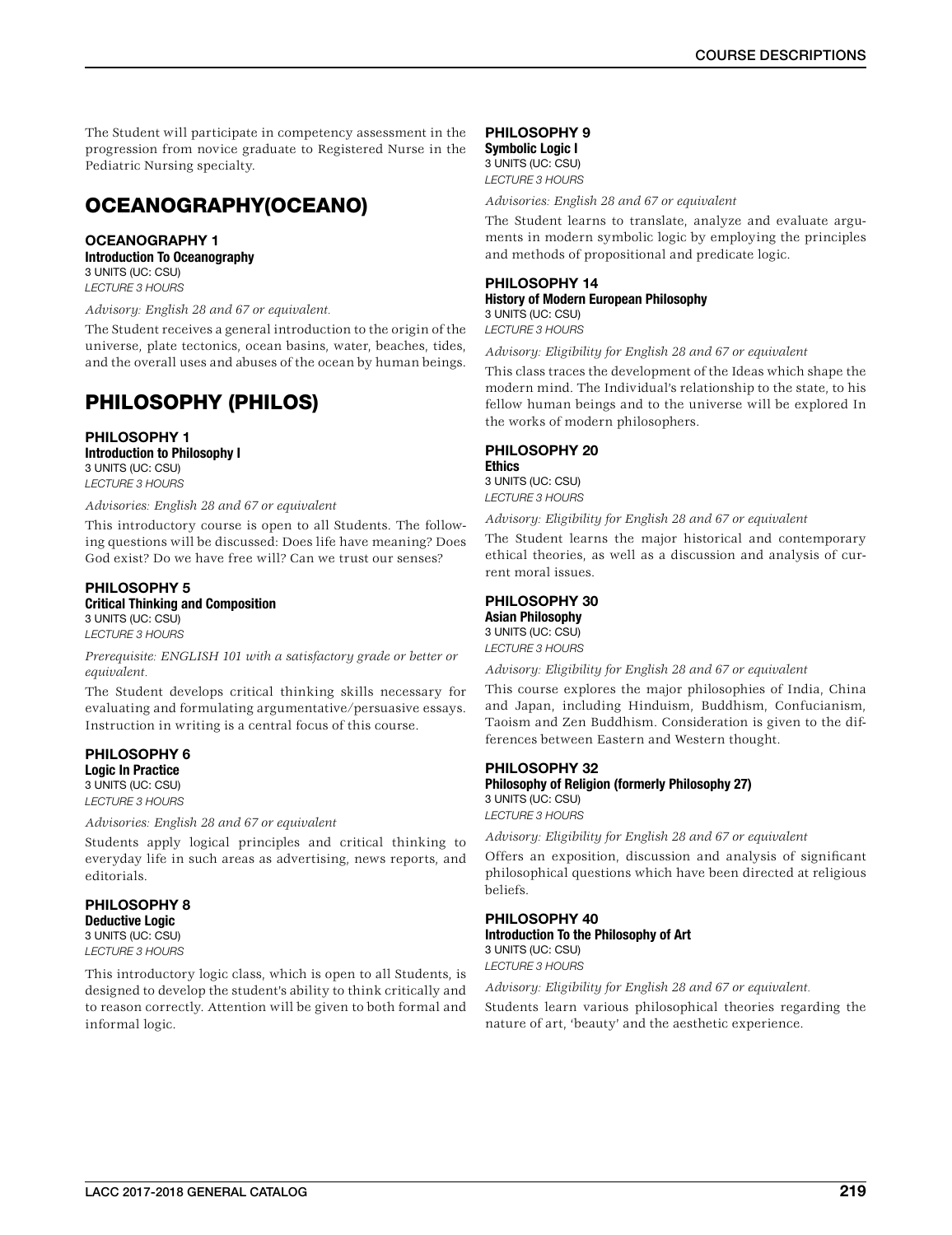The Student will participate in competency assessment in the progression from novice graduate to Registered Nurse in the Pediatric Nursing specialty.

## OCEANOGRAPHY(OCEANO)

### OCEANOGRAPHY 1

**Introduction To Oceanography**

3 UNITS (UC: CSU)

*LECTURE 3 HOURS*

*Advisory: English 28 and 67 or equivalent.*

The Student receives a general introduction to the origin of the universe, plate tectonics, ocean basins, water, beaches, tides, and the overall uses and abuses of the ocean by human beings.

## PHILOSOPHY (PHILOS)

### PHILOSOPHY 1

**Introduction to Philosophy I**

3 UNITS (UC: CSU)

*LECTURE 3 HOURS*

*Advisories: English 28 and 67 or equivalent*

This introductory course is open to all Students. The following questions will be discussed: Does life have meaning? Does God exist? Do we have free will? Can we trust our senses?

### PHILOSOPHY 5

**Critical Thinking and Composition**

3 UNITS (UC: CSU)

*LECTURE 3 HOURS*

*Prerequisite: ENGLISH 101 with a satisfactory grade or better or equivalent.*

The Student develops critical thinking skills necessary for evaluating and formulating argumentative/persuasive essays. Instruction in writing is a central focus of this course.

### PHILOSOPHY 6

**Logic In Practice**

3 UNITS (UC: CSU)

*LECTURE 3 HOURS*

*Advisories: English 28 and 67 or equivalent*

Students apply logical principles and critical thinking to everyday life in such areas as advertising, news reports, and editorials.

### PHILOSOPHY 8

**Deductive Logic**

3 UNITS (UC: CSU)

*LECTURE 3 HOURS*

This introductory logic class, which is open to all Students, is designed to develop the student's ability to think critically and to reason correctly. Attention will be given to both formal and informal logic.

### PHILOSOPHY 9

**Symbolic Logic I**

3 UNITS (UC: CSU)

*LECTURE 3 HOURS*

*Advisories: English 28 and 67 or equivalent*

The Student learns to translate, analyze and evaluate arguments in modern symbolic logic by employing the principles and methods of propositional and predicate logic.

### PHILOSOPHY 14

**History of Modern European Philosophy**

3 UNITS (UC: CSU)

*LECTURE 3 HOURS*

*Advisory: Eligibility for English 28 and 67 or equivalent*

This class traces the development of the Ideas which shape the modern mind. The Individual's relationship to the state, to his fellow human beings and to the universe will be explored In the works of modern philosophers.

### PHILOSOPHY 20

**Ethics**

3 UNITS (UC: CSU)

*LECTURE 3 HOURS*

*Advisory: Eligibility for English 28 and 67 or equivalent*

The Student learns the major historical and contemporary ethical theories, as well as a discussion and analysis of current moral issues.

### PHILOSOPHY 30

**Asian Philosophy**

3 UNITS (UC: CSU)

*LECTURE 3 HOURS*

*Advisory: Eligibility for English 28 and 67 or equivalent*

This course explores the major philosophies of India, China and Japan, including Hinduism, Buddhism, Confucianism, Taoism and Zen Buddhism. Consideration is given to the differences between Eastern and Western thought.

### PHILOSOPHY 32

**Philosophy of Religion (formerly Philosophy 27)**

3 UNITS (UC: CSU)

*LECTURE 3 HOURS*

*Advisory: Eligibility for English 28 and 67 or equivalent*

Offers an exposition, discussion and analysis of significant philosophical questions which have been directed at religious beliefs.

### PHILOSOPHY 40

**Introduction To the Philosophy of Art**

3 UNITS (UC: CSU)

*LECTURE 3 HOURS*

*Advisory: Eligibility for English 28 and 67 or equivalent.*

Students learn various philosophical theories regarding the nature of art, 'beauty' and the aesthetic experience.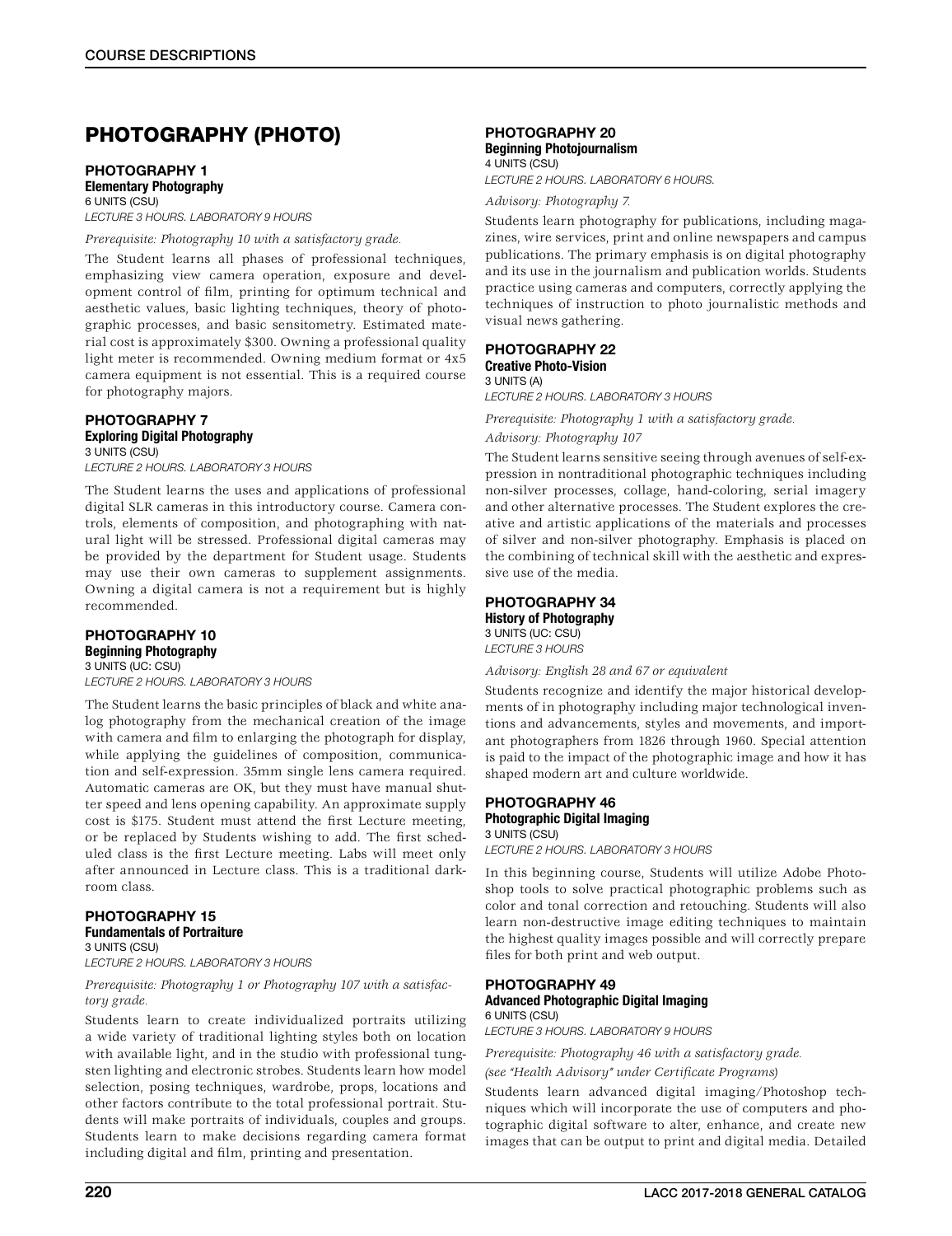# PHOTOGRAPHY (PHOTO)

### PHOTOGRAPHY 1
**Elementary Photography**
6 UNITS (CSU)
*LECTURE 3 HOURS. LABORATORY 9 HOURS*

*Prerequisite: Photography 10 with a satisfactory grade.*

The Student learns all phases of professional techniques, emphasizing view camera operation, exposure and development control of film, printing for optimum technical and aesthetic values, basic lighting techniques, theory of photographic processes, and basic sensitometry. Estimated material cost is approximately $300. Owning a professional quality light meter is recommended. Owning medium format or 4x5 camera equipment is not essential. This is a required course for photography majors.

### PHOTOGRAPHY 7
**Exploring Digital Photography**
3 UNITS (CSU)
*LECTURE 2 HOURS. LABORATORY 3 HOURS*

The Student learns the uses and applications of professional digital SLR cameras in this introductory course. Camera controls, elements of composition, and photographing with natural light will be stressed. Professional digital cameras may be provided by the department for Student usage. Students may use their own cameras to supplement assignments. Owning a digital camera is not a requirement but is highly recommended.

### PHOTOGRAPHY 10
**Beginning Photography**
3 UNITS (UC: CSU)
*LECTURE 2 HOURS. LABORATORY 3 HOURS*

The Student learns the basic principles of black and white analog photography from the mechanical creation of the image with camera and film to enlarging the photograph for display, while applying the guidelines of composition, communication and self-expression. 35mm single lens camera required. Automatic cameras are OK, but they must have manual shutter speed and lens opening capability. An approximate supply cost is $175. Student must attend the first Lecture meeting, or be replaced by Students wishing to add. The first scheduled class is the first Lecture meeting. Labs will meet only after announced in Lecture class. This is a traditional darkroom class.

### PHOTOGRAPHY 15
**Fundamentals of Portraiture**
3 UNITS (CSU)
*LECTURE 2 HOURS. LABORATORY 3 HOURS*

*Prerequisite: Photography 1 or Photography 107 with a satisfactory grade.*

Students learn to create individualized portraits utilizing a wide variety of traditional lighting styles both on location with available light, and in the studio with professional tungsten lighting and electronic strobes. Students learn how model selection, posing techniques, wardrobe, props, locations and other factors contribute to the total professional portrait. Students will make portraits of individuals, couples and groups. Students learn to make decisions regarding camera format including digital and film, printing and presentation.

### PHOTOGRAPHY 20
**Beginning Photojournalism**
4 UNITS (CSU)
*LECTURE 2 HOURS. LABORATORY 6 HOURS.*

*Advisory: Photography 7.*

Students learn photography for publications, including magazines, wire services, print and online newspapers and campus publications. The primary emphasis is on digital photography and its use in the journalism and publication worlds. Students practice using cameras and computers, correctly applying the techniques of instruction to photo journalistic methods and visual news gathering.

### PHOTOGRAPHY 22
**Creative Photo-Vision**
3 UNITS (A)
*LECTURE 2 HOURS. LABORATORY 3 HOURS*

*Prerequisite: Photography 1 with a satisfactory grade.*

*Advisory: Photography 107*

The Student learns sensitive seeing through avenues of self-expression in nontraditional photographic techniques including non-silver processes, collage, hand-coloring, serial imagery and other alternative processes. The Student explores the creative and artistic applications of the materials and processes of silver and non-silver photography. Emphasis is placed on the combining of technical skill with the aesthetic and expressive use of the media.

### PHOTOGRAPHY 34
**History of Photography**
3 UNITS (UC: CSU)
*LECTURE 3 HOURS*

*Advisory: English 28 and 67 or equivalent*

Students recognize and identify the major historical developments of in photography including major technological inventions and advancements, styles and movements, and important photographers from 1826 through 1960. Special attention is paid to the impact of the photographic image and how it has shaped modern art and culture worldwide.

### PHOTOGRAPHY 46
**Photographic Digital Imaging**
3 UNITS (CSU)
*LECTURE 2 HOURS. LABORATORY 3 HOURS*

In this beginning course, Students will utilize Adobe Photoshop tools to solve practical photographic problems such as color and tonal correction and retouching. Students will also learn non-destructive image editing techniques to maintain the highest quality images possible and will correctly prepare files for both print and web output.

### PHOTOGRAPHY 49
**Advanced Photographic Digital Imaging**
6 UNITS (CSU)
*LECTURE 3 HOURS. LABORATORY 9 HOURS*

*Prerequisite: Photography 46 with a satisfactory grade.*

*(see "Health Advisory" under Certificate Programs)*

Students learn advanced digital imaging/Photoshop techniques which will incorporate the use of computers and photographic digital software to alter, enhance, and create new images that can be output to print and digital media. Detailed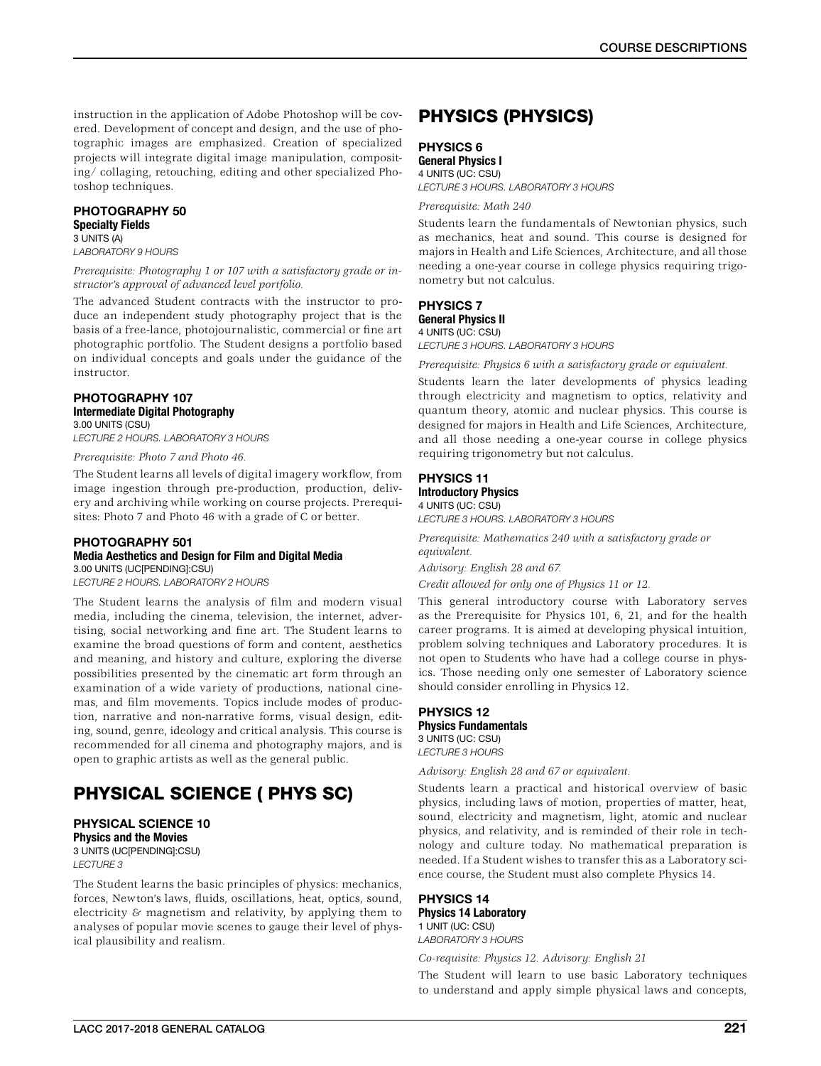instruction in the application of Adobe Photoshop will be covered. Development of concept and design, and the use of photographic images are emphasized. Creation of specialized projects will integrate digital image manipulation, compositing/ collaging, retouching, editing and other specialized Photoshop techniques.

### PHOTOGRAPHY 50
**Specialty Fields**
3 UNITS (A)
*LABORATORY 9 HOURS*

*Prerequisite: Photography 1 or 107 with a satisfactory grade or instructor's approval of advanced level portfolio.*

The advanced Student contracts with the instructor to produce an independent study photography project that is the basis of a free-lance, photojournalistic, commercial or fine art photographic portfolio. The Student designs a portfolio based on individual concepts and goals under the guidance of the instructor.

### PHOTOGRAPHY 107
**Intermediate Digital Photography**
3.00 UNITS (CSU)
*LECTURE 2 HOURS. LABORATORY 3 HOURS*

*Prerequisite: Photo 7 and Photo 46.*

The Student learns all levels of digital imagery workflow, from image ingestion through pre-production, production, delivery and archiving while working on course projects. Prerequisites: Photo 7 and Photo 46 with a grade of C or better.

### PHOTOGRAPHY 501
**Media Aesthetics and Design for Film and Digital Media**
3.00 UNITS (UC[PENDING]:CSU)
*LECTURE 2 HOURS. LABORATORY 2 HOURS*

The Student learns the analysis of film and modern visual media, including the cinema, television, the internet, advertising, social networking and fine art. The Student learns to examine the broad questions of form and content, aesthetics and meaning, and history and culture, exploring the diverse possibilities presented by the cinematic art form through an examination of a wide variety of productions, national cinemas, and film movements. Topics include modes of production, narrative and non-narrative forms, visual design, editing, sound, genre, ideology and critical analysis. This course is recommended for all cinema and photography majors, and is open to graphic artists as well as the general public.

## PHYSICAL SCIENCE ( PHYS SC)

### PHYSICAL SCIENCE 10
**Physics and the Movies**
3 UNITS (UC[PENDING]:CSU)
*LECTURE 3*

The Student learns the basic principles of physics: mechanics, forces, Newton's laws, fluids, oscillations, heat, optics, sound, electricity & magnetism and relativity, by applying them to analyses of popular movie scenes to gauge their level of physical plausibility and realism.

## PHYSICS (PHYSICS)

### PHYSICS 6
**General Physics I**
4 UNITS (UC: CSU)
*LECTURE 3 HOURS. LABORATORY 3 HOURS*

*Prerequisite: Math 240*

Students learn the fundamentals of Newtonian physics, such as mechanics, heat and sound. This course is designed for majors in Health and Life Sciences, Architecture, and all those needing a one-year course in college physics requiring trigonometry but not calculus.

### PHYSICS 7
**General Physics II**
4 UNITS (UC: CSU)
*LECTURE 3 HOURS. LABORATORY 3 HOURS*

*Prerequisite: Physics 6 with a satisfactory grade or equivalent.*

Students learn the later developments of physics leading through electricity and magnetism to optics, relativity and quantum theory, atomic and nuclear physics. This course is designed for majors in Health and Life Sciences, Architecture, and all those needing a one-year course in college physics requiring trigonometry but not calculus.

### PHYSICS 11
**Introductory Physics**
4 UNITS (UC: CSU)
*LECTURE 3 HOURS. LABORATORY 3 HOURS*

*Prerequisite: Mathematics 240 with a satisfactory grade or equivalent.*

*Advisory: English 28 and 67.*

*Credit allowed for only one of Physics 11 or 12.*

This general introductory course with Laboratory serves as the Prerequisite for Physics 101, 6, 21, and for the health career programs. It is aimed at developing physical intuition, problem solving techniques and Laboratory procedures. It is not open to Students who have had a college course in physics. Those needing only one semester of Laboratory science should consider enrolling in Physics 12.

### PHYSICS 12
**Physics Fundamentals**
3 UNITS (UC: CSU)
*LECTURE 3 HOURS*

*Advisory: English 28 and 67 or equivalent.*

Students learn a practical and historical overview of basic physics, including laws of motion, properties of matter, heat, sound, electricity and magnetism, light, atomic and nuclear physics, and relativity, and is reminded of their role in technology and culture today. No mathematical preparation is needed. If a Student wishes to transfer this as a Laboratory science course, the Student must also complete Physics 14.

### PHYSICS 14
**Physics 14 Laboratory**
1 UNIT (UC: CSU)
*LABORATORY 3 HOURS*

*Co-requisite: Physics 12. Advisory: English 21*

The Student will learn to use basic Laboratory techniques to understand and apply simple physical laws and concepts,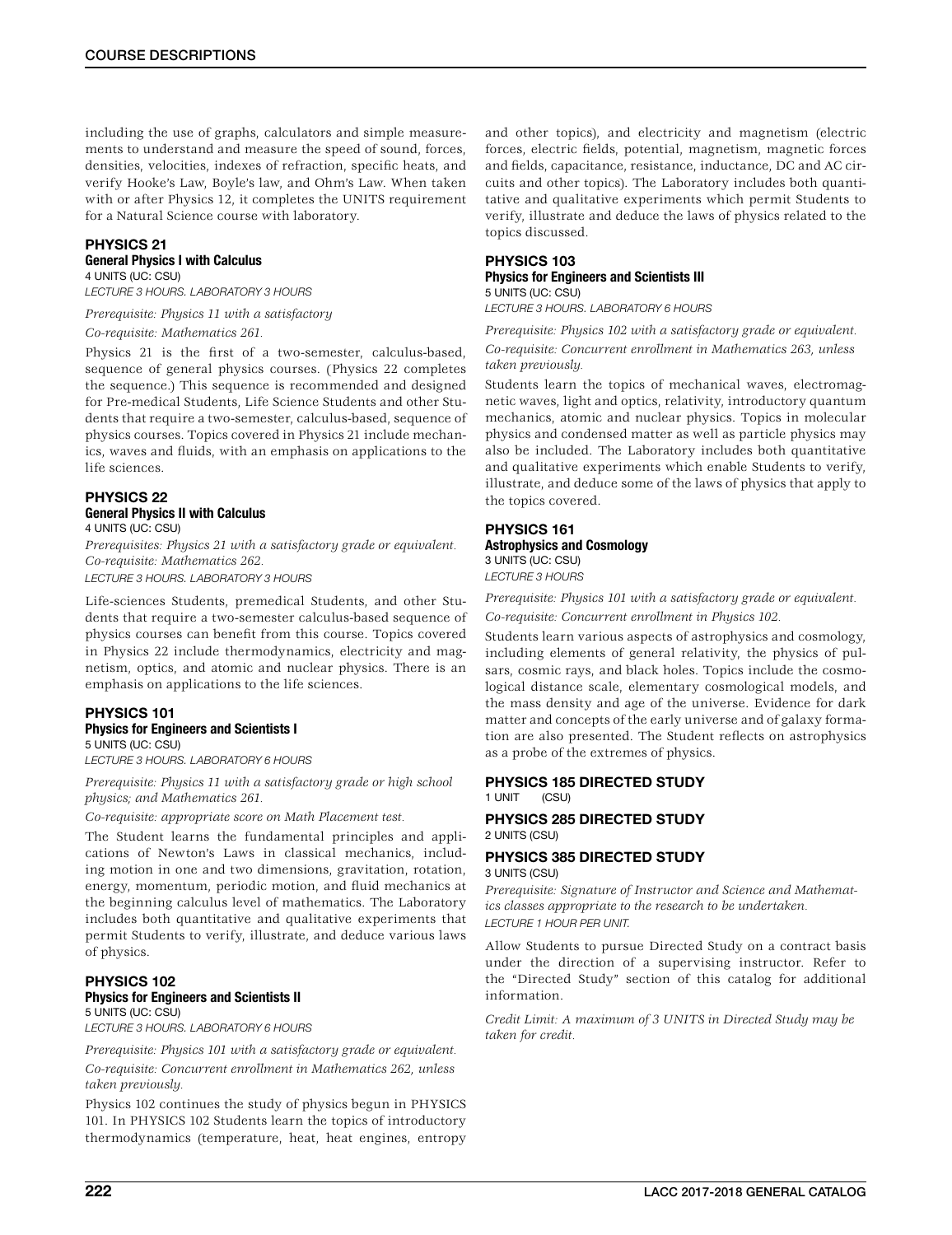including the use of graphs, calculators and simple measurements to understand and measure the speed of sound, forces, densities, velocities, indexes of refraction, specific heats, and verify Hooke's Law, Boyle's law, and Ohm's Law. When taken with or after Physics 12, it completes the UNITS requirement for a Natural Science course with laboratory.

### PHYSICS 21

**General Physics I with Calculus**

4 UNITS (UC: CSU)

*LECTURE 3 HOURS. LABORATORY 3 HOURS*

*Prerequisite: Physics 11 with a satisfactory*

*Co-requisite: Mathematics 261.*

Physics 21 is the first of a two-semester, calculus-based, sequence of general physics courses. (Physics 22 completes the sequence.) This sequence is recommended and designed for Pre-medical Students, Life Science Students and other Students that require a two-semester, calculus-based, sequence of physics courses. Topics covered in Physics 21 include mechanics, waves and fluids, with an emphasis on applications to the life sciences.

### PHYSICS 22

**General Physics II with Calculus**

4 UNITS (UC: CSU)

*Prerequisites: Physics 21 with a satisfactory grade or equivalent.*

*Co-requisite: Mathematics 262.*

*LECTURE 3 HOURS. LABORATORY 3 HOURS*

Life-sciences Students, premedical Students, and other Students that require a two-semester calculus-based sequence of physics courses can benefit from this course. Topics covered in Physics 22 include thermodynamics, electricity and magnetism, optics, and atomic and nuclear physics. There is an emphasis on applications to the life sciences.

### PHYSICS 101

**Physics for Engineers and Scientists I**

5 UNITS (UC: CSU)

*LECTURE 3 HOURS. LABORATORY 6 HOURS*

*Prerequisite: Physics 11 with a satisfactory grade or high school physics; and Mathematics 261.*

*Co-requisite: appropriate score on Math Placement test.*

The Student learns the fundamental principles and applications of Newton's Laws in classical mechanics, including motion in one and two dimensions, gravitation, rotation, energy, momentum, periodic motion, and fluid mechanics at the beginning calculus level of mathematics. The Laboratory includes both quantitative and qualitative experiments that permit Students to verify, illustrate, and deduce various laws of physics.

### PHYSICS 102

**Physics for Engineers and Scientists II**

5 UNITS (UC: CSU)

*LECTURE 3 HOURS. LABORATORY 6 HOURS*

*Prerequisite: Physics 101 with a satisfactory grade or equivalent.*

*Co-requisite: Concurrent enrollment in Mathematics 262, unless taken previously.*

Physics 102 continues the study of physics begun in PHYSICS 101. In PHYSICS 102 Students learn the topics of introductory thermodynamics (temperature, heat, heat engines, entropy and other topics), and electricity and magnetism (electric forces, electric fields, potential, magnetism, magnetic forces and fields, capacitance, resistance, inductance, DC and AC circuits and other topics). The Laboratory includes both quantitative and qualitative experiments which permit Students to verify, illustrate and deduce the laws of physics related to the topics discussed.

### PHYSICS 103

**Physics for Engineers and Scientists III**

5 UNITS (UC: CSU)

*LECTURE 3 HOURS. LABORATORY 6 HOURS*

*Prerequisite: Physics 102 with a satisfactory grade or equivalent.*

*Co-requisite: Concurrent enrollment in Mathematics 263, unless taken previously.*

Students learn the topics of mechanical waves, electromagnetic waves, light and optics, relativity, introductory quantum mechanics, atomic and nuclear physics. Topics in molecular physics and condensed matter as well as particle physics may also be included. The Laboratory includes both quantitative and qualitative experiments which enable Students to verify, illustrate, and deduce some of the laws of physics that apply to the topics covered.

### PHYSICS 161

**Astrophysics and Cosmology**

3 UNITS (UC: CSU)

*LECTURE 3 HOURS*

*Prerequisite: Physics 101 with a satisfactory grade or equivalent.*

*Co-requisite: Concurrent enrollment in Physics 102.*

Students learn various aspects of astrophysics and cosmology, including elements of general relativity, the physics of pulsars, cosmic rays, and black holes. Topics include the cosmological distance scale, elementary cosmological models, and the mass density and age of the universe. Evidence for dark matter and concepts of the early universe and of galaxy formation are also presented. The Student reflects on astrophysics as a probe of the extremes of physics.

### PHYSICS 185 DIRECTED STUDY

1 UNIT (CSU)

### PHYSICS 285 DIRECTED STUDY

2 UNITS (CSU)

### PHYSICS 385 DIRECTED STUDY

3 UNITS (CSU)

*Prerequisite: Signature of Instructor and Science and Mathematics classes appropriate to the research to be undertaken.*

*LECTURE 1 HOUR PER UNIT.*

Allow Students to pursue Directed Study on a contract basis under the direction of a supervising instructor. Refer to the "Directed Study" section of this catalog for additional information.

*Credit Limit: A maximum of 3 UNITS in Directed Study may be taken for credit.*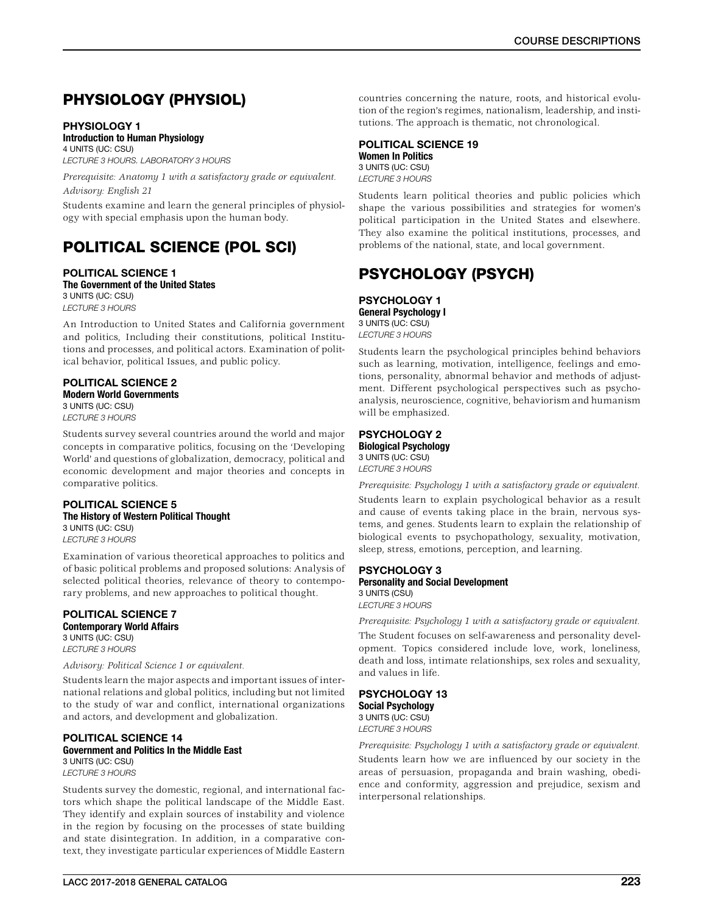## PHYSIOLOGY (PHYSIOL)

### PHYSIOLOGY 1

**Introduction to Human Physiology**
4 UNITS (UC: CSU)
*LECTURE 3 HOURS. LABORATORY 3 HOURS*

*Prerequisite: Anatomy 1 with a satisfactory grade or equivalent.*
*Advisory: English 21*

Students examine and learn the general principles of physiology with special emphasis upon the human body.

## POLITICAL SCIENCE (POL SCI)

### POLITICAL SCIENCE 1

**The Government of the United States**
3 UNITS (UC: CSU)
*LECTURE 3 HOURS*

An Introduction to United States and California government and politics, Including their constitutions, political Institutions and processes, and political actors. Examination of political behavior, political Issues, and public policy.

### POLITICAL SCIENCE 2

**Modern World Governments**
3 UNITS (UC: CSU)
*LECTURE 3 HOURS*

Students survey several countries around the world and major concepts in comparative politics, focusing on the 'Developing World' and questions of globalization, democracy, political and economic development and major theories and concepts in comparative politics.

### POLITICAL SCIENCE 5

**The History of Western Political Thought**
3 UNITS (UC: CSU)
*LECTURE 3 HOURS*

Examination of various theoretical approaches to politics and of basic political problems and proposed solutions: Analysis of selected political theories, relevance of theory to contemporary problems, and new approaches to political thought.

### POLITICAL SCIENCE 7

**Contemporary World Affairs**
3 UNITS (UC: CSU)
*LECTURE 3 HOURS*

*Advisory: Political Science 1 or equivalent.*

Students learn the major aspects and important issues of international relations and global politics, including but not limited to the study of war and conflict, international organizations and actors, and development and globalization.

### POLITICAL SCIENCE 14

**Government and Politics In the Middle East**
3 UNITS (UC: CSU)
*LECTURE 3 HOURS*

Students survey the domestic, regional, and international factors which shape the political landscape of the Middle East. They identify and explain sources of instability and violence in the region by focusing on the processes of state building and state disintegration. In addition, in a comparative context, they investigate particular experiences of Middle Eastern countries concerning the nature, roots, and historical evolution of the region's regimes, nationalism, leadership, and institutions. The approach is thematic, not chronological.

### POLITICAL SCIENCE 19

**Women In Politics**
3 UNITS (UC: CSU)
*LECTURE 3 HOURS*

Students learn political theories and public policies which shape the various possibilities and strategies for women's political participation in the United States and elsewhere. They also examine the political institutions, processes, and problems of the national, state, and local government.

## PSYCHOLOGY (PSYCH)

### PSYCHOLOGY 1

**General Psychology I**
3 UNITS (UC: CSU)
*LECTURE 3 HOURS*

Students learn the psychological principles behind behaviors such as learning, motivation, intelligence, feelings and emotions, personality, abnormal behavior and methods of adjustment. Different psychological perspectives such as psychoanalysis, neuroscience, cognitive, behaviorism and humanism will be emphasized.

### PSYCHOLOGY 2

**Biological Psychology**
3 UNITS (UC: CSU)
*LECTURE 3 HOURS*

*Prerequisite: Psychology 1 with a satisfactory grade or equivalent.*

Students learn to explain psychological behavior as a result and cause of events taking place in the brain, nervous systems, and genes. Students learn to explain the relationship of biological events to psychopathology, sexuality, motivation, sleep, stress, emotions, perception, and learning.

### PSYCHOLOGY 3

**Personality and Social Development**
3 UNITS (CSU)
*LECTURE 3 HOURS*

*Prerequisite: Psychology 1 with a satisfactory grade or equivalent.*

The Student focuses on self-awareness and personality development. Topics considered include love, work, loneliness, death and loss, intimate relationships, sex roles and sexuality, and values in life.

### PSYCHOLOGY 13

**Social Psychology**
3 UNITS (UC: CSU)
*LECTURE 3 HOURS*

*Prerequisite: Psychology 1 with a satisfactory grade or equivalent.*

Students learn how we are influenced by our society in the areas of persuasion, propaganda and brain washing, obedience and conformity, aggression and prejudice, sexism and interpersonal relationships.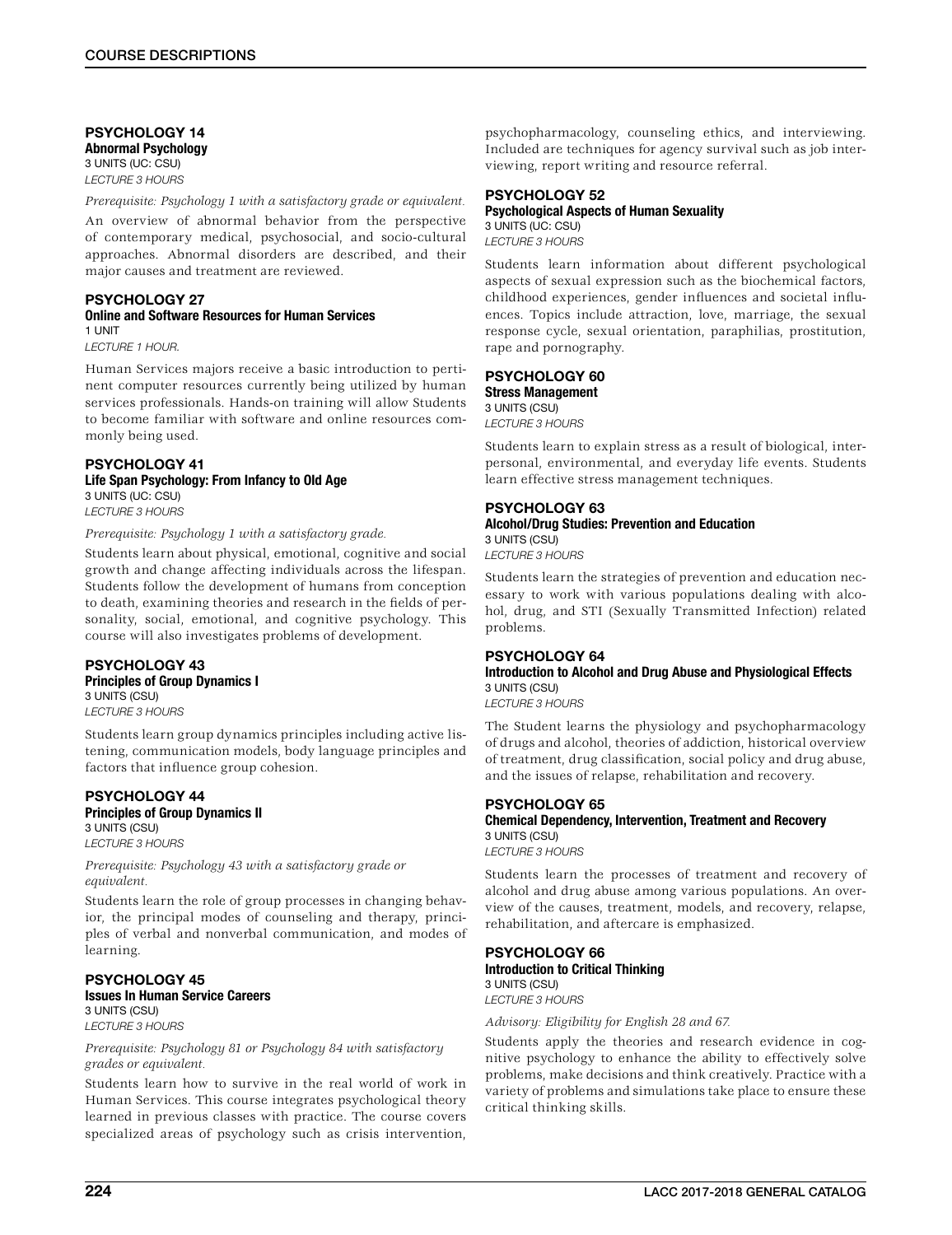### PSYCHOLOGY 14
**Abnormal Psychology**
3 UNITS (UC: CSU)
*LECTURE 3 HOURS*

*Prerequisite: Psychology 1 with a satisfactory grade or equivalent.*

An overview of abnormal behavior from the perspective of contemporary medical, psychosocial, and socio-cultural approaches. Abnormal disorders are described, and their major causes and treatment are reviewed.

### PSYCHOLOGY 27
**Online and Software Resources for Human Services**
1 UNIT
*LECTURE 1 HOUR.*

Human Services majors receive a basic introduction to pertinent computer resources currently being utilized by human services professionals. Hands-on training will allow Students to become familiar with software and online resources commonly being used.

### PSYCHOLOGY 41
**Life Span Psychology: From Infancy to Old Age**
3 UNITS (UC: CSU)
*LECTURE 3 HOURS*

*Prerequisite: Psychology 1 with a satisfactory grade.*

Students learn about physical, emotional, cognitive and social growth and change affecting individuals across the lifespan. Students follow the development of humans from conception to death, examining theories and research in the fields of personality, social, emotional, and cognitive psychology. This course will also investigates problems of development.

### PSYCHOLOGY 43
**Principles of Group Dynamics I**
3 UNITS (CSU)
*LECTURE 3 HOURS*

Students learn group dynamics principles including active listening, communication models, body language principles and factors that influence group cohesion.

### PSYCHOLOGY 44
**Principles of Group Dynamics II**
3 UNITS (CSU)
*LECTURE 3 HOURS*

*Prerequisite: Psychology 43 with a satisfactory grade or equivalent.*

Students learn the role of group processes in changing behavior, the principal modes of counseling and therapy, principles of verbal and nonverbal communication, and modes of learning.

### PSYCHOLOGY 45
**Issues In Human Service Careers**
3 UNITS (CSU)
*LECTURE 3 HOURS*

*Prerequisite: Psychology 81 or Psychology 84 with satisfactory grades or equivalent.*

Students learn how to survive in the real world of work in Human Services. This course integrates psychological theory learned in previous classes with practice. The course covers specialized areas of psychology such as crisis intervention, psychopharmacology, counseling ethics, and interviewing. Included are techniques for agency survival such as job interviewing, report writing and resource referral.

### PSYCHOLOGY 52
**Psychological Aspects of Human Sexuality**
3 UNITS (UC: CSU)
*LECTURE 3 HOURS*

Students learn information about different psychological aspects of sexual expression such as the biochemical factors, childhood experiences, gender influences and societal influences. Topics include attraction, love, marriage, the sexual response cycle, sexual orientation, paraphilias, prostitution, rape and pornography.

### PSYCHOLOGY 60
**Stress Management**
3 UNITS (CSU)
*LECTURE 3 HOURS*

Students learn to explain stress as a result of biological, interpersonal, environmental, and everyday life events. Students learn effective stress management techniques.

### PSYCHOLOGY 63
**Alcohol/Drug Studies: Prevention and Education**
3 UNITS (CSU)
*LECTURE 3 HOURS*

Students learn the strategies of prevention and education necessary to work with various populations dealing with alcohol, drug, and STI (Sexually Transmitted Infection) related problems.

### PSYCHOLOGY 64
**Introduction to Alcohol and Drug Abuse and Physiological Effects**
3 UNITS (CSU)
*LECTURE 3 HOURS*

The Student learns the physiology and psychopharmacology of drugs and alcohol, theories of addiction, historical overview of treatment, drug classification, social policy and drug abuse, and the issues of relapse, rehabilitation and recovery.

### PSYCHOLOGY 65
**Chemical Dependency, Intervention, Treatment and Recovery**
3 UNITS (CSU)
*LECTURE 3 HOURS*

Students learn the processes of treatment and recovery of alcohol and drug abuse among various populations. An overview of the causes, treatment, models, and recovery, relapse, rehabilitation, and aftercare is emphasized.

### PSYCHOLOGY 66
**Introduction to Critical Thinking**
3 UNITS (CSU)
*LECTURE 3 HOURS*

*Advisory: Eligibility for English 28 and 67.*

Students apply the theories and research evidence in cognitive psychology to enhance the ability to effectively solve problems, make decisions and think creatively. Practice with a variety of problems and simulations take place to ensure these critical thinking skills.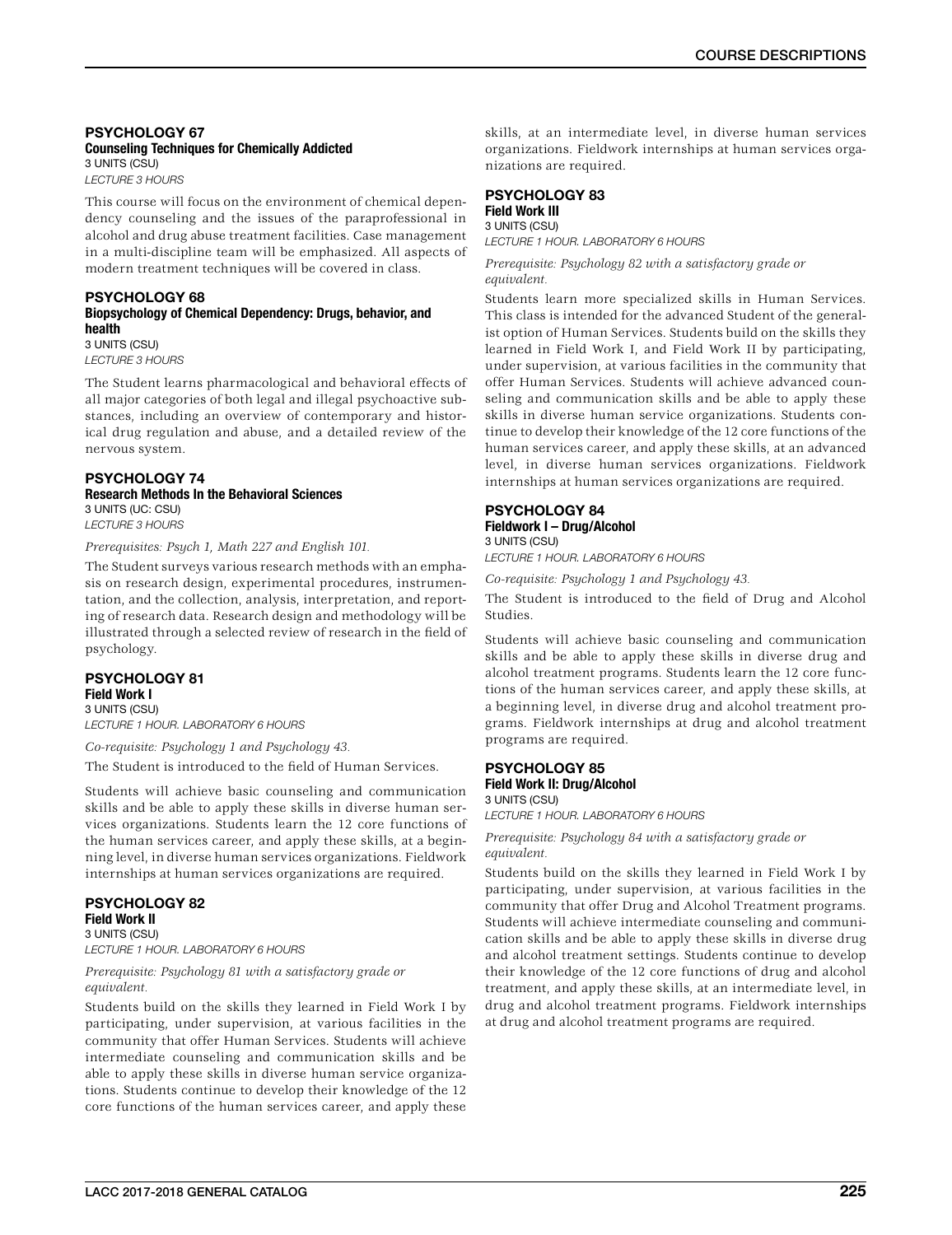### PSYCHOLOGY 67

**Counseling Techniques for Chemically Addicted**

3 UNITS (CSU)

*LECTURE 3 HOURS*

This course will focus on the environment of chemical dependency counseling and the issues of the paraprofessional in alcohol and drug abuse treatment facilities. Case management in a multi-discipline team will be emphasized. All aspects of modern treatment techniques will be covered in class.

### PSYCHOLOGY 68

**Biopsychology of Chemical Dependency: Drugs, behavior, and health**

3 UNITS (CSU)

*LECTURE 3 HOURS*

The Student learns pharmacological and behavioral effects of all major categories of both legal and illegal psychoactive substances, including an overview of contemporary and historical drug regulation and abuse, and a detailed review of the nervous system.

### PSYCHOLOGY 74

**Research Methods In the Behavioral Sciences**

3 UNITS (UC: CSU)

*LECTURE 3 HOURS*

*Prerequisites: Psych 1, Math 227 and English 101.*

The Student surveys various research methods with an emphasis on research design, experimental procedures, instrumentation, and the collection, analysis, interpretation, and reporting of research data. Research design and methodology will be illustrated through a selected review of research in the field of psychology.

### PSYCHOLOGY 81

**Field Work I**

3 UNITS (CSU)

*LECTURE 1 HOUR. LABORATORY 6 HOURS*

*Co-requisite: Psychology 1 and Psychology 43.*

The Student is introduced to the field of Human Services.

Students will achieve basic counseling and communication skills and be able to apply these skills in diverse human services organizations. Students learn the 12 core functions of the human services career, and apply these skills, at a beginning level, in diverse human services organizations. Fieldwork internships at human services organizations are required.

### PSYCHOLOGY 82

**Field Work II**

3 UNITS (CSU)

*LECTURE 1 HOUR. LABORATORY 6 HOURS*

*Prerequisite: Psychology 81 with a satisfactory grade or equivalent.*

Students build on the skills they learned in Field Work I by participating, under supervision, at various facilities in the community that offer Human Services. Students will achieve intermediate counseling and communication skills and be able to apply these skills in diverse human service organizations. Students continue to develop their knowledge of the 12 core functions of the human services career, and apply these skills, at an intermediate level, in diverse human services organizations. Fieldwork internships at human services organizations are required.

### PSYCHOLOGY 83

**Field Work III**

3 UNITS (CSU)

*LECTURE 1 HOUR. LABORATORY 6 HOURS*

*Prerequisite: Psychology 82 with a satisfactory grade or equivalent.*

Students learn more specialized skills in Human Services. This class is intended for the advanced Student of the generalist option of Human Services. Students build on the skills they learned in Field Work I, and Field Work II by participating, under supervision, at various facilities in the community that offer Human Services. Students will achieve advanced counseling and communication skills and be able to apply these skills in diverse human service organizations. Students continue to develop their knowledge of the 12 core functions of the human services career, and apply these skills, at an advanced level, in diverse human services organizations. Fieldwork internships at human services organizations are required.

### PSYCHOLOGY 84

**Fieldwork I – Drug/Alcohol**

3 UNITS (CSU)

*LECTURE 1 HOUR. LABORATORY 6 HOURS*

*Co-requisite: Psychology 1 and Psychology 43.*

The Student is introduced to the field of Drug and Alcohol Studies.

Students will achieve basic counseling and communication skills and be able to apply these skills in diverse drug and alcohol treatment programs. Students learn the 12 core functions of the human services career, and apply these skills, at a beginning level, in diverse drug and alcohol treatment programs. Fieldwork internships at drug and alcohol treatment programs are required.

### PSYCHOLOGY 85

**Field Work II: Drug/Alcohol**

3 UNITS (CSU)

*LECTURE 1 HOUR. LABORATORY 6 HOURS*

*Prerequisite: Psychology 84 with a satisfactory grade or equivalent.*

Students build on the skills they learned in Field Work I by participating, under supervision, at various facilities in the community that offer Drug and Alcohol Treatment programs. Students will achieve intermediate counseling and communication skills and be able to apply these skills in diverse drug and alcohol treatment settings. Students continue to develop their knowledge of the 12 core functions of drug and alcohol treatment, and apply these skills, at an intermediate level, in drug and alcohol treatment programs. Fieldwork internships at drug and alcohol treatment programs are required.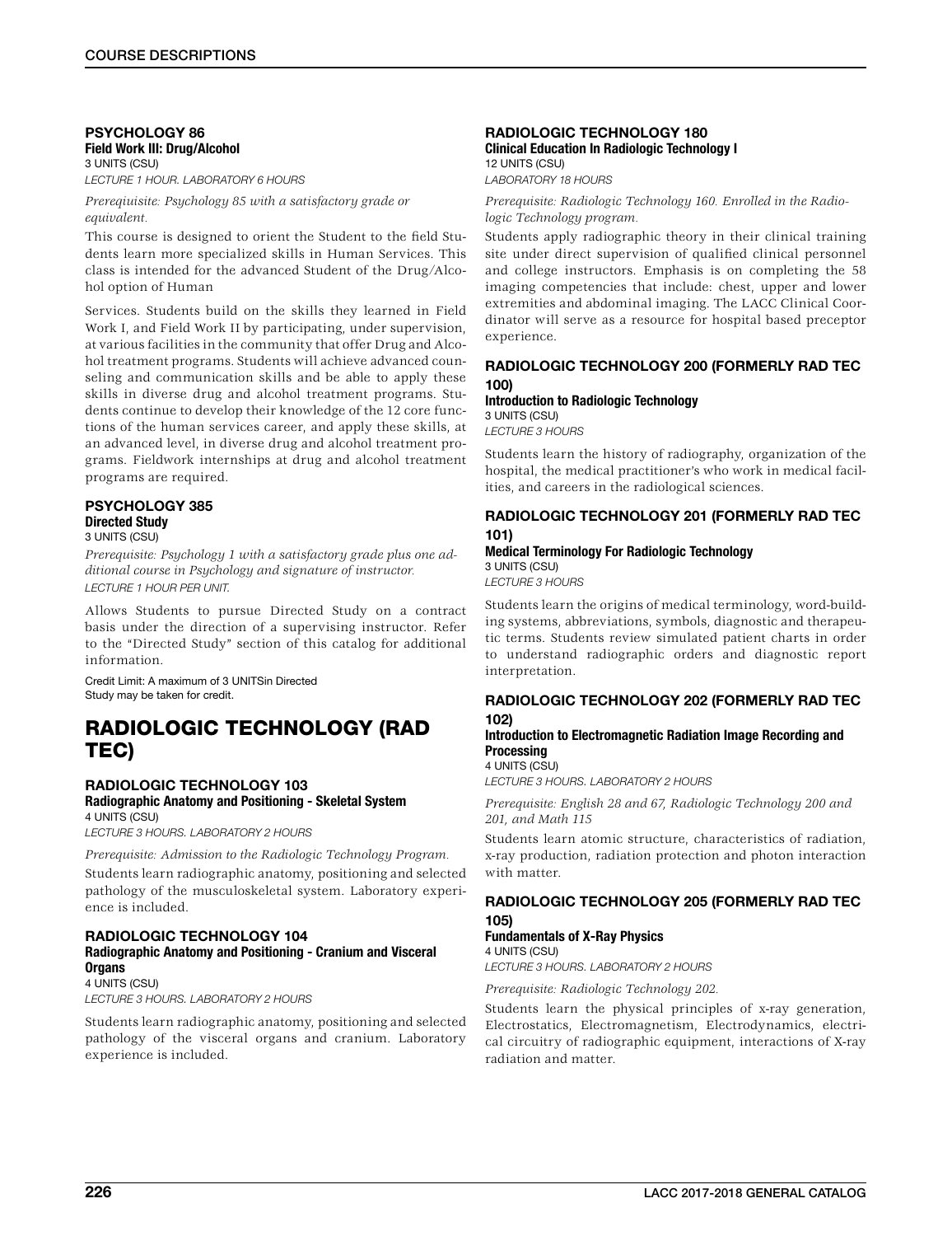### PSYCHOLOGY 86
**Field Work III: Drug/Alcohol**
3 UNITS (CSU)
*LECTURE 1 HOUR. LABORATORY 6 HOURS*

*Prereqiuisite: Psychology 85 with a satisfactory grade or equivalent.*

This course is designed to orient the Student to the field Students learn more specialized skills in Human Services. This class is intended for the advanced Student of the Drug/Alcohol option of Human

Services. Students build on the skills they learned in Field Work I, and Field Work II by participating, under supervision, at various facilities in the community that offer Drug and Alcohol treatment programs. Students will achieve advanced counseling and communication skills and be able to apply these skills in diverse drug and alcohol treatment programs. Students continue to develop their knowledge of the 12 core functions of the human services career, and apply these skills, at an advanced level, in diverse drug and alcohol treatment programs. Fieldwork internships at drug and alcohol treatment programs are required.

### PSYCHOLOGY 385
**Directed Study**
3 UNITS (CSU)

*Prerequisite: Psychology 1 with a satisfactory grade plus one additional course in Psychology and signature of instructor.*
*LECTURE 1 HOUR PER UNIT.*

Allows Students to pursue Directed Study on a contract basis under the direction of a supervising instructor. Refer to the "Directed Study" section of this catalog for additional information.

Credit Limit: A maximum of 3 UNITSin Directed Study may be taken for credit.

## RADIOLOGIC TECHNOLOGY (RAD TEC)

### RADIOLOGIC TECHNOLOGY 103
**Radiographic Anatomy and Positioning - Skeletal System**
4 UNITS (CSU)
*LECTURE 3 HOURS. LABORATORY 2 HOURS*

*Prerequisite: Admission to the Radiologic Technology Program.*

Students learn radiographic anatomy, positioning and selected pathology of the musculoskeletal system. Laboratory experience is included.

### RADIOLOGIC TECHNOLOGY 104
**Radiographic Anatomy and Positioning - Cranium and Visceral Organs**
4 UNITS (CSU)
*LECTURE 3 HOURS. LABORATORY 2 HOURS*

Students learn radiographic anatomy, positioning and selected pathology of the visceral organs and cranium. Laboratory experience is included.

### RADIOLOGIC TECHNOLOGY 180
**Clinical Education In Radiologic Technology I**
12 UNITS (CSU)
*LABORATORY 18 HOURS*

*Prerequisite: Radiologic Technology 160. Enrolled in the Radiologic Technology program.*

Students apply radiographic theory in their clinical training site under direct supervision of qualified clinical personnel and college instructors. Emphasis is on completing the 58 imaging competencies that include: chest, upper and lower extremities and abdominal imaging. The LACC Clinical Coordinator will serve as a resource for hospital based preceptor experience.

### RADIOLOGIC TECHNOLOGY 200 (FORMERLY RAD TEC 100)
**Introduction to Radiologic Technology**
3 UNITS (CSU)
*LECTURE 3 HOURS*

Students learn the history of radiography, organization of the hospital, the medical practitioner's who work in medical facilities, and careers in the radiological sciences.

### RADIOLOGIC TECHNOLOGY 201 (FORMERLY RAD TEC 101)
**Medical Terminology For Radiologic Technology**
3 UNITS (CSU)
*LECTURE 3 HOURS*

Students learn the origins of medical terminology, word-building systems, abbreviations, symbols, diagnostic and therapeutic terms. Students review simulated patient charts in order to understand radiographic orders and diagnostic report interpretation.

### RADIOLOGIC TECHNOLOGY 202 (FORMERLY RAD TEC 102)
**Introduction to Electromagnetic Radiation Image Recording and Processing**
4 UNITS (CSU)
*LECTURE 3 HOURS. LABORATORY 2 HOURS*

*Prerequisite: English 28 and 67, Radiologic Technology 200 and 201, and Math 115*

Students learn atomic structure, characteristics of radiation, x-ray production, radiation protection and photon interaction with matter.

### RADIOLOGIC TECHNOLOGY 205 (FORMERLY RAD TEC 105)
**Fundamentals of X-Ray Physics**
4 UNITS (CSU)
*LECTURE 3 HOURS. LABORATORY 2 HOURS*

*Prerequisite: Radiologic Technology 202.*

Students learn the physical principles of x-ray generation, Electrostatics, Electromagnetism, Electrodynamics, electrical circuitry of radiographic equipment, interactions of X-ray radiation and matter.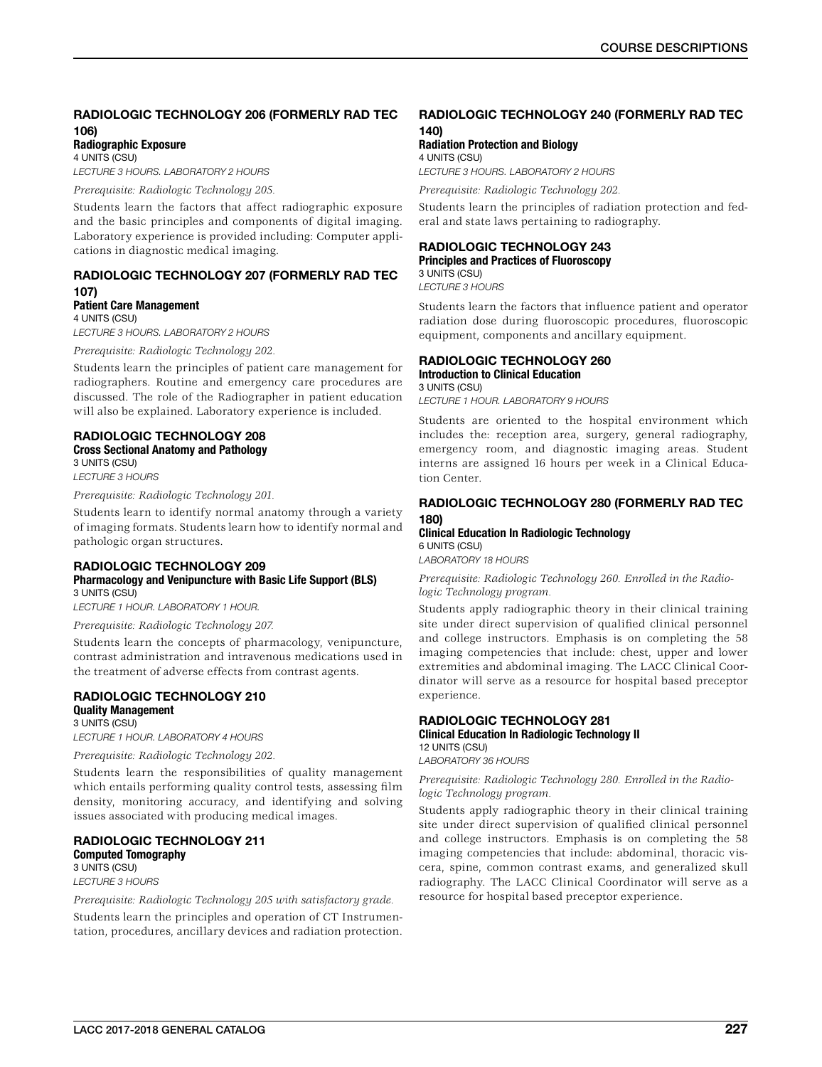### RADIOLOGIC TECHNOLOGY 206 (FORMERLY RAD TEC 106)

**Radiographic Exposure**

4 UNITS (CSU)

*LECTURE 3 HOURS. LABORATORY 2 HOURS*

*Prerequisite: Radiologic Technology 205.*

Students learn the factors that affect radiographic exposure and the basic principles and components of digital imaging. Laboratory experience is provided including: Computer applications in diagnostic medical imaging.

### RADIOLOGIC TECHNOLOGY 207 (FORMERLY RAD TEC 107)

**Patient Care Management**

4 UNITS (CSU)

*LECTURE 3 HOURS. LABORATORY 2 HOURS*

*Prerequisite: Radiologic Technology 202.*

Students learn the principles of patient care management for radiographers. Routine and emergency care procedures are discussed. The role of the Radiographer in patient education will also be explained. Laboratory experience is included.

### RADIOLOGIC TECHNOLOGY 208

**Cross Sectional Anatomy and Pathology**

3 UNITS (CSU)

*LECTURE 3 HOURS*

*Prerequisite: Radiologic Technology 201.*

Students learn to identify normal anatomy through a variety of imaging formats. Students learn how to identify normal and pathologic organ structures.

### RADIOLOGIC TECHNOLOGY 209

**Pharmacology and Venipuncture with Basic Life Support (BLS)**

3 UNITS (CSU)

*LECTURE 1 HOUR. LABORATORY 1 HOUR.*

*Prerequisite: Radiologic Technology 207.*

Students learn the concepts of pharmacology, venipuncture, contrast administration and intravenous medications used in the treatment of adverse effects from contrast agents.

### RADIOLOGIC TECHNOLOGY 210

**Quality Management**

3 UNITS (CSU)

*LECTURE 1 HOUR. LABORATORY 4 HOURS*

*Prerequisite: Radiologic Technology 202.*

Students learn the responsibilities of quality management which entails performing quality control tests, assessing film density, monitoring accuracy, and identifying and solving issues associated with producing medical images.

### RADIOLOGIC TECHNOLOGY 211

**Computed Tomography**

3 UNITS (CSU)

*LECTURE 3 HOURS*

*Prerequisite: Radiologic Technology 205 with satisfactory grade.*

Students learn the principles and operation of CT Instrumentation, procedures, ancillary devices and radiation protection.

### RADIOLOGIC TECHNOLOGY 240 (FORMERLY RAD TEC 140)

**Radiation Protection and Biology**

4 UNITS (CSU)

*LECTURE 3 HOURS. LABORATORY 2 HOURS*

*Prerequisite: Radiologic Technology 202.*

Students learn the principles of radiation protection and federal and state laws pertaining to radiography.

### RADIOLOGIC TECHNOLOGY 243

**Principles and Practices of Fluoroscopy**

3 UNITS (CSU)

*LECTURE 3 HOURS*

Students learn the factors that influence patient and operator radiation dose during fluoroscopic procedures, fluoroscopic equipment, components and ancillary equipment.

### RADIOLOGIC TECHNOLOGY 260

**Introduction to Clinical Education**

3 UNITS (CSU)

*LECTURE 1 HOUR. LABORATORY 9 HOURS*

Students are oriented to the hospital environment which includes the: reception area, surgery, general radiography, emergency room, and diagnostic imaging areas. Student interns are assigned 16 hours per week in a Clinical Education Center.

### RADIOLOGIC TECHNOLOGY 280 (FORMERLY RAD TEC 180)

**Clinical Education In Radiologic Technology**

6 UNITS (CSU)

*LABORATORY 18 HOURS*

*Prerequisite: Radiologic Technology 260. Enrolled in the Radiologic Technology program.*

Students apply radiographic theory in their clinical training site under direct supervision of qualified clinical personnel and college instructors. Emphasis is on completing the 58 imaging competencies that include: chest, upper and lower extremities and abdominal imaging. The LACC Clinical Coordinator will serve as a resource for hospital based preceptor experience.

### RADIOLOGIC TECHNOLOGY 281

**Clinical Education In Radiologic Technology II**

12 UNITS (CSU)

*LABORATORY 36 HOURS*

*Prerequisite: Radiologic Technology 280. Enrolled in the Radiologic Technology program.*

Students apply radiographic theory in their clinical training site under direct supervision of qualified clinical personnel and college instructors. Emphasis is on completing the 58 imaging competencies that include: abdominal, thoracic viscera, spine, common contrast exams, and generalized skull radiography. The LACC Clinical Coordinator will serve as a resource for hospital based preceptor experience.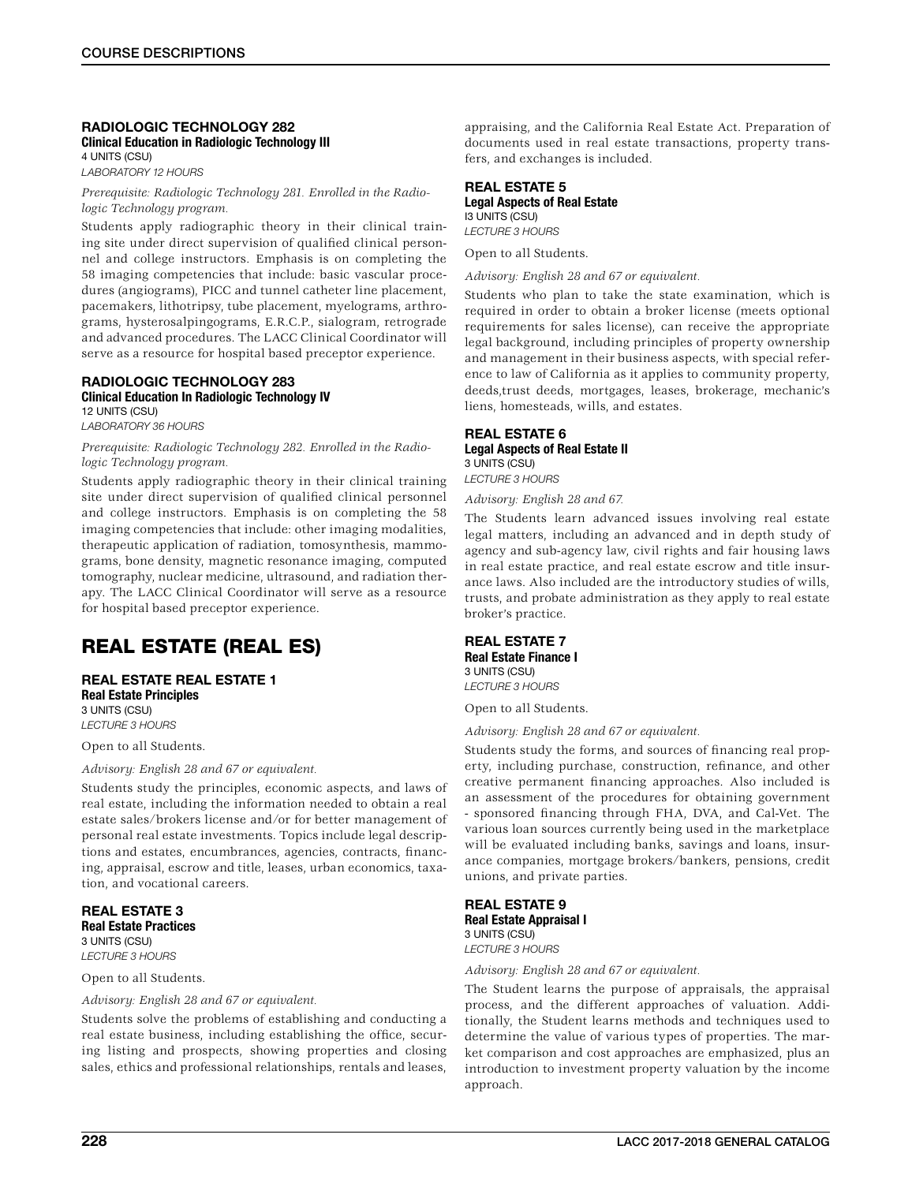### RADIOLOGIC TECHNOLOGY 282
**Clinical Education in Radiologic Technology III**
4 UNITS (CSU)
*LABORATORY 12 HOURS*

*Prerequisite: Radiologic Technology 281. Enrolled in the Radiologic Technology program.*

Students apply radiographic theory in their clinical training site under direct supervision of qualified clinical personnel and college instructors. Emphasis is on completing the 58 imaging competencies that include: basic vascular procedures (angiograms), PICC and tunnel catheter line placement, pacemakers, lithotripsy, tube placement, myelograms, arthrograms, hysterosalpingograms, E.R.C.P., sialogram, retrograde and advanced procedures. The LACC Clinical Coordinator will serve as a resource for hospital based preceptor experience.

### RADIOLOGIC TECHNOLOGY 283
**Clinical Education In Radiologic Technology IV**
12 UNITS (CSU)
*LABORATORY 36 HOURS*

*Prerequisite: Radiologic Technology 282. Enrolled in the Radiologic Technology program.*

Students apply radiographic theory in their clinical training site under direct supervision of qualified clinical personnel and college instructors. Emphasis is on completing the 58 imaging competencies that include: other imaging modalities, therapeutic application of radiation, tomosynthesis, mammograms, bone density, magnetic resonance imaging, computed tomography, nuclear medicine, ultrasound, and radiation therapy. The LACC Clinical Coordinator will serve as a resource for hospital based preceptor experience.

## REAL ESTATE (REAL ES)

### REAL ESTATE REAL ESTATE 1
**Real Estate Principles**
3 UNITS (CSU)
*LECTURE 3 HOURS*

Open to all Students.

*Advisory: English 28 and 67 or equivalent.*

Students study the principles, economic aspects, and laws of real estate, including the information needed to obtain a real estate sales/brokers license and/or for better management of personal real estate investments. Topics include legal descriptions and estates, encumbrances, agencies, contracts, financing, appraisal, escrow and title, leases, urban economics, taxation, and vocational careers.

### REAL ESTATE 3
**Real Estate Practices**
3 UNITS (CSU)
*LECTURE 3 HOURS*

Open to all Students.

*Advisory: English 28 and 67 or equivalent.*

Students solve the problems of establishing and conducting a real estate business, including establishing the office, securing listing and prospects, showing properties and closing sales, ethics and professional relationships, rentals and leases, appraising, and the California Real Estate Act. Preparation of documents used in real estate transactions, property transfers, and exchanges is included.

### REAL ESTATE 5
**Legal Aspects of Real Estate**
I3 UNITS (CSU)
*LECTURE 3 HOURS*

Open to all Students.

*Advisory: English 28 and 67 or equivalent.*

Students who plan to take the state examination, which is required in order to obtain a broker license (meets optional requirements for sales license), can receive the appropriate legal background, including principles of property ownership and management in their business aspects, with special reference to law of California as it applies to community property, deeds,trust deeds, mortgages, leases, brokerage, mechanic's liens, homesteads, wills, and estates.

### REAL ESTATE 6
**Legal Aspects of Real Estate II**
3 UNITS (CSU)
*LECTURE 3 HOURS*

*Advisory: English 28 and 67.*

The Students learn advanced issues involving real estate legal matters, including an advanced and in depth study of agency and sub-agency law, civil rights and fair housing laws in real estate practice, and real estate escrow and title insurance laws. Also included are the introductory studies of wills, trusts, and probate administration as they apply to real estate broker's practice.

### REAL ESTATE 7
**Real Estate Finance I**
3 UNITS (CSU)
*LECTURE 3 HOURS*

Open to all Students.

*Advisory: English 28 and 67 or equivalent.*

Students study the forms, and sources of financing real property, including purchase, construction, refinance, and other creative permanent financing approaches. Also included is an assessment of the procedures for obtaining government - sponsored financing through FHA, DVA, and Cal-Vet. The various loan sources currently being used in the marketplace will be evaluated including banks, savings and loans, insurance companies, mortgage brokers/bankers, pensions, credit unions, and private parties.

### REAL ESTATE 9
**Real Estate Appraisal I**
3 UNITS (CSU)
*LECTURE 3 HOURS*

*Advisory: English 28 and 67 or equivalent.*

The Student learns the purpose of appraisals, the appraisal process, and the different approaches of valuation. Additionally, the Student learns methods and techniques used to determine the value of various types of properties. The market comparison and cost approaches are emphasized, plus an introduction to investment property valuation by the income approach.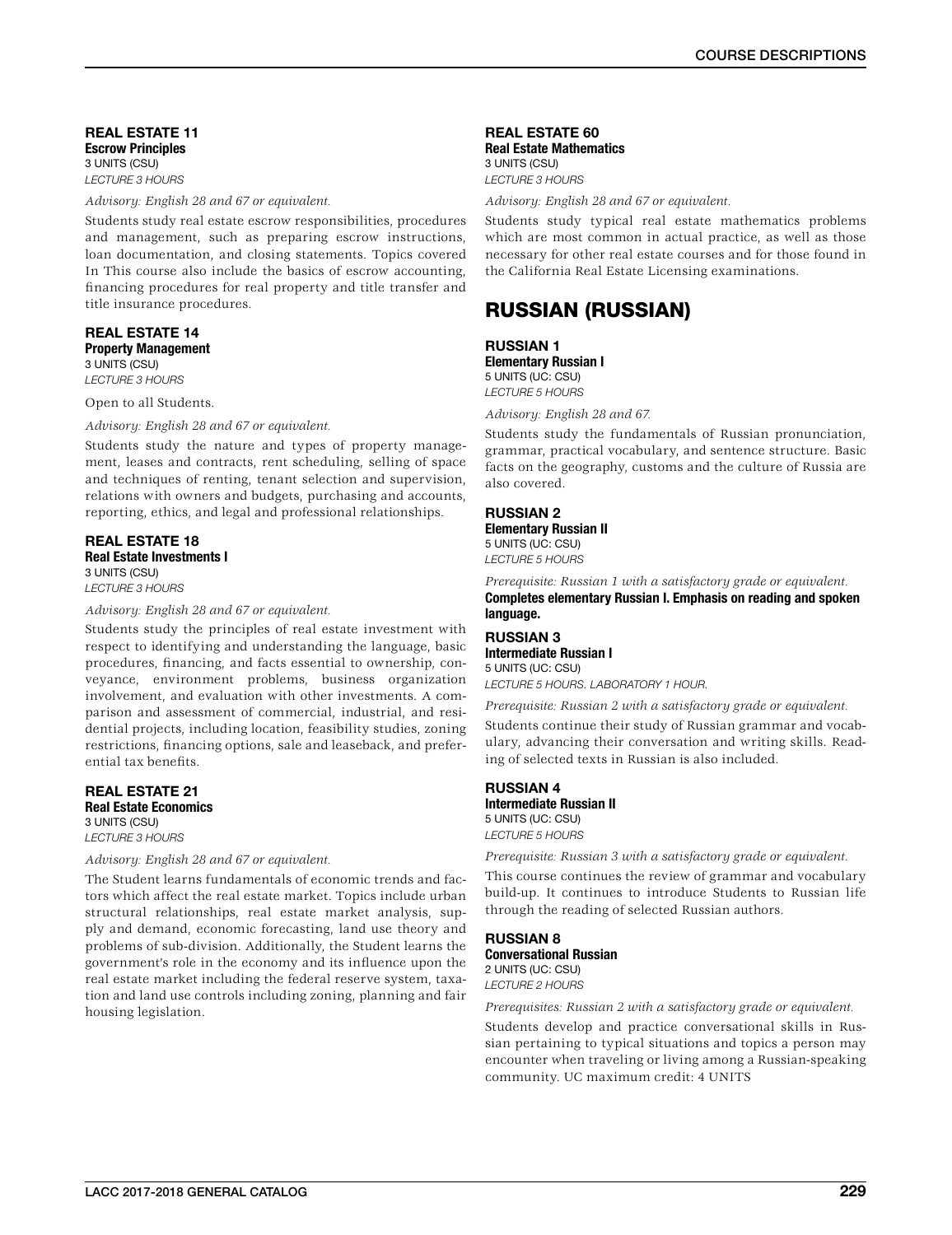### REAL ESTATE 11
**Escrow Principles**
3 UNITS (CSU)
*LECTURE 3 HOURS*

*Advisory: English 28 and 67 or equivalent.*

Students study real estate escrow responsibilities, procedures and management, such as preparing escrow instructions, loan documentation, and closing statements. Topics covered In This course also include the basics of escrow accounting, financing procedures for real property and title transfer and title insurance procedures.

### REAL ESTATE 14
**Property Management**
3 UNITS (CSU)
*LECTURE 3 HOURS*

Open to all Students.

*Advisory: English 28 and 67 or equivalent.*

Students study the nature and types of property management, leases and contracts, rent scheduling, selling of space and techniques of renting, tenant selection and supervision, relations with owners and budgets, purchasing and accounts, reporting, ethics, and legal and professional relationships.

### REAL ESTATE 18
**Real Estate Investments I**
3 UNITS (CSU)
*LECTURE 3 HOURS*

*Advisory: English 28 and 67 or equivalent.*

Students study the principles of real estate investment with respect to identifying and understanding the language, basic procedures, financing, and facts essential to ownership, conveyance, environment problems, business organization involvement, and evaluation with other investments. A comparison and assessment of commercial, industrial, and residential projects, including location, feasibility studies, zoning restrictions, financing options, sale and leaseback, and preferential tax benefits.

### REAL ESTATE 21
**Real Estate Economics**
3 UNITS (CSU)
*LECTURE 3 HOURS*

*Advisory: English 28 and 67 or equivalent.*

The Student learns fundamentals of economic trends and factors which affect the real estate market. Topics include urban structural relationships, real estate market analysis, supply and demand, economic forecasting, land use theory and problems of sub-division. Additionally, the Student learns the government's role in the economy and its influence upon the real estate market including the federal reserve system, taxation and land use controls including zoning, planning and fair housing legislation.

### REAL ESTATE 60
**Real Estate Mathematics**
3 UNITS (CSU)
*LECTURE 3 HOURS*

*Advisory: English 28 and 67 or equivalent.*

Students study typical real estate mathematics problems which are most common in actual practice, as well as those necessary for other real estate courses and for those found in the California Real Estate Licensing examinations.

## RUSSIAN (RUSSIAN)

### RUSSIAN 1
**Elementary Russian I**
5 UNITS (UC: CSU)
*LECTURE 5 HOURS*

*Advisory: English 28 and 67.*

Students study the fundamentals of Russian pronunciation, grammar, practical vocabulary, and sentence structure. Basic facts on the geography, customs and the culture of Russia are also covered.

### RUSSIAN 2
**Elementary Russian II**
5 UNITS (UC: CSU)
*LECTURE 5 HOURS*

*Prerequisite: Russian 1 with a satisfactory grade or equivalent.*

**Completes elementary Russian I. Emphasis on reading and spoken language.**

### RUSSIAN 3
**Intermediate Russian I**
5 UNITS (UC: CSU)
*LECTURE 5 HOURS. LABORATORY 1 HOUR.*

*Prerequisite: Russian 2 with a satisfactory grade or equivalent.*

Students continue their study of Russian grammar and vocabulary, advancing their conversation and writing skills. Reading of selected texts in Russian is also included.

### RUSSIAN 4
**Intermediate Russian II**
5 UNITS (UC: CSU)
*LECTURE 5 HOURS*

*Prerequisite: Russian 3 with a satisfactory grade or equivalent.*

This course continues the review of grammar and vocabulary build-up. It continues to introduce Students to Russian life through the reading of selected Russian authors.

### RUSSIAN 8
**Conversational Russian**
2 UNITS (UC: CSU)
*LECTURE 2 HOURS*

*Prerequisites: Russian 2 with a satisfactory grade or equivalent.*

Students develop and practice conversational skills in Russian pertaining to typical situations and topics a person may encounter when traveling or living among a Russian-speaking community. UC maximum credit: 4 UNITS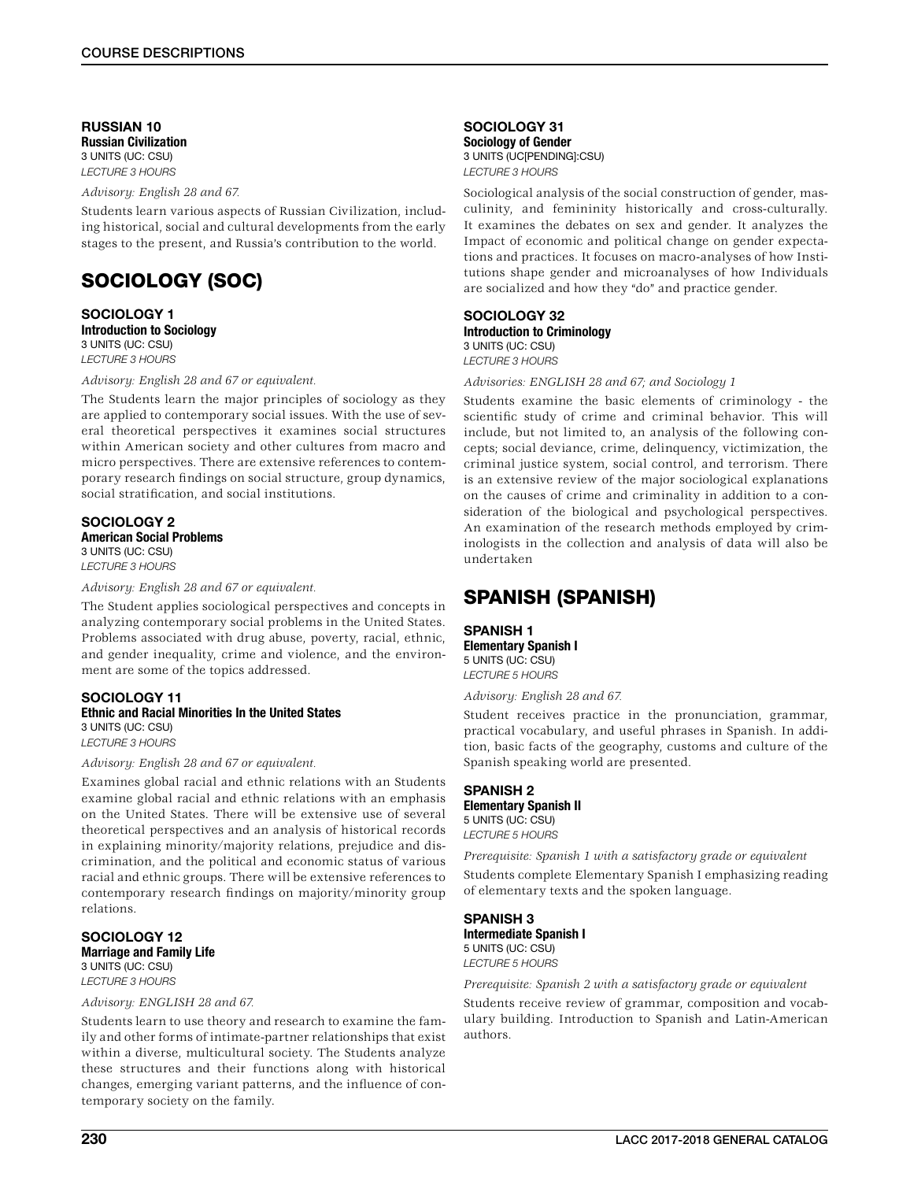#### RUSSIAN 10
**Russian Civilization**
3 UNITS (UC: CSU)
*LECTURE 3 HOURS*

*Advisory: English 28 and 67.*

Students learn various aspects of Russian Civilization, including historical, social and cultural developments from the early stages to the present, and Russia's contribution to the world.

## SOCIOLOGY (SOC)

#### SOCIOLOGY 1
**Introduction to Sociology**
3 UNITS (UC: CSU)
*LECTURE 3 HOURS*

*Advisory: English 28 and 67 or equivalent.*

The Students learn the major principles of sociology as they are applied to contemporary social issues. With the use of several theoretical perspectives it examines social structures within American society and other cultures from macro and micro perspectives. There are extensive references to contemporary research findings on social structure, group dynamics, social stratification, and social institutions.

#### SOCIOLOGY 2
**American Social Problems**
3 UNITS (UC: CSU)
*LECTURE 3 HOURS*

*Advisory: English 28 and 67 or equivalent.*

The Student applies sociological perspectives and concepts in analyzing contemporary social problems in the United States. Problems associated with drug abuse, poverty, racial, ethnic, and gender inequality, crime and violence, and the environment are some of the topics addressed.

#### SOCIOLOGY 11
**Ethnic and Racial Minorities In the United States**
3 UNITS (UC: CSU)
*LECTURE 3 HOURS*

*Advisory: English 28 and 67 or equivalent.*

Examines global racial and ethnic relations with an Students examine global racial and ethnic relations with an emphasis on the United States. There will be extensive use of several theoretical perspectives and an analysis of historical records in explaining minority/majority relations, prejudice and discrimination, and the political and economic status of various racial and ethnic groups. There will be extensive references to contemporary research findings on majority/minority group relations.

#### SOCIOLOGY 12
**Marriage and Family Life**
3 UNITS (UC: CSU)
*LECTURE 3 HOURS*

*Advisory: ENGLISH 28 and 67.*

Students learn to use theory and research to examine the family and other forms of intimate-partner relationships that exist within a diverse, multicultural society. The Students analyze these structures and their functions along with historical changes, emerging variant patterns, and the influence of contemporary society on the family.

#### SOCIOLOGY 31
**Sociology of Gender**
3 UNITS (UC[PENDING]:CSU)
*LECTURE 3 HOURS*

Sociological analysis of the social construction of gender, masculinity, and femininity historically and cross-culturally. It examines the debates on sex and gender. It analyzes the Impact of economic and political change on gender expectations and practices. It focuses on macro-analyses of how Institutions shape gender and microanalyses of how Individuals are socialized and how they "do" and practice gender.

#### SOCIOLOGY 32
**Introduction to Criminology**
3 UNITS (UC: CSU)
*LECTURE 3 HOURS*

*Advisories: ENGLISH 28 and 67; and Sociology 1*

Students examine the basic elements of criminology - the scientific study of crime and criminal behavior. This will include, but not limited to, an analysis of the following concepts; social deviance, crime, delinquency, victimization, the criminal justice system, social control, and terrorism. There is an extensive review of the major sociological explanations on the causes of crime and criminality in addition to a consideration of the biological and psychological perspectives. An examination of the research methods employed by criminologists in the collection and analysis of data will also be undertaken

## SPANISH (SPANISH)

#### SPANISH 1
**Elementary Spanish I**
5 UNITS (UC: CSU)
*LECTURE 5 HOURS*

*Advisory: English 28 and 67.*

Student receives practice in the pronunciation, grammar, practical vocabulary, and useful phrases in Spanish. In addition, basic facts of the geography, customs and culture of the Spanish speaking world are presented.

#### SPANISH 2
**Elementary Spanish II**
5 UNITS (UC: CSU)
*LECTURE 5 HOURS*

*Prerequisite: Spanish 1 with a satisfactory grade or equivalent*

Students complete Elementary Spanish I emphasizing reading of elementary texts and the spoken language.

#### SPANISH 3
**Intermediate Spanish I**
5 UNITS (UC: CSU)
*LECTURE 5 HOURS*

*Prerequisite: Spanish 2 with a satisfactory grade or equivalent*

Students receive review of grammar, composition and vocabulary building. Introduction to Spanish and Latin-American authors.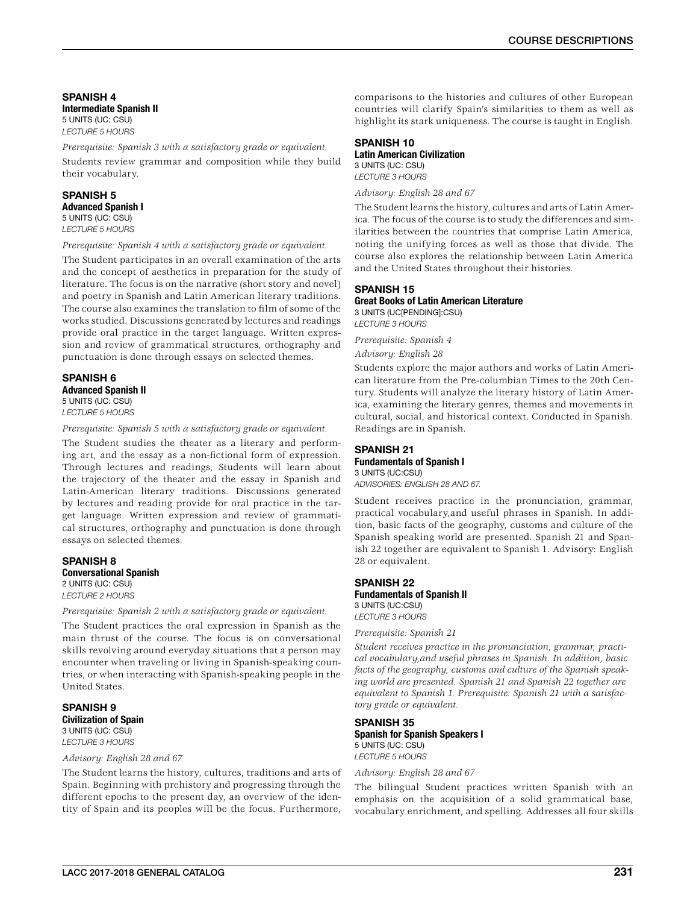### SPANISH 4

**Intermediate Spanish II**

5 UNITS (UC: CSU)

*LECTURE 5 HOURS*

*Prerequisite: Spanish 3 with a satisfactory grade or equivalent.*

Students review grammar and composition while they build their vocabulary.

### SPANISH 5

**Advanced Spanish I**

5 UNITS (UC: CSU)

*LECTURE 5 HOURS*

*Prerequisite: Spanish 4 with a satisfactory grade or equivalent.*

The Student participates in an overall examination of the arts and the concept of aesthetics in preparation for the study of literature. The focus is on the narrative (short story and novel) and poetry in Spanish and Latin American literary traditions. The course also examines the translation to film of some of the works studied. Discussions generated by lectures and readings provide oral practice in the target language. Written expression and review of grammatical structures, orthography and punctuation is done through essays on selected themes.

### SPANISH 6

**Advanced Spanish II**

5 UNITS (UC: CSU)

*LECTURE 5 HOURS*

*Prerequisite: Spanish 5 with a satisfactory grade or equivalent.*

The Student studies the theater as a literary and performing art, and the essay as a non-fictional form of expression. Through lectures and readings, Students will learn about the trajectory of the theater and the essay in Spanish and Latin-American literary traditions. Discussions generated by lectures and reading provide for oral practice in the target language. Written expression and review of grammatical structures, orthography and punctuation is done through essays on selected themes.

### SPANISH 8

**Conversational Spanish**

2 UNITS (UC: CSU)

*LECTURE 2 HOURS*

*Prerequisite: Spanish 2 with a satisfactory grade or equivalent.*

The Student practices the oral expression in Spanish as the main thrust of the course. The focus is on conversational skills revolving around everyday situations that a person may encounter when traveling or living in Spanish-speaking countries, or when interacting with Spanish-speaking people in the United States.

### SPANISH 9

**Civilization of Spain**

3 UNITS (UC: CSU)

*LECTURE 3 HOURS*

*Advisory: English 28 and 67.*

The Student learns the history, cultures, traditions and arts of Spain. Beginning with prehistory and progressing through the different epochs to the present day, an overview of the identity of Spain and its peoples will be the focus. Furthermore, comparisons to the histories and cultures of other European countries will clarify Spain's similarities to them as well as highlight its stark uniqueness. The course is taught in English.

### SPANISH 10

**Latin American Civilization**

3 UNITS (UC: CSU)

*LECTURE 3 HOURS*

*Advisory: English 28 and 67*

The Student learns the history, cultures and arts of Latin America. The focus of the course is to study the differences and similarities between the countries that comprise Latin America, noting the unifying forces as well as those that divide. The course also explores the relationship between Latin America and the United States throughout their histories.

### SPANISH 15

**Great Books of Latin American Literature**

3 UNITS (UC[PENDING]:CSU)

*LECTURE 3 HOURS*

*Prerequisite: Spanish 4*

*Advisory: English 28*

Students explore the major authors and works of Latin American literature from the Pre-columbian Times to the 20th Century. Students will analyze the literary history of Latin America, examining the literary genres, themes and movements in cultural, social, and historical context. Conducted in Spanish. Readings are in Spanish.

### SPANISH 21

**Fundamentals of Spanish I**

3 UNITS (UC:CSU)

*ADVISORIES: ENGLISH 28 AND 67.*

Student receives practice in the pronunciation, grammar, practical vocabulary,and useful phrases in Spanish. In addition, basic facts of the geography, customs and culture of the Spanish speaking world are presented. Spanish 21 and Spanish 22 together are equivalent to Spanish 1. Advisory: English 28 or equivalent.

### SPANISH 22

**Fundamentals of Spanish II**

3 UNITS (UC:CSU)

*LECTURE 3 HOURS*

*Prerequisite: Spanish 21*

*Student receives practice in the pronunciation, grammar, practical vocabulary,and useful phrases in Spanish. In addition, basic facts of the geography, customs and culture of the Spanish speaking world are presented. Spanish 21 and Spanish 22 together are equivalent to Spanish 1. Prerequisite: Spanish 21 with a satisfactory grade or equivalent.*

### SPANISH 35

**Spanish for Spanish Speakers I**

5 UNITS (UC: CSU)

*LECTURE 5 HOURS*

*Advisory: English 28 and 67*

The bilingual Student practices written Spanish with an emphasis on the acquisition of a solid grammatical base, vocabulary enrichment, and spelling. Addresses all four skills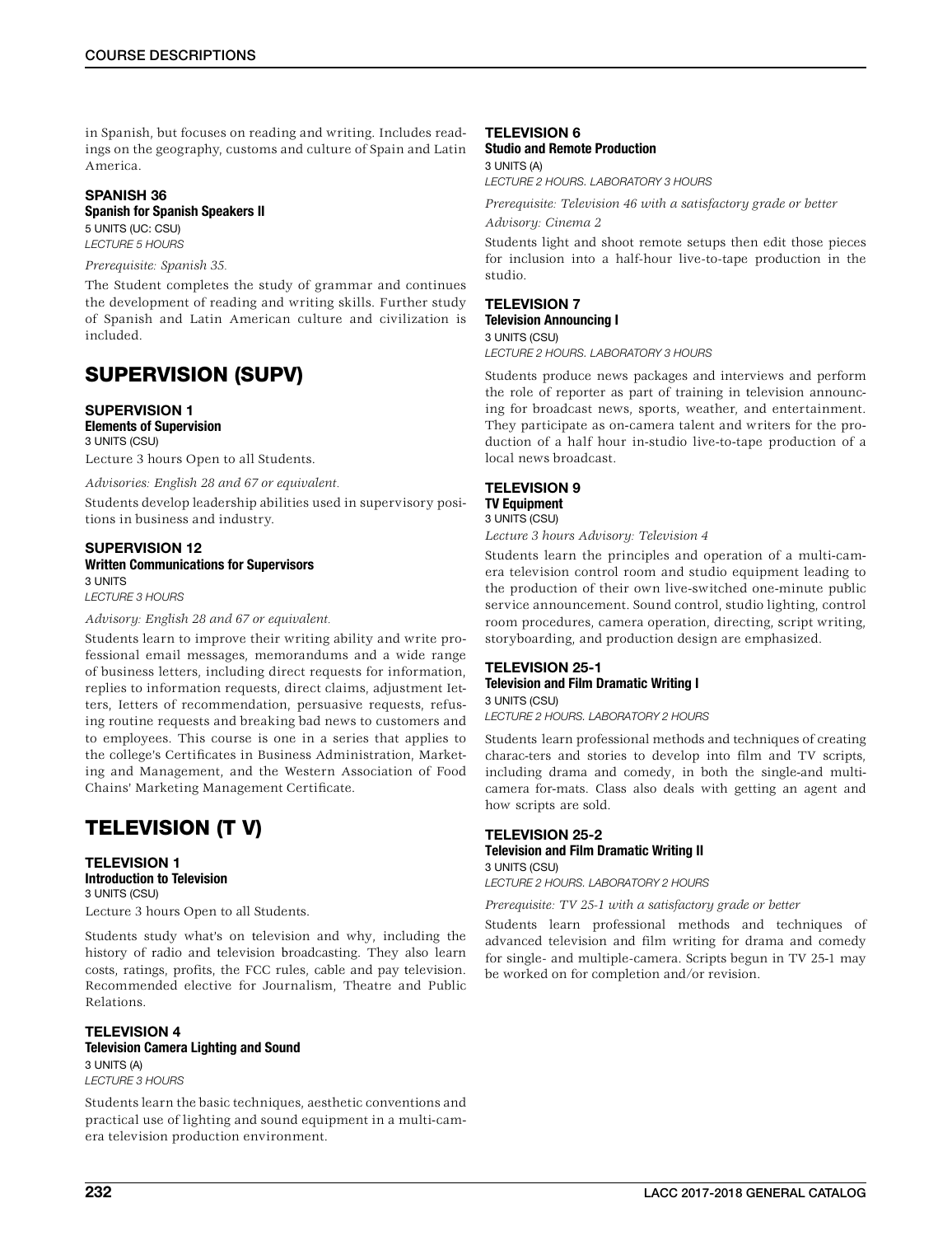in Spanish, but focuses on reading and writing. Includes readings on the geography, customs and culture of Spain and Latin America.

### SPANISH 36
**Spanish for Spanish Speakers II**
5 UNITS (UC: CSU)
*LECTURE 5 HOURS*

*Prerequisite: Spanish 35.*

The Student completes the study of grammar and continues the development of reading and writing skills. Further study of Spanish and Latin American culture and civilization is included.

## SUPERVISION (SUPV)

### SUPERVISION 1
**Elements of Supervision**
3 UNITS (CSU)
Lecture 3 hours Open to all Students.

*Advisories: English 28 and 67 or equivalent.*

Students develop leadership abilities used in supervisory positions in business and industry.

### SUPERVISION 12
**Written Communications for Supervisors**
3 UNITS
*LECTURE 3 HOURS*

*Advisory: English 28 and 67 or equivalent.*

Students learn to improve their writing ability and write professional email messages, memorandums and a wide range of business letters, including direct requests for information, replies to information requests, direct claims, adjustment letters, letters of recommendation, persuasive requests, refusing routine requests and breaking bad news to customers and to employees. This course is one in a series that applies to the college's Certificates in Business Administration, Marketing and Management, and the Western Association of Food Chains' Marketing Management Certificate.

## TELEVISION (T V)

### TELEVISION 1
**Introduction to Television**
3 UNITS (CSU)
Lecture 3 hours Open to all Students.

Students study what's on television and why, including the history of radio and television broadcasting. They also learn costs, ratings, profits, the FCC rules, cable and pay television. Recommended elective for Journalism, Theatre and Public Relations.

### TELEVISION 4
**Television Camera Lighting and Sound**
3 UNITS (A)
*LECTURE 3 HOURS*

Students learn the basic techniques, aesthetic conventions and practical use of lighting and sound equipment in a multi-camera television production environment.

### TELEVISION 6
**Studio and Remote Production**
3 UNITS (A)
*LECTURE 2 HOURS. LABORATORY 3 HOURS*

*Prerequisite: Television 46 with a satisfactory grade or better*

*Advisory: Cinema 2*

Students light and shoot remote setups then edit those pieces for inclusion into a half-hour live-to-tape production in the studio.

### TELEVISION 7
**Television Announcing I**
3 UNITS (CSU)
*LECTURE 2 HOURS. LABORATORY 3 HOURS*

Students produce news packages and interviews and perform the role of reporter as part of training in television announcing for broadcast news, sports, weather, and entertainment. They participate as on-camera talent and writers for the production of a half hour in-studio live-to-tape production of a local news broadcast.

### TELEVISION 9
**TV Equipment**
3 UNITS (CSU)
*Lecture 3 hours Advisory: Television 4*

Students learn the principles and operation of a multi-camera television control room and studio equipment leading to the production of their own live-switched one-minute public service announcement. Sound control, studio lighting, control room procedures, camera operation, directing, script writing, storyboarding, and production design are emphasized.

### TELEVISION 25-1
**Television and Film Dramatic Writing I**
3 UNITS (CSU)
*LECTURE 2 HOURS. LABORATORY 2 HOURS*

Students learn professional methods and techniques of creating charac-ters and stories to develop into film and TV scripts, including drama and comedy, in both the single-and multi-camera for-mats. Class also deals with getting an agent and how scripts are sold.

### TELEVISION 25-2
**Television and Film Dramatic Writing II**
3 UNITS (CSU)
*LECTURE 2 HOURS. LABORATORY 2 HOURS*

*Prerequisite: TV 25-1 with a satisfactory grade or better*

Students learn professional methods and techniques of advanced television and film writing for drama and comedy for single- and multiple-camera. Scripts begun in TV 25-1 may be worked on for completion and/or revision.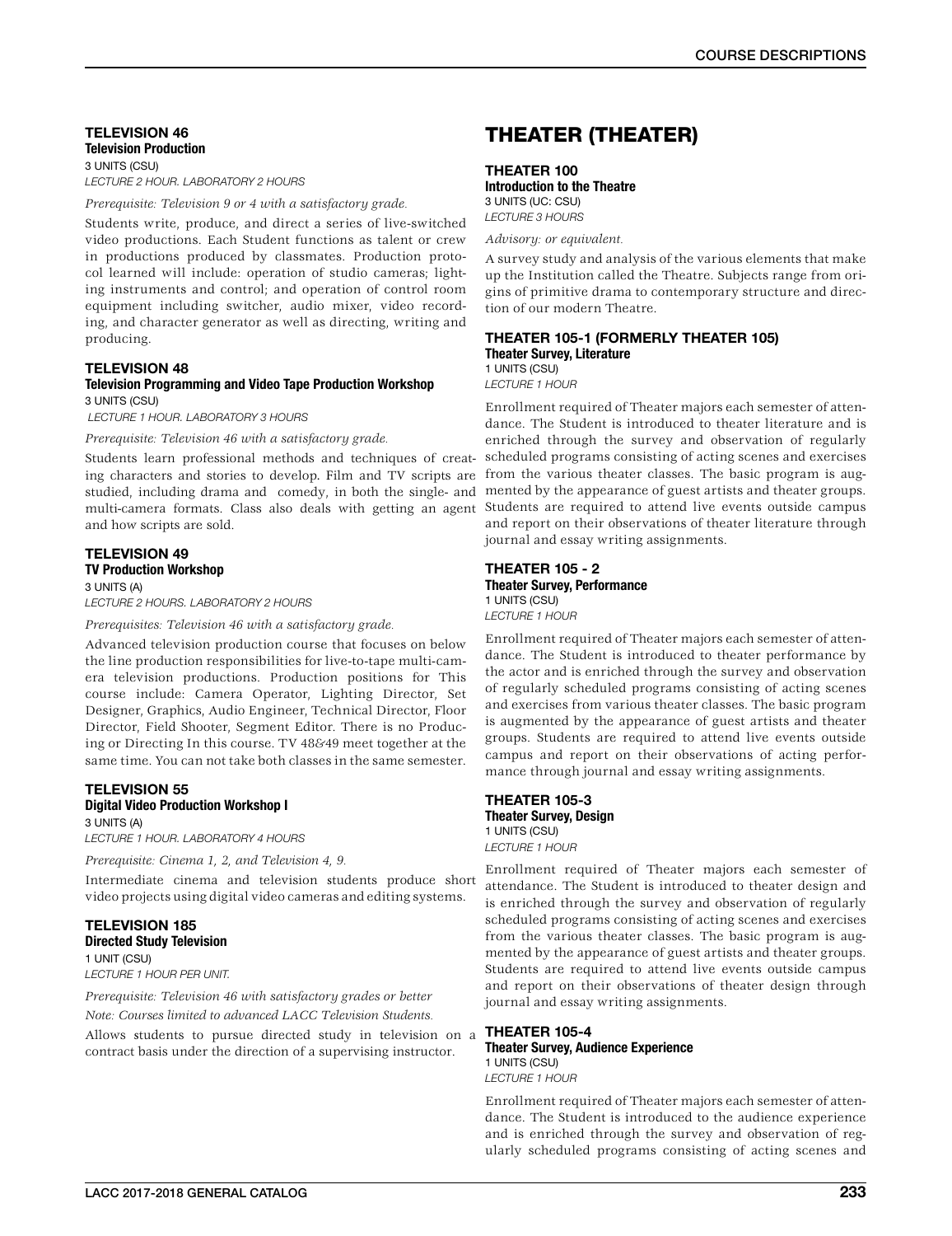### TELEVISION 46

**Television Production**

3 UNITS (CSU)

*LECTURE 2 HOUR. LABORATORY 2 HOURS*

*Prerequisite: Television 9 or 4 with a satisfactory grade.*

Students write, produce, and direct a series of live-switched video productions. Each Student functions as talent or crew in productions produced by classmates. Production protocol learned will include: operation of studio cameras; lighting instruments and control; and operation of control room equipment including switcher, audio mixer, video recording, and character generator as well as directing, writing and producing.

### TELEVISION 48

**Television Programming and Video Tape Production Workshop**

3 UNITS (CSU)

*LECTURE 1 HOUR. LABORATORY 3 HOURS*

*Prerequisite: Television 46 with a satisfactory grade.*

Students learn professional methods and techniques of creating characters and stories to develop. Film and TV scripts are studied, including drama and comedy, in both the single- and multi-camera formats. Class also deals with getting an agent and how scripts are sold.

### TELEVISION 49

**TV Production Workshop**

3 UNITS (A)

*LECTURE 2 HOURS. LABORATORY 2 HOURS*

*Prerequisites: Television 46 with a satisfactory grade.*

Advanced television production course that focuses on below the line production responsibilities for live-to-tape multi-camera television productions. Production positions for This course include: Camera Operator, Lighting Director, Set Designer, Graphics, Audio Engineer, Technical Director, Floor Director, Field Shooter, Segment Editor. There is no Producing or Directing In this course. TV 48&49 meet together at the same time. You can not take both classes in the same semester.

### TELEVISION 55

**Digital Video Production Workshop I**

3 UNITS (A)

*LECTURE 1 HOUR. LABORATORY 4 HOURS*

*Prerequisite: Cinema 1, 2, and Television 4, 9.*

Intermediate cinema and television students produce short video projects using digital video cameras and editing systems.

### TELEVISION 185

**Directed Study Television**

1 UNIT (CSU)

*LECTURE 1 HOUR PER UNIT.*

*Prerequisite: Television 46 with satisfactory grades or better*

*Note: Courses limited to advanced LACC Television Students.*

Allows students to pursue directed study in television on a contract basis under the direction of a supervising instructor.

## THEATER (THEATER)

### THEATER 100

**Introduction to the Theatre**

3 UNITS (UC: CSU)

*LECTURE 3 HOURS*

*Advisory: or equivalent.*

A survey study and analysis of the various elements that make up the Institution called the Theatre. Subjects range from origins of primitive drama to contemporary structure and direction of our modern Theatre.

### THEATER 105-1 (FORMERLY THEATER 105)

**Theater Survey, Literature**

1 UNITS (CSU)

*LECTURE 1 HOUR*

Enrollment required of Theater majors each semester of attendance. The Student is introduced to theater literature and is enriched through the survey and observation of regularly scheduled programs consisting of acting scenes and exercises from the various theater classes. The basic program is augmented by the appearance of guest artists and theater groups. Students are required to attend live events outside campus and report on their observations of theater literature through journal and essay writing assignments.

### THEATER 105 - 2

**Theater Survey, Performance**

1 UNITS (CSU)

*LECTURE 1 HOUR*

Enrollment required of Theater majors each semester of attendance. The Student is introduced to theater performance by the actor and is enriched through the survey and observation of regularly scheduled programs consisting of acting scenes and exercises from various theater classes. The basic program is augmented by the appearance of guest artists and theater groups. Students are required to attend live events outside campus and report on their observations of acting performance through journal and essay writing assignments.

### THEATER 105-3

**Theater Survey, Design**

1 UNITS (CSU)

*LECTURE 1 HOUR*

Enrollment required of Theater majors each semester of attendance. The Student is introduced to theater design and is enriched through the survey and observation of regularly scheduled programs consisting of acting scenes and exercises from the various theater classes. The basic program is augmented by the appearance of guest artists and theater groups. Students are required to attend live events outside campus and report on their observations of theater design through journal and essay writing assignments.

### THEATER 105-4

**Theater Survey, Audience Experience**

1 UNITS (CSU)

*LECTURE 1 HOUR*

Enrollment required of Theater majors each semester of attendance. The Student is introduced to the audience experience and is enriched through the survey and observation of regularly scheduled programs consisting of acting scenes and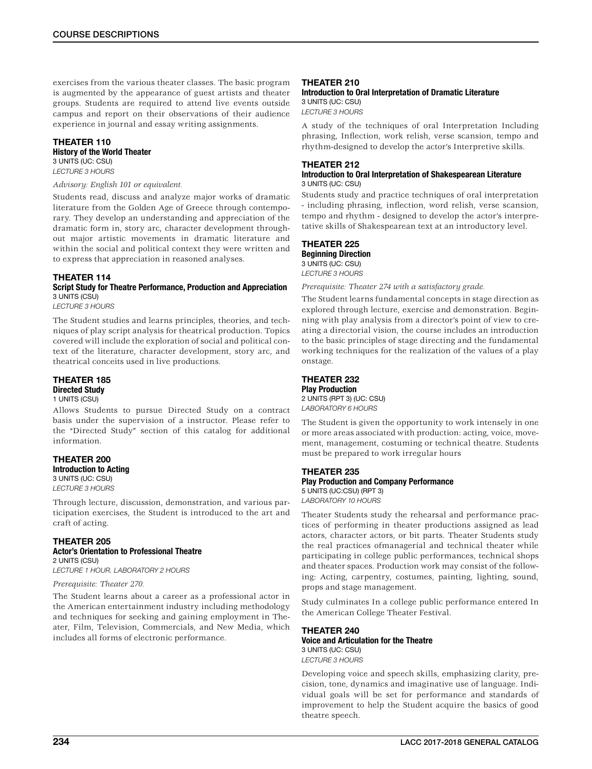exercises from the various theater classes. The basic program is augmented by the appearance of guest artists and theater groups. Students are required to attend live events outside campus and report on their observations of their audience experience in journal and essay writing assignments.

### THEATER 110
**History of the World Theater**
3 UNITS (UC: CSU)
*LECTURE 3 HOURS*

*Advisory: English 101 or equivalent.*

Students read, discuss and analyze major works of dramatic literature from the Golden Age of Greece through contemporary. They develop an understanding and appreciation of the dramatic form in, story arc, character development throughout major artistic movements in dramatic literature and within the social and political context they were written and to express that appreciation in reasoned analyses.

### THEATER 114
**Script Study for Theatre Performance, Production and Appreciation**
3 UNITS (CSU)
*LECTURE 3 HOURS*

The Student studies and learns principles, theories, and techniques of play script analysis for theatrical production. Topics covered will include the exploration of social and political context of the literature, character development, story arc, and theatrical conceits used in live productions.

### THEATER 185
**Directed Study**
1 UNITS (CSU)

Allows Students to pursue Directed Study on a contract basis under the supervision of a instructor. Please refer to the "Directed Study" section of this catalog for additional information.

### THEATER 200
**Introduction to Acting**
3 UNITS (UC: CSU)
*LECTURE 3 HOURS*

Through lecture, discussion, demonstration, and various participation exercises, the Student is introduced to the art and craft of acting.

### THEATER 205
**Actor's Orientation to Professional Theatre**
2 UNITS (CSU)
*LECTURE 1 HOUR. LABORATORY 2 HOURS*

*Prerequisite: Theater 270.*

The Student learns about a career as a professional actor in the American entertainment industry including methodology and techniques for seeking and gaining employment in Theater, Film, Television, Commercials, and New Media, which includes all forms of electronic performance.

### THEATER 210
**Introduction to Oral Interpretation of Dramatic Literature**
3 UNITS (UC: CSU)
*LECTURE 3 HOURS*

A study of the techniques of oral Interpretation Including phrasing, Inflection, work relish, verse scansion, tempo and rhythm-designed to develop the actor's Interpretive skills.

### THEATER 212
**Introduction to Oral Interpretation of Shakespearean Literature**
3 UNITS (UC: CSU)

Students study and practice techniques of oral interpretation - including phrasing, inflection, word relish, verse scansion, tempo and rhythm - designed to develop the actor's interpretative skills of Shakespearean text at an introductory level.

### THEATER 225
**Beginning Direction**
3 UNITS (UC: CSU)
*LECTURE 3 HOURS*

*Prerequisite: Theater 274 with a satisfactory grade.*

The Student learns fundamental concepts in stage direction as explored through lecture, exercise and demonstration. Beginning with play analysis from a director's point of view to creating a directorial vision, the course includes an introduction to the basic principles of stage directing and the fundamental working techniques for the realization of the values of a play onstage.

### THEATER 232
**Play Production**
2 UNITS (RPT 3) (UC: CSU)
*LABORATORY 6 HOURS*

The Student is given the opportunity to work intensely in one or more areas associated with production: acting, voice, movement, management, costuming or technical theatre. Students must be prepared to work irregular hours

### THEATER 235
**Play Production and Company Performance**
5 UNITS (UC:CSU) (RPT 3)
*LABORATORY 10 HOURS*

Theater Students study the rehearsal and performance practices of performing in theater productions assigned as lead actors, character actors, or bit parts. Theater Students study the real practices ofmanagerial and technical theater while participating in college public performances, technical shops and theater spaces. Production work may consist of the following: Acting, carpentry, costumes, painting, lighting, sound, props and stage management.

Study culminates In a college public performance entered In the American College Theater Festival.

### THEATER 240
**Voice and Articulation for the Theatre**
3 UNITS (UC: CSU)
*LECTURE 3 HOURS*

Developing voice and speech skills, emphasizing clarity, precision, tone, dynamics and imaginative use of language. Individual goals will be set for performance and standards of improvement to help the Student acquire the basics of good theatre speech.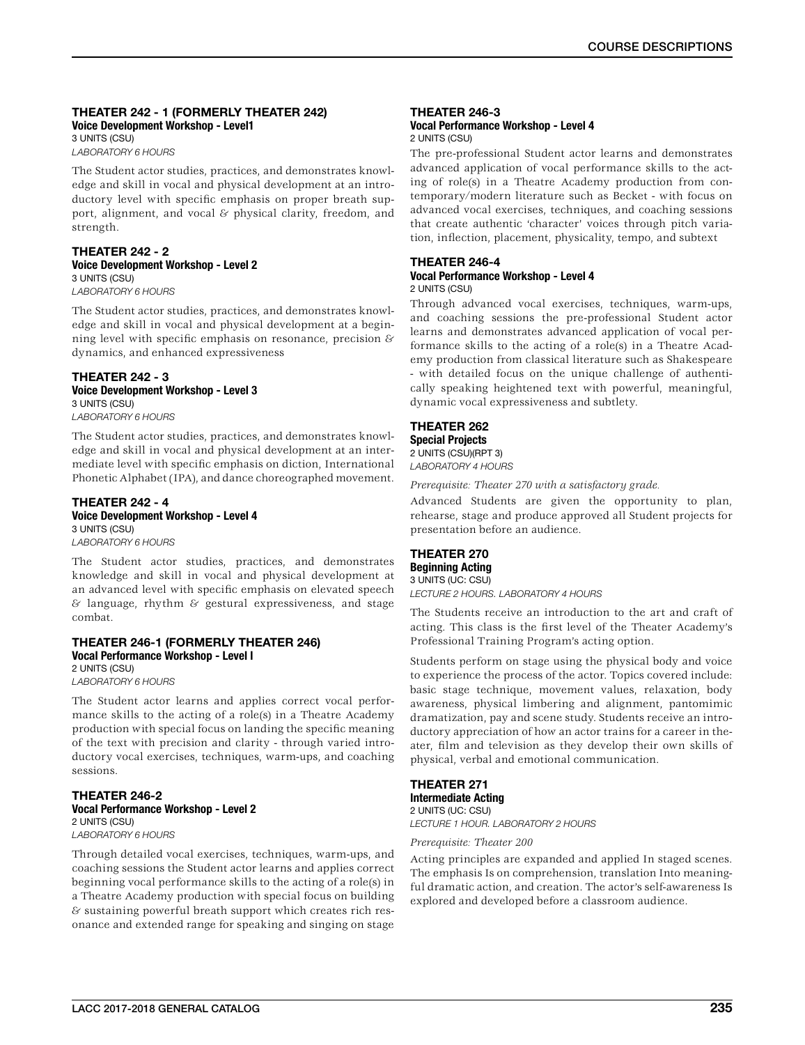### THEATER 242 - 1 (FORMERLY THEATER 242)
**Voice Development Workshop - Level1**
3 UNITS (CSU)
*LABORATORY 6 HOURS*

The Student actor studies, practices, and demonstrates knowledge and skill in vocal and physical development at an introductory level with specific emphasis on proper breath support, alignment, and vocal & physical clarity, freedom, and strength.

### THEATER 242 - 2
**Voice Development Workshop - Level 2**
3 UNITS (CSU)
*LABORATORY 6 HOURS*

The Student actor studies, practices, and demonstrates knowledge and skill in vocal and physical development at a beginning level with specific emphasis on resonance, precision & dynamics, and enhanced expressiveness

### THEATER 242 - 3
**Voice Development Workshop - Level 3**
3 UNITS (CSU)
*LABORATORY 6 HOURS*

The Student actor studies, practices, and demonstrates knowledge and skill in vocal and physical development at an intermediate level with specific emphasis on diction, International Phonetic Alphabet (IPA), and dance choreographed movement.

### THEATER 242 - 4
**Voice Development Workshop - Level 4**
3 UNITS (CSU)
*LABORATORY 6 HOURS*

The Student actor studies, practices, and demonstrates knowledge and skill in vocal and physical development at an advanced level with specific emphasis on elevated speech & language, rhythm & gestural expressiveness, and stage combat.

### THEATER 246-1 (FORMERLY THEATER 246)
**Vocal Performance Workshop - Level I**
2 UNITS (CSU)
*LABORATORY 6 HOURS*

The Student actor learns and applies correct vocal performance skills to the acting of a role(s) in a Theatre Academy production with special focus on landing the specific meaning of the text with precision and clarity - through varied introductory vocal exercises, techniques, warm-ups, and coaching sessions.

### THEATER 246-2
**Vocal Performance Workshop - Level 2**
2 UNITS (CSU)
*LABORATORY 6 HOURS*

Through detailed vocal exercises, techniques, warm-ups, and coaching sessions the Student actor learns and applies correct beginning vocal performance skills to the acting of a role(s) in a Theatre Academy production with special focus on building & sustaining powerful breath support which creates rich resonance and extended range for speaking and singing on stage

### THEATER 246-3
**Vocal Performance Workshop - Level 4**
2 UNITS (CSU)

The pre-professional Student actor learns and demonstrates advanced application of vocal performance skills to the acting of role(s) in a Theatre Academy production from contemporary/modern literature such as Becket - with focus on advanced vocal exercises, techniques, and coaching sessions that create authentic 'character' voices through pitch variation, inflection, placement, physicality, tempo, and subtext

### THEATER 246-4
**Vocal Performance Workshop - Level 4**
2 UNITS (CSU)

Through advanced vocal exercises, techniques, warm-ups, and coaching sessions the pre-professional Student actor learns and demonstrates advanced application of vocal performance skills to the acting of a role(s) in a Theatre Academy production from classical literature such as Shakespeare - with detailed focus on the unique challenge of authentically speaking heightened text with powerful, meaningful, dynamic vocal expressiveness and subtlety.

### THEATER 262
**Special Projects**
2 UNITS (CSU)(RPT 3)
*LABORATORY 4 HOURS*

*Prerequisite: Theater 270 with a satisfactory grade.*

Advanced Students are given the opportunity to plan, rehearse, stage and produce approved all Student projects for presentation before an audience.

### THEATER 270
**Beginning Acting**
3 UNITS (UC: CSU)
*LECTURE 2 HOURS. LABORATORY 4 HOURS*

The Students receive an introduction to the art and craft of acting. This class is the first level of the Theater Academy's Professional Training Program's acting option.

Students perform on stage using the physical body and voice to experience the process of the actor. Topics covered include: basic stage technique, movement values, relaxation, body awareness, physical limbering and alignment, pantomimic dramatization, pay and scene study. Students receive an introductory appreciation of how an actor trains for a career in theater, film and television as they develop their own skills of physical, verbal and emotional communication.

### THEATER 271
**Intermediate Acting**
2 UNITS (UC: CSU)
*LECTURE 1 HOUR. LABORATORY 2 HOURS*

*Prerequisite: Theater 200*

Acting principles are expanded and applied In staged scenes. The emphasis Is on comprehension, translation Into meaningful dramatic action, and creation. The actor's self-awareness Is explored and developed before a classroom audience.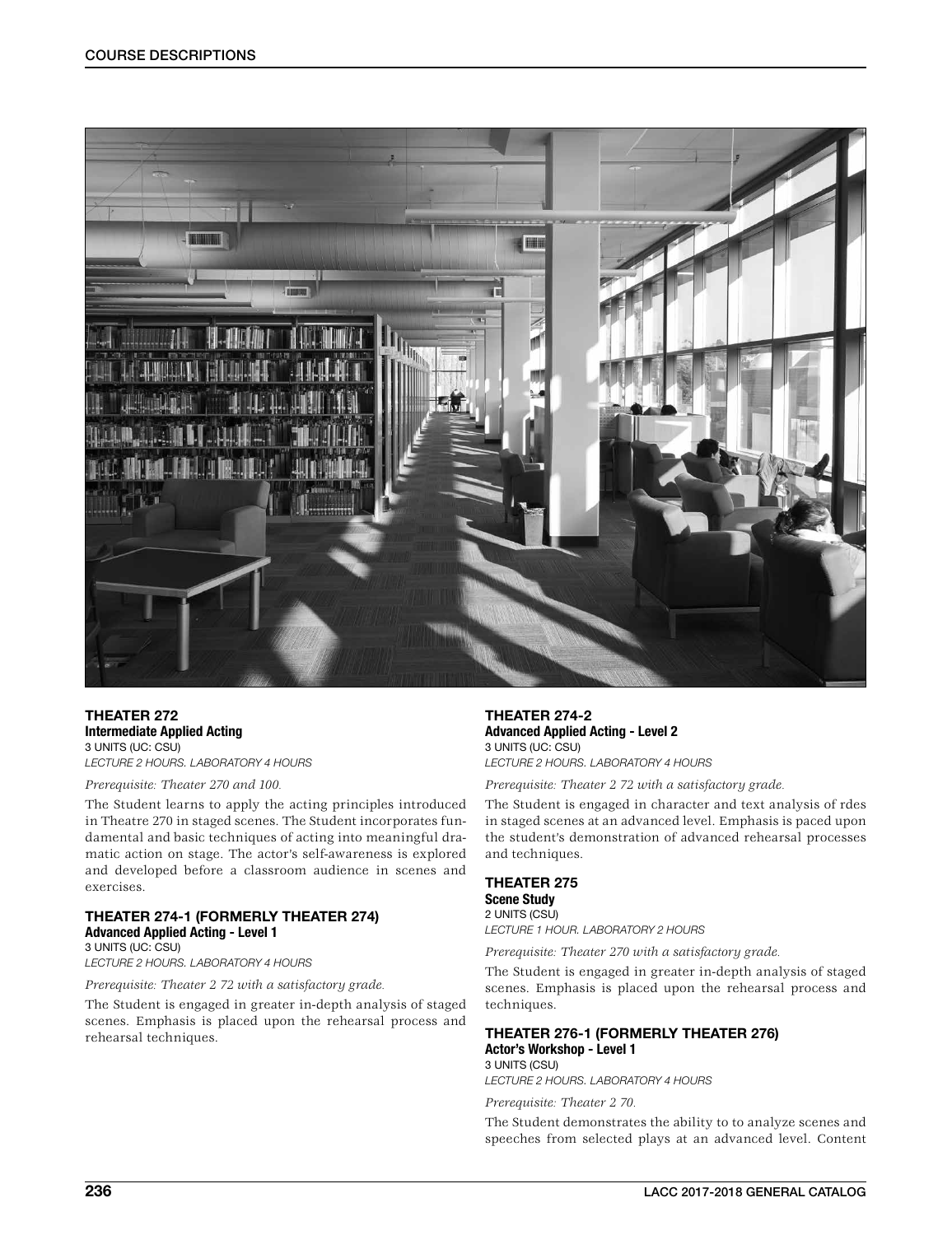### THEATER 272

**Intermediate Applied Acting**

3 UNITS (UC: CSU)

*LECTURE 2 HOURS. LABORATORY 4 HOURS*

*Prerequisite: Theater 270 and 100.*

The Student learns to apply the acting principles introduced in Theatre 270 in staged scenes. The Student incorporates fundamental and basic techniques of acting into meaningful dramatic action on stage. The actor's self-awareness is explored and developed before a classroom audience in scenes and exercises.

### THEATER 274-1 (FORMERLY THEATER 274)

**Advanced Applied Acting - Level 1**

3 UNITS (UC: CSU)

*LECTURE 2 HOURS. LABORATORY 4 HOURS*

*Prerequisite: Theater 2 72 with a satisfactory grade.*

The Student is engaged in greater in-depth analysis of staged scenes. Emphasis is placed upon the rehearsal process and rehearsal techniques.

### THEATER 274-2

**Advanced Applied Acting - Level 2**

3 UNITS (UC: CSU)

*LECTURE 2 HOURS. LABORATORY 4 HOURS*

*Prerequisite: Theater 2 72 with a satisfactory grade.*

The Student is engaged in character and text analysis of rdes in staged scenes at an advanced level. Emphasis is paced upon the student's demonstration of advanced rehearsal processes and techniques.

### THEATER 275

**Scene Study**

2 UNITS (CSU)

*LECTURE 1 HOUR. LABORATORY 2 HOURS*

*Prerequisite: Theater 270 with a satisfactory grade.*

The Student is engaged in greater in-depth analysis of staged scenes. Emphasis is placed upon the rehearsal process and techniques.

### THEATER 276-1 (FORMERLY THEATER 276)

**Actor's Workshop - Level 1**

3 UNITS (CSU)

*LECTURE 2 HOURS. LABORATORY 4 HOURS*

*Prerequisite: Theater 2 70.*

The Student demonstrates the ability to to analyze scenes and speeches from selected plays at an advanced level. Content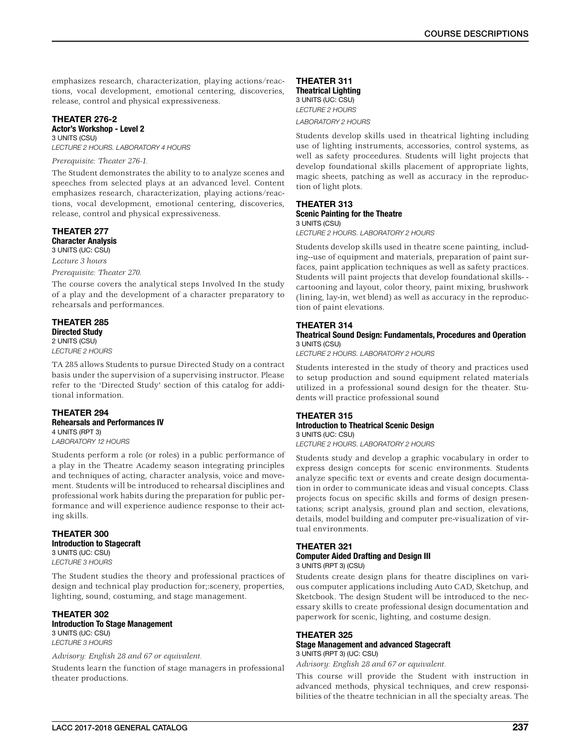emphasizes research, characterization, playing actions/reactions, vocal development, emotional centering, discoveries, release, control and physical expressiveness.

### THEATER 276-2
**Actor's Workshop - Level 2**
3 UNITS (CSU)
*LECTURE 2 HOURS. LABORATORY 4 HOURS*

*Prerequisite: Theater 276-1.*

The Student demonstrates the ability to to analyze scenes and speeches from selected plays at an advanced level. Content emphasizes research, characterization, playing actions/reactions, vocal development, emotional centering, discoveries, release, control and physical expressiveness.

### THEATER 277
**Character Analysis**
3 UNITS (UC: CSU)
*Lecture 3 hours*

*Prerequisite: Theater 270.*

The course covers the analytical steps Involved In the study of a play and the development of a character preparatory to rehearsals and performances.

### THEATER 285
**Directed Study**
2 UNITS (CSU)
*LECTURE 2 HOURS*

TA 285 allows Students to pursue Directed Study on a contract basis under the supervision of a supervising instructor. Please refer to the 'Directed Study' section of this catalog for additional information.

### THEATER 294
**Rehearsals and Performances IV**
4 UNITS (RPT 3)
*LABORATORY 12 HOURS*

Students perform a role (or roles) in a public performance of a play in the Theatre Academy season integrating principles and techniques of acting, character analysis, voice and movement. Students will be introduced to rehearsal disciplines and professional work habits during the preparation for public performance and will experience audience response to their acting skills.

### THEATER 300
**Introduction to Stagecraft**
3 UNITS (UC: CSU)
*LECTURE 3 HOURS*

The Student studies the theory and professional practices of design and technical play production for;:scenery, properties, lighting, sound, costuming, and stage management.

### THEATER 302
**Introduction To Stage Management**
3 UNITS (UC: CSU)
*LECTURE 3 HOURS*

*Advisory: English 28 and 67 or equivalent.*

Students learn the function of stage managers in professional theater productions.

### THEATER 311
**Theatrical Lighting**
3 UNITS (UC: CSU)
*LECTURE 2 HOURS*
*LABORATORY 2 HOURS*

Students develop skills used in theatrical lighting including use of lighting instruments, accessories, control systems, as well as safety proceedures. Students will light projects that develop foundational skills placement of appropriate lights, magic sheets, patching as well as accuracy in the reproduction of light plots.

### THEATER 313
**Scenic Painting for the Theatre**
3 UNITS (CSU)
*LECTURE 2 HOURS. LABORATORY 2 HOURS*

Students develop skills used in theatre scene painting, including--use of equipment and materials, preparation of paint surfaces, paint application techniques as well as safety practices. Students will paint projects that develop foundational skills- -cartooning and layout, color theory, paint mixing, brushwork (lining, lay-in, wet blend) as well as accuracy in the reproduction of paint elevations.

### THEATER 314
**Theatrical Sound Design: Fundamentals, Procedures and Operation**
3 UNITS (CSU)
*LECTURE 2 HOURS. LABORATORY 2 HOURS*

Students interested in the study of theory and practices used to setup production and sound equipment related materials utilized in a professional sound design for the theater. Students will practice professional sound

### THEATER 315
**Introduction to Theatrical Scenic Design**
3 UNITS (UC: CSU)
*LECTURE 2 HOURS. LABORATORY 2 HOURS*

Students study and develop a graphic vocabulary in order to express design concepts for scenic environments. Students analyze specific text or events and create design documentation in order to communicate ideas and visual concepts. Class projects focus on specific skills and forms of design presentations; script analysis, ground plan and section, elevations, details, model building and computer pre-visualization of virtual environments.

### THEATER 321
**Computer Aided Drafting and Design III**
3 UNITS (RPT 3) (CSU)

Students create design plans for theatre disciplines on various computer applications including Auto CAD, Sketchup, and Sketcbook. The design Student will be introduced to the necessary skills to create professional design documentation and paperwork for scenic, lighting, and costume design.

### THEATER 325
**Stage Management and advanced Stagecraft**
3 UNITS (RPT 3) (UC: CSU)

*Advisory: English 28 and 67 or equivalent.*

This course will provide the Student with instruction in advanced methods, physical techniques, and crew responsibilities of the theatre technician in all the specialty areas. The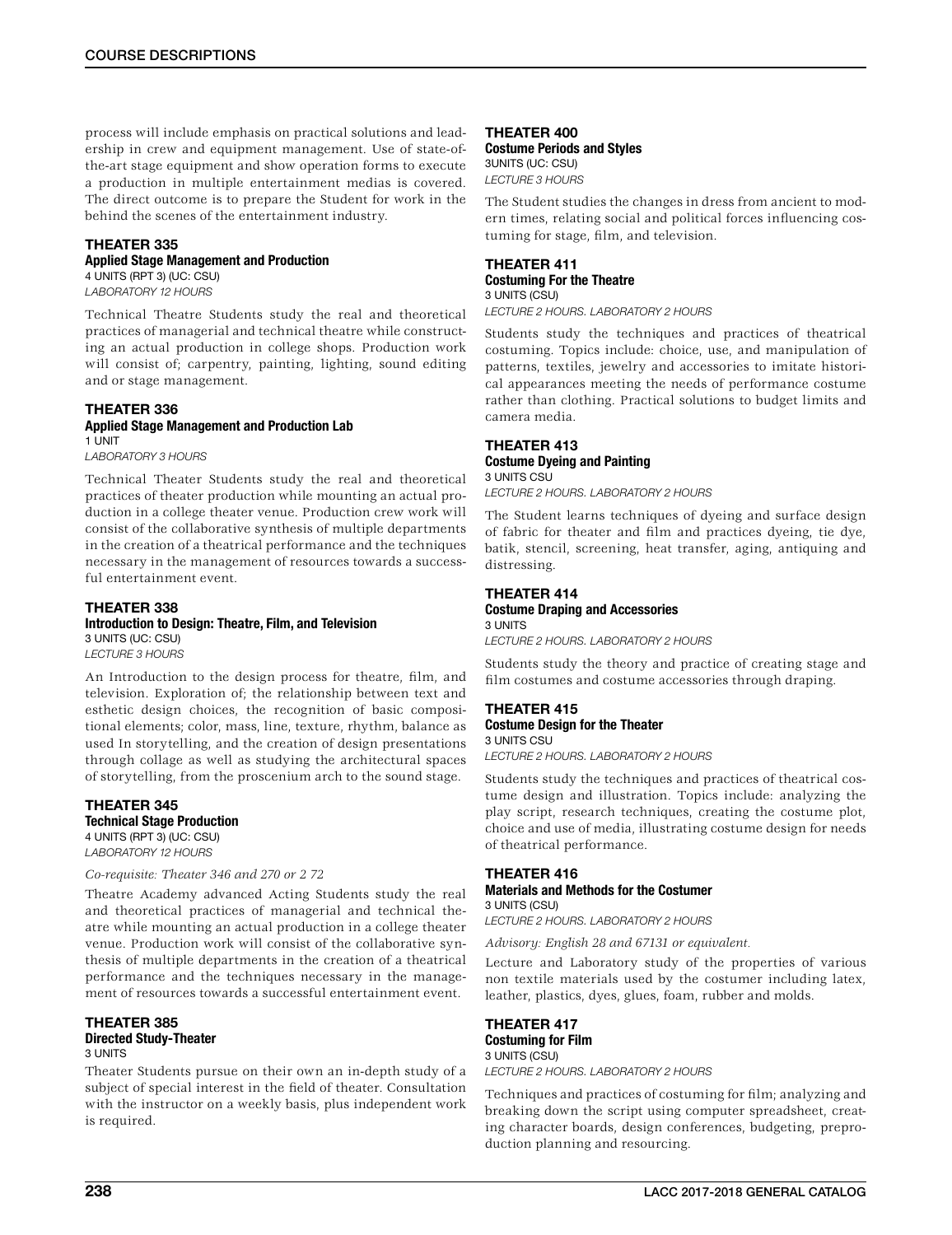process will include emphasis on practical solutions and leadership in crew and equipment management. Use of state-of-the-art stage equipment and show operation forms to execute a production in multiple entertainment medias is covered. The direct outcome is to prepare the Student for work in the behind the scenes of the entertainment industry.

### THEATER 335
**Applied Stage Management and Production**
4 UNITS (RPT 3) (UC: CSU)
*LABORATORY 12 HOURS*

Technical Theatre Students study the real and theoretical practices of managerial and technical theatre while constructing an actual production in college shops. Production work will consist of; carpentry, painting, lighting, sound editing and or stage management.

### THEATER 336
**Applied Stage Management and Production Lab**
1 UNIT
*LABORATORY 3 HOURS*

Technical Theater Students study the real and theoretical practices of theater production while mounting an actual production in a college theater venue. Production crew work will consist of the collaborative synthesis of multiple departments in the creation of a theatrical performance and the techniques necessary in the management of resources towards a successful entertainment event.

### THEATER 338
**Introduction to Design: Theatre, Film, and Television**
3 UNITS (UC: CSU)
*LECTURE 3 HOURS*

An Introduction to the design process for theatre, film, and television. Exploration of; the relationship between text and esthetic design choices, the recognition of basic compositional elements; color, mass, line, texture, rhythm, balance as used In storytelling, and the creation of design presentations through collage as well as studying the architectural spaces of storytelling, from the proscenium arch to the sound stage.

### THEATER 345
**Technical Stage Production**
4 UNITS (RPT 3) (UC: CSU)
*LABORATORY 12 HOURS*

*Co-requisite: Theater 346 and 270 or 2 72*

Theatre Academy advanced Acting Students study the real and theoretical practices of managerial and technical theatre while mounting an actual production in a college theater venue. Production work will consist of the collaborative synthesis of multiple departments in the creation of a theatrical performance and the techniques necessary in the management of resources towards a successful entertainment event.

### THEATER 385
**Directed Study-Theater**
3 UNITS

Theater Students pursue on their own an in-depth study of a subject of special interest in the field of theater. Consultation with the instructor on a weekly basis, plus independent work is required.

### THEATER 400
**Costume Periods and Styles**
3UNITS (UC: CSU)
*LECTURE 3 HOURS*

The Student studies the changes in dress from ancient to modern times, relating social and political forces influencing costuming for stage, film, and television.

### THEATER 411
**Costuming For the Theatre**
3 UNITS (CSU)
*LECTURE 2 HOURS. LABORATORY 2 HOURS*

Students study the techniques and practices of theatrical costuming. Topics include: choice, use, and manipulation of patterns, textiles, jewelry and accessories to imitate historical appearances meeting the needs of performance costume rather than clothing. Practical solutions to budget limits and camera media.

### THEATER 413
**Costume Dyeing and Painting**
3 UNITS CSU
*LECTURE 2 HOURS. LABORATORY 2 HOURS*

The Student learns techniques of dyeing and surface design of fabric for theater and film and practices dyeing, tie dye, batik, stencil, screening, heat transfer, aging, antiquing and distressing.

### THEATER 414
**Costume Draping and Accessories**
3 UNITS
*LECTURE 2 HOURS. LABORATORY 2 HOURS*

Students study the theory and practice of creating stage and film costumes and costume accessories through draping.

### THEATER 415
**Costume Design for the Theater**
3 UNITS CSU
*LECTURE 2 HOURS. LABORATORY 2 HOURS*

Students study the techniques and practices of theatrical costume design and illustration. Topics include: analyzing the play script, research techniques, creating the costume plot, choice and use of media, illustrating costume design for needs of theatrical performance.

### THEATER 416
**Materials and Methods for the Costumer**
3 UNITS (CSU)
*LECTURE 2 HOURS. LABORATORY 2 HOURS*

*Advisory: English 28 and 67131 or equivalent.*

Lecture and Laboratory study of the properties of various non textile materials used by the costumer including latex, leather, plastics, dyes, glues, foam, rubber and molds.

### THEATER 417
**Costuming for Film**
3 UNITS (CSU)
*LECTURE 2 HOURS. LABORATORY 2 HOURS*

Techniques and practices of costuming for film; analyzing and breaking down the script using computer spreadsheet, creating character boards, design conferences, budgeting, preproduction planning and resourcing.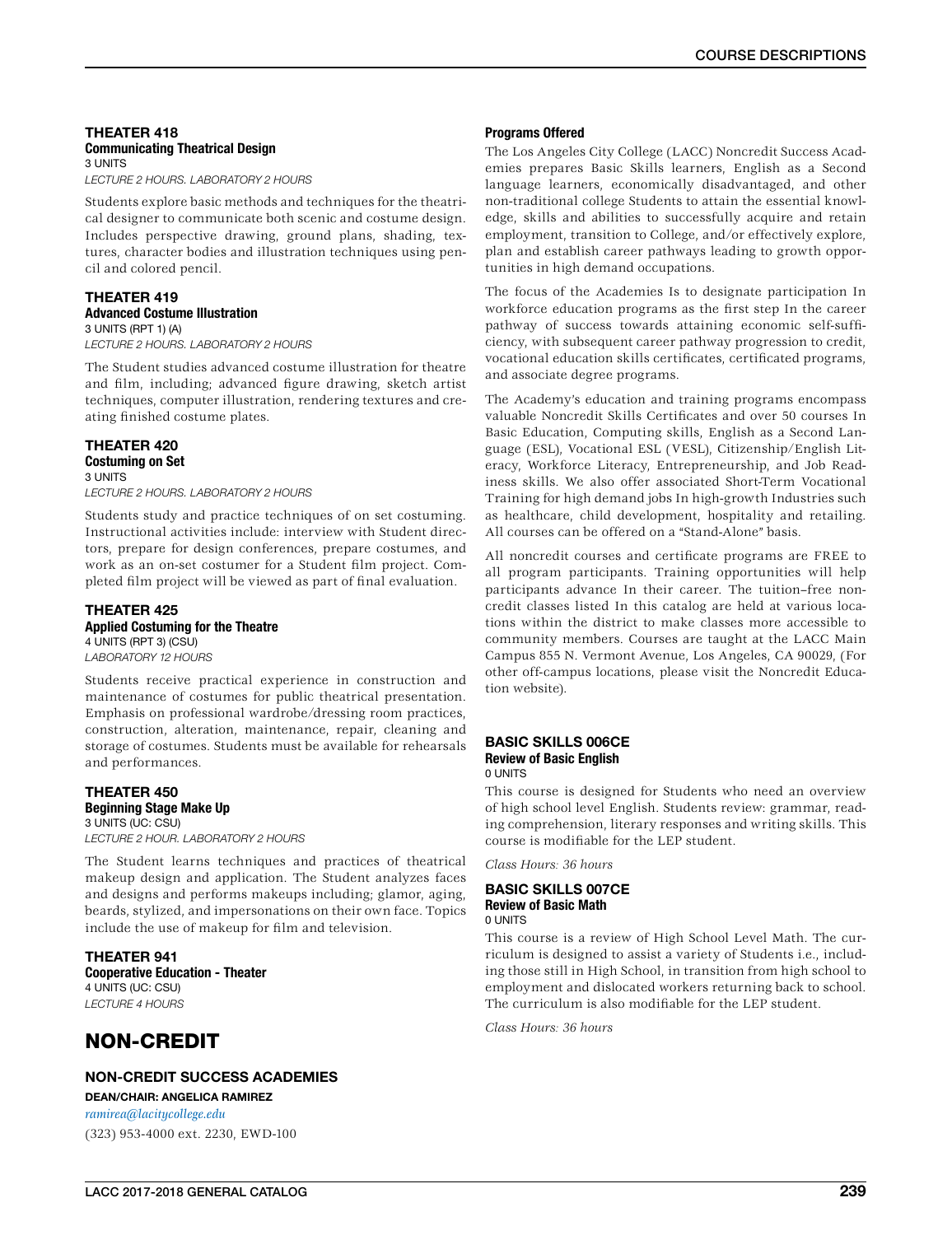### THEATER 418
**Communicating Theatrical Design**
3 UNITS
*LECTURE 2 HOURS. LABORATORY 2 HOURS*

Students explore basic methods and techniques for the theatrical designer to communicate both scenic and costume design. Includes perspective drawing, ground plans, shading, textures, character bodies and illustration techniques using pencil and colored pencil.

### THEATER 419
**Advanced Costume Illustration**
3 UNITS (RPT 1) (A)
*LECTURE 2 HOURS. LABORATORY 2 HOURS*

The Student studies advanced costume illustration for theatre and film, including; advanced figure drawing, sketch artist techniques, computer illustration, rendering textures and creating finished costume plates.

### THEATER 420
**Costuming on Set**
3 UNITS
*LECTURE 2 HOURS. LABORATORY 2 HOURS*

Students study and practice techniques of on set costuming. Instructional activities include: interview with Student directors, prepare for design conferences, prepare costumes, and work as an on-set costumer for a Student film project. Completed film project will be viewed as part of final evaluation.

### THEATER 425
**Applied Costuming for the Theatre**
4 UNITS (RPT 3) (CSU)
*LABORATORY 12 HOURS*

Students receive practical experience in construction and maintenance of costumes for public theatrical presentation. Emphasis on professional wardrobe/dressing room practices, construction, alteration, maintenance, repair, cleaning and storage of costumes. Students must be available for rehearsals and performances.

### THEATER 450
**Beginning Stage Make Up**
3 UNITS (UC: CSU)
*LECTURE 2 HOUR. LABORATORY 2 HOURS*

The Student learns techniques and practices of theatrical makeup design and application. The Student analyzes faces and designs and performs makeups including; glamor, aging, beards, stylized, and impersonations on their own face. Topics include the use of makeup for film and television.

### THEATER 941
**Cooperative Education - Theater**
4 UNITS (UC: CSU)
*LECTURE 4 HOURS*

# NON-CREDIT

## NON-CREDIT SUCCESS ACADEMIES

**DEAN/CHAIR: ANGELICA RAMIREZ**

*ramirea@lacitycollege.edu*

(323) 953-4000 ext. 2230, EWD-100

### Programs Offered

The Los Angeles City College (LACC) Noncredit Success Academies prepares Basic Skills learners, English as a Second language learners, economically disadvantaged, and other non-traditional college Students to attain the essential knowledge, skills and abilities to successfully acquire and retain employment, transition to College, and/or effectively explore, plan and establish career pathways leading to growth opportunities in high demand occupations.

The focus of the Academies Is to designate participation In workforce education programs as the first step In the career pathway of success towards attaining economic self-sufficiency, with subsequent career pathway progression to credit, vocational education skills certificates, certificated programs, and associate degree programs.

The Academy's education and training programs encompass valuable Noncredit Skills Certificates and over 50 courses In Basic Education, Computing skills, English as a Second Language (ESL), Vocational ESL (VESL), Citizenship/English Literacy, Workforce Literacy, Entrepreneurship, and Job Readiness skills. We also offer associated Short-Term Vocational Training for high demand jobs In high-growth Industries such as healthcare, child development, hospitality and retailing. All courses can be offered on a "Stand-Alone" basis.

All noncredit courses and certificate programs are FREE to all program participants. Training opportunities will help participants advance In their career. The tuition–free noncredit classes listed In this catalog are held at various locations within the district to make classes more accessible to community members. Courses are taught at the LACC Main Campus 855 N. Vermont Avenue, Los Angeles, CA 90029, (For other off-campus locations, please visit the Noncredit Education website).

### BASIC SKILLS 006CE
**Review of Basic English**
0 UNITS

This course is designed for Students who need an overview of high school level English. Students review: grammar, reading comprehension, literary responses and writing skills. This course is modifiable for the LEP student.

*Class Hours: 36 hours*

### BASIC SKILLS 007CE
**Review of Basic Math**
0 UNITS

This course is a review of High School Level Math. The curriculum is designed to assist a variety of Students i.e., including those still in High School, in transition from high school to employment and dislocated workers returning back to school. The curriculum is also modifiable for the LEP student.

*Class Hours: 36 hours*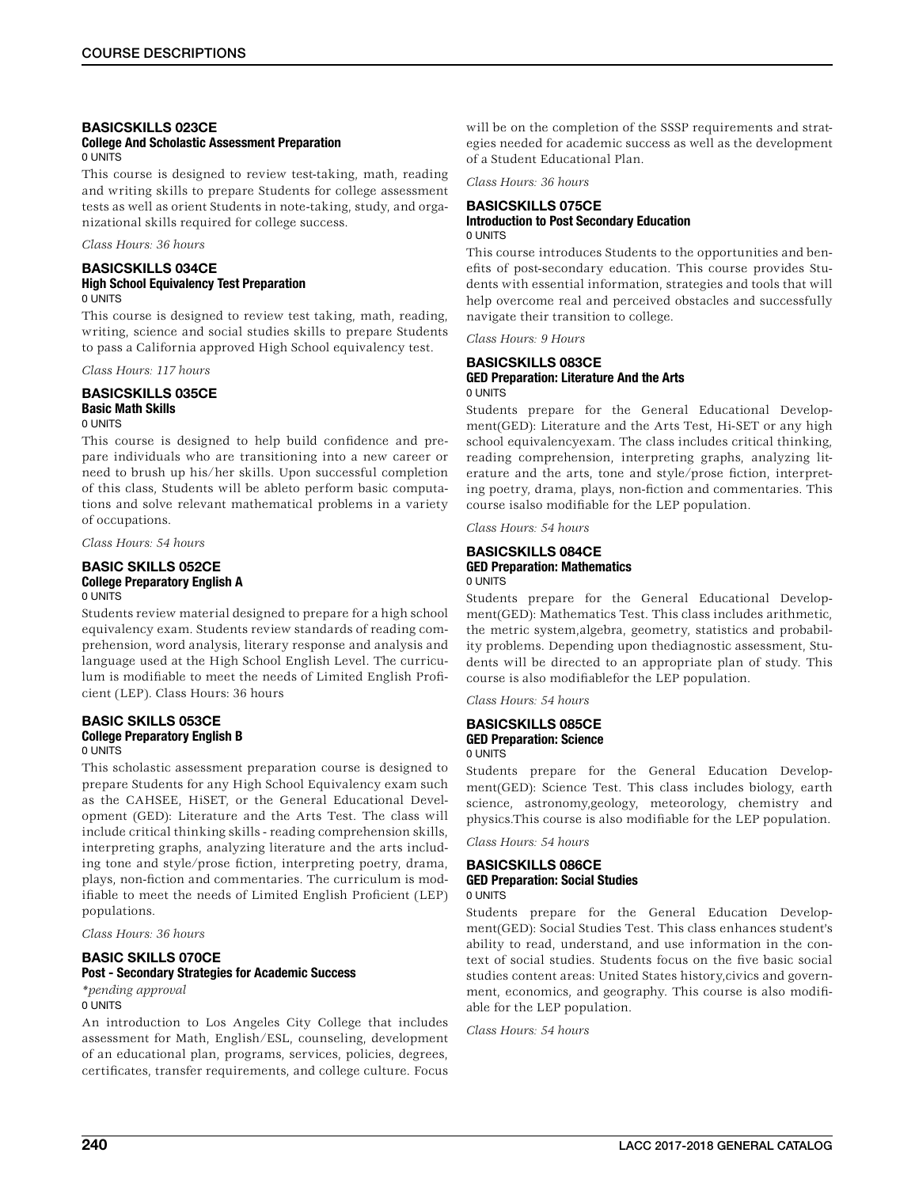### BASICSKILLS 023CE
#### College And Scholastic Assessment Preparation
0 UNITS

This course is designed to review test-taking, math, reading and writing skills to prepare Students for college assessment tests as well as orient Students in note-taking, study, and organizational skills required for college success.

*Class Hours: 36 hours*

### BASICSKILLS 034CE
#### High School Equivalency Test Preparation
0 UNITS

This course is designed to review test taking, math, reading, writing, science and social studies skills to prepare Students to pass a California approved High School equivalency test.

*Class Hours: 117 hours*

### BASICSKILLS 035CE
#### Basic Math Skills
0 UNITS

This course is designed to help build confidence and prepare individuals who are transitioning into a new career or need to brush up his/her skills. Upon successful completion of this class, Students will be ableto perform basic computations and solve relevant mathematical problems in a variety of occupations.

*Class Hours: 54 hours*

### BASIC SKILLS 052CE
#### College Preparatory English A
0 UNITS

Students review material designed to prepare for a high school equivalency exam. Students review standards of reading comprehension, word analysis, literary response and analysis and language used at the High School English Level. The curriculum is modifiable to meet the needs of Limited English Proficient (LEP). Class Hours: 36 hours

### BASIC SKILLS 053CE
#### College Preparatory English B
0 UNITS

This scholastic assessment preparation course is designed to prepare Students for any High School Equivalency exam such as the CAHSEE, HiSET, or the General Educational Development (GED): Literature and the Arts Test. The class will include critical thinking skills - reading comprehension skills, interpreting graphs, analyzing literature and the arts including tone and style/prose fiction, interpreting poetry, drama, plays, non-fiction and commentaries. The curriculum is modifiable to meet the needs of Limited English Proficient (LEP) populations.

*Class Hours: 36 hours*

### BASIC SKILLS 070CE
#### Post - Secondary Strategies for Academic Success
*\*pending approval*

0 UNITS

An introduction to Los Angeles City College that includes assessment for Math, English/ESL, counseling, development of an educational plan, programs, services, policies, degrees, certificates, transfer requirements, and college culture. Focus will be on the completion of the SSSP requirements and strategies needed for academic success as well as the development of a Student Educational Plan.

*Class Hours: 36 hours*

### BASICSKILLS 075CE
#### Introduction to Post Secondary Education
0 UNITS

This course introduces Students to the opportunities and benefits of post-secondary education. This course provides Students with essential information, strategies and tools that will help overcome real and perceived obstacles and successfully navigate their transition to college.

*Class Hours: 9 Hours*

### BASICSKILLS 083CE
#### GED Preparation: Literature And the Arts
0 UNITS

Students prepare for the General Educational Development(GED): Literature and the Arts Test, Hi-SET or any high school equivalencyexam. The class includes critical thinking, reading comprehension, interpreting graphs, analyzing literature and the arts, tone and style/prose fiction, interpreting poetry, drama, plays, non-fiction and commentaries. This course isalso modifiable for the LEP population.

*Class Hours: 54 hours*

### BASICSKILLS 084CE
#### GED Preparation: Mathematics
0 UNITS

Students prepare for the General Educational Development(GED): Mathematics Test. This class includes arithmetic, the metric system,algebra, geometry, statistics and probability problems. Depending upon thediagnostic assessment, Students will be directed to an appropriate plan of study. This course is also modifiablefor the LEP population.

*Class Hours: 54 hours*

### BASICSKILLS 085CE
#### GED Preparation: Science
0 UNITS

Students prepare for the General Education Development(GED): Science Test. This class includes biology, earth science, astronomy,geology, meteorology, chemistry and physics.This course is also modifiable for the LEP population.

*Class Hours: 54 hours*

### BASICSKILLS 086CE
#### GED Preparation: Social Studies
0 UNITS

Students prepare for the General Education Development(GED): Social Studies Test. This class enhances student's ability to read, understand, and use information in the context of social studies. Students focus on the five basic social studies content areas: United States history,civics and government, economics, and geography. This course is also modifiable for the LEP population.

*Class Hours: 54 hours*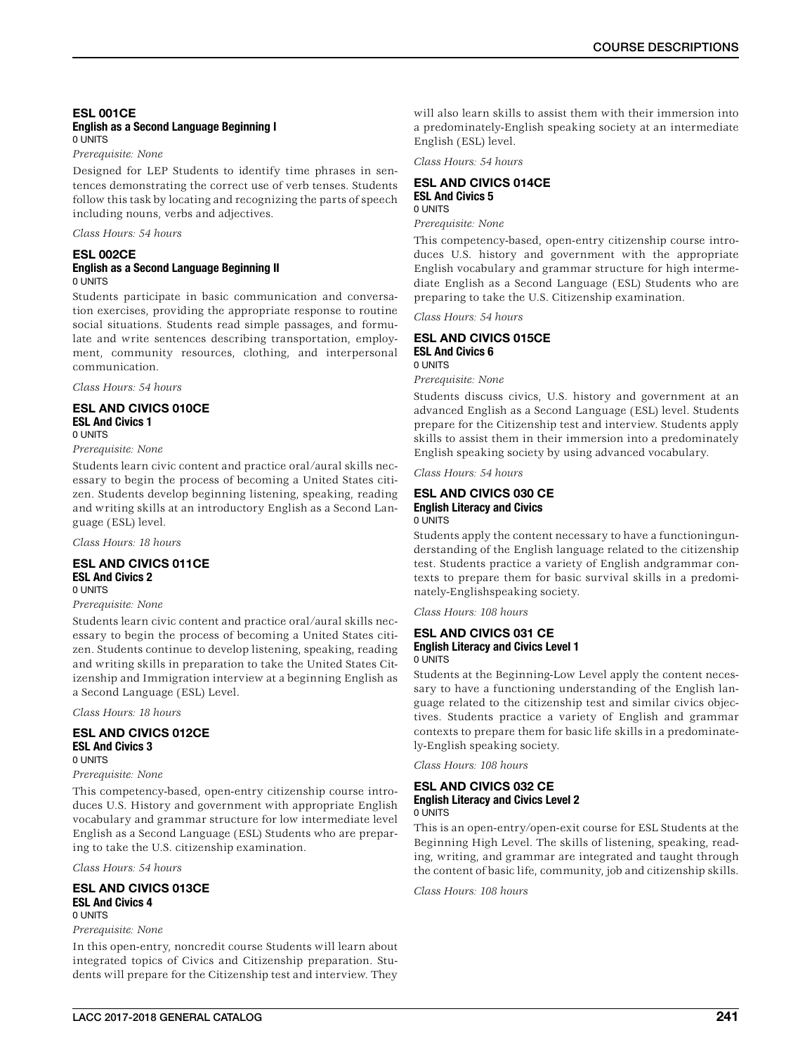### ESL 001CE
**English as a Second Language Beginning I**
0 UNITS

*Prerequisite: None*

Designed for LEP Students to identify time phrases in sentences demonstrating the correct use of verb tenses. Students follow this task by locating and recognizing the parts of speech including nouns, verbs and adjectives.

*Class Hours: 54 hours*

### ESL 002CE
**English as a Second Language Beginning II**
0 UNITS

Students participate in basic communication and conversation exercises, providing the appropriate response to routine social situations. Students read simple passages, and formulate and write sentences describing transportation, employment, community resources, clothing, and interpersonal communication.

*Class Hours: 54 hours*

### ESL AND CIVICS 010CE
**ESL And Civics 1**
0 UNITS

*Prerequisite: None*

Students learn civic content and practice oral/aural skills necessary to begin the process of becoming a United States citizen. Students develop beginning listening, speaking, reading and writing skills at an introductory English as a Second Language (ESL) level.

*Class Hours: 18 hours*

### ESL AND CIVICS 011CE
**ESL And Civics 2**
0 UNITS

*Prerequisite: None*

Students learn civic content and practice oral/aural skills necessary to begin the process of becoming a United States citizen. Students continue to develop listening, speaking, reading and writing skills in preparation to take the United States Citizenship and Immigration interview at a beginning English as a Second Language (ESL) Level.

*Class Hours: 18 hours*

### ESL AND CIVICS 012CE
**ESL And Civics 3**
0 UNITS

*Prerequisite: None*

This competency-based, open-entry citizenship course introduces U.S. History and government with appropriate English vocabulary and grammar structure for low intermediate level English as a Second Language (ESL) Students who are preparing to take the U.S. citizenship examination.

*Class Hours: 54 hours*

### ESL AND CIVICS 013CE
**ESL And Civics 4**
0 UNITS

*Prerequisite: None*

In this open-entry, noncredit course Students will learn about integrated topics of Civics and Citizenship preparation. Students will prepare for the Citizenship test and interview. They will also learn skills to assist them with their immersion into a predominately-English speaking society at an intermediate English (ESL) level.

*Class Hours: 54 hours*

### ESL AND CIVICS 014CE
**ESL And Civics 5**
0 UNITS

*Prerequisite: None*

This competency-based, open-entry citizenship course introduces U.S. history and government with the appropriate English vocabulary and grammar structure for high intermediate English as a Second Language (ESL) Students who are preparing to take the U.S. Citizenship examination.

*Class Hours: 54 hours*

### ESL AND CIVICS 015CE
**ESL And Civics 6**
0 UNITS

*Prerequisite: None*

Students discuss civics, U.S. history and government at an advanced English as a Second Language (ESL) level. Students prepare for the Citizenship test and interview. Students apply skills to assist them in their immersion into a predominately English speaking society by using advanced vocabulary.

*Class Hours: 54 hours*

### ESL AND CIVICS 030 CE
**English Literacy and Civics**
0 UNITS

Students apply the content necessary to have a functioningunderstanding of the English language related to the citizenship test. Students practice a variety of English andgrammar contexts to prepare them for basic survival skills in a predominately-Englishspeaking society.

*Class Hours: 108 hours*

### ESL AND CIVICS 031 CE
**English Literacy and Civics Level 1**
0 UNITS

Students at the Beginning-Low Level apply the content necessary to have a functioning understanding of the English language related to the citizenship test and similar civics objectives. Students practice a variety of English and grammar contexts to prepare them for basic life skills in a predominately-English speaking society.

*Class Hours: 108 hours*

### ESL AND CIVICS 032 CE
**English Literacy and Civics Level 2**
0 UNITS

This is an open-entry/open-exit course for ESL Students at the Beginning High Level. The skills of listening, speaking, reading, writing, and grammar are integrated and taught through the content of basic life, community, job and citizenship skills.

*Class Hours: 108 hours*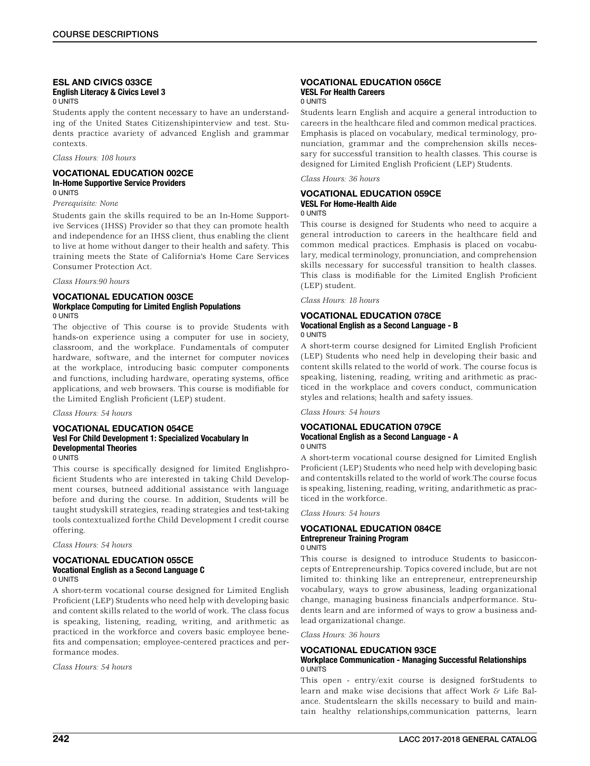### ESL AND CIVICS 033CE
**English Literacy & Civics Level 3**
0 UNITS

Students apply the content necessary to have an understanding of the United States Citizenshipinterview and test. Students practice avariety of advanced English and grammar contexts.

*Class Hours: 108 hours*

### VOCATIONAL EDUCATION 002CE
**In-Home Supportive Service Providers**
0 UNITS

*Prerequisite: None*

Students gain the skills required to be an In-Home Supportive Services (IHSS) Provider so that they can promote health and independence for an IHSS client, thus enabling the client to live at home without danger to their health and safety. This training meets the State of California's Home Care Services Consumer Protection Act.

*Class Hours:90 hours*

### VOCATIONAL EDUCATION 003CE
**Workplace Computing for Limited English Populations**
0 UNITS

The objective of This course is to provide Students with hands-on experience using a computer for use in society, classroom, and the workplace. Fundamentals of computer hardware, software, and the internet for computer novices at the workplace, introducing basic computer components and functions, including hardware, operating systems, office applications, and web browsers. This course is modifiable for the Limited English Proficient (LEP) student.

*Class Hours: 54 hours*

### VOCATIONAL EDUCATION 054CE
**Vesl For Child Development 1: Specialized Vocabulary In Developmental Theories**
0 UNITS

This course is specifically designed for limited Englishproficient Students who are interested in taking Child Development courses, butneed additional assistance with language before and during the course. In addition, Students will be taught studyskill strategies, reading strategies and test-taking tools contextualized forthe Child Development I credit course offering.

*Class Hours: 54 hours*

### VOCATIONAL EDUCATION 055CE
**Vocational English as a Second Language C**
0 UNITS

A short-term vocational course designed for Limited English Proficient (LEP) Students who need help with developing basic and content skills related to the world of work. The class focus is speaking, listening, reading, writing, and arithmetic as practiced in the workforce and covers basic employee benefits and compensation; employee-centered practices and performance modes.

*Class Hours: 54 hours*

### VOCATIONAL EDUCATION 056CE
**VESL For Health Careers**
0 UNITS

Students learn English and acquire a general introduction to careers in the healthcare filed and common medical practices. Emphasis is placed on vocabulary, medical terminology, pronunciation, grammar and the comprehension skills necessary for successful transition to health classes. This course is designed for Limited English Proficient (LEP) Students.

*Class Hours: 36 hours*

### VOCATIONAL EDUCATION 059CE
**VESL For Home-Health Aide**
0 UNITS

This course is designed for Students who need to acquire a general introduction to careers in the healthcare field and common medical practices. Emphasis is placed on vocabulary, medical terminology, pronunciation, and comprehension skills necessary for successful transition to health classes. This class is modifiable for the Limited English Proficient (LEP) student.

*Class Hours: 18 hours*

### VOCATIONAL EDUCATION 078CE
**Vocational English as a Second Language - B**
0 UNITS

A short-term course designed for Limited English Proficient (LEP) Students who need help in developing their basic and content skills related to the world of work. The course focus is speaking, listening, reading, writing and arithmetic as practiced in the workplace and covers conduct, communication styles and relations; health and safety issues.

*Class Hours: 54 hours*

### VOCATIONAL EDUCATION 079CE
**Vocational English as a Second Language - A**
0 UNITS

A short-term vocational course designed for Limited English Proficient (LEP) Students who need help with developing basic and contentskills related to the world of work.The course focus is speaking, listening, reading, writing, andarithmetic as practiced in the workforce.

*Class Hours: 54 hours*

### VOCATIONAL EDUCATION 084CE
**Entrepreneur Training Program**
0 UNITS

This course is designed to introduce Students to basicconcepts of Entrepreneurship. Topics covered include, but are not limited to: thinking like an entrepreneur, entrepreneurship vocabulary, ways to grow abusiness, leading organizational change, managing business financials andperformance. Students learn and are informed of ways to grow a business andlead organizational change.

*Class Hours: 36 hours*

### VOCATIONAL EDUCATION 93CE
**Workplace Communication - Managing Successful Relationships**
0 UNITS

This open - entry/exit course is designed forStudents to learn and make wise decisions that affect Work & Life Balance. Studentslearn the skills necessary to build and maintain healthy relationships,communication patterns, learn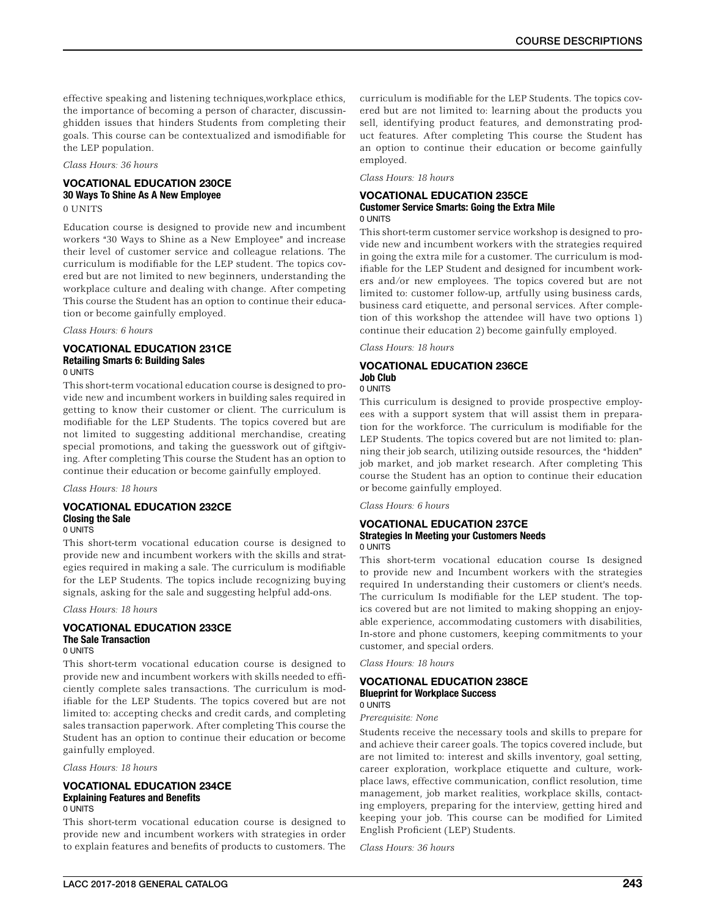effective speaking and listening techniques,workplace ethics, the importance of becoming a person of character, discussinghidden issues that hinders Students from completing their goals. This course can be contextualized and ismodifiable for the LEP population.

*Class Hours: 36 hours*

### VOCATIONAL EDUCATION 230CE
**30 Ways To Shine As A New Employee**
0 UNITS

Education course is designed to provide new and incumbent workers "30 Ways to Shine as a New Employee" and increase their level of customer service and colleague relations. The curriculum is modifiable for the LEP student. The topics covered but are not limited to new beginners, understanding the workplace culture and dealing with change. After competing This course the Student has an option to continue their education or become gainfully employed.

*Class Hours: 6 hours*

### VOCATIONAL EDUCATION 231CE
**Retailing Smarts 6: Building Sales**
0 UNITS

This short-term vocational education course is designed to provide new and incumbent workers in building sales required in getting to know their customer or client. The curriculum is modifiable for the LEP Students. The topics covered but are not limited to suggesting additional merchandise, creating special promotions, and taking the guesswork out of giftgiving. After completing This course the Student has an option to continue their education or become gainfully employed.

*Class Hours: 18 hours*

### VOCATIONAL EDUCATION 232CE
**Closing the Sale**
0 UNITS

This short-term vocational education course is designed to provide new and incumbent workers with the skills and strategies required in making a sale. The curriculum is modifiable for the LEP Students. The topics include recognizing buying signals, asking for the sale and suggesting helpful add-ons.

*Class Hours: 18 hours*

### VOCATIONAL EDUCATION 233CE
**The Sale Transaction**
0 UNITS

This short-term vocational education course is designed to provide new and incumbent workers with skills needed to efficiently complete sales transactions. The curriculum is modifiable for the LEP Students. The topics covered but are not limited to: accepting checks and credit cards, and completing sales transaction paperwork. After completing This course the Student has an option to continue their education or become gainfully employed.

*Class Hours: 18 hours*

### VOCATIONAL EDUCATION 234CE
**Explaining Features and Benefits**
0 UNITS

This short-term vocational education course is designed to provide new and incumbent workers with strategies in order to explain features and benefits of products to customers. The curriculum is modifiable for the LEP Students. The topics covered but are not limited to: learning about the products you sell, identifying product features, and demonstrating product features. After completing This course the Student has an option to continue their education or become gainfully employed.

*Class Hours: 18 hours*

### VOCATIONAL EDUCATION 235CE
**Customer Service Smarts: Going the Extra Mile**
0 UNITS

This short-term customer service workshop is designed to provide new and incumbent workers with the strategies required in going the extra mile for a customer. The curriculum is modifiable for the LEP Student and designed for incumbent workers and/or new employees. The topics covered but are not limited to: customer follow-up, artfully using business cards, business card etiquette, and personal services. After completion of this workshop the attendee will have two options 1) continue their education 2) become gainfully employed.

*Class Hours: 18 hours*

### VOCATIONAL EDUCATION 236CE
**Job Club**
0 UNITS

This curriculum is designed to provide prospective employees with a support system that will assist them in preparation for the workforce. The curriculum is modifiable for the LEP Students. The topics covered but are not limited to: planning their job search, utilizing outside resources, the "hidden" job market, and job market research. After completing This course the Student has an option to continue their education or become gainfully employed.

*Class Hours: 6 hours*

### VOCATIONAL EDUCATION 237CE
**Strategies In Meeting your Customers Needs**
0 UNITS

This short-term vocational education course Is designed to provide new and Incumbent workers with the strategies required In understanding their customers or client's needs. The curriculum Is modifiable for the LEP student. The topics covered but are not limited to making shopping an enjoyable experience, accommodating customers with disabilities, In-store and phone customers, keeping commitments to your customer, and special orders.

*Class Hours: 18 hours*

### VOCATIONAL EDUCATION 238CE
**Blueprint for Workplace Success**
0 UNITS

*Prerequisite: None*

Students receive the necessary tools and skills to prepare for and achieve their career goals. The topics covered include, but are not limited to: interest and skills inventory, goal setting, career exploration, workplace etiquette and culture, workplace laws, effective communication, conflict resolution, time management, job market realities, workplace skills, contacting employers, preparing for the interview, getting hired and keeping your job. This course can be modified for Limited English Proficient (LEP) Students.

*Class Hours: 36 hours*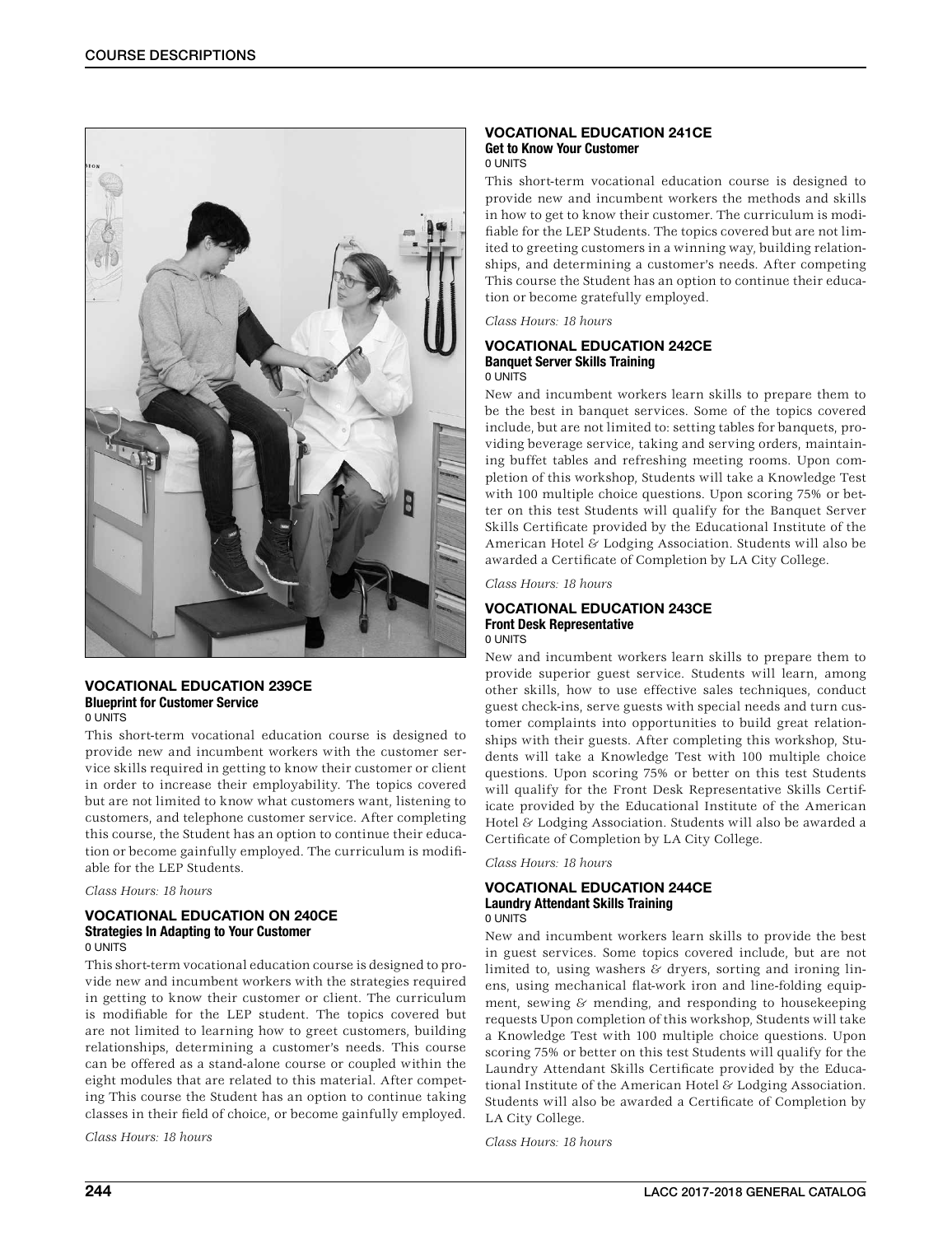### VOCATIONAL EDUCATION 239CE
**Blueprint for Customer Service**
0 UNITS

This short-term vocational education course is designed to provide new and incumbent workers with the customer service skills required in getting to know their customer or client in order to increase their employability. The topics covered but are not limited to know what customers want, listening to customers, and telephone customer service. After completing this course, the Student has an option to continue their education or become gainfully employed. The curriculum is modifiable for the LEP Students.

*Class Hours: 18 hours*

### VOCATIONAL EDUCATION ON 240CE
**Strategies In Adapting to Your Customer**
0 UNITS

This short-term vocational education course is designed to provide new and incumbent workers with the strategies required in getting to know their customer or client. The curriculum is modifiable for the LEP student. The topics covered but are not limited to learning how to greet customers, building relationships, determining a customer's needs. This course can be offered as a stand-alone course or coupled within the eight modules that are related to this material. After competing This course the Student has an option to continue taking classes in their field of choice, or become gainfully employed.

*Class Hours: 18 hours*

### VOCATIONAL EDUCATION 241CE
**Get to Know Your Customer**
0 UNITS

This short-term vocational education course is designed to provide new and incumbent workers the methods and skills in how to get to know their customer. The curriculum is modifiable for the LEP Students. The topics covered but are not limited to greeting customers in a winning way, building relationships, and determining a customer's needs. After competing This course the Student has an option to continue their education or become gratefully employed.

*Class Hours: 18 hours*

### VOCATIONAL EDUCATION 242CE
**Banquet Server Skills Training**
0 UNITS

New and incumbent workers learn skills to prepare them to be the best in banquet services. Some of the topics covered include, but are not limited to: setting tables for banquets, providing beverage service, taking and serving orders, maintaining buffet tables and refreshing meeting rooms. Upon completion of this workshop, Students will take a Knowledge Test with 100 multiple choice questions. Upon scoring 75% or better on this test Students will qualify for the Banquet Server Skills Certificate provided by the Educational Institute of the American Hotel & Lodging Association. Students will also be awarded a Certificate of Completion by LA City College.

*Class Hours: 18 hours*

### VOCATIONAL EDUCATION 243CE
**Front Desk Representative**
0 UNITS

New and incumbent workers learn skills to prepare them to provide superior guest service. Students will learn, among other skills, how to use effective sales techniques, conduct guest check-ins, serve guests with special needs and turn customer complaints into opportunities to build great relationships with their guests. After completing this workshop, Students will take a Knowledge Test with 100 multiple choice questions. Upon scoring 75% or better on this test Students will qualify for the Front Desk Representative Skills Certificate provided by the Educational Institute of the American Hotel & Lodging Association. Students will also be awarded a Certificate of Completion by LA City College.

*Class Hours: 18 hours*

### VOCATIONAL EDUCATION 244CE
**Laundry Attendant Skills Training**
0 UNITS

New and incumbent workers learn skills to provide the best in guest services. Some topics covered include, but are not limited to, using washers & dryers, sorting and ironing linens, using mechanical flat-work iron and line-folding equipment, sewing & mending, and responding to housekeeping requests Upon completion of this workshop, Students will take a Knowledge Test with 100 multiple choice questions. Upon scoring 75% or better on this test Students will qualify for the Laundry Attendant Skills Certificate provided by the Educational Institute of the American Hotel & Lodging Association. Students will also be awarded a Certificate of Completion by LA City College.

*Class Hours: 18 hours*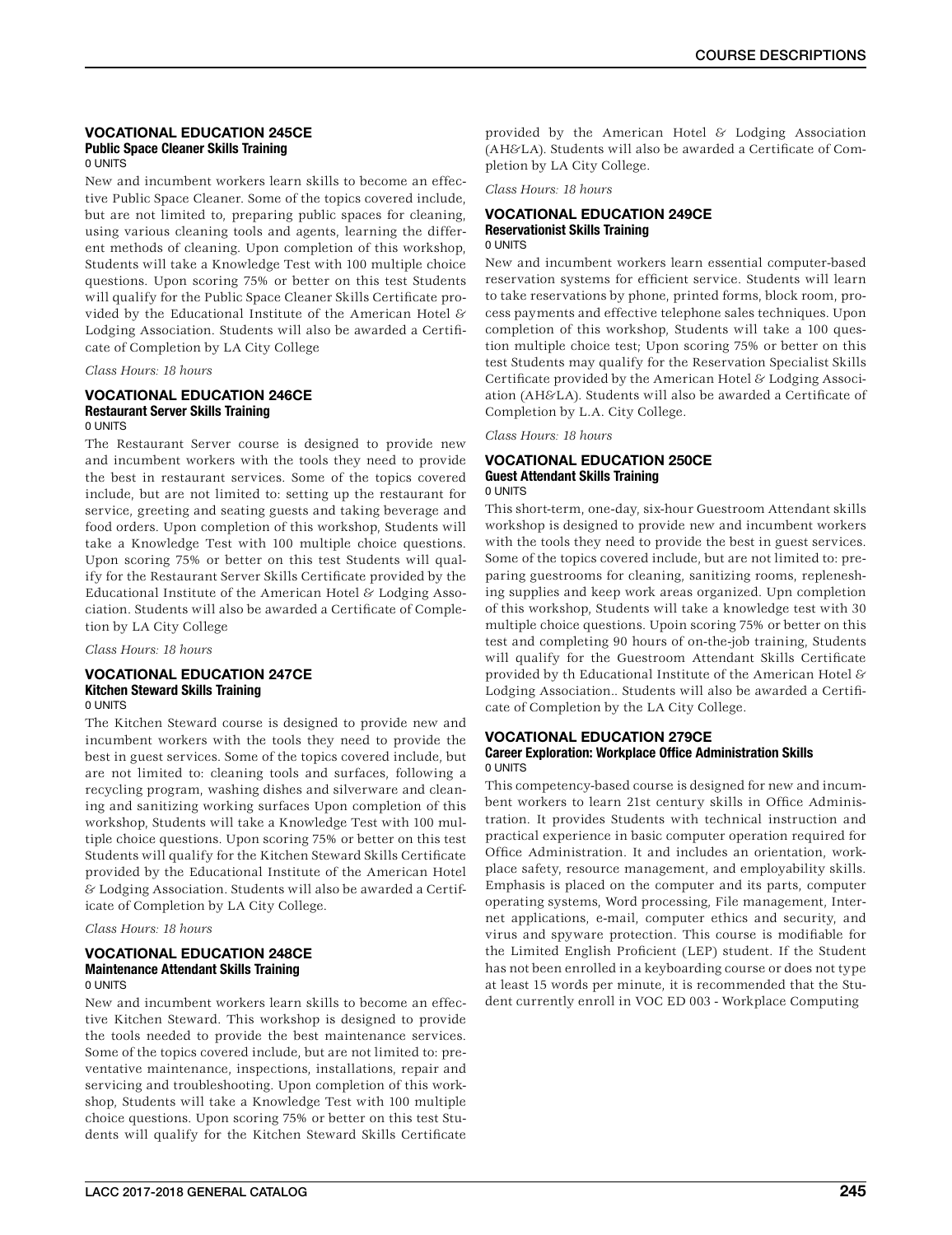### VOCATIONAL EDUCATION 245CE
**Public Space Cleaner Skills Training**
0 UNITS

New and incumbent workers learn skills to become an effective Public Space Cleaner. Some of the topics covered include, but are not limited to, preparing public spaces for cleaning, using various cleaning tools and agents, learning the different methods of cleaning. Upon completion of this workshop, Students will take a Knowledge Test with 100 multiple choice questions. Upon scoring 75% or better on this test Students will qualify for the Public Space Cleaner Skills Certificate provided by the Educational Institute of the American Hotel & Lodging Association. Students will also be awarded a Certificate of Completion by LA City College

*Class Hours: 18 hours*

### VOCATIONAL EDUCATION 246CE
**Restaurant Server Skills Training**
0 UNITS

The Restaurant Server course is designed to provide new and incumbent workers with the tools they need to provide the best in restaurant services. Some of the topics covered include, but are not limited to: setting up the restaurant for service, greeting and seating guests and taking beverage and food orders. Upon completion of this workshop, Students will take a Knowledge Test with 100 multiple choice questions. Upon scoring 75% or better on this test Students will qualify for the Restaurant Server Skills Certificate provided by the Educational Institute of the American Hotel & Lodging Association. Students will also be awarded a Certificate of Completion by LA City College

*Class Hours: 18 hours*

### VOCATIONAL EDUCATION 247CE
**Kitchen Steward Skills Training**
0 UNITS

The Kitchen Steward course is designed to provide new and incumbent workers with the tools they need to provide the best in guest services. Some of the topics covered include, but are not limited to: cleaning tools and surfaces, following a recycling program, washing dishes and silverware and cleaning and sanitizing working surfaces Upon completion of this workshop, Students will take a Knowledge Test with 100 multiple choice questions. Upon scoring 75% or better on this test Students will qualify for the Kitchen Steward Skills Certificate provided by the Educational Institute of the American Hotel & Lodging Association. Students will also be awarded a Certificate of Completion by LA City College.

*Class Hours: 18 hours*

### VOCATIONAL EDUCATION 248CE
**Maintenance Attendant Skills Training**
0 UNITS

New and incumbent workers learn skills to become an effective Kitchen Steward. This workshop is designed to provide the tools needed to provide the best maintenance services. Some of the topics covered include, but are not limited to: preventative maintenance, inspections, installations, repair and servicing and troubleshooting. Upon completion of this workshop, Students will take a Knowledge Test with 100 multiple choice questions. Upon scoring 75% or better on this test Students will qualify for the Kitchen Steward Skills Certificate provided by the American Hotel & Lodging Association (AH&LA). Students will also be awarded a Certificate of Completion by LA City College.

*Class Hours: 18 hours*

### VOCATIONAL EDUCATION 249CE
**Reservationist Skills Training**
0 UNITS

New and incumbent workers learn essential computer-based reservation systems for efficient service. Students will learn to take reservations by phone, printed forms, block room, process payments and effective telephone sales techniques. Upon completion of this workshop, Students will take a 100 question multiple choice test; Upon scoring 75% or better on this test Students may qualify for the Reservation Specialist Skills Certificate provided by the American Hotel & Lodging Association (AH&LA). Students will also be awarded a Certificate of Completion by L.A. City College.

*Class Hours: 18 hours*

### VOCATIONAL EDUCATION 250CE
**Guest Attendant Skills Training**
0 UNITS

This short-term, one-day, six-hour Guestroom Attendant skills workshop is designed to provide new and incumbent workers with the tools they need to provide the best in guest services. Some of the topics covered include, but are not limited to: preparing guestrooms for cleaning, sanitizing rooms, repleneshing supplies and keep work areas organized. Upn completion of this workshop, Students will take a knowledge test with 30 multiple choice questions. Upoin scoring 75% or better on this test and completing 90 hours of on-the-job training, Students will qualify for the Guestroom Attendant Skills Certificate provided by th Educational Institute of the American Hotel & Lodging Association.. Students will also be awarded a Certificate of Completion by the LA City College.

### VOCATIONAL EDUCATION 279CE
**Career Exploration: Workplace Office Administration Skills**
0 UNITS

This competency-based course is designed for new and incumbent workers to learn 21st century skills in Office Administration. It provides Students with technical instruction and practical experience in basic computer operation required for Office Administration. It and includes an orientation, workplace safety, resource management, and employability skills. Emphasis is placed on the computer and its parts, computer operating systems, Word processing, File management, Internet applications, e-mail, computer ethics and security, and virus and spyware protection. This course is modifiable for the Limited English Proficient (LEP) student. If the Student has not been enrolled in a keyboarding course or does not type at least 15 words per minute, it is recommended that the Student currently enroll in VOC ED 003 - Workplace Computing